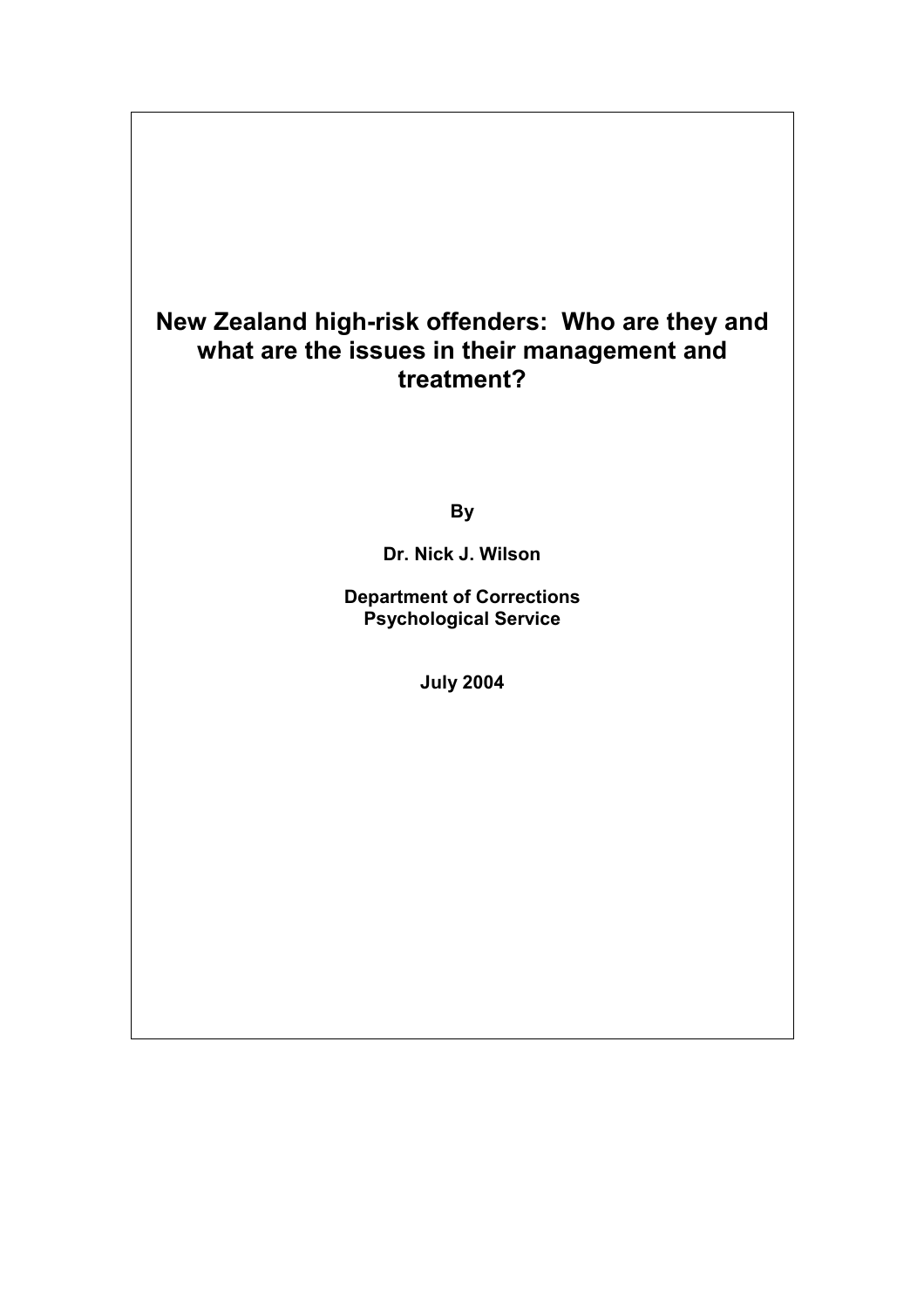# New Zealand high-risk offenders: Who are they and what are the issues in their management and treatment?

**By**

**Dr. Nick J. Wilson**

**Department of Corrections**
**Psychological Service**

**July 2004**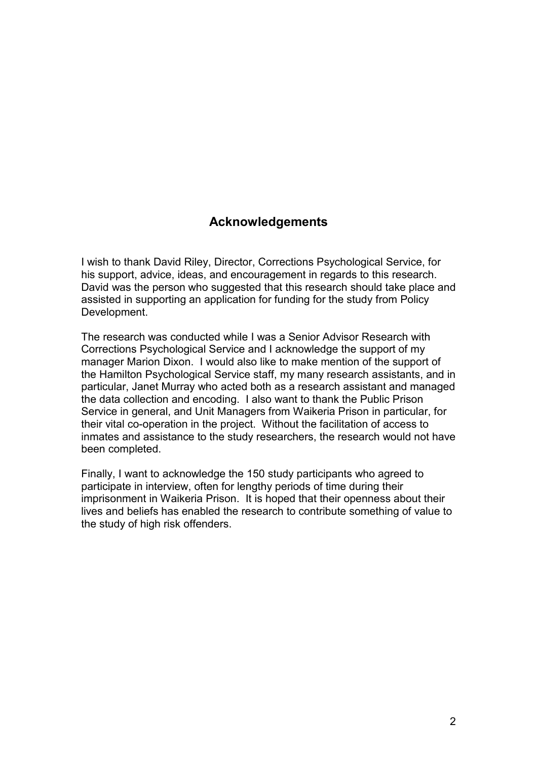## Acknowledgements

I wish to thank David Riley, Director, Corrections Psychological Service, for his support, advice, ideas, and encouragement in regards to this research. David was the person who suggested that this research should take place and assisted in supporting an application for funding for the study from Policy Development.

The research was conducted while I was a Senior Advisor Research with Corrections Psychological Service and I acknowledge the support of my manager Marion Dixon. I would also like to make mention of the support of the Hamilton Psychological Service staff, my many research assistants, and in particular, Janet Murray who acted both as a research assistant and managed the data collection and encoding. I also want to thank the Public Prison Service in general, and Unit Managers from Waikeria Prison in particular, for their vital co-operation in the project. Without the facilitation of access to inmates and assistance to the study researchers, the research would not have been completed.

Finally, I want to acknowledge the 150 study participants who agreed to participate in interview, often for lengthy periods of time during their imprisonment in Waikeria Prison. It is hoped that their openness about their lives and beliefs has enabled the research to contribute something of value to the study of high risk offenders.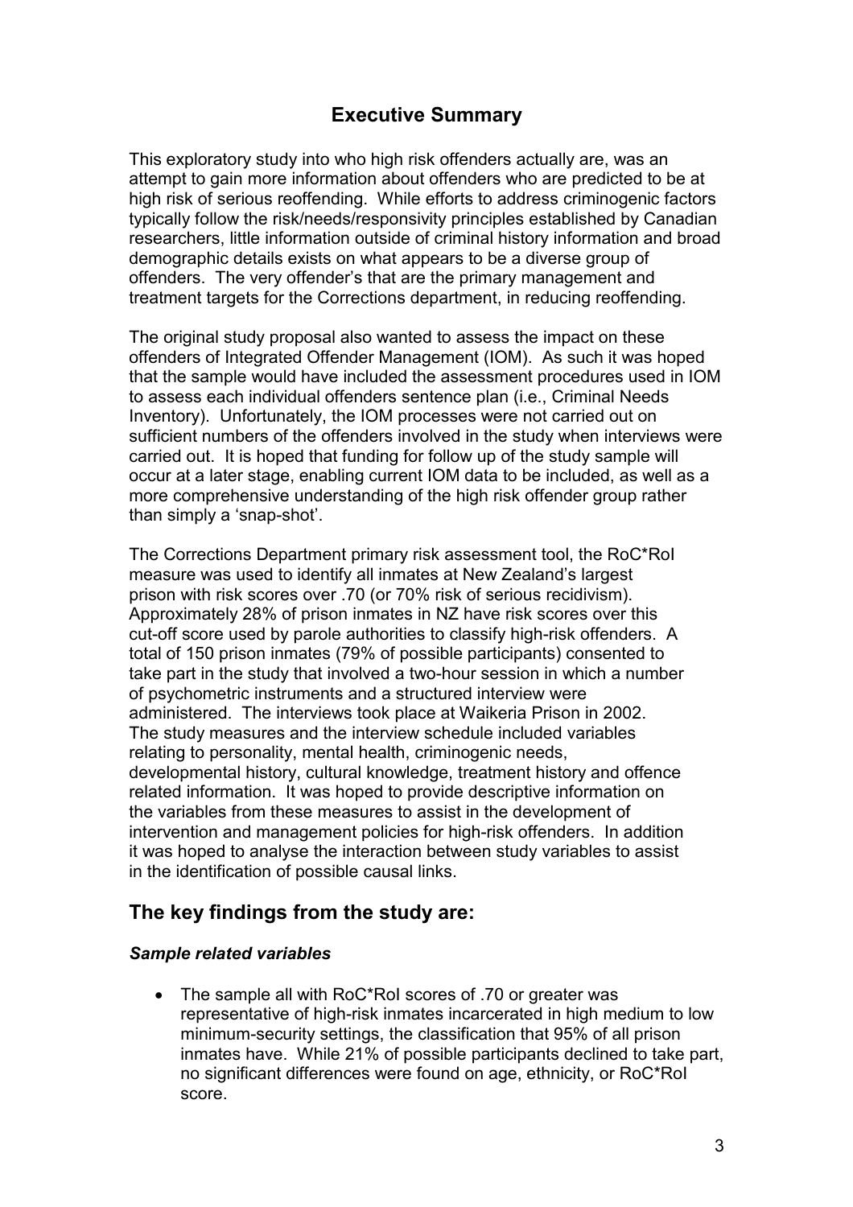# Executive Summary

This exploratory study into who high risk offenders actually are, was an attempt to gain more information about offenders who are predicted to be at high risk of serious reoffending. While efforts to address criminogenic factors typically follow the risk/needs/responsivity principles established by Canadian researchers, little information outside of criminal history information and broad demographic details exists on what appears to be a diverse group of offenders. The very offender's that are the primary management and treatment targets for the Corrections department, in reducing reoffending.

The original study proposal also wanted to assess the impact on these offenders of Integrated Offender Management (IOM). As such it was hoped that the sample would have included the assessment procedures used in IOM to assess each individual offenders sentence plan (i.e., Criminal Needs Inventory). Unfortunately, the IOM processes were not carried out on sufficient numbers of the offenders involved in the study when interviews were carried out. It is hoped that funding for follow up of the study sample will occur at a later stage, enabling current IOM data to be included, as well as a more comprehensive understanding of the high risk offender group rather than simply a 'snap-shot'.

The Corrections Department primary risk assessment tool, the RoC*RoI measure was used to identify all inmates at New Zealand's largest prison with risk scores over .70 (or 70% risk of serious recidivism). Approximately 28% of prison inmates in NZ have risk scores over this cut-off score used by parole authorities to classify high-risk offenders. A total of 150 prison inmates (79% of possible participants) consented to take part in the study that involved a two-hour session in which a number of psychometric instruments and a structured interview were administered. The interviews took place at Waikeria Prison in 2002. The study measures and the interview schedule included variables relating to personality, mental health, criminogenic needs, developmental history, cultural knowledge, treatment history and offence related information. It was hoped to provide descriptive information on the variables from these measures to assist in the development of intervention and management policies for high-risk offenders. In addition it was hoped to analyse the interaction between study variables to assist in the identification of possible causal links.

## The key findings from the study are:

### *Sample related variables*

- The sample all with RoC*RoI scores of .70 or greater was representative of high-risk inmates incarcerated in high medium to low minimum-security settings, the classification that 95% of all prison inmates have. While 21% of possible participants declined to take part, no significant differences were found on age, ethnicity, or RoC*RoI score.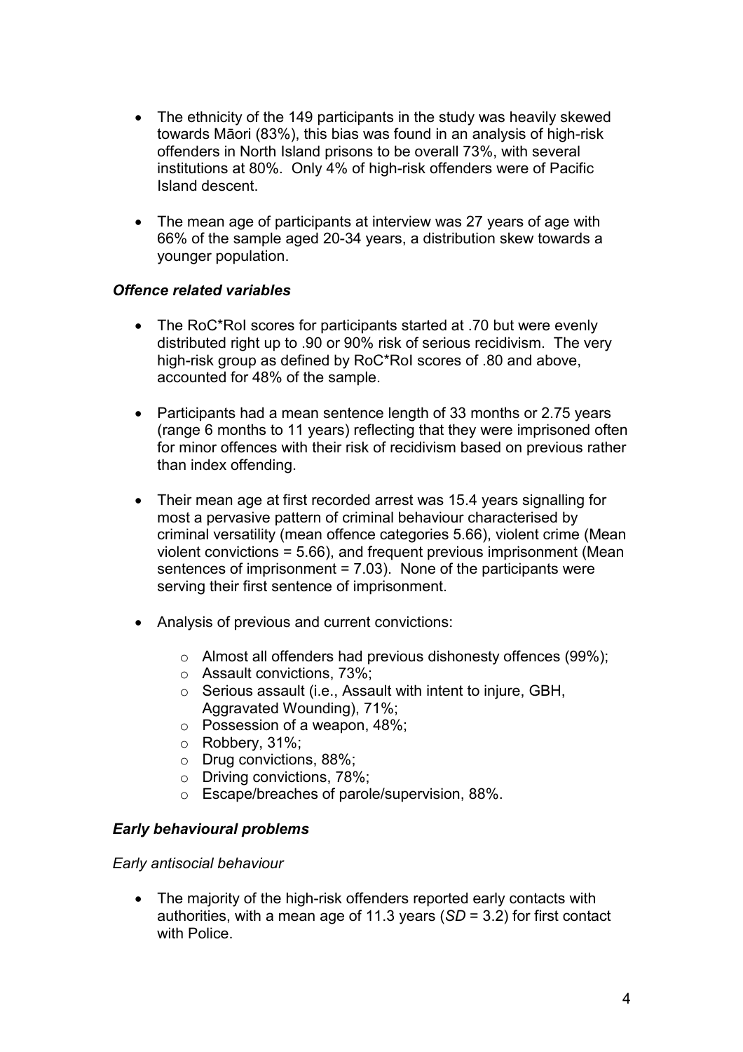- The ethnicity of the 149 participants in the study was heavily skewed towards Māori (83%), this bias was found in an analysis of high-risk offenders in North Island prisons to be overall 73%, with several institutions at 80%. Only 4% of high-risk offenders were of Pacific Island descent.

- The mean age of participants at interview was 27 years of age with 66% of the sample aged 20-34 years, a distribution skew towards a younger population.

### *Offence related variables*

- The RoC*RoI scores for participants started at .70 but were evenly distributed right up to .90 or 90% risk of serious recidivism. The very high-risk group as defined by RoC*RoI scores of .80 and above, accounted for 48% of the sample.

- Participants had a mean sentence length of 33 months or 2.75 years (range 6 months to 11 years) reflecting that they were imprisoned often for minor offences with their risk of recidivism based on previous rather than index offending.

- Their mean age at first recorded arrest was 15.4 years signalling for most a pervasive pattern of criminal behaviour characterised by criminal versatility (mean offence categories 5.66), violent crime (Mean violent convictions = 5.66), and frequent previous imprisonment (Mean sentences of imprisonment = 7.03). None of the participants were serving their first sentence of imprisonment.

- Analysis of previous and current convictions:
  - Almost all offenders had previous dishonesty offences (99%);
  - Assault convictions, 73%;
  - Serious assault (i.e., Assault with intent to injure, GBH, Aggravated Wounding), 71%;
  - Possession of a weapon, 48%;
  - Robbery, 31%;
  - Drug convictions, 88%;
  - Driving convictions, 78%;
  - Escape/breaches of parole/supervision, 88%.

### *Early behavioural problems*

*Early antisocial behaviour*

- The majority of the high-risk offenders reported early contacts with authorities, with a mean age of 11.3 years (*SD* = 3.2) for first contact with Police.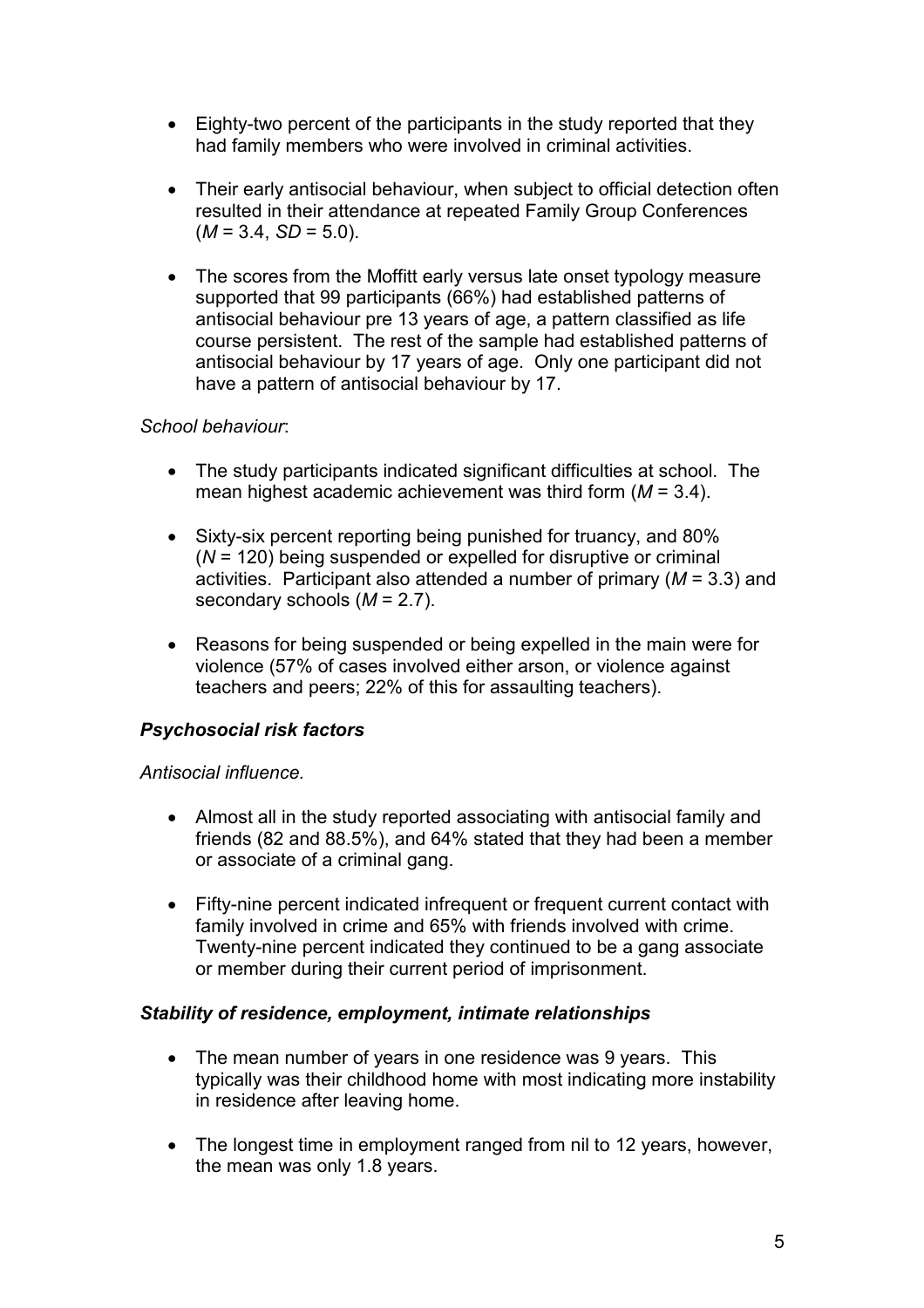- Eighty-two percent of the participants in the study reported that they had family members who were involved in criminal activities.

- Their early antisocial behaviour, when subject to official detection often resulted in their attendance at repeated Family Group Conferences ($M$ = 3.4, $SD$ = 5.0).

- The scores from the Moffitt early versus late onset typology measure supported that 99 participants (66%) had established patterns of antisocial behaviour pre 13 years of age, a pattern classified as life course persistent. The rest of the sample had established patterns of antisocial behaviour by 17 years of age. Only one participant did not have a pattern of antisocial behaviour by 17.

*School behaviour*:

- The study participants indicated significant difficulties at school. The mean highest academic achievement was third form ($M$ = 3.4).

- Sixty-six percent reporting being punished for truancy, and 80% ($N$ = 120) being suspended or expelled for disruptive or criminal activities. Participant also attended a number of primary ($M$ = 3.3) and secondary schools ($M$ = 2.7).

- Reasons for being suspended or being expelled in the main were for violence (57% of cases involved either arson, or violence against teachers and peers; 22% of this for assaulting teachers).

***Psychosocial risk factors***

*Antisocial influence.*

- Almost all in the study reported associating with antisocial family and friends (82 and 88.5%), and 64% stated that they had been a member or associate of a criminal gang.

- Fifty-nine percent indicated infrequent or frequent current contact with family involved in crime and 65% with friends involved with crime. Twenty-nine percent indicated they continued to be a gang associate or member during their current period of imprisonment.

***Stability of residence, employment, intimate relationships***

- The mean number of years in one residence was 9 years. This typically was their childhood home with most indicating more instability in residence after leaving home.

- The longest time in employment ranged from nil to 12 years, however, the mean was only 1.8 years.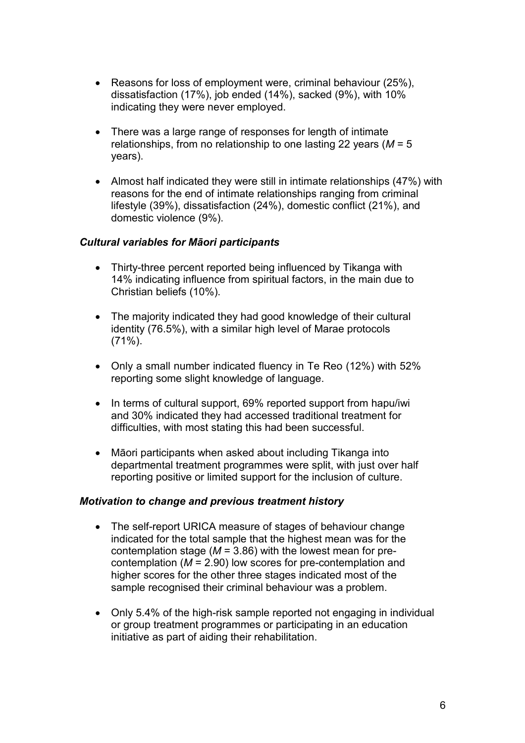- Reasons for loss of employment were, criminal behaviour (25%), dissatisfaction (17%), job ended (14%), sacked (9%), with 10% indicating they were never employed.

- There was a large range of responses for length of intimate relationships, from no relationship to one lasting 22 years ($M$ = 5 years).

- Almost half indicated they were still in intimate relationships (47%) with reasons for the end of intimate relationships ranging from criminal lifestyle (39%), dissatisfaction (24%), domestic conflict (21%), and domestic violence (9%).

### *Cultural variables for Māori participants*

- Thirty-three percent reported being influenced by Tikanga with 14% indicating influence from spiritual factors, in the main due to Christian beliefs (10%).

- The majority indicated they had good knowledge of their cultural identity (76.5%), with a similar high level of Marae protocols (71%).

- Only a small number indicated fluency in Te Reo (12%) with 52% reporting some slight knowledge of language.

- In terms of cultural support, 69% reported support from hapu/iwi and 30% indicated they had accessed traditional treatment for difficulties, with most stating this had been successful.

- Māori participants when asked about including Tikanga into departmental treatment programmes were split, with just over half reporting positive or limited support for the inclusion of culture.

### *Motivation to change and previous treatment history*

- The self-report URICA measure of stages of behaviour change indicated for the total sample that the highest mean was for the contemplation stage ($M$ = 3.86) with the lowest mean for pre-contemplation ($M$ = 2.90) low scores for pre-contemplation and higher scores for the other three stages indicated most of the sample recognised their criminal behaviour was a problem.

- Only 5.4% of the high-risk sample reported not engaging in individual or group treatment programmes or participating in an education initiative as part of aiding their rehabilitation.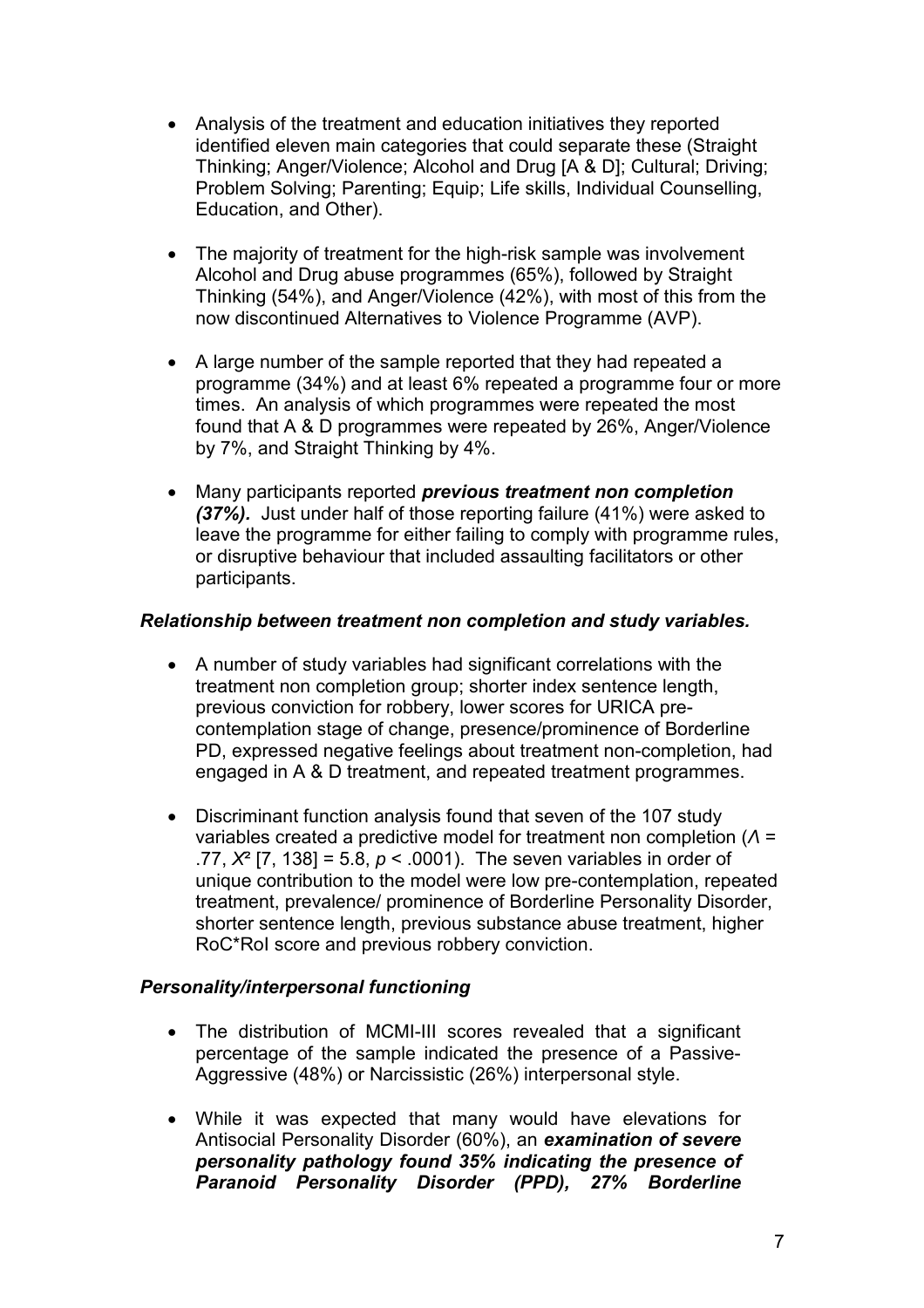- Analysis of the treatment and education initiatives they reported identified eleven main categories that could separate these (Straight Thinking; Anger/Violence; Alcohol and Drug [A & D]; Cultural; Driving; Problem Solving; Parenting; Equip; Life skills, Individual Counselling, Education, and Other).

- The majority of treatment for the high-risk sample was involvement Alcohol and Drug abuse programmes (65%), followed by Straight Thinking (54%), and Anger/Violence (42%), with most of this from the now discontinued Alternatives to Violence Programme (AVP).

- A large number of the sample reported that they had repeated a programme (34%) and at least 6% repeated a programme four or more times. An analysis of which programmes were repeated the most found that A & D programmes were repeated by 26%, Anger/Violence by 7%, and Straight Thinking by 4%.

- Many participants reported ***previous treatment non completion (37%).*** Just under half of those reporting failure (41%) were asked to leave the programme for either failing to comply with programme rules, or disruptive behaviour that included assaulting facilitators or other participants.

### *Relationship between treatment non completion and study variables.*

- A number of study variables had significant correlations with the treatment non completion group; shorter index sentence length, previous conviction for robbery, lower scores for URICA pre-contemplation stage of change, presence/prominence of Borderline PD, expressed negative feelings about treatment non-completion, had engaged in A & D treatment, and repeated treatment programmes.

- Discriminant function analysis found that seven of the 107 study variables created a predictive model for treatment non completion ($\Lambda$ = .77, $X^2$ [7, 138] = 5.8, $p < .0001$). The seven variables in order of unique contribution to the model were low pre-contemplation, repeated treatment, prevalence/ prominence of Borderline Personality Disorder, shorter sentence length, previous substance abuse treatment, higher RoC*RoI score and previous robbery conviction.

### *Personality/interpersonal functioning*

- The distribution of MCMI-III scores revealed that a significant percentage of the sample indicated the presence of a Passive-Aggressive (48%) or Narcissistic (26%) interpersonal style.

- While it was expected that many would have elevations for Antisocial Personality Disorder (60%), an ***examination of severe personality pathology found 35% indicating the presence of Paranoid Personality Disorder (PPD), 27% Borderline***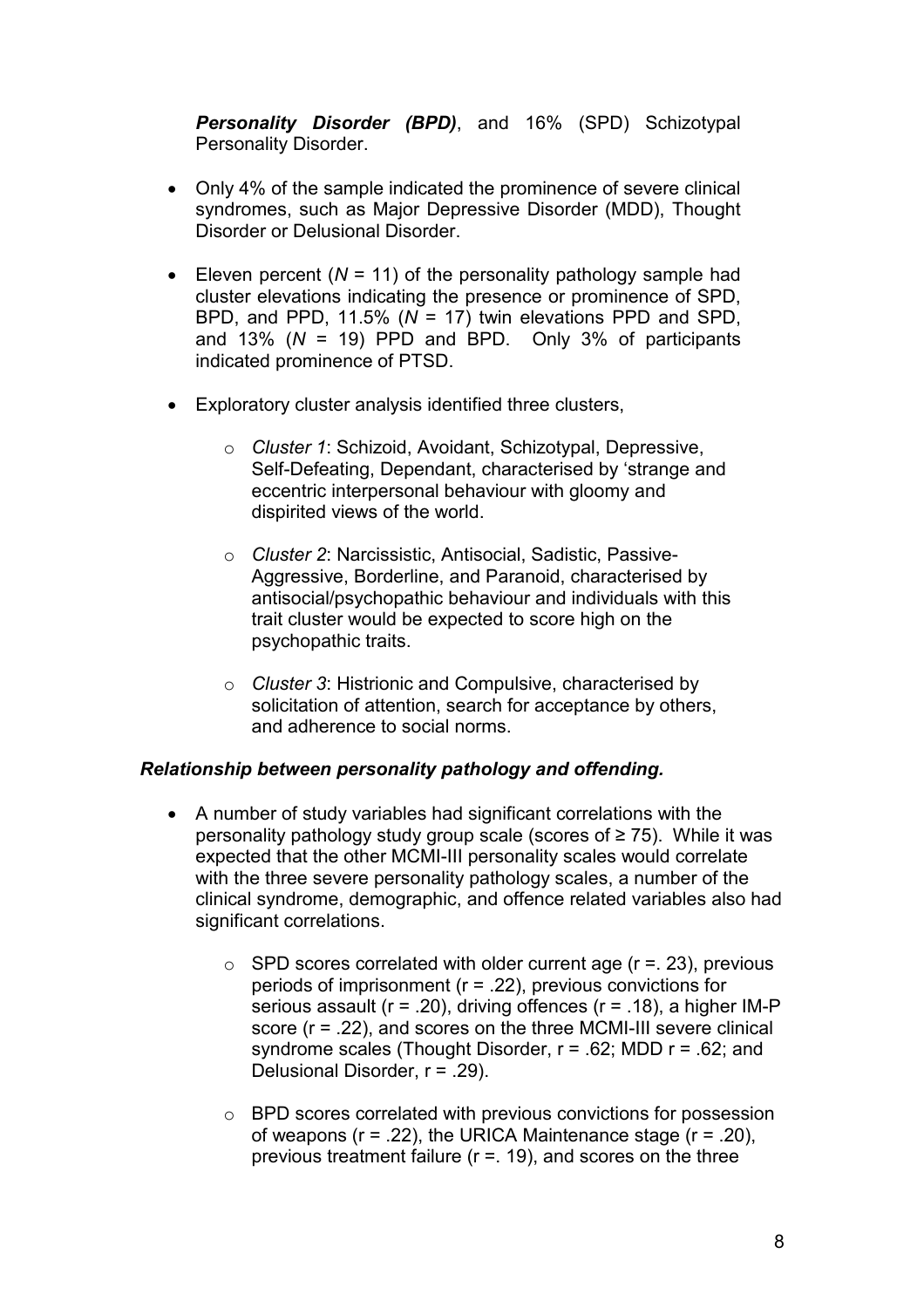***Personality Disorder (BPD)***, and 16% (SPD) Schizotypal Personality Disorder.

- Only 4% of the sample indicated the prominence of severe clinical syndromes, such as Major Depressive Disorder (MDD), Thought Disorder or Delusional Disorder.

- Eleven percent ($N$ = 11) of the personality pathology sample had cluster elevations indicating the presence or prominence of SPD, BPD, and PPD, 11.5% ($N$ = 17) twin elevations PPD and SPD, and 13% ($N$ = 19) PPD and BPD. Only 3% of participants indicated prominence of PTSD.

- Exploratory cluster analysis identified three clusters,

    - *Cluster 1*: Schizoid, Avoidant, Schizotypal, Depressive, Self-Defeating, Dependant, characterised by 'strange and eccentric interpersonal behaviour with gloomy and dispirited views of the world.

    - *Cluster 2*: Narcissistic, Antisocial, Sadistic, Passive-Aggressive, Borderline, and Paranoid, characterised by antisocial/psychopathic behaviour and individuals with this trait cluster would be expected to score high on the psychopathic traits.

    - *Cluster 3*: Histrionic and Compulsive, characterised by solicitation of attention, search for acceptance by others, and adherence to social norms.

### *Relationship between personality pathology and offending.*

- A number of study variables had significant correlations with the personality pathology study group scale (scores of ≥ 75). While it was expected that the other MCMI-III personality scales would correlate with the three severe personality pathology scales, a number of the clinical syndrome, demographic, and offence related variables also had significant correlations.

    - SPD scores correlated with older current age ($r$ =. 23), previous periods of imprisonment ($r$ = .22), previous convictions for serious assault ($r$ = .20), driving offences ($r$ = .18), a higher IM-P score ($r$ = .22), and scores on the three MCMI-III severe clinical syndrome scales (Thought Disorder, $r$ = .62; MDD $r$ = .62; and Delusional Disorder, $r$ = .29).

    - BPD scores correlated with previous convictions for possession of weapons ($r$ = .22), the URICA Maintenance stage ($r$ = .20), previous treatment failure ($r$ =. 19), and scores on the three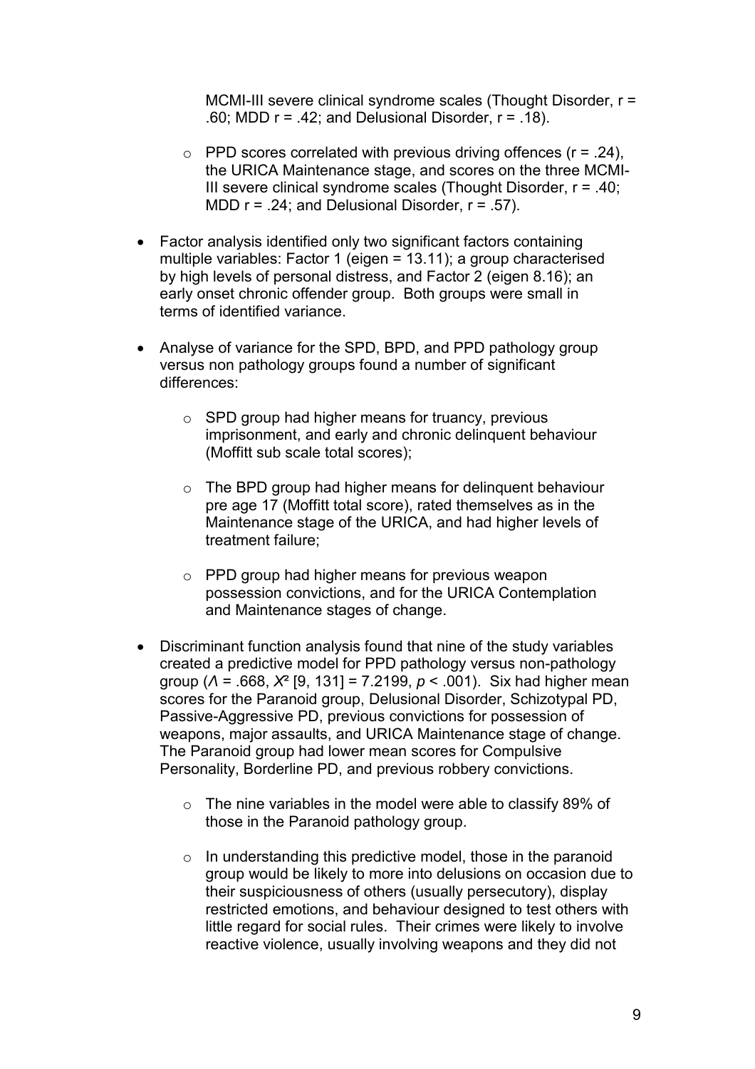MCMI-III severe clinical syndrome scales (Thought Disorder, $r = .60$; MDD $r = .42$; and Delusional Disorder, $r = .18$).

    - PPD scores correlated with previous driving offences ($r = .24$), the URICA Maintenance stage, and scores on the three MCMI-III severe clinical syndrome scales (Thought Disorder, $r = .40$; MDD $r = .24$; and Delusional Disorder, $r = .57$).

- Factor analysis identified only two significant factors containing multiple variables: Factor 1 (eigen = 13.11); a group characterised by high levels of personal distress, and Factor 2 (eigen 8.16); an early onset chronic offender group. Both groups were small in terms of identified variance.

- Analyse of variance for the SPD, BPD, and PPD pathology group versus non pathology groups found a number of significant differences:

    - SPD group had higher means for truancy, previous imprisonment, and early and chronic delinquent behaviour (Moffitt sub scale total scores);

    - The BPD group had higher means for delinquent behaviour pre age 17 (Moffitt total score), rated themselves as in the Maintenance stage of the URICA, and had higher levels of treatment failure;

    - PPD group had higher means for previous weapon possession convictions, and for the URICA Contemplation and Maintenance stages of change.

- Discriminant function analysis found that nine of the study variables created a predictive model for PPD pathology versus non-pathology group ($\Lambda = .668$, $X^2$ [9, 131] = 7.2199, $p < .001$). Six had higher mean scores for the Paranoid group, Delusional Disorder, Schizotypal PD, Passive-Aggressive PD, previous convictions for possession of weapons, major assaults, and URICA Maintenance stage of change. The Paranoid group had lower mean scores for Compulsive Personality, Borderline PD, and previous robbery convictions.

    - The nine variables in the model were able to classify 89% of those in the Paranoid pathology group.

    - In understanding this predictive model, those in the paranoid group would be likely to more into delusions on occasion due to their suspiciousness of others (usually persecutory), display restricted emotions, and behaviour designed to test others with little regard for social rules. Their crimes were likely to involve reactive violence, usually involving weapons and they did not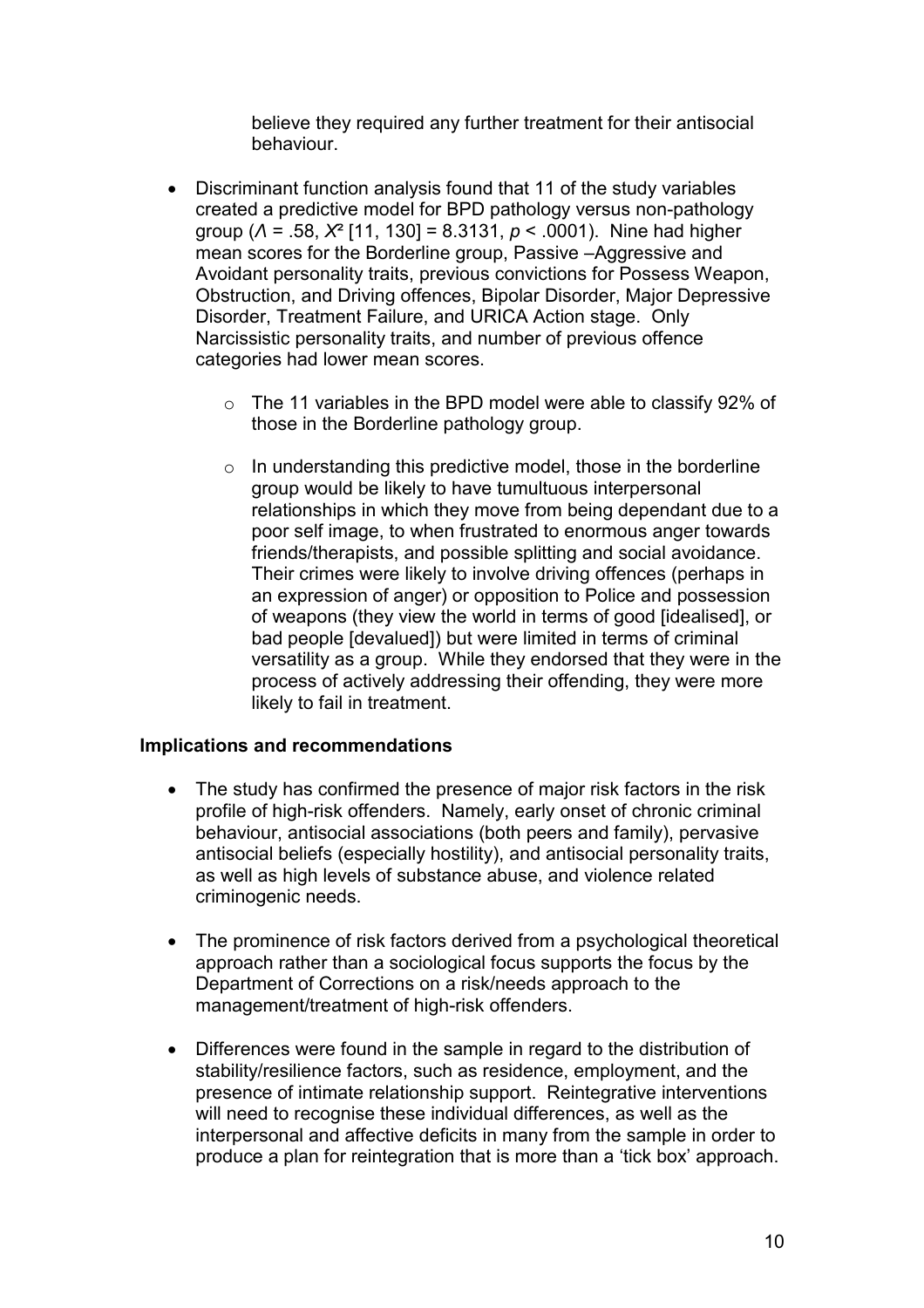believe they required any further treatment for their antisocial behaviour.

- Discriminant function analysis found that 11 of the study variables created a predictive model for BPD pathology versus non-pathology group ($\Lambda$ = .58, $X^2$ [11, 130] = 8.3131, $p$ < .0001). Nine had higher mean scores for the Borderline group, Passive –Aggressive and Avoidant personality traits, previous convictions for Possess Weapon, Obstruction, and Driving offences, Bipolar Disorder, Major Depressive Disorder, Treatment Failure, and URICA Action stage. Only Narcissistic personality traits, and number of previous offence categories had lower mean scores.
    - The 11 variables in the BPD model were able to classify 92% of those in the Borderline pathology group.
    - In understanding this predictive model, those in the borderline group would be likely to have tumultuous interpersonal relationships in which they move from being dependant due to a poor self image, to when frustrated to enormous anger towards friends/therapists, and possible splitting and social avoidance. Their crimes were likely to involve driving offences (perhaps in an expression of anger) or opposition to Police and possession of weapons (they view the world in terms of good [idealised], or bad people [devalued]) but were limited in terms of criminal versatility as a group. While they endorsed that they were in the process of actively addressing their offending, they were more likely to fail in treatment.

**Implications and recommendations**

- The study has confirmed the presence of major risk factors in the risk profile of high-risk offenders. Namely, early onset of chronic criminal behaviour, antisocial associations (both peers and family), pervasive antisocial beliefs (especially hostility), and antisocial personality traits, as well as high levels of substance abuse, and violence related criminogenic needs.
- The prominence of risk factors derived from a psychological theoretical approach rather than a sociological focus supports the focus by the Department of Corrections on a risk/needs approach to the management/treatment of high-risk offenders.
- Differences were found in the sample in regard to the distribution of stability/resilience factors, such as residence, employment, and the presence of intimate relationship support. Reintegrative interventions will need to recognise these individual differences, as well as the interpersonal and affective deficits in many from the sample in order to produce a plan for reintegration that is more than a 'tick box' approach.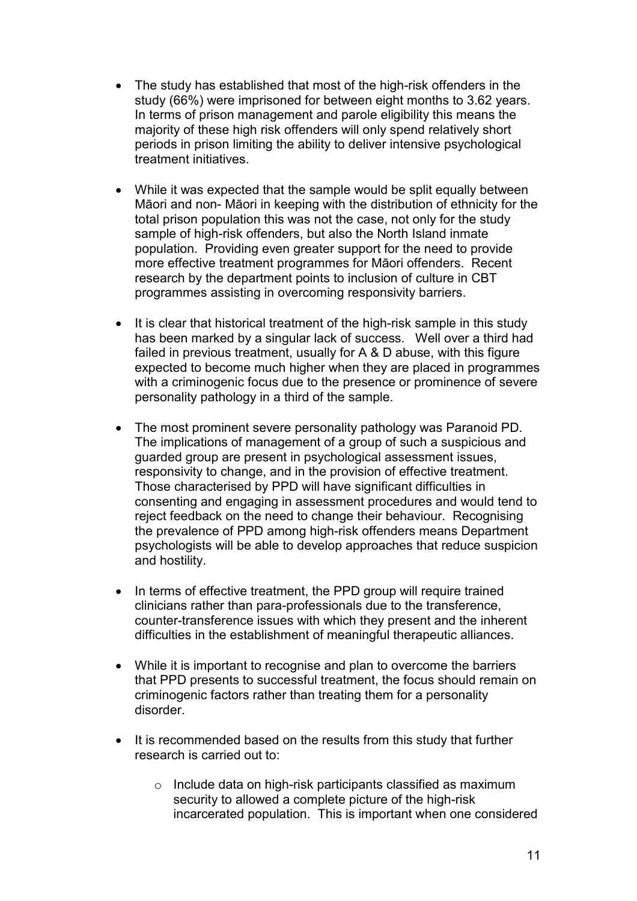- The study has established that most of the high-risk offenders in the study (66%) were imprisoned for between eight months to 3.62 years. In terms of prison management and parole eligibility this means the majority of these high risk offenders will only spend relatively short periods in prison limiting the ability to deliver intensive psychological treatment initiatives.

- While it was expected that the sample would be split equally between Māori and non- Māori in keeping with the distribution of ethnicity for the total prison population this was not the case, not only for the study sample of high-risk offenders, but also the North Island inmate population. Providing even greater support for the need to provide more effective treatment programmes for Māori offenders. Recent research by the department points to inclusion of culture in CBT programmes assisting in overcoming responsivity barriers.

- It is clear that historical treatment of the high-risk sample in this study has been marked by a singular lack of success. Well over a third had failed in previous treatment, usually for A & D abuse, with this figure expected to become much higher when they are placed in programmes with a criminogenic focus due to the presence or prominence of severe personality pathology in a third of the sample.

- The most prominent severe personality pathology was Paranoid PD. The implications of management of a group of such a suspicious and guarded group are present in psychological assessment issues, responsivity to change, and in the provision of effective treatment. Those characterised by PPD will have significant difficulties in consenting and engaging in assessment procedures and would tend to reject feedback on the need to change their behaviour. Recognising the prevalence of PPD among high-risk offenders means Department psychologists will be able to develop approaches that reduce suspicion and hostility.

- In terms of effective treatment, the PPD group will require trained clinicians rather than para-professionals due to the transference, counter-transference issues with which they present and the inherent difficulties in the establishment of meaningful therapeutic alliances.

- While it is important to recognise and plan to overcome the barriers that PPD presents to successful treatment, the focus should remain on criminogenic factors rather than treating them for a personality disorder.

- It is recommended based on the results from this study that further research is carried out to:

    - Include data on high-risk participants classified as maximum security to allowed a complete picture of the high-risk incarcerated population. This is important when one considered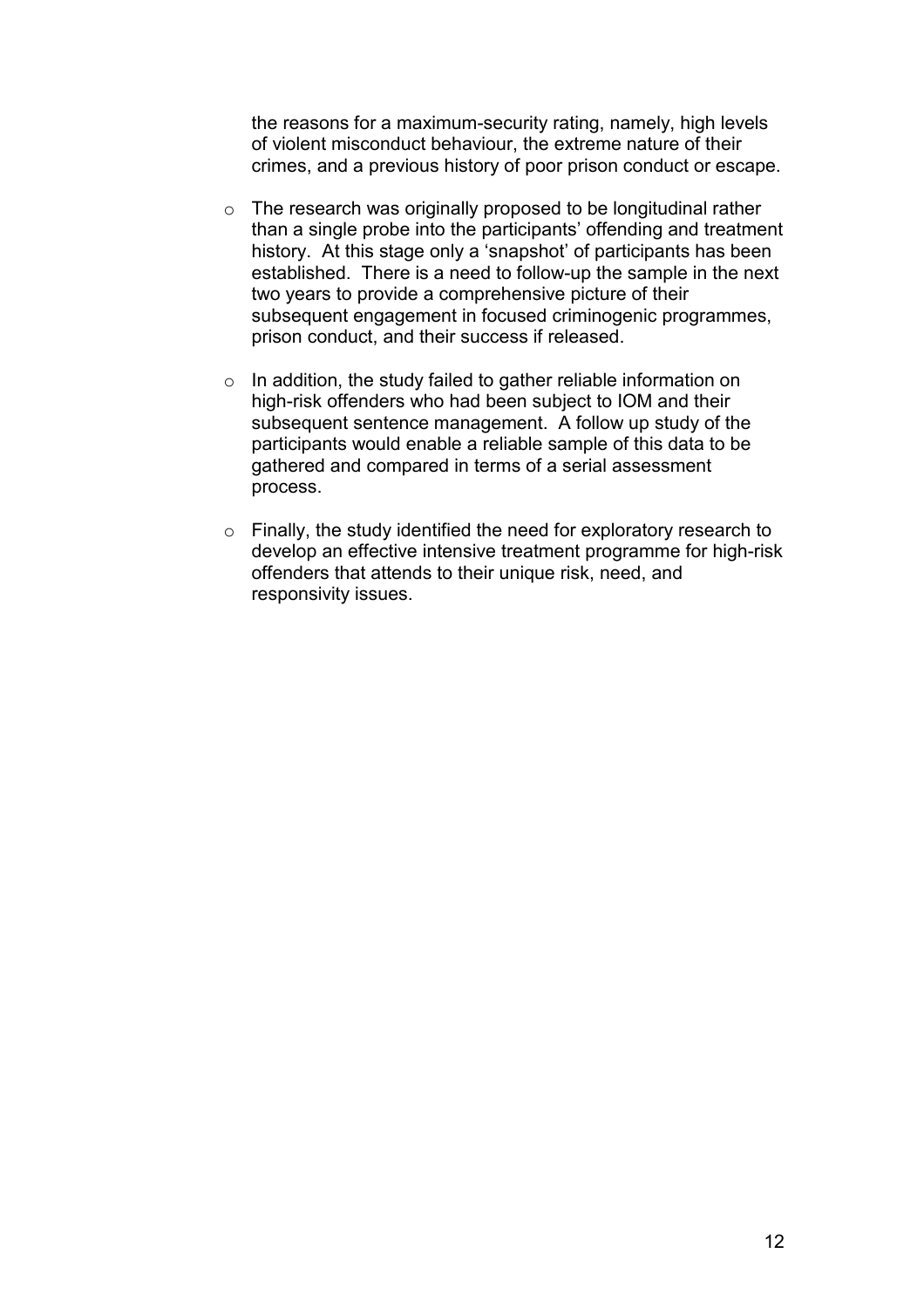the reasons for a maximum-security rating, namely, high levels of violent misconduct behaviour, the extreme nature of their crimes, and a previous history of poor prison conduct or escape.

- The research was originally proposed to be longitudinal rather than a single probe into the participants' offending and treatment history. At this stage only a 'snapshot' of participants has been established. There is a need to follow-up the sample in the next two years to provide a comprehensive picture of their subsequent engagement in focused criminogenic programmes, prison conduct, and their success if released.

- In addition, the study failed to gather reliable information on high-risk offenders who had been subject to IOM and their subsequent sentence management. A follow up study of the participants would enable a reliable sample of this data to be gathered and compared in terms of a serial assessment process.

- Finally, the study identified the need for exploratory research to develop an effective intensive treatment programme for high-risk offenders that attends to their unique risk, need, and responsivity issues.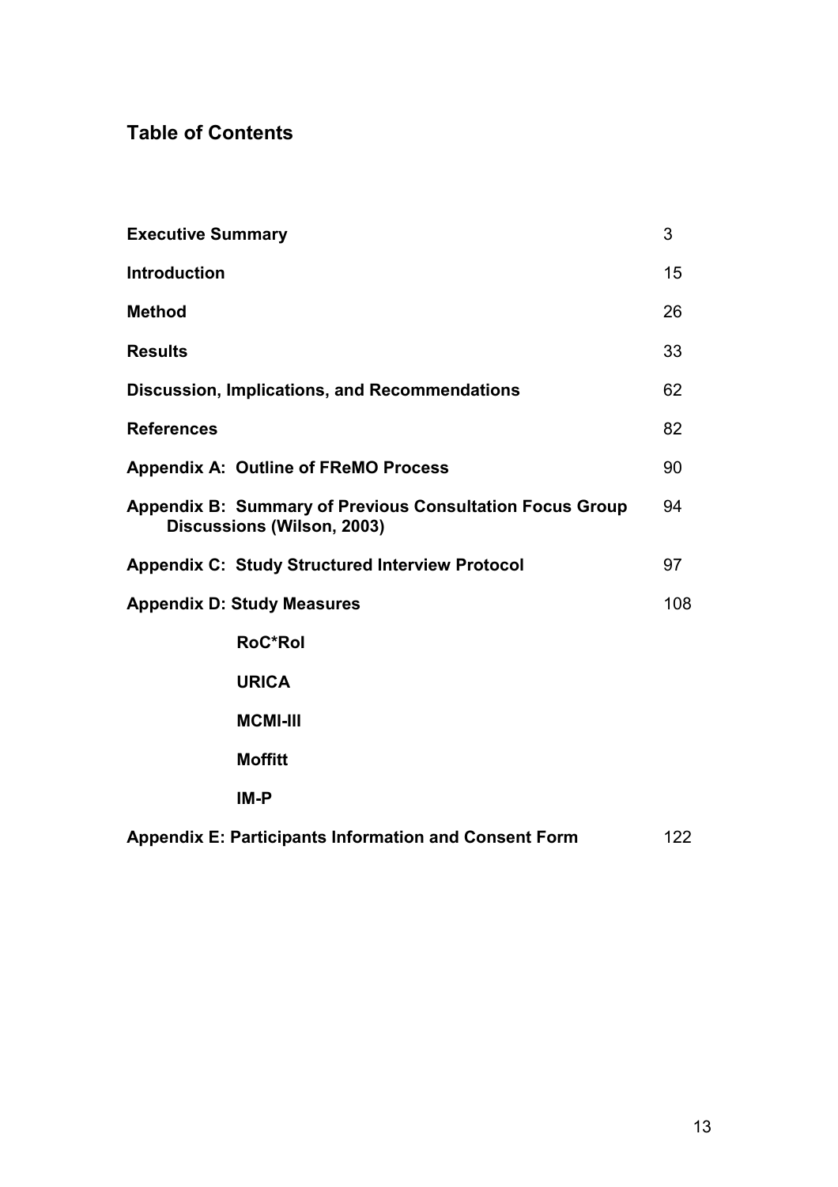## Table of Contents

| | |
|---|---|
| **Executive Summary** | 3 |
| **Introduction** | 15 |
| **Method** | 26 |
| **Results** | 33 |
| **Discussion, Implications, and Recommendations** | 62 |
| **References** | 82 |
| **Appendix A: Outline of FReMO Process** | 90 |
| **Appendix B: Summary of Previous Consultation Focus Group Discussions (Wilson, 2003)** | 94 |
| **Appendix C: Study Structured Interview Protocol** | 97 |
| **Appendix D: Study Measures** | 108 |
| &nbsp;&nbsp;&nbsp;&nbsp;**RoC*RoI** | |
| &nbsp;&nbsp;&nbsp;&nbsp;**URICA** | |
| &nbsp;&nbsp;&nbsp;&nbsp;**MCMI-III** | |
| &nbsp;&nbsp;&nbsp;&nbsp;**Moffitt** | |
| &nbsp;&nbsp;&nbsp;&nbsp;**IM-P** | |
| **Appendix E: Participants Information and Consent Form** | 122 |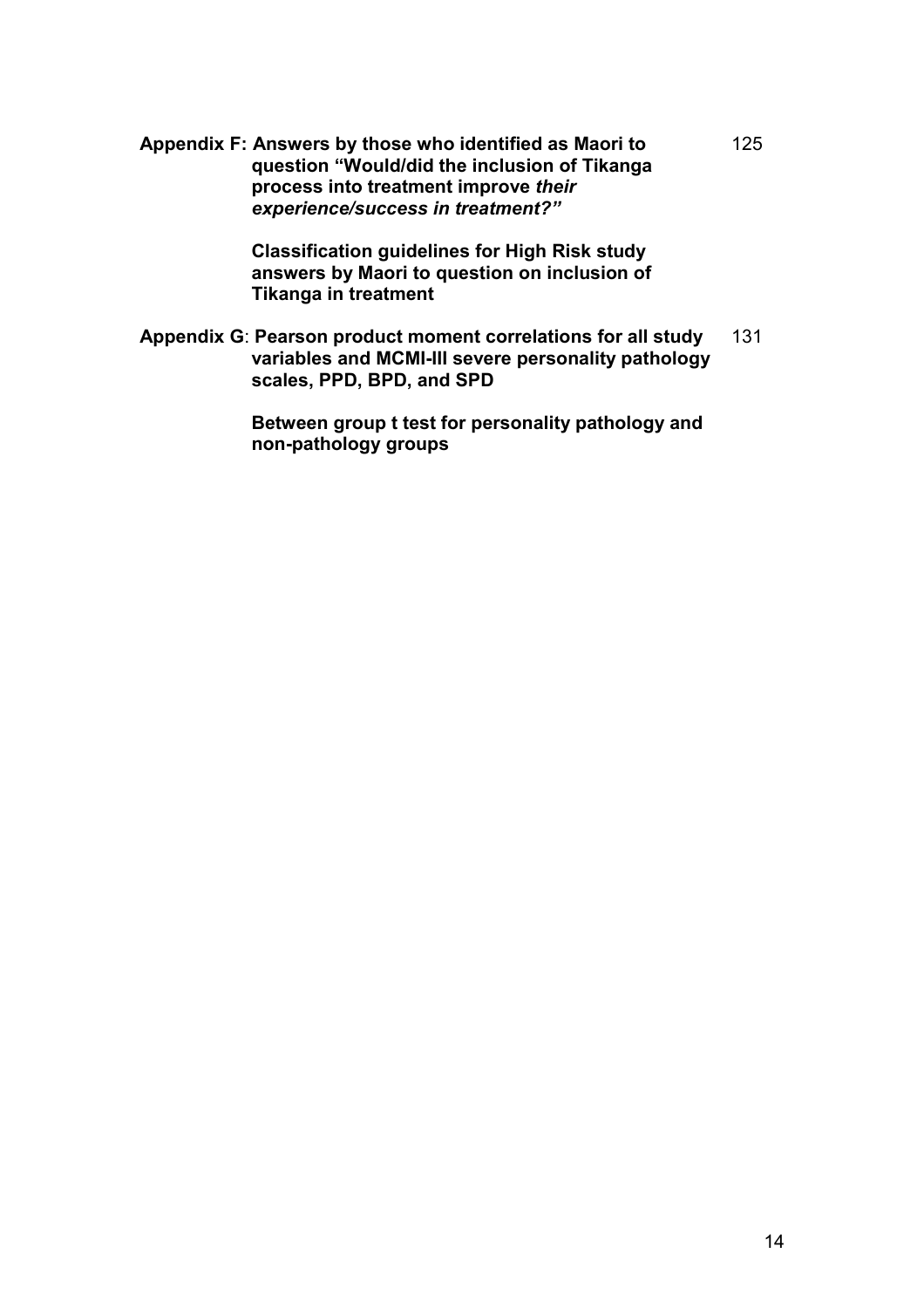**Appendix F: Answers by those who identified as Maori to question "Would/did the inclusion of Tikanga process into treatment improve *their experience/success in treatment?"*** 125

**Classification guidelines for High Risk study answers by Maori to question on inclusion of Tikanga in treatment**

**Appendix G**: **Pearson product moment correlations for all study variables and MCMI-III severe personality pathology scales, PPD, BPD, and SPD** 131

**Between group t test for personality pathology and non-pathology groups**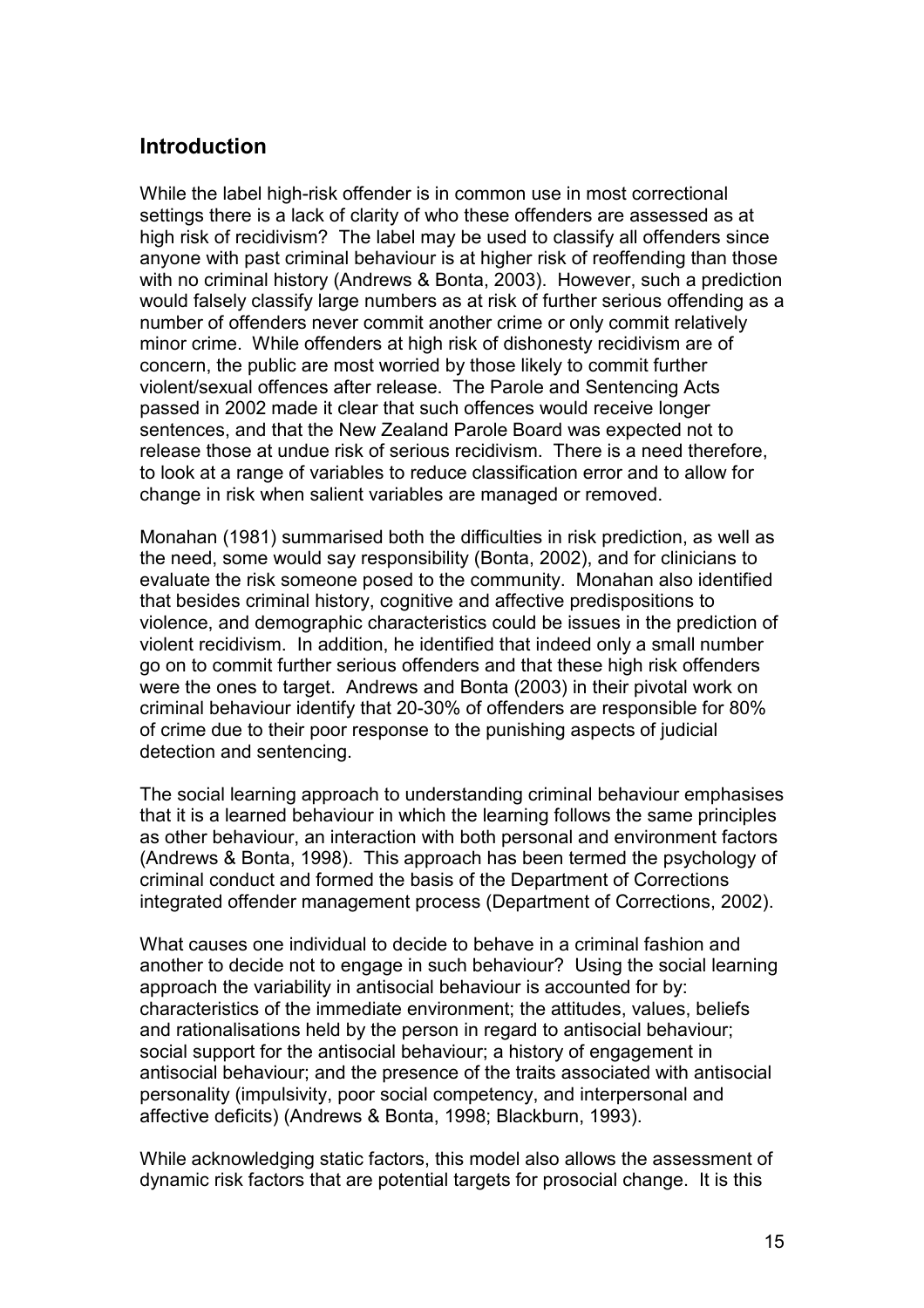## Introduction

While the label high-risk offender is in common use in most correctional settings there is a lack of clarity of who these offenders are assessed as at high risk of recidivism? The label may be used to classify all offenders since anyone with past criminal behaviour is at higher risk of reoffending than those with no criminal history (Andrews & Bonta, 2003). However, such a prediction would falsely classify large numbers as at risk of further serious offending as a number of offenders never commit another crime or only commit relatively minor crime. While offenders at high risk of dishonesty recidivism are of concern, the public are most worried by those likely to commit further violent/sexual offences after release. The Parole and Sentencing Acts passed in 2002 made it clear that such offences would receive longer sentences, and that the New Zealand Parole Board was expected not to release those at undue risk of serious recidivism. There is a need therefore, to look at a range of variables to reduce classification error and to allow for change in risk when salient variables are managed or removed.

Monahan (1981) summarised both the difficulties in risk prediction, as well as the need, some would say responsibility (Bonta, 2002), and for clinicians to evaluate the risk someone posed to the community. Monahan also identified that besides criminal history, cognitive and affective predispositions to violence, and demographic characteristics could be issues in the prediction of violent recidivism. In addition, he identified that indeed only a small number go on to commit further serious offenders and that these high risk offenders were the ones to target. Andrews and Bonta (2003) in their pivotal work on criminal behaviour identify that 20-30% of offenders are responsible for 80% of crime due to their poor response to the punishing aspects of judicial detection and sentencing.

The social learning approach to understanding criminal behaviour emphasises that it is a learned behaviour in which the learning follows the same principles as other behaviour, an interaction with both personal and environment factors (Andrews & Bonta, 1998). This approach has been termed the psychology of criminal conduct and formed the basis of the Department of Corrections integrated offender management process (Department of Corrections, 2002).

What causes one individual to decide to behave in a criminal fashion and another to decide not to engage in such behaviour? Using the social learning approach the variability in antisocial behaviour is accounted for by: characteristics of the immediate environment; the attitudes, values, beliefs and rationalisations held by the person in regard to antisocial behaviour; social support for the antisocial behaviour; a history of engagement in antisocial behaviour; and the presence of the traits associated with antisocial personality (impulsivity, poor social competency, and interpersonal and affective deficits) (Andrews & Bonta, 1998; Blackburn, 1993).

While acknowledging static factors, this model also allows the assessment of dynamic risk factors that are potential targets for prosocial change. It is this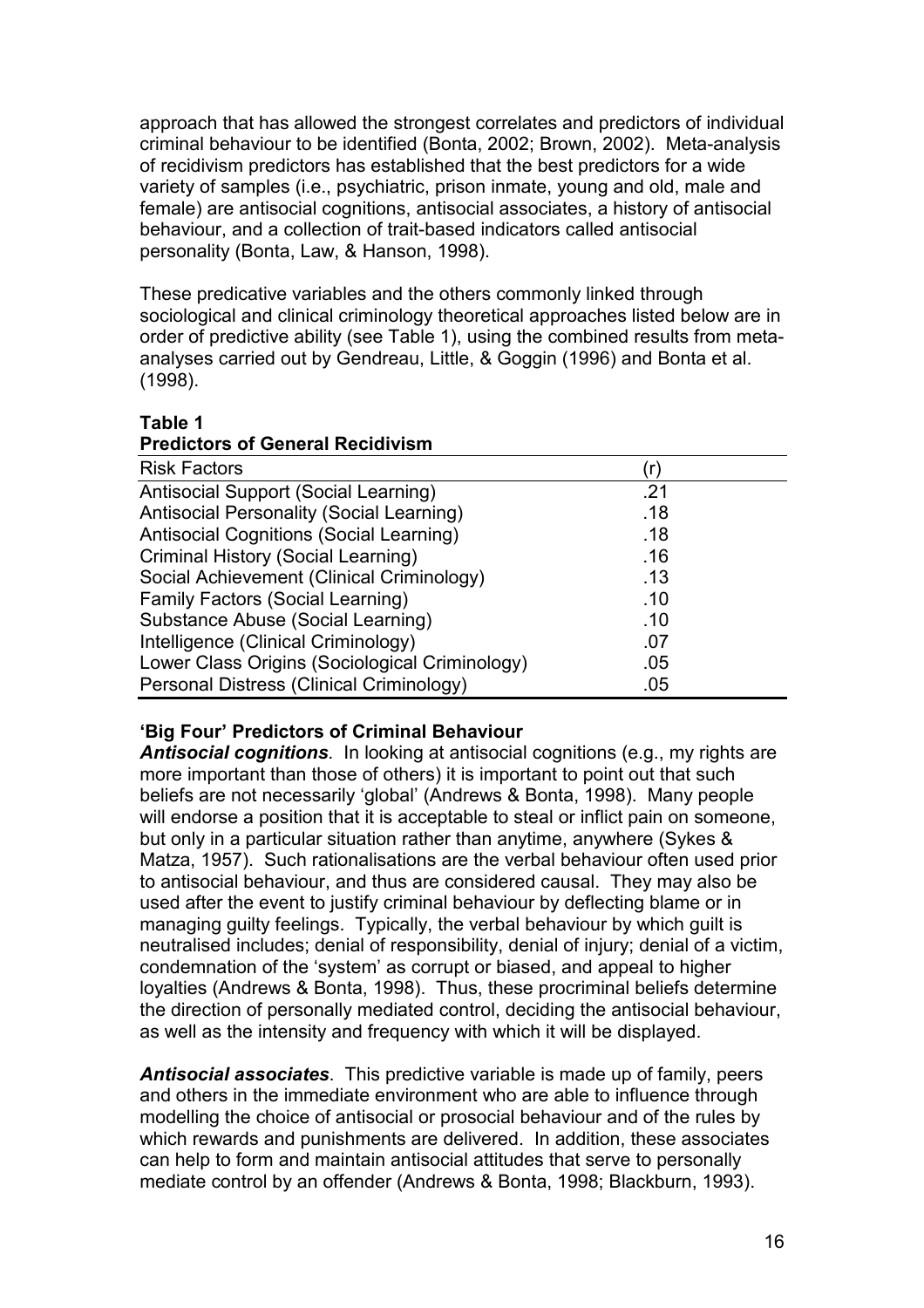approach that has allowed the strongest correlates and predictors of individual criminal behaviour to be identified (Bonta, 2002; Brown, 2002). Meta-analysis of recidivism predictors has established that the best predictors for a wide variety of samples (i.e., psychiatric, prison inmate, young and old, male and female) are antisocial cognitions, antisocial associates, a history of antisocial behaviour, and a collection of trait-based indicators called antisocial personality (Bonta, Law, & Hanson, 1998).

These predicative variables and the others commonly linked through sociological and clinical criminology theoretical approaches listed below are in order of predictive ability (see Table 1), using the combined results from meta-analyses carried out by Gendreau, Little, & Goggin (1996) and Bonta et al. (1998).

**Table 1**
**Predictors of General Recidivism**

| Risk Factors | (r) |
|---|---|
| Antisocial Support (Social Learning) | .21 |
| Antisocial Personality (Social Learning) | .18 |
| Antisocial Cognitions (Social Learning) | .18 |
| Criminal History (Social Learning) | .16 |
| Social Achievement (Clinical Criminology) | .13 |
| Family Factors (Social Learning) | .10 |
| Substance Abuse (Social Learning) | .10 |
| Intelligence (Clinical Criminology) | .07 |
| Lower Class Origins (Sociological Criminology) | .05 |
| Personal Distress (Clinical Criminology) | .05 |

**'Big Four' Predictors of Criminal Behaviour**

***Antisocial cognitions***. In looking at antisocial cognitions (e.g., my rights are more important than those of others) it is important to point out that such beliefs are not necessarily 'global' (Andrews & Bonta, 1998). Many people will endorse a position that it is acceptable to steal or inflict pain on someone, but only in a particular situation rather than anytime, anywhere (Sykes & Matza, 1957). Such rationalisations are the verbal behaviour often used prior to antisocial behaviour, and thus are considered causal. They may also be used after the event to justify criminal behaviour by deflecting blame or in managing guilty feelings. Typically, the verbal behaviour by which guilt is neutralised includes; denial of responsibility, denial of injury; denial of a victim, condemnation of the 'system' as corrupt or biased, and appeal to higher loyalties (Andrews & Bonta, 1998). Thus, these procriminal beliefs determine the direction of personally mediated control, deciding the antisocial behaviour, as well as the intensity and frequency with which it will be displayed.

***Antisocial associates***. This predictive variable is made up of family, peers and others in the immediate environment who are able to influence through modelling the choice of antisocial or prosocial behaviour and of the rules by which rewards and punishments are delivered. In addition, these associates can help to form and maintain antisocial attitudes that serve to personally mediate control by an offender (Andrews & Bonta, 1998; Blackburn, 1993).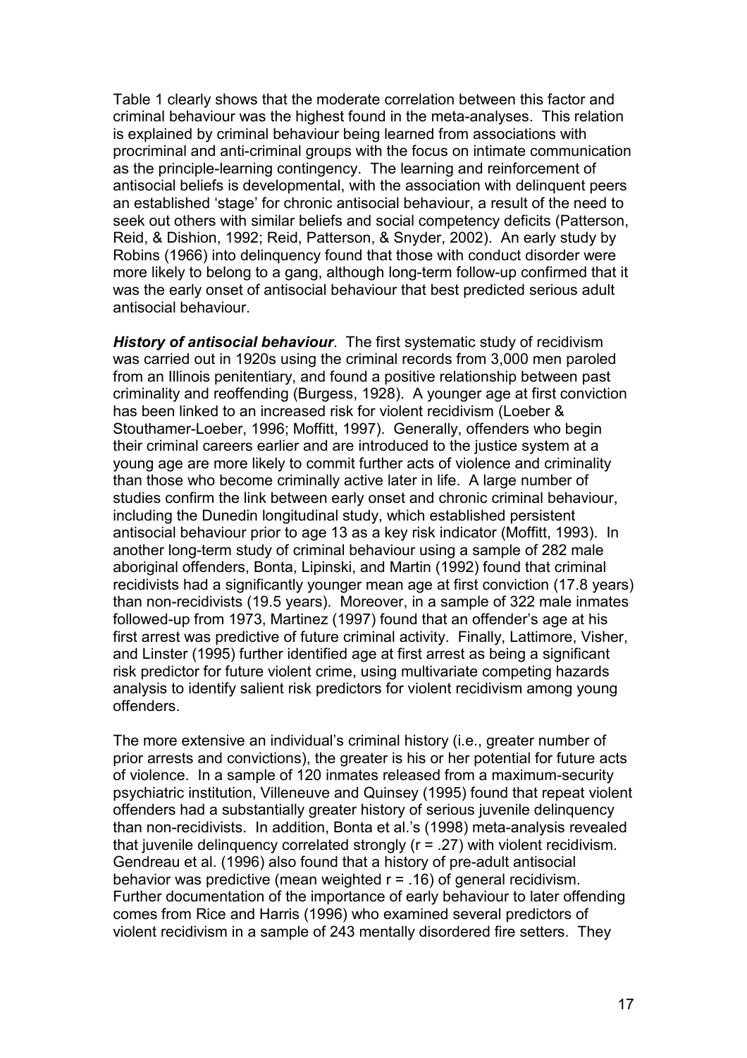Table 1 clearly shows that the moderate correlation between this factor and criminal behaviour was the highest found in the meta-analyses. This relation is explained by criminal behaviour being learned from associations with procriminal and anti-criminal groups with the focus on intimate communication as the principle-learning contingency. The learning and reinforcement of antisocial beliefs is developmental, with the association with delinquent peers an established 'stage' for chronic antisocial behaviour, a result of the need to seek out others with similar beliefs and social competency deficits (Patterson, Reid, & Dishion, 1992; Reid, Patterson, & Snyder, 2002). An early study by Robins (1966) into delinquency found that those with conduct disorder were more likely to belong to a gang, although long-term follow-up confirmed that it was the early onset of antisocial behaviour that best predicted serious adult antisocial behaviour.

***History of antisocial behaviour***. The first systematic study of recidivism was carried out in 1920s using the criminal records from 3,000 men paroled from an Illinois penitentiary, and found a positive relationship between past criminality and reoffending (Burgess, 1928). A younger age at first conviction has been linked to an increased risk for violent recidivism (Loeber & Stouthamer-Loeber, 1996; Moffitt, 1997). Generally, offenders who begin their criminal careers earlier and are introduced to the justice system at a young age are more likely to commit further acts of violence and criminality than those who become criminally active later in life. A large number of studies confirm the link between early onset and chronic criminal behaviour, including the Dunedin longitudinal study, which established persistent antisocial behaviour prior to age 13 as a key risk indicator (Moffitt, 1993). In another long-term study of criminal behaviour using a sample of 282 male aboriginal offenders, Bonta, Lipinski, and Martin (1992) found that criminal recidivists had a significantly younger mean age at first conviction (17.8 years) than non-recidivists (19.5 years). Moreover, in a sample of 322 male inmates followed-up from 1973, Martinez (1997) found that an offender's age at his first arrest was predictive of future criminal activity. Finally, Lattimore, Visher, and Linster (1995) further identified age at first arrest as being a significant risk predictor for future violent crime, using multivariate competing hazards analysis to identify salient risk predictors for violent recidivism among young offenders.

The more extensive an individual's criminal history (i.e., greater number of prior arrests and convictions), the greater is his or her potential for future acts of violence. In a sample of 120 inmates released from a maximum-security psychiatric institution, Villeneuve and Quinsey (1995) found that repeat violent offenders had a substantially greater history of serious juvenile delinquency than non-recidivists. In addition, Bonta et al.'s (1998) meta-analysis revealed that juvenile delinquency correlated strongly ($r = .27$) with violent recidivism. Gendreau et al. (1996) also found that a history of pre-adult antisocial behavior was predictive (mean weighted $r = .16$) of general recidivism. Further documentation of the importance of early behaviour to later offending comes from Rice and Harris (1996) who examined several predictors of violent recidivism in a sample of 243 mentally disordered fire setters. They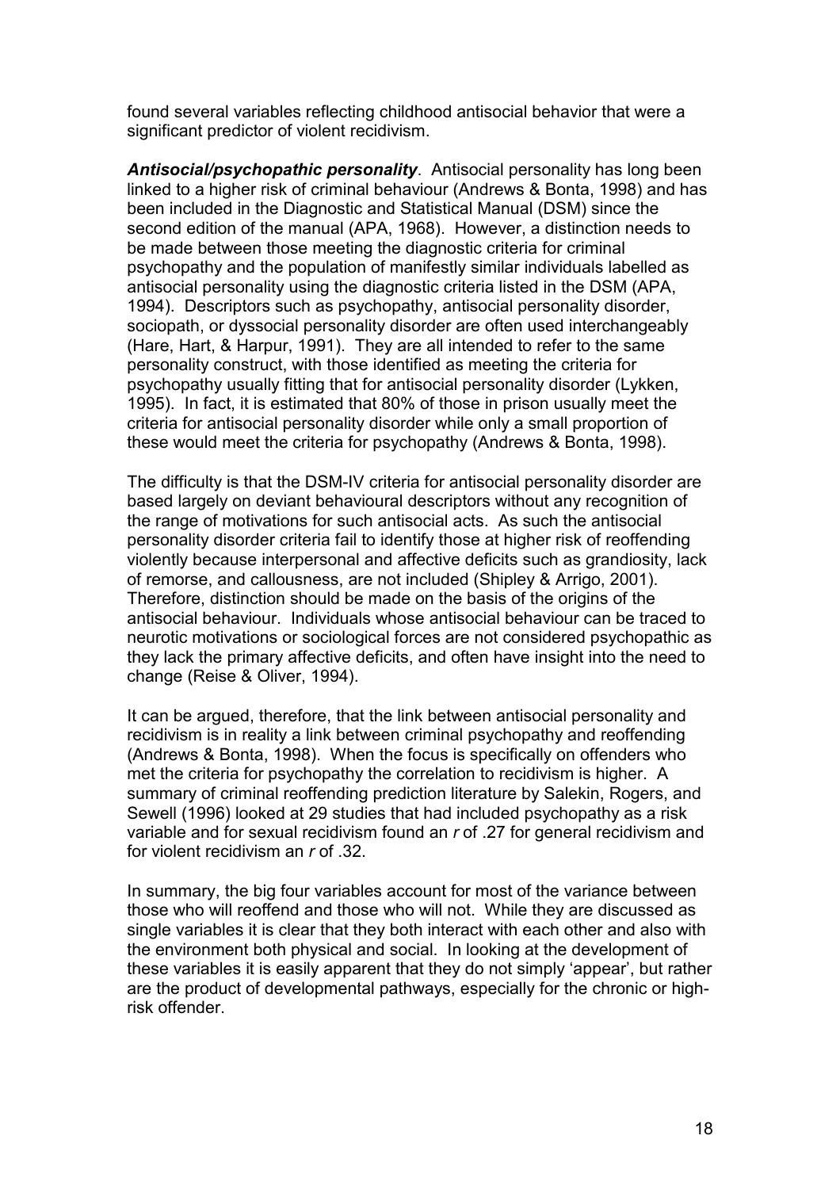found several variables reflecting childhood antisocial behavior that were a significant predictor of violent recidivism.

***Antisocial/psychopathic personality***. Antisocial personality has long been linked to a higher risk of criminal behaviour (Andrews & Bonta, 1998) and has been included in the Diagnostic and Statistical Manual (DSM) since the second edition of the manual (APA, 1968). However, a distinction needs to be made between those meeting the diagnostic criteria for criminal psychopathy and the population of manifestly similar individuals labelled as antisocial personality using the diagnostic criteria listed in the DSM (APA, 1994). Descriptors such as psychopathy, antisocial personality disorder, sociopath, or dyssocial personality disorder are often used interchangeably (Hare, Hart, & Harpur, 1991). They are all intended to refer to the same personality construct, with those identified as meeting the criteria for psychopathy usually fitting that for antisocial personality disorder (Lykken, 1995). In fact, it is estimated that 80% of those in prison usually meet the criteria for antisocial personality disorder while only a small proportion of these would meet the criteria for psychopathy (Andrews & Bonta, 1998).

The difficulty is that the DSM-IV criteria for antisocial personality disorder are based largely on deviant behavioural descriptors without any recognition of the range of motivations for such antisocial acts. As such the antisocial personality disorder criteria fail to identify those at higher risk of reoffending violently because interpersonal and affective deficits such as grandiosity, lack of remorse, and callousness, are not included (Shipley & Arrigo, 2001). Therefore, distinction should be made on the basis of the origins of the antisocial behaviour. Individuals whose antisocial behaviour can be traced to neurotic motivations or sociological forces are not considered psychopathic as they lack the primary affective deficits, and often have insight into the need to change (Reise & Oliver, 1994).

It can be argued, therefore, that the link between antisocial personality and recidivism is in reality a link between criminal psychopathy and reoffending (Andrews & Bonta, 1998). When the focus is specifically on offenders who met the criteria for psychopathy the correlation to recidivism is higher. A summary of criminal reoffending prediction literature by Salekin, Rogers, and Sewell (1996) looked at 29 studies that had included psychopathy as a risk variable and for sexual recidivism found an $r$ of .27 for general recidivism and for violent recidivism an $r$ of .32.

In summary, the big four variables account for most of the variance between those who will reoffend and those who will not. While they are discussed as single variables it is clear that they both interact with each other and also with the environment both physical and social. In looking at the development of these variables it is easily apparent that they do not simply 'appear', but rather are the product of developmental pathways, especially for the chronic or high-risk offender.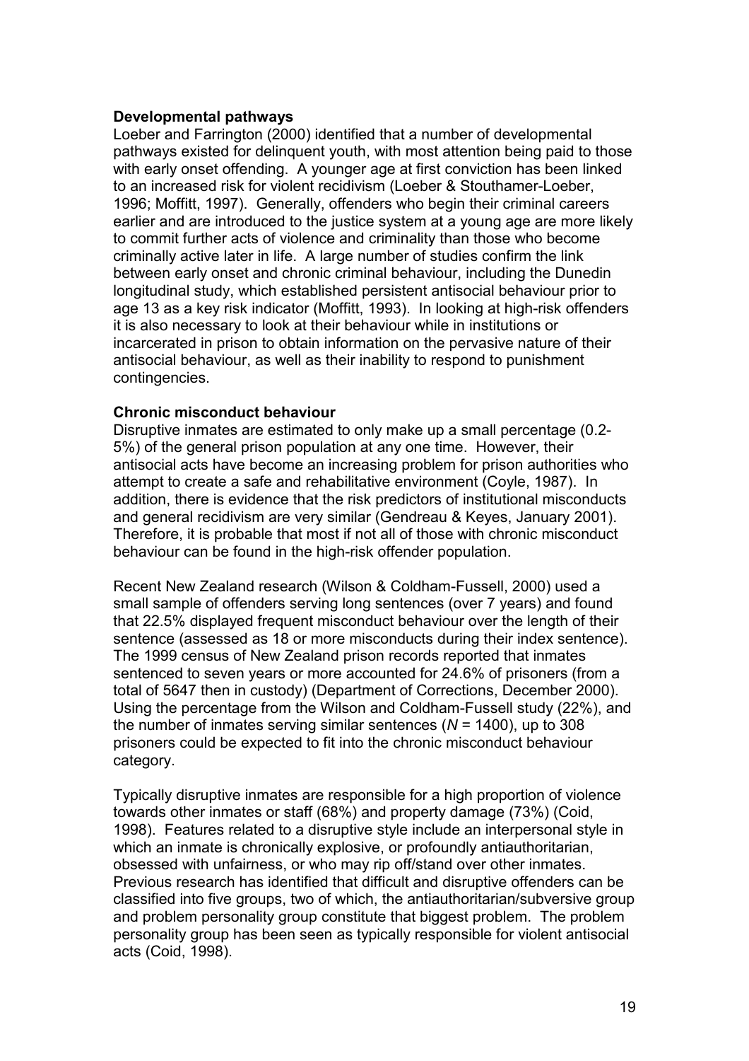**Developmental pathways**

Loeber and Farrington (2000) identified that a number of developmental pathways existed for delinquent youth, with most attention being paid to those with early onset offending. A younger age at first conviction has been linked to an increased risk for violent recidivism (Loeber & Stouthamer-Loeber, 1996; Moffitt, 1997). Generally, offenders who begin their criminal careers earlier and are introduced to the justice system at a young age are more likely to commit further acts of violence and criminality than those who become criminally active later in life. A large number of studies confirm the link between early onset and chronic criminal behaviour, including the Dunedin longitudinal study, which established persistent antisocial behaviour prior to age 13 as a key risk indicator (Moffitt, 1993). In looking at high-risk offenders it is also necessary to look at their behaviour while in institutions or incarcerated in prison to obtain information on the pervasive nature of their antisocial behaviour, as well as their inability to respond to punishment contingencies.

**Chronic misconduct behaviour**

Disruptive inmates are estimated to only make up a small percentage (0.2-5%) of the general prison population at any one time. However, their antisocial acts have become an increasing problem for prison authorities who attempt to create a safe and rehabilitative environment (Coyle, 1987). In addition, there is evidence that the risk predictors of institutional misconducts and general recidivism are very similar (Gendreau & Keyes, January 2001). Therefore, it is probable that most if not all of those with chronic misconduct behaviour can be found in the high-risk offender population.

Recent New Zealand research (Wilson & Coldham-Fussell, 2000) used a small sample of offenders serving long sentences (over 7 years) and found that 22.5% displayed frequent misconduct behaviour over the length of their sentence (assessed as 18 or more misconducts during their index sentence). The 1999 census of New Zealand prison records reported that inmates sentenced to seven years or more accounted for 24.6% of prisoners (from a total of 5647 then in custody) (Department of Corrections, December 2000). Using the percentage from the Wilson and Coldham-Fussell study (22%), and the number of inmates serving similar sentences ($N$ = 1400), up to 308 prisoners could be expected to fit into the chronic misconduct behaviour category.

Typically disruptive inmates are responsible for a high proportion of violence towards other inmates or staff (68%) and property damage (73%) (Coid, 1998). Features related to a disruptive style include an interpersonal style in which an inmate is chronically explosive, or profoundly antiauthoritarian, obsessed with unfairness, or who may rip off/stand over other inmates. Previous research has identified that difficult and disruptive offenders can be classified into five groups, two of which, the antiauthoritarian/subversive group and problem personality group constitute that biggest problem. The problem personality group has been seen as typically responsible for violent antisocial acts (Coid, 1998).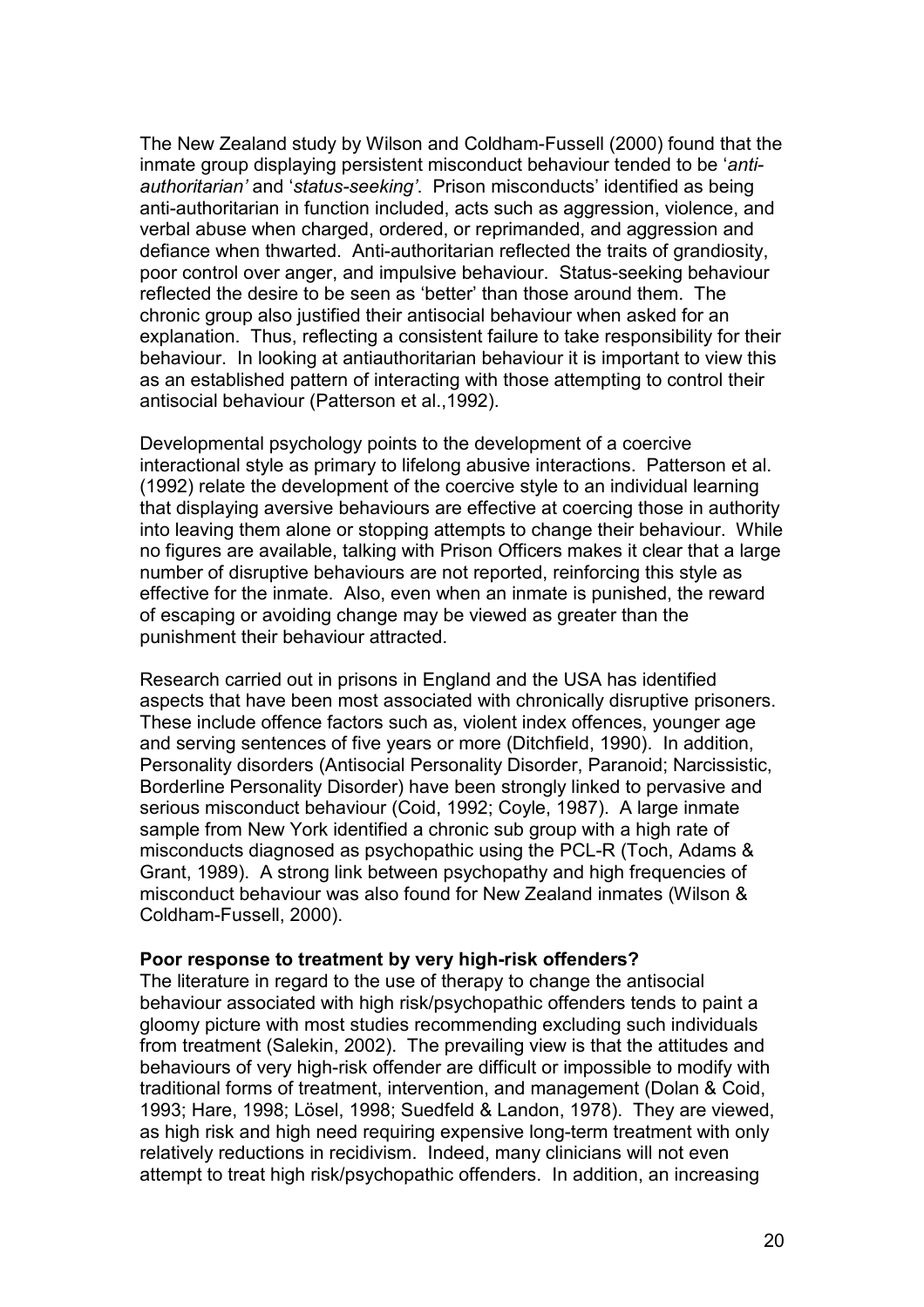The New Zealand study by Wilson and Coldham-Fussell (2000) found that the inmate group displaying persistent misconduct behaviour tended to be '*anti-authoritarian'* and '*status-seeking'*. Prison misconducts' identified as being anti-authoritarian in function included, acts such as aggression, violence, and verbal abuse when charged, ordered, or reprimanded, and aggression and defiance when thwarted. Anti-authoritarian reflected the traits of grandiosity, poor control over anger, and impulsive behaviour. Status-seeking behaviour reflected the desire to be seen as 'better' than those around them. The chronic group also justified their antisocial behaviour when asked for an explanation. Thus, reflecting a consistent failure to take responsibility for their behaviour. In looking at antiauthoritarian behaviour it is important to view this as an established pattern of interacting with those attempting to control their antisocial behaviour (Patterson et al.,1992).

Developmental psychology points to the development of a coercive interactional style as primary to lifelong abusive interactions. Patterson et al. (1992) relate the development of the coercive style to an individual learning that displaying aversive behaviours are effective at coercing those in authority into leaving them alone or stopping attempts to change their behaviour. While no figures are available, talking with Prison Officers makes it clear that a large number of disruptive behaviours are not reported, reinforcing this style as effective for the inmate. Also, even when an inmate is punished, the reward of escaping or avoiding change may be viewed as greater than the punishment their behaviour attracted.

Research carried out in prisons in England and the USA has identified aspects that have been most associated with chronically disruptive prisoners. These include offence factors such as, violent index offences, younger age and serving sentences of five years or more (Ditchfield, 1990). In addition, Personality disorders (Antisocial Personality Disorder, Paranoid; Narcissistic, Borderline Personality Disorder) have been strongly linked to pervasive and serious misconduct behaviour (Coid, 1992; Coyle, 1987). A large inmate sample from New York identified a chronic sub group with a high rate of misconducts diagnosed as psychopathic using the PCL-R (Toch, Adams & Grant, 1989). A strong link between psychopathy and high frequencies of misconduct behaviour was also found for New Zealand inmates (Wilson & Coldham-Fussell, 2000).

**Poor response to treatment by very high-risk offenders?**

The literature in regard to the use of therapy to change the antisocial behaviour associated with high risk/psychopathic offenders tends to paint a gloomy picture with most studies recommending excluding such individuals from treatment (Salekin, 2002). The prevailing view is that the attitudes and behaviours of very high-risk offender are difficult or impossible to modify with traditional forms of treatment, intervention, and management (Dolan & Coid, 1993; Hare, 1998; Lösel, 1998; Suedfeld & Landon, 1978). They are viewed, as high risk and high need requiring expensive long-term treatment with only relatively reductions in recidivism. Indeed, many clinicians will not even attempt to treat high risk/psychopathic offenders. In addition, an increasing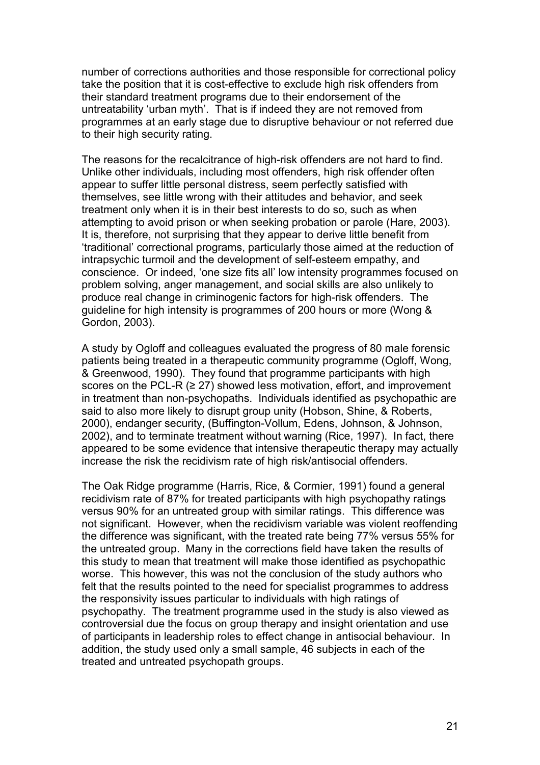number of corrections authorities and those responsible for correctional policy take the position that it is cost-effective to exclude high risk offenders from their standard treatment programs due to their endorsement of the untreatability 'urban myth'. That is if indeed they are not removed from programmes at an early stage due to disruptive behaviour or not referred due to their high security rating.

The reasons for the recalcitrance of high-risk offenders are not hard to find. Unlike other individuals, including most offenders, high risk offender often appear to suffer little personal distress, seem perfectly satisfied with themselves, see little wrong with their attitudes and behavior, and seek treatment only when it is in their best interests to do so, such as when attempting to avoid prison or when seeking probation or parole (Hare, 2003). It is, therefore, not surprising that they appear to derive little benefit from 'traditional' correctional programs, particularly those aimed at the reduction of intrapsychic turmoil and the development of self-esteem empathy, and conscience. Or indeed, 'one size fits all' low intensity programmes focused on problem solving, anger management, and social skills are also unlikely to produce real change in criminogenic factors for high-risk offenders. The guideline for high intensity is programmes of 200 hours or more (Wong & Gordon, 2003).

A study by Ogloff and colleagues evaluated the progress of 80 male forensic patients being treated in a therapeutic community programme (Ogloff, Wong, & Greenwood, 1990). They found that programme participants with high scores on the PCL-R ($\geq 27$) showed less motivation, effort, and improvement in treatment than non-psychopaths. Individuals identified as psychopathic are said to also more likely to disrupt group unity (Hobson, Shine, & Roberts, 2000), endanger security, (Buffington-Vollum, Edens, Johnson, & Johnson, 2002), and to terminate treatment without warning (Rice, 1997). In fact, there appeared to be some evidence that intensive therapeutic therapy may actually increase the risk the recidivism rate of high risk/antisocial offenders.

The Oak Ridge programme (Harris, Rice, & Cormier, 1991) found a general recidivism rate of 87% for treated participants with high psychopathy ratings versus 90% for an untreated group with similar ratings. This difference was not significant. However, when the recidivism variable was violent reoffending the difference was significant, with the treated rate being 77% versus 55% for the untreated group. Many in the corrections field have taken the results of this study to mean that treatment will make those identified as psychopathic worse. This however, this was not the conclusion of the study authors who felt that the results pointed to the need for specialist programmes to address the responsivity issues particular to individuals with high ratings of psychopathy. The treatment programme used in the study is also viewed as controversial due the focus on group therapy and insight orientation and use of participants in leadership roles to effect change in antisocial behaviour. In addition, the study used only a small sample, 46 subjects in each of the treated and untreated psychopath groups.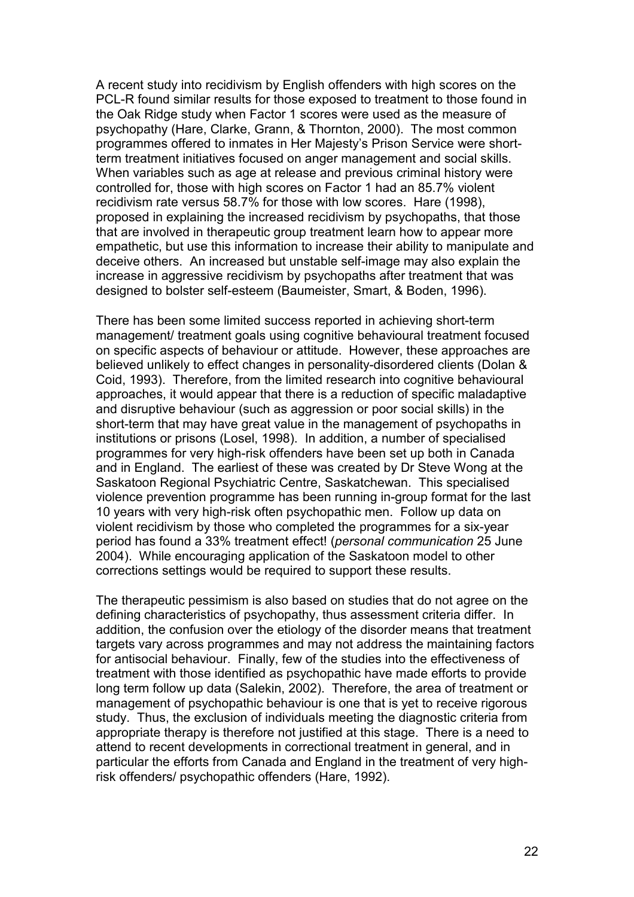A recent study into recidivism by English offenders with high scores on the PCL-R found similar results for those exposed to treatment to those found in the Oak Ridge study when Factor 1 scores were used as the measure of psychopathy (Hare, Clarke, Grann, & Thornton, 2000). The most common programmes offered to inmates in Her Majesty's Prison Service were short-term treatment initiatives focused on anger management and social skills. When variables such as age at release and previous criminal history were controlled for, those with high scores on Factor 1 had an 85.7% violent recidivism rate versus 58.7% for those with low scores. Hare (1998), proposed in explaining the increased recidivism by psychopaths, that those that are involved in therapeutic group treatment learn how to appear more empathetic, but use this information to increase their ability to manipulate and deceive others. An increased but unstable self-image may also explain the increase in aggressive recidivism by psychopaths after treatment that was designed to bolster self-esteem (Baumeister, Smart, & Boden, 1996).

There has been some limited success reported in achieving short-term management/ treatment goals using cognitive behavioural treatment focused on specific aspects of behaviour or attitude. However, these approaches are believed unlikely to effect changes in personality-disordered clients (Dolan & Coid, 1993). Therefore, from the limited research into cognitive behavioural approaches, it would appear that there is a reduction of specific maladaptive and disruptive behaviour (such as aggression or poor social skills) in the short-term that may have great value in the management of psychopaths in institutions or prisons (Losel, 1998). In addition, a number of specialised programmes for very high-risk offenders have been set up both in Canada and in England. The earliest of these was created by Dr Steve Wong at the Saskatoon Regional Psychiatric Centre, Saskatchewan. This specialised violence prevention programme has been running in-group format for the last 10 years with very high-risk often psychopathic men. Follow up data on violent recidivism by those who completed the programmes for a six-year period has found a 33% treatment effect! (*personal communication* 25 June 2004). While encouraging application of the Saskatoon model to other corrections settings would be required to support these results.

The therapeutic pessimism is also based on studies that do not agree on the defining characteristics of psychopathy, thus assessment criteria differ. In addition, the confusion over the etiology of the disorder means that treatment targets vary across programmes and may not address the maintaining factors for antisocial behaviour. Finally, few of the studies into the effectiveness of treatment with those identified as psychopathic have made efforts to provide long term follow up data (Salekin, 2002). Therefore, the area of treatment or management of psychopathic behaviour is one that is yet to receive rigorous study. Thus, the exclusion of individuals meeting the diagnostic criteria from appropriate therapy is therefore not justified at this stage. There is a need to attend to recent developments in correctional treatment in general, and in particular the efforts from Canada and England in the treatment of very high-risk offenders/ psychopathic offenders (Hare, 1992).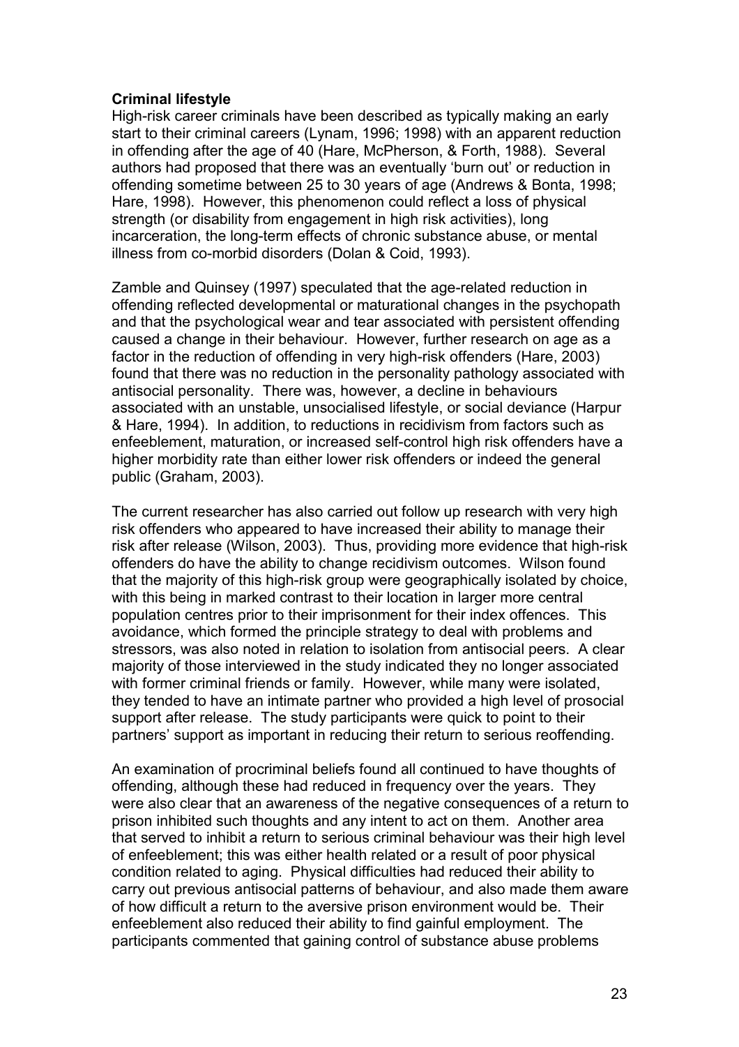**Criminal lifestyle**

High-risk career criminals have been described as typically making an early start to their criminal careers (Lynam, 1996; 1998) with an apparent reduction in offending after the age of 40 (Hare, McPherson, & Forth, 1988). Several authors had proposed that there was an eventually 'burn out' or reduction in offending sometime between 25 to 30 years of age (Andrews & Bonta, 1998; Hare, 1998). However, this phenomenon could reflect a loss of physical strength (or disability from engagement in high risk activities), long incarceration, the long-term effects of chronic substance abuse, or mental illness from co-morbid disorders (Dolan & Coid, 1993).

Zamble and Quinsey (1997) speculated that the age-related reduction in offending reflected developmental or maturational changes in the psychopath and that the psychological wear and tear associated with persistent offending caused a change in their behaviour. However, further research on age as a factor in the reduction of offending in very high-risk offenders (Hare, 2003) found that there was no reduction in the personality pathology associated with antisocial personality. There was, however, a decline in behaviours associated with an unstable, unsocialised lifestyle, or social deviance (Harpur & Hare, 1994). In addition, to reductions in recidivism from factors such as enfeeblement, maturation, or increased self-control high risk offenders have a higher morbidity rate than either lower risk offenders or indeed the general public (Graham, 2003).

The current researcher has also carried out follow up research with very high risk offenders who appeared to have increased their ability to manage their risk after release (Wilson, 2003). Thus, providing more evidence that high-risk offenders do have the ability to change recidivism outcomes. Wilson found that the majority of this high-risk group were geographically isolated by choice, with this being in marked contrast to their location in larger more central population centres prior to their imprisonment for their index offences. This avoidance, which formed the principle strategy to deal with problems and stressors, was also noted in relation to isolation from antisocial peers. A clear majority of those interviewed in the study indicated they no longer associated with former criminal friends or family. However, while many were isolated, they tended to have an intimate partner who provided a high level of prosocial support after release. The study participants were quick to point to their partners' support as important in reducing their return to serious reoffending.

An examination of procriminal beliefs found all continued to have thoughts of offending, although these had reduced in frequency over the years. They were also clear that an awareness of the negative consequences of a return to prison inhibited such thoughts and any intent to act on them. Another area that served to inhibit a return to serious criminal behaviour was their high level of enfeeblement; this was either health related or a result of poor physical condition related to aging. Physical difficulties had reduced their ability to carry out previous antisocial patterns of behaviour, and also made them aware of how difficult a return to the aversive prison environment would be. Their enfeeblement also reduced their ability to find gainful employment. The participants commented that gaining control of substance abuse problems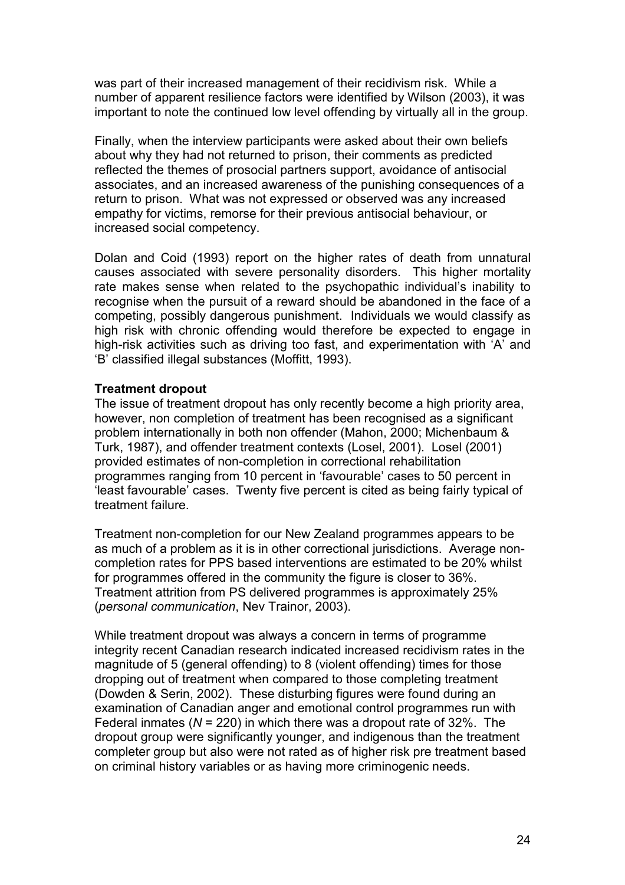was part of their increased management of their recidivism risk. While a number of apparent resilience factors were identified by Wilson (2003), it was important to note the continued low level offending by virtually all in the group.

Finally, when the interview participants were asked about their own beliefs about why they had not returned to prison, their comments as predicted reflected the themes of prosocial partners support, avoidance of antisocial associates, and an increased awareness of the punishing consequences of a return to prison. What was not expressed or observed was any increased empathy for victims, remorse for their previous antisocial behaviour, or increased social competency.

Dolan and Coid (1993) report on the higher rates of death from unnatural causes associated with severe personality disorders. This higher mortality rate makes sense when related to the psychopathic individual's inability to recognise when the pursuit of a reward should be abandoned in the face of a competing, possibly dangerous punishment. Individuals we would classify as high risk with chronic offending would therefore be expected to engage in high-risk activities such as driving too fast, and experimentation with 'A' and 'B' classified illegal substances (Moffitt, 1993).

**Treatment dropout**

The issue of treatment dropout has only recently become a high priority area, however, non completion of treatment has been recognised as a significant problem internationally in both non offender (Mahon, 2000; Michenbaum & Turk, 1987), and offender treatment contexts (Losel, 2001). Losel (2001) provided estimates of non-completion in correctional rehabilitation programmes ranging from 10 percent in 'favourable' cases to 50 percent in 'least favourable' cases. Twenty five percent is cited as being fairly typical of treatment failure.

Treatment non-completion for our New Zealand programmes appears to be as much of a problem as it is in other correctional jurisdictions. Average non-completion rates for PPS based interventions are estimated to be 20% whilst for programmes offered in the community the figure is closer to 36%. Treatment attrition from PS delivered programmes is approximately 25% (*personal communication*, Nev Trainor, 2003).

While treatment dropout was always a concern in terms of programme integrity recent Canadian research indicated increased recidivism rates in the magnitude of 5 (general offending) to 8 (violent offending) times for those dropping out of treatment when compared to those completing treatment (Dowden & Serin, 2002). These disturbing figures were found during an examination of Canadian anger and emotional control programmes run with Federal inmates ($N$ = 220) in which there was a dropout rate of 32%. The dropout group were significantly younger, and indigenous than the treatment completer group but also were not rated as of higher risk pre treatment based on criminal history variables or as having more criminogenic needs.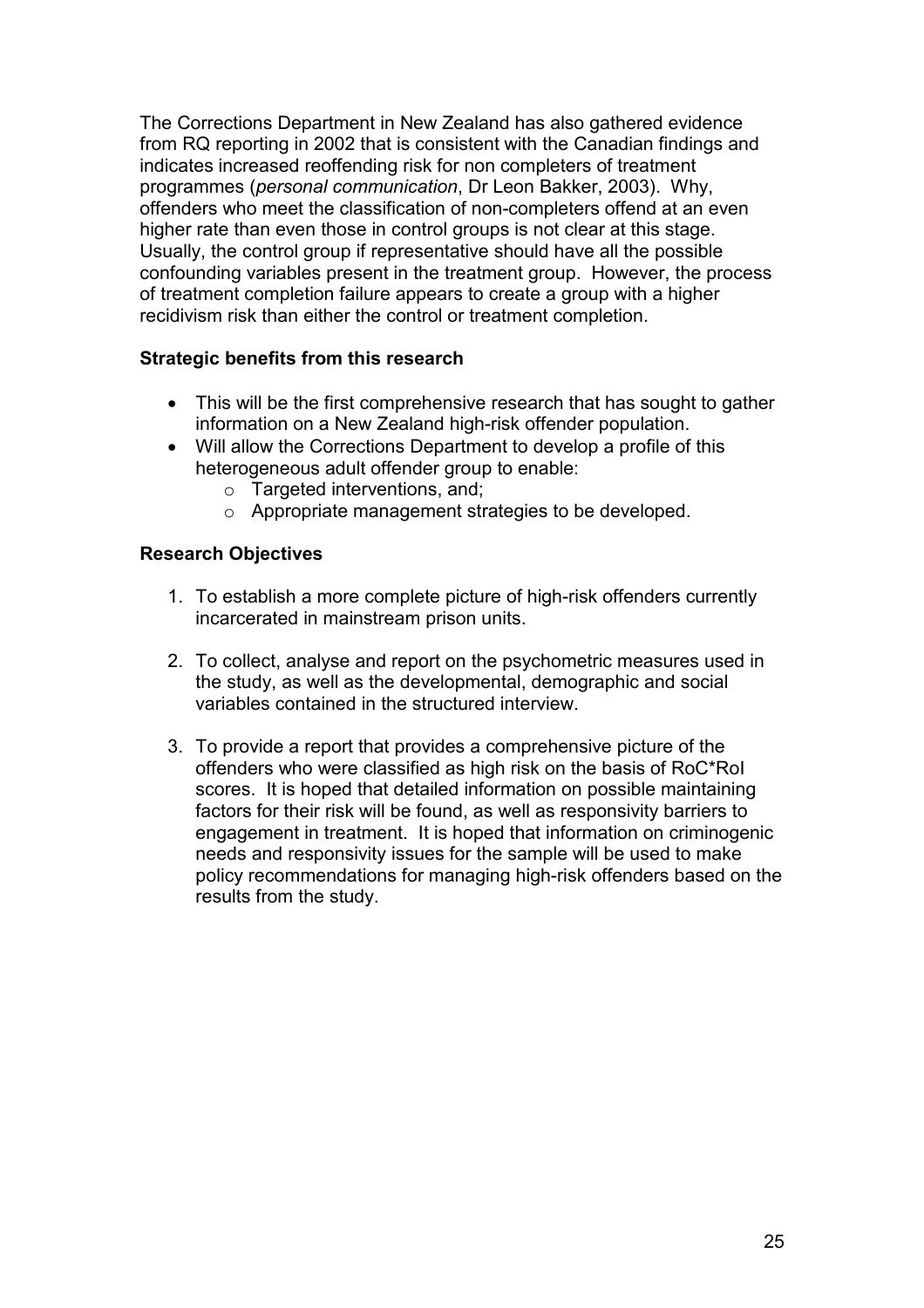The Corrections Department in New Zealand has also gathered evidence from RQ reporting in 2002 that is consistent with the Canadian findings and indicates increased reoffending risk for non completers of treatment programmes (*personal communication*, Dr Leon Bakker, 2003). Why, offenders who meet the classification of non-completers offend at an even higher rate than even those in control groups is not clear at this stage. Usually, the control group if representative should have all the possible confounding variables present in the treatment group. However, the process of treatment completion failure appears to create a group with a higher recidivism risk than either the control or treatment completion.

**Strategic benefits from this research**

- This will be the first comprehensive research that has sought to gather information on a New Zealand high-risk offender population.
- Will allow the Corrections Department to develop a profile of this heterogeneous adult offender group to enable:
    - Targeted interventions, and;
    - Appropriate management strategies to be developed.

**Research Objectives**

1. To establish a more complete picture of high-risk offenders currently incarcerated in mainstream prison units.

2. To collect, analyse and report on the psychometric measures used in the study, as well as the developmental, demographic and social variables contained in the structured interview.

3. To provide a report that provides a comprehensive picture of the offenders who were classified as high risk on the basis of RoC*RoI scores. It is hoped that detailed information on possible maintaining factors for their risk will be found, as well as responsivity barriers to engagement in treatment. It is hoped that information on criminogenic needs and responsivity issues for the sample will be used to make policy recommendations for managing high-risk offenders based on the results from the study.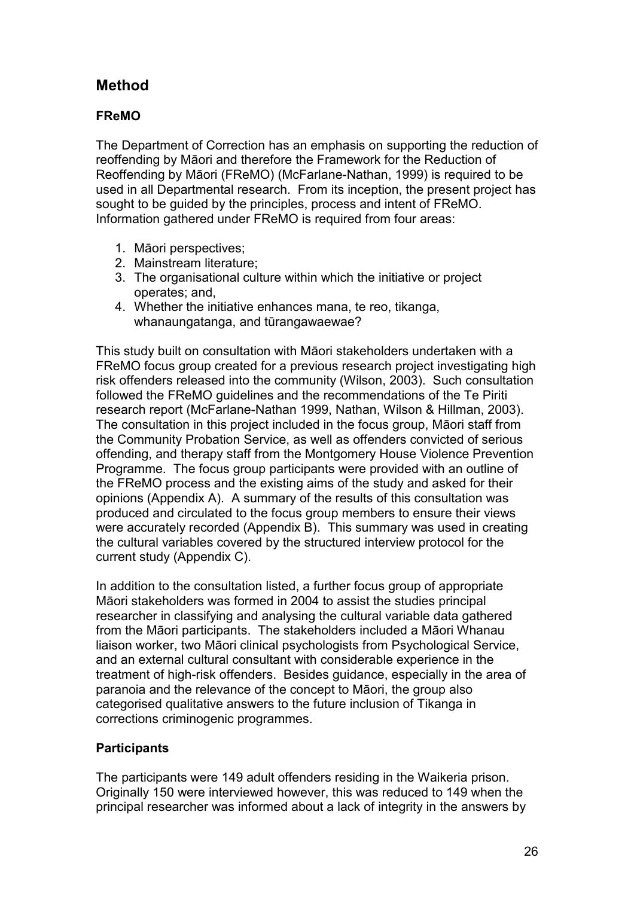## Method

### FReMO

The Department of Correction has an emphasis on supporting the reduction of reoffending by Māori and therefore the Framework for the Reduction of Reoffending by Māori (FReMO) (McFarlane-Nathan, 1999) is required to be used in all Departmental research. From its inception, the present project has sought to be guided by the principles, process and intent of FReMO. Information gathered under FReMO is required from four areas:

1. Māori perspectives;
2. Mainstream literature;
3. The organisational culture within which the initiative or project operates; and,
4. Whether the initiative enhances mana, te reo, tikanga, whanaungatanga, and tūrangawaewae?

This study built on consultation with Māori stakeholders undertaken with a FReMO focus group created for a previous research project investigating high risk offenders released into the community (Wilson, 2003). Such consultation followed the FReMO guidelines and the recommendations of the Te Piriti research report (McFarlane-Nathan 1999, Nathan, Wilson & Hillman, 2003). The consultation in this project included in the focus group, Māori staff from the Community Probation Service, as well as offenders convicted of serious offending, and therapy staff from the Montgomery House Violence Prevention Programme. The focus group participants were provided with an outline of the FReMO process and the existing aims of the study and asked for their opinions (Appendix A). A summary of the results of this consultation was produced and circulated to the focus group members to ensure their views were accurately recorded (Appendix B). This summary was used in creating the cultural variables covered by the structured interview protocol for the current study (Appendix C).

In addition to the consultation listed, a further focus group of appropriate Māori stakeholders was formed in 2004 to assist the studies principal researcher in classifying and analysing the cultural variable data gathered from the Māori participants. The stakeholders included a Māori Whanau liaison worker, two Māori clinical psychologists from Psychological Service, and an external cultural consultant with considerable experience in the treatment of high-risk offenders. Besides guidance, especially in the area of paranoia and the relevance of the concept to Māori, the group also categorised qualitative answers to the future inclusion of Tikanga in corrections criminogenic programmes.

### Participants

The participants were 149 adult offenders residing in the Waikeria prison. Originally 150 were interviewed however, this was reduced to 149 when the principal researcher was informed about a lack of integrity in the answers by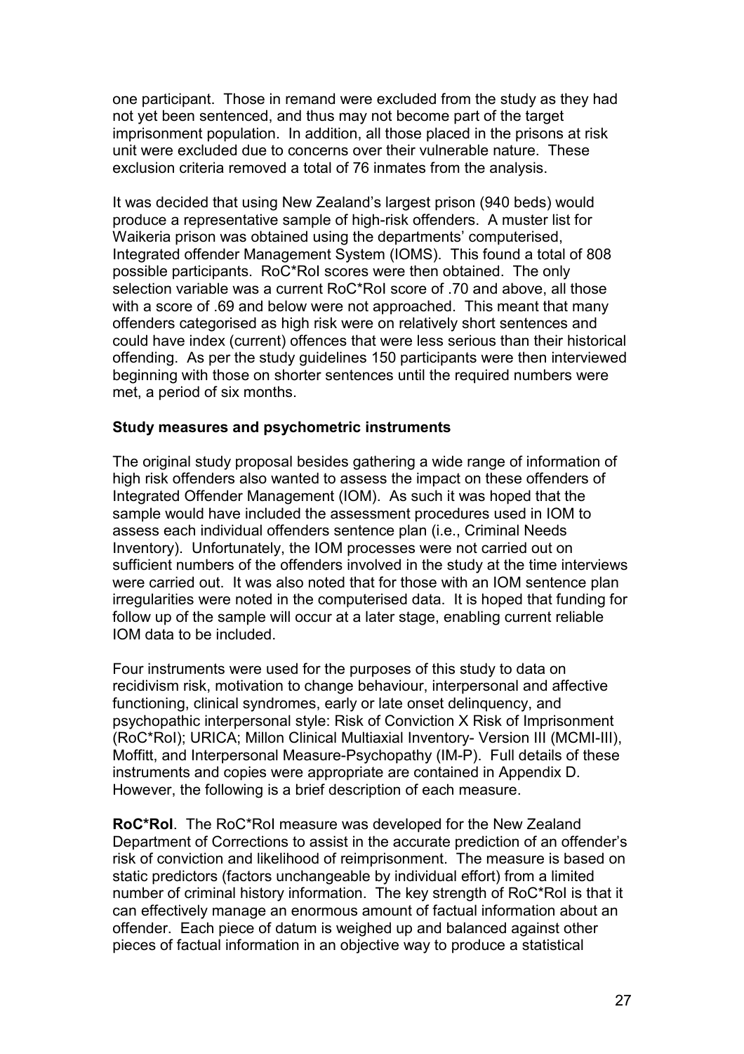one participant. Those in remand were excluded from the study as they had not yet been sentenced, and thus may not become part of the target imprisonment population. In addition, all those placed in the prisons at risk unit were excluded due to concerns over their vulnerable nature. These exclusion criteria removed a total of 76 inmates from the analysis.

It was decided that using New Zealand's largest prison (940 beds) would produce a representative sample of high-risk offenders. A muster list for Waikeria prison was obtained using the departments' computerised, Integrated offender Management System (IOMS). This found a total of 808 possible participants. RoC*RoI scores were then obtained. The only selection variable was a current RoC*RoI score of .70 and above, all those with a score of .69 and below were not approached. This meant that many offenders categorised as high risk were on relatively short sentences and could have index (current) offences that were less serious than their historical offending. As per the study guidelines 150 participants were then interviewed beginning with those on shorter sentences until the required numbers were met, a period of six months.

### Study measures and psychometric instruments

The original study proposal besides gathering a wide range of information of high risk offenders also wanted to assess the impact on these offenders of Integrated Offender Management (IOM). As such it was hoped that the sample would have included the assessment procedures used in IOM to assess each individual offenders sentence plan (i.e., Criminal Needs Inventory). Unfortunately, the IOM processes were not carried out on sufficient numbers of the offenders involved in the study at the time interviews were carried out. It was also noted that for those with an IOM sentence plan irregularities were noted in the computerised data. It is hoped that funding for follow up of the sample will occur at a later stage, enabling current reliable IOM data to be included.

Four instruments were used for the purposes of this study to data on recidivism risk, motivation to change behaviour, interpersonal and affective functioning, clinical syndromes, early or late onset delinquency, and psychopathic interpersonal style: Risk of Conviction X Risk of Imprisonment (RoC*RoI); URICA; Millon Clinical Multiaxial Inventory- Version III (MCMI-III), Moffitt, and Interpersonal Measure-Psychopathy (IM-P). Full details of these instruments and copies were appropriate are contained in Appendix D. However, the following is a brief description of each measure.

**RoC*RoI**. The RoC*RoI measure was developed for the New Zealand Department of Corrections to assist in the accurate prediction of an offender's risk of conviction and likelihood of reimprisonment. The measure is based on static predictors (factors unchangeable by individual effort) from a limited number of criminal history information. The key strength of RoC*RoI is that it can effectively manage an enormous amount of factual information about an offender. Each piece of datum is weighed up and balanced against other pieces of factual information in an objective way to produce a statistical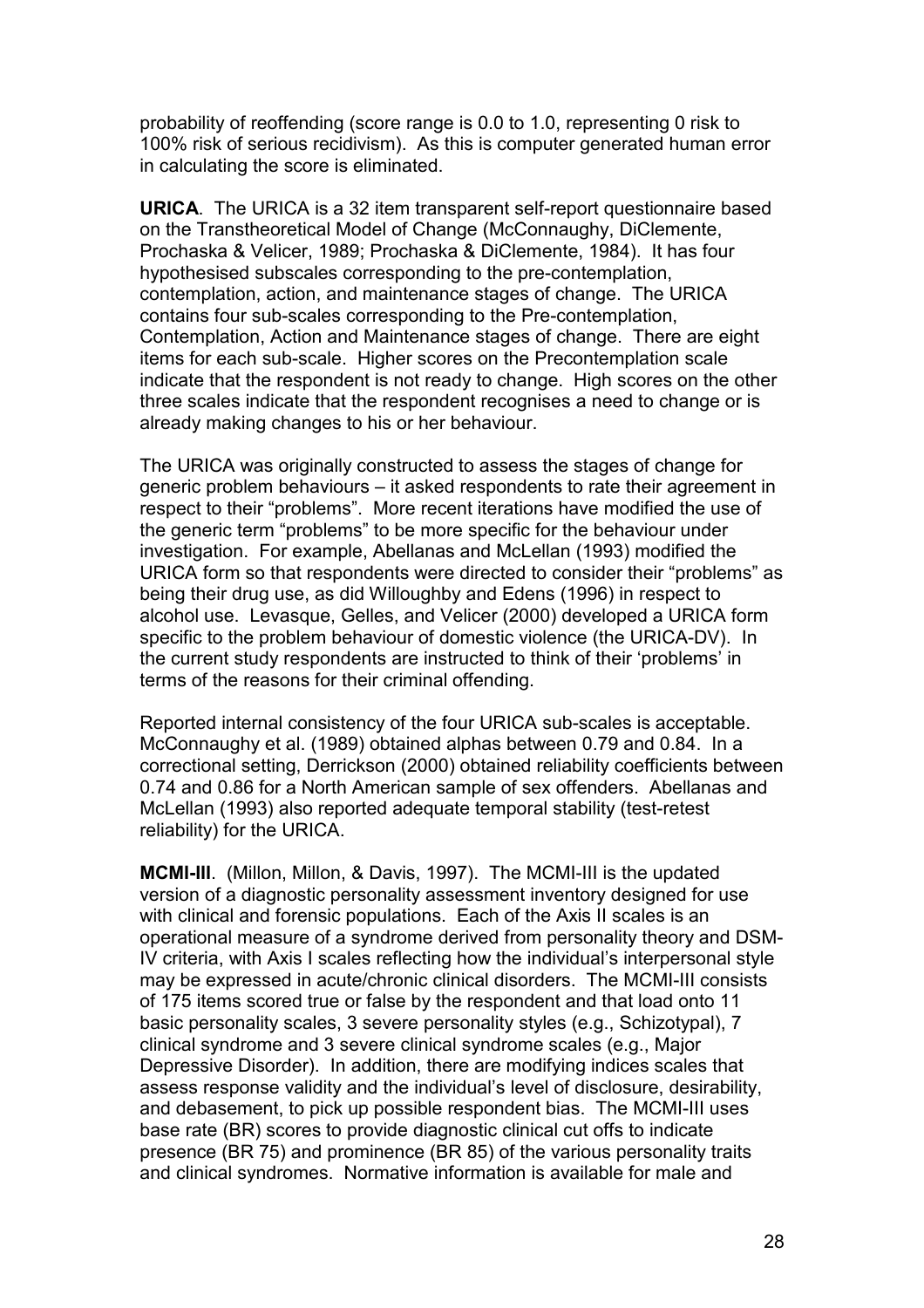probability of reoffending (score range is 0.0 to 1.0, representing 0 risk to 100% risk of serious recidivism). As this is computer generated human error in calculating the score is eliminated.

**URICA**. The URICA is a 32 item transparent self-report questionnaire based on the Transtheoretical Model of Change (McConnaughy, DiClemente, Prochaska & Velicer, 1989; Prochaska & DiClemente, 1984). It has four hypothesised subscales corresponding to the pre-contemplation, contemplation, action, and maintenance stages of change. The URICA contains four sub-scales corresponding to the Pre-contemplation, Contemplation, Action and Maintenance stages of change. There are eight items for each sub-scale. Higher scores on the Precontemplation scale indicate that the respondent is not ready to change. High scores on the other three scales indicate that the respondent recognises a need to change or is already making changes to his or her behaviour.

The URICA was originally constructed to assess the stages of change for generic problem behaviours – it asked respondents to rate their agreement in respect to their "problems". More recent iterations have modified the use of the generic term "problems" to be more specific for the behaviour under investigation. For example, Abellanas and McLellan (1993) modified the URICA form so that respondents were directed to consider their "problems" as being their drug use, as did Willoughby and Edens (1996) in respect to alcohol use. Levasque, Gelles, and Velicer (2000) developed a URICA form specific to the problem behaviour of domestic violence (the URICA-DV). In the current study respondents are instructed to think of their 'problems' in terms of the reasons for their criminal offending.

Reported internal consistency of the four URICA sub-scales is acceptable. McConnaughy et al. (1989) obtained alphas between 0.79 and 0.84. In a correctional setting, Derrickson (2000) obtained reliability coefficients between 0.74 and 0.86 for a North American sample of sex offenders. Abellanas and McLellan (1993) also reported adequate temporal stability (test-retest reliability) for the URICA.

**MCMI-III**. (Millon, Millon, & Davis, 1997). The MCMI-III is the updated version of a diagnostic personality assessment inventory designed for use with clinical and forensic populations. Each of the Axis II scales is an operational measure of a syndrome derived from personality theory and DSM-IV criteria, with Axis I scales reflecting how the individual's interpersonal style may be expressed in acute/chronic clinical disorders. The MCMI-III consists of 175 items scored true or false by the respondent and that load onto 11 basic personality scales, 3 severe personality styles (e.g., Schizotypal), 7 clinical syndrome and 3 severe clinical syndrome scales (e.g., Major Depressive Disorder). In addition, there are modifying indices scales that assess response validity and the individual's level of disclosure, desirability, and debasement, to pick up possible respondent bias. The MCMI-III uses base rate (BR) scores to provide diagnostic clinical cut offs to indicate presence (BR 75) and prominence (BR 85) of the various personality traits and clinical syndromes. Normative information is available for male and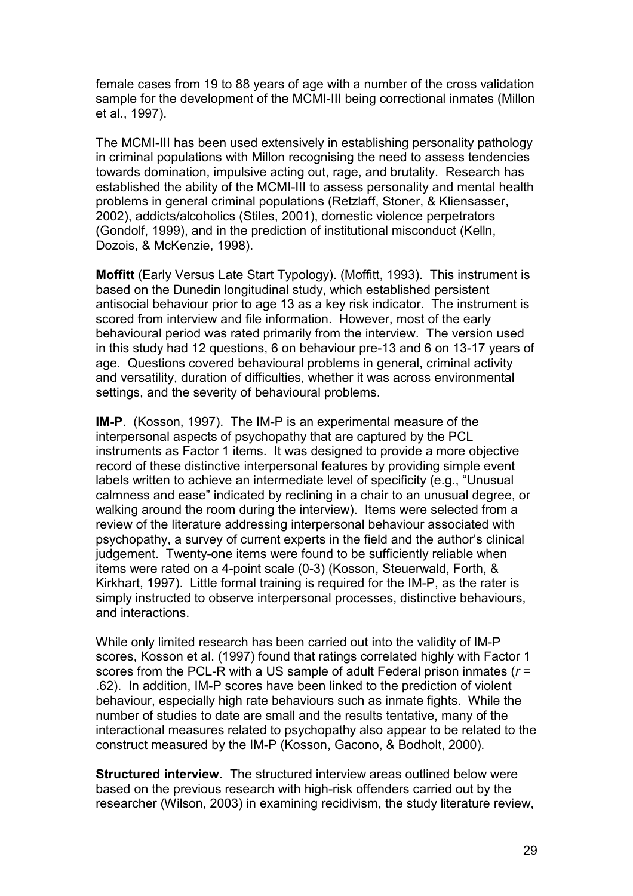female cases from 19 to 88 years of age with a number of the cross validation sample for the development of the MCMI-III being correctional inmates (Millon et al., 1997).

The MCMI-III has been used extensively in establishing personality pathology in criminal populations with Millon recognising the need to assess tendencies towards domination, impulsive acting out, rage, and brutality. Research has established the ability of the MCMI-III to assess personality and mental health problems in general criminal populations (Retzlaff, Stoner, & Kliensasser, 2002), addicts/alcoholics (Stiles, 2001), domestic violence perpetrators (Gondolf, 1999), and in the prediction of institutional misconduct (Kelln, Dozois, & McKenzie, 1998).

**Moffitt** (Early Versus Late Start Typology). (Moffitt, 1993). This instrument is based on the Dunedin longitudinal study, which established persistent antisocial behaviour prior to age 13 as a key risk indicator. The instrument is scored from interview and file information. However, most of the early behavioural period was rated primarily from the interview. The version used in this study had 12 questions, 6 on behaviour pre-13 and 6 on 13-17 years of age. Questions covered behavioural problems in general, criminal activity and versatility, duration of difficulties, whether it was across environmental settings, and the severity of behavioural problems.

**IM-P**. (Kosson, 1997). The IM-P is an experimental measure of the interpersonal aspects of psychopathy that are captured by the PCL instruments as Factor 1 items. It was designed to provide a more objective record of these distinctive interpersonal features by providing simple event labels written to achieve an intermediate level of specificity (e.g., "Unusual calmness and ease" indicated by reclining in a chair to an unusual degree, or walking around the room during the interview). Items were selected from a review of the literature addressing interpersonal behaviour associated with psychopathy, a survey of current experts in the field and the author's clinical judgement. Twenty-one items were found to be sufficiently reliable when items were rated on a 4-point scale (0-3) (Kosson, Steuerwald, Forth, & Kirkhart, 1997). Little formal training is required for the IM-P, as the rater is simply instructed to observe interpersonal processes, distinctive behaviours, and interactions.

While only limited research has been carried out into the validity of IM-P scores, Kosson et al. (1997) found that ratings correlated highly with Factor 1 scores from the PCL-R with a US sample of adult Federal prison inmates ($r$ = .62). In addition, IM-P scores have been linked to the prediction of violent behaviour, especially high rate behaviours such as inmate fights. While the number of studies to date are small and the results tentative, many of the interactional measures related to psychopathy also appear to be related to the construct measured by the IM-P (Kosson, Gacono, & Bodholt, 2000).

**Structured interview.** The structured interview areas outlined below were based on the previous research with high-risk offenders carried out by the researcher (Wilson, 2003) in examining recidivism, the study literature review,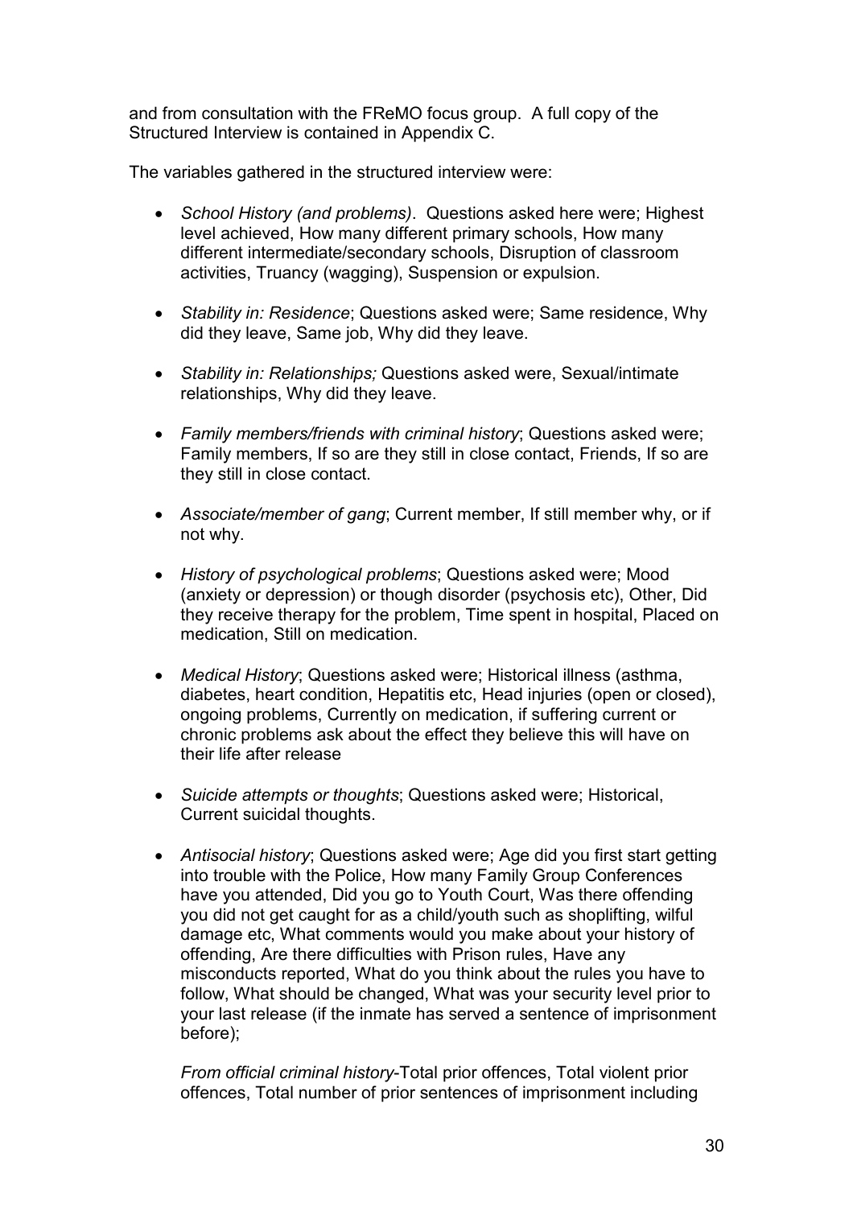and from consultation with the FReMO focus group. A full copy of the Structured Interview is contained in Appendix C.

The variables gathered in the structured interview were:

- *School History (and problems)*. Questions asked here were; Highest level achieved, How many different primary schools, How many different intermediate/secondary schools, Disruption of classroom activities, Truancy (wagging), Suspension or expulsion.

- *Stability in: Residence*; Questions asked were; Same residence, Why did they leave, Same job, Why did they leave.

- *Stability in: Relationships;* Questions asked were, Sexual/intimate relationships, Why did they leave.

- *Family members/friends with criminal history*; Questions asked were; Family members, If so are they still in close contact, Friends, If so are they still in close contact.

- *Associate/member of gang*; Current member, If still member why, or if not why.

- *History of psychological problems*; Questions asked were; Mood (anxiety or depression) or though disorder (psychosis etc), Other, Did they receive therapy for the problem, Time spent in hospital, Placed on medication, Still on medication.

- *Medical History*; Questions asked were; Historical illness (asthma, diabetes, heart condition, Hepatitis etc, Head injuries (open or closed), ongoing problems, Currently on medication, if suffering current or chronic problems ask about the effect they believe this will have on their life after release

- *Suicide attempts or thoughts*; Questions asked were; Historical, Current suicidal thoughts.

- *Antisocial history*; Questions asked were; Age did you first start getting into trouble with the Police, How many Family Group Conferences have you attended, Did you go to Youth Court, Was there offending you did not get caught for as a child/youth such as shoplifting, wilful damage etc, What comments would you make about your history of offending, Are there difficulties with Prison rules, Have any misconducts reported, What do you think about the rules you have to follow, What should be changed, What was your security level prior to your last release (if the inmate has served a sentence of imprisonment before);

  *From official criminal history*-Total prior offences, Total violent prior offences, Total number of prior sentences of imprisonment including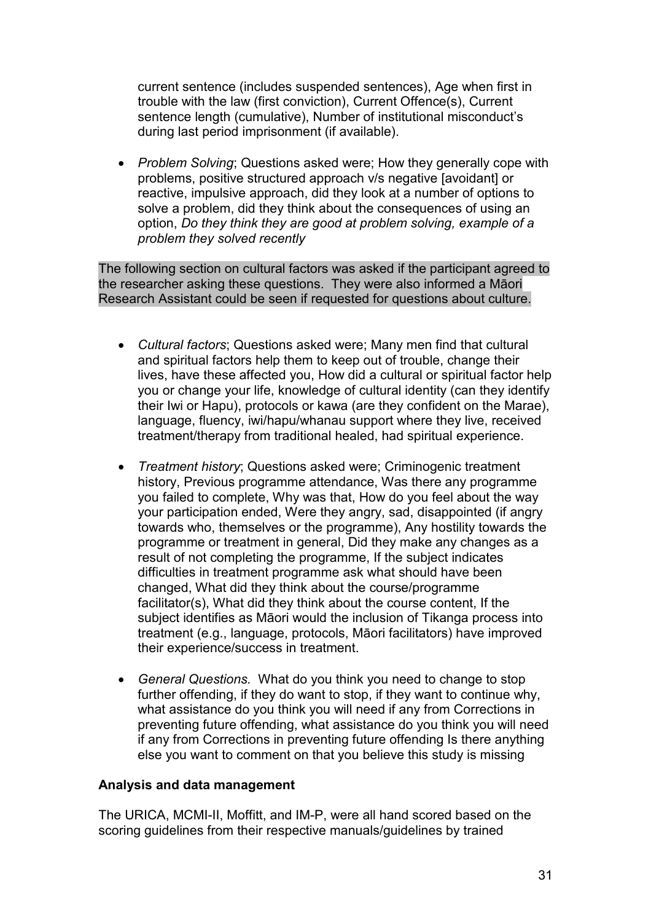current sentence (includes suspended sentences), Age when first in trouble with the law (first conviction), Current Offence(s), Current sentence length (cumulative), Number of institutional misconduct's during last period imprisonment (if available).

- *Problem Solving*; Questions asked were; How they generally cope with problems, positive structured approach v/s negative [avoidant] or reactive, impulsive approach, did they look at a number of options to solve a problem, did they think about the consequences of using an option, *Do they think they are good at problem solving, example of a problem they solved recently*

The following section on cultural factors was asked if the participant agreed to the researcher asking these questions. They were also informed a Māori Research Assistant could be seen if requested for questions about culture.

- *Cultural factors*; Questions asked were; Many men find that cultural and spiritual factors help them to keep out of trouble, change their lives, have these affected you, How did a cultural or spiritual factor help you or change your life, knowledge of cultural identity (can they identify their Iwi or Hapu), protocols or kawa (are they confident on the Marae), language, fluency, iwi/hapu/whanau support where they live, received treatment/therapy from traditional healed, had spiritual experience.
- *Treatment history*; Questions asked were; Criminogenic treatment history, Previous programme attendance, Was there any programme you failed to complete, Why was that, How do you feel about the way your participation ended, Were they angry, sad, disappointed (if angry towards who, themselves or the programme), Any hostility towards the programme or treatment in general, Did they make any changes as a result of not completing the programme, If the subject indicates difficulties in treatment programme ask what should have been changed, What did they think about the course/programme facilitator(s), What did they think about the course content, If the subject identifies as Māori would the inclusion of Tikanga process into treatment (e.g., language, protocols, Māori facilitators) have improved their experience/success in treatment.
- *General Questions.* What do you think you need to change to stop further offending, if they do want to stop, if they want to continue why, what assistance do you think you will need if any from Corrections in preventing future offending, what assistance do you think you will need if any from Corrections in preventing future offending Is there anything else you want to comment on that you believe this study is missing

**Analysis and data management**

The URICA, MCMI-II, Moffitt, and IM-P, were all hand scored based on the scoring guidelines from their respective manuals/guidelines by trained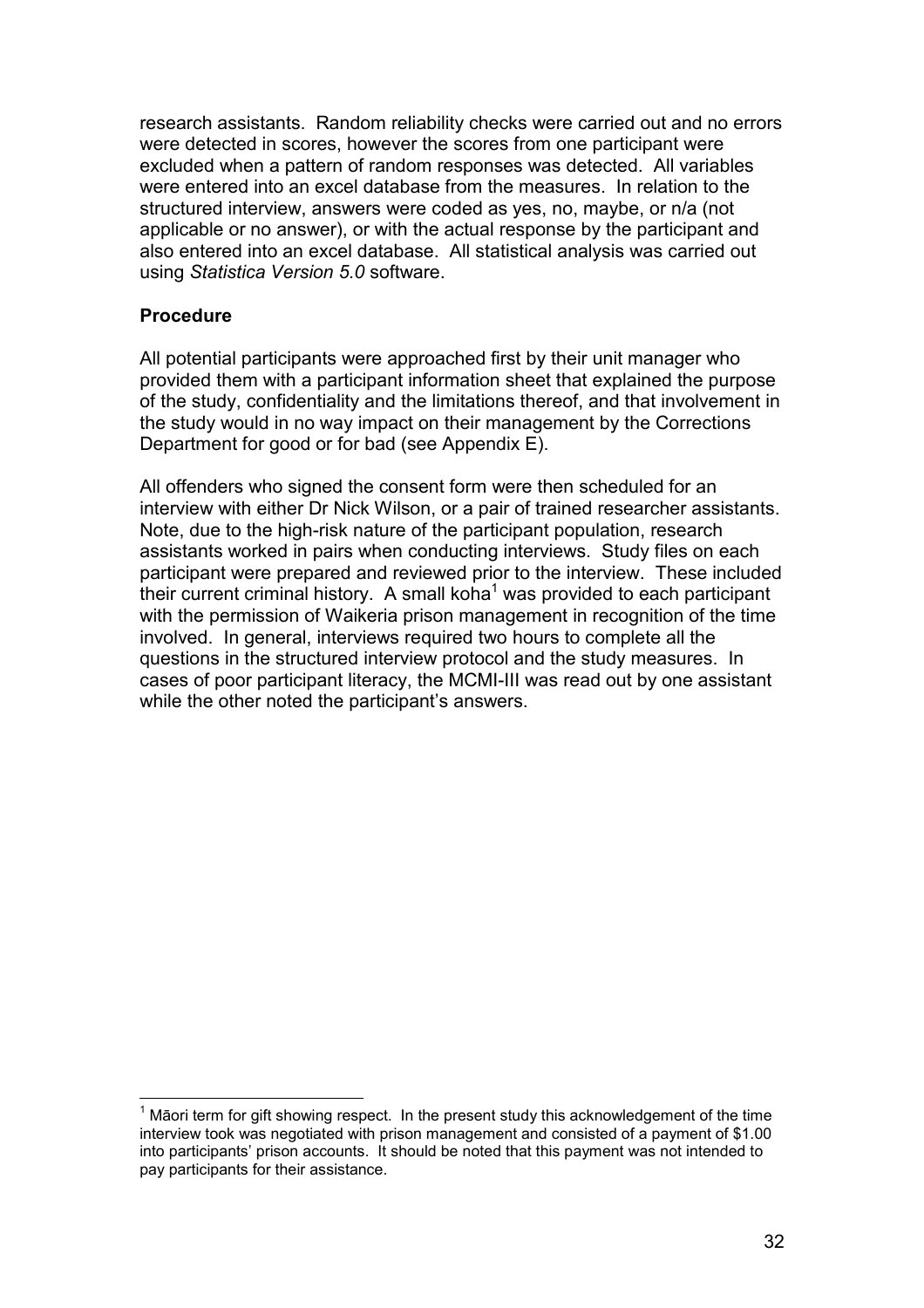research assistants. Random reliability checks were carried out and no errors were detected in scores, however the scores from one participant were excluded when a pattern of random responses was detected. All variables were entered into an excel database from the measures. In relation to the structured interview, answers were coded as yes, no, maybe, or n/a (not applicable or no answer), or with the actual response by the participant and also entered into an excel database. All statistical analysis was carried out using *Statistica Version 5.0* software.

## Procedure

All potential participants were approached first by their unit manager who provided them with a participant information sheet that explained the purpose of the study, confidentiality and the limitations thereof, and that involvement in the study would in no way impact on their management by the Corrections Department for good or for bad (see Appendix E).

All offenders who signed the consent form were then scheduled for an interview with either Dr Nick Wilson, or a pair of trained researcher assistants. Note, due to the high-risk nature of the participant population, research assistants worked in pairs when conducting interviews. Study files on each participant were prepared and reviewed prior to the interview. These included their current criminal history. A small koha[1] was provided to each participant with the permission of Waikeria prison management in recognition of the time involved. In general, interviews required two hours to complete all the questions in the structured interview protocol and the study measures. In cases of poor participant literacy, the MCMI-III was read out by one assistant while the other noted the participant's answers.

---

[1] Māori term for gift showing respect. In the present study this acknowledgement of the time interview took was negotiated with prison management and consisted of a payment of $1.00 into participants' prison accounts. It should be noted that this payment was not intended to pay participants for their assistance.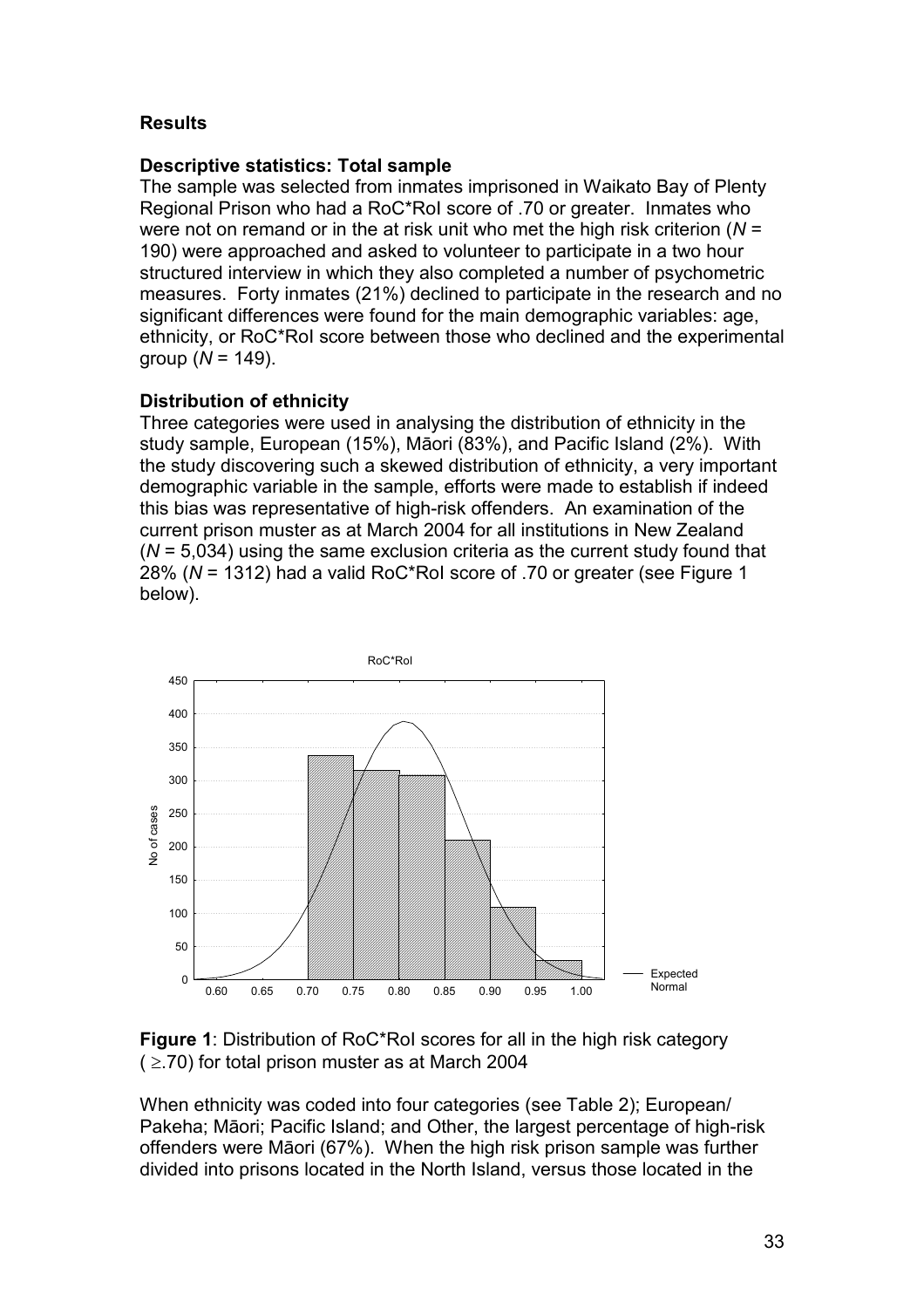## Results

### Descriptive statistics: Total sample

The sample was selected from inmates imprisoned in Waikato Bay of Plenty Regional Prison who had a RoC*RoI score of .70 or greater. Inmates who were not on remand or in the at risk unit who met the high risk criterion (*N* = 190) were approached and asked to volunteer to participate in a two hour structured interview in which they also completed a number of psychometric measures. Forty inmates (21%) declined to participate in the research and no significant differences were found for the main demographic variables: age, ethnicity, or RoC*RoI score between those who declined and the experimental group (*N* = 149).

### Distribution of ethnicity

Three categories were used in analysing the distribution of ethnicity in the study sample, European (15%), Māori (83%), and Pacific Island (2%). With the study discovering such a skewed distribution of ethnicity, a very important demographic variable in the sample, efforts were made to establish if indeed this bias was representative of high-risk offenders. An examination of the current prison muster as at March 2004 for all institutions in New Zealand (*N* = 5,034) using the same exclusion criteria as the current study found that 28% (*N* = 1312) had a valid RoC*RoI score of .70 or greater (see Figure 1 below).

**Figure 1**: Distribution of RoC*RoI scores for all in the high risk category ( ≥.70) for total prison muster as at March 2004

When ethnicity was coded into four categories (see Table 2); European/ Pakeha; Māori; Pacific Island; and Other, the largest percentage of high-risk offenders were Māori (67%). When the high risk prison sample was further divided into prisons located in the North Island, versus those located in the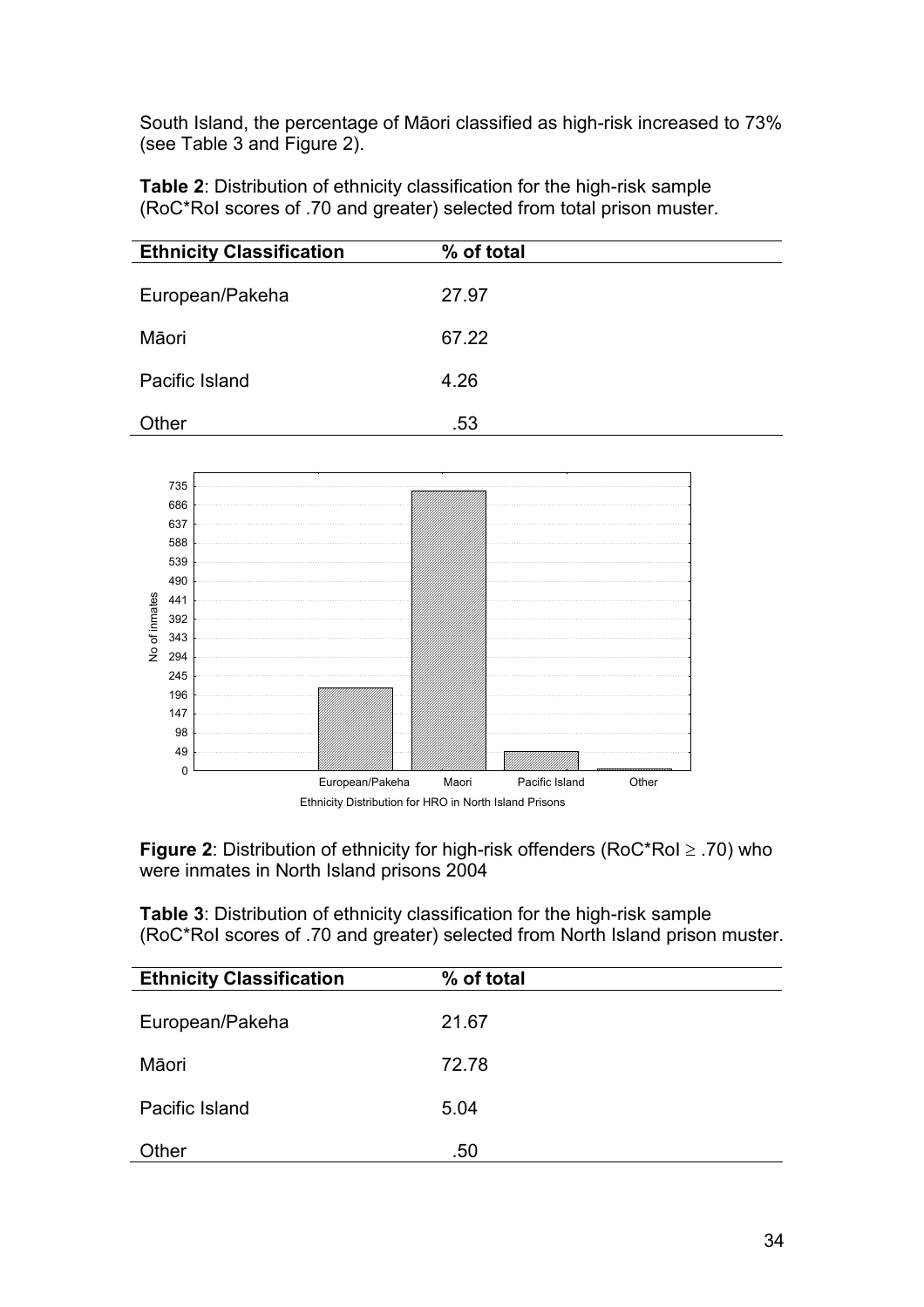South Island, the percentage of Māori classified as high-risk increased to 73% (see Table 3 and Figure 2).

**Table 2**: Distribution of ethnicity classification for the high-risk sample (RoC*RoI scores of .70 and greater) selected from total prison muster.

| Ethnicity Classification | % of total |
|---|---|
| European/Pakeha | 27.97 |
| Māori | 67.22 |
| Pacific Island | 4.26 |
| Other | .53 |

**Figure 2**: Distribution of ethnicity for high-risk offenders (RoC*RoI $\geq$ .70) who were inmates in North Island prisons 2004

**Table 3**: Distribution of ethnicity classification for the high-risk sample (RoC*RoI scores of .70 and greater) selected from North Island prison muster.

| Ethnicity Classification | % of total |
|---|---|
| European/Pakeha | 21.67 |
| Māori | 72.78 |
| Pacific Island | 5.04 |
| Other | .50 |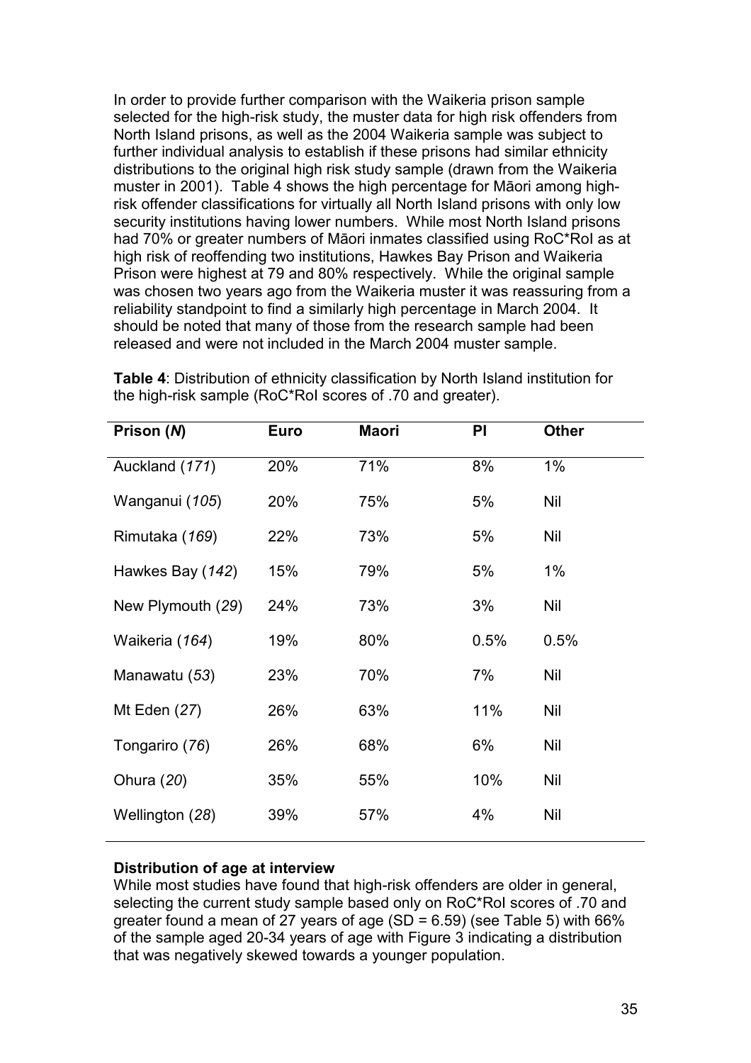In order to provide further comparison with the Waikeria prison sample selected for the high-risk study, the muster data for high risk offenders from North Island prisons, as well as the 2004 Waikeria sample was subject to further individual analysis to establish if these prisons had similar ethnicity distributions to the original high risk study sample (drawn from the Waikeria muster in 2001). Table 4 shows the high percentage for Māori among high-risk offender classifications for virtually all North Island prisons with only low security institutions having lower numbers. While most North Island prisons had 70% or greater numbers of Māori inmates classified using RoC*RoI as at high risk of reoffending two institutions, Hawkes Bay Prison and Waikeria Prison were highest at 79 and 80% respectively. While the original sample was chosen two years ago from the Waikeria muster it was reassuring from a reliability standpoint to find a similarly high percentage in March 2004. It should be noted that many of those from the research sample had been released and were not included in the March 2004 muster sample.

**Table 4**: Distribution of ethnicity classification by North Island institution for the high-risk sample (RoC*RoI scores of .70 and greater).

| Prison (*N*) | Euro | Maori | PI | Other |
|---|---|---|---|---|
| Auckland (*171*) | 20% | 71% | 8% | 1% |
| Wanganui (*105*) | 20% | 75% | 5% | Nil |
| Rimutaka (*169*) | 22% | 73% | 5% | Nil |
| Hawkes Bay (*142*) | 15% | 79% | 5% | 1% |
| New Plymouth (*29*) | 24% | 73% | 3% | Nil |
| Waikeria (*164*) | 19% | 80% | 0.5% | 0.5% |
| Manawatu (*53*) | 23% | 70% | 7% | Nil |
| Mt Eden (*27*) | 26% | 63% | 11% | Nil |
| Tongariro (*76*) | 26% | 68% | 6% | Nil |
| Ohura (*20*) | 35% | 55% | 10% | Nil |
| Wellington (*28*) | 39% | 57% | 4% | Nil |

**Distribution of age at interview**

While most studies have found that high-risk offenders are older in general, selecting the current study sample based only on RoC*RoI scores of .70 and greater found a mean of 27 years of age (SD = 6.59) (see Table 5) with 66% of the sample aged 20-34 years of age with Figure 3 indicating a distribution that was negatively skewed towards a younger population.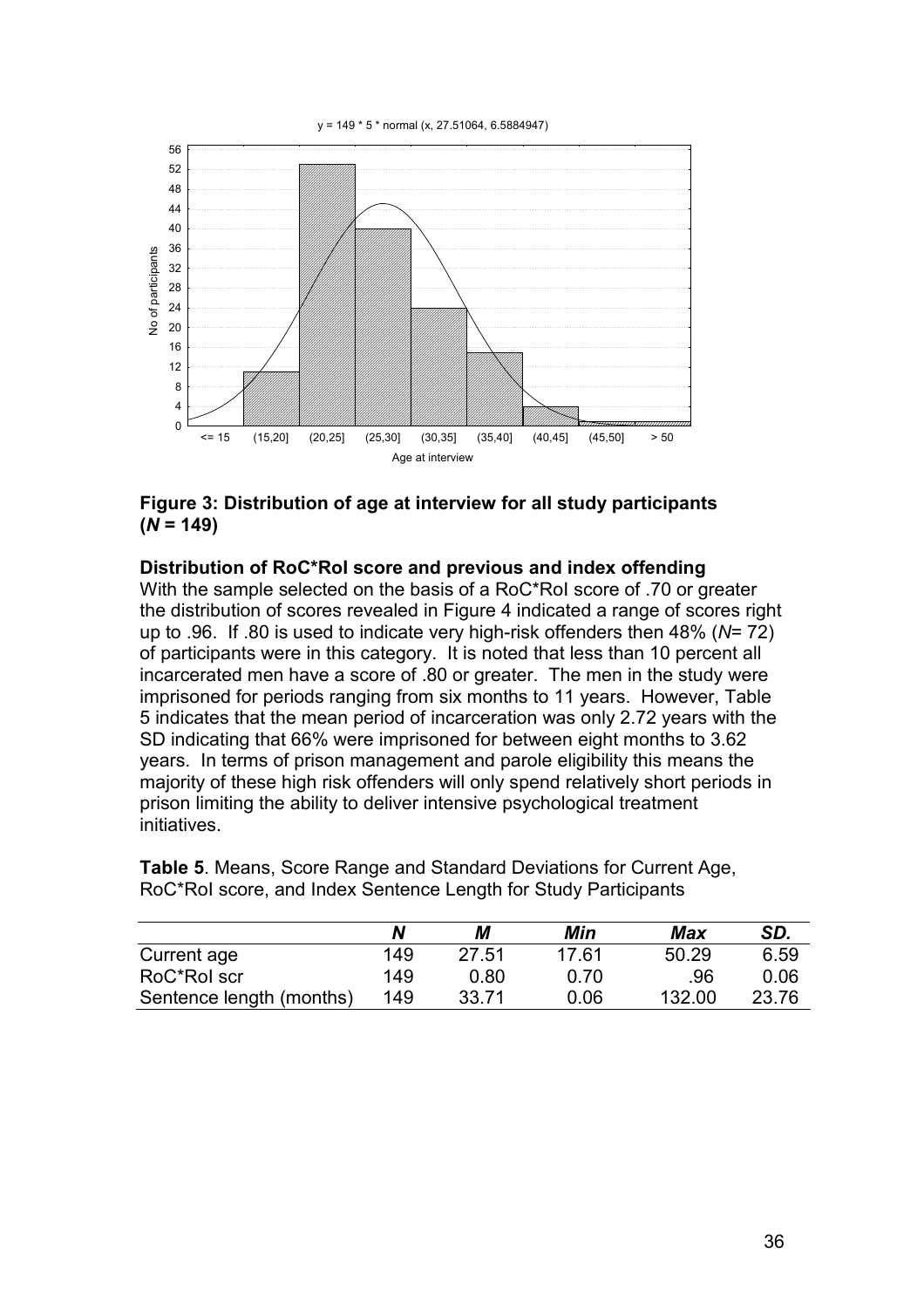**Figure 3: Distribution of age at interview for all study participants (*N* = 149)**

**Distribution of RoC*RoI score and previous and index offending**

With the sample selected on the basis of a RoC*RoI score of .70 or greater the distribution of scores revealed in Figure 4 indicated a range of scores right up to .96. If .80 is used to indicate very high-risk offenders then 48% (*N*= 72) of participants were in this category. It is noted that less than 10 percent all incarcerated men have a score of .80 or greater. The men in the study were imprisoned for periods ranging from six months to 11 years. However, Table 5 indicates that the mean period of incarceration was only 2.72 years with the SD indicating that 66% were imprisoned for between eight months to 3.62 years. In terms of prison management and parole eligibility this means the majority of these high risk offenders will only spend relatively short periods in prison limiting the ability to deliver intensive psychological treatment initiatives.

**Table 5**. Means, Score Range and Standard Deviations for Current Age, RoC*RoI score, and Index Sentence Length for Study Participants

| | *N* | *M* | *Min* | *Max* | *SD.* |
|---|---|---|---|---|---|
| Current age | 149 | 27.51 | 17.61 | 50.29 | 6.59 |
| RoC*RoI scr | 149 | 0.80 | 0.70 | .96 | 0.06 |
| Sentence length (months) | 149 | 33.71 | 0.06 | 132.00 | 23.76 |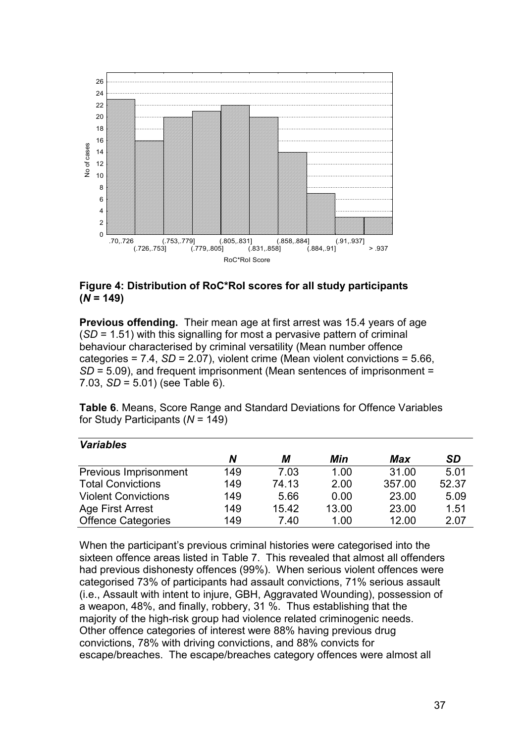**Figure 4: Distribution of RoC*RoI scores for all study participants (*N* = 149)**

**Previous offending.** Their mean age at first arrest was 15.4 years of age (*SD* = 1.51) with this signalling for most a pervasive pattern of criminal behaviour characterised by criminal versatility (Mean number offence categories = 7.4, *SD* = 2.07), violent crime (Mean violent convictions = 5.66, *SD* = 5.09), and frequent imprisonment (Mean sentences of imprisonment = 7.03, *SD* = 5.01) (see Table 6).

**Table 6**. Means, Score Range and Standard Deviations for Offence Variables for Study Participants (*N* = 149)

| *Variables* | *N* | *M* | *Min* | *Max* | *SD* |
|---|---|---|---|---|---|
| Previous Imprisonment | 149 | 7.03 | 1.00 | 31.00 | 5.01 |
| Total Convictions | 149 | 74.13 | 2.00 | 357.00 | 52.37 |
| Violent Convictions | 149 | 5.66 | 0.00 | 23.00 | 5.09 |
| Age First Arrest | 149 | 15.42 | 13.00 | 23.00 | 1.51 |
| Offence Categories | 149 | 7.40 | 1.00 | 12.00 | 2.07 |

When the participant's previous criminal histories were categorised into the sixteen offence areas listed in Table 7. This revealed that almost all offenders had previous dishonesty offences (99%). When serious violent offences were categorised 73% of participants had assault convictions, 71% serious assault (i.e., Assault with intent to injure, GBH, Aggravated Wounding), possession of a weapon, 48%, and finally, robbery, 31 %. Thus establishing that the majority of the high-risk group had violence related criminogenic needs. Other offence categories of interest were 88% having previous drug convictions, 78% with driving convictions, and 88% convicts for escape/breaches. The escape/breaches category offences were almost all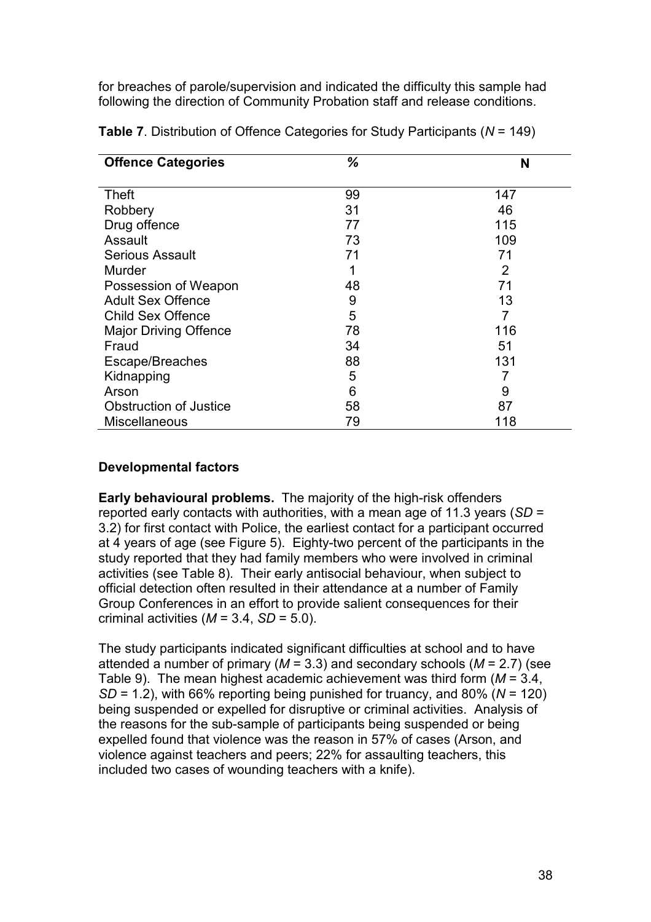for breaches of parole/supervision and indicated the difficulty this sample had following the direction of Community Probation staff and release conditions.

**Table 7**. Distribution of Offence Categories for Study Participants (*N* = 149)

| **Offence Categories** | **%** | **N** |
|---|---|---|
| Theft | 99 | 147 |
| Robbery | 31 | 46 |
| Drug offence | 77 | 115 |
| Assault | 73 | 109 |
| Serious Assault | 71 | 71 |
| Murder | 1 | 2 |
| Possession of Weapon | 48 | 71 |
| Adult Sex Offence | 9 | 13 |
| Child Sex Offence | 5 | 7 |
| Major Driving Offence | 78 | 116 |
| Fraud | 34 | 51 |
| Escape/Breaches | 88 | 131 |
| Kidnapping | 5 | 7 |
| Arson | 6 | 9 |
| Obstruction of Justice | 58 | 87 |
| Miscellaneous | 79 | 118 |

**Developmental factors**

**Early behavioural problems.** The majority of the high-risk offenders reported early contacts with authorities, with a mean age of 11.3 years (*SD* = 3.2) for first contact with Police, the earliest contact for a participant occurred at 4 years of age (see Figure 5). Eighty-two percent of the participants in the study reported that they had family members who were involved in criminal activities (see Table 8). Their early antisocial behaviour, when subject to official detection often resulted in their attendance at a number of Family Group Conferences in an effort to provide salient consequences for their criminal activities (*M* = 3.4, *SD* = 5.0).

The study participants indicated significant difficulties at school and to have attended a number of primary (*M* = 3.3) and secondary schools (*M* = 2.7) (see Table 9). The mean highest academic achievement was third form (*M* = 3.4, *SD* = 1.2), with 66% reporting being punished for truancy, and 80% (*N* = 120) being suspended or expelled for disruptive or criminal activities. Analysis of the reasons for the sub-sample of participants being suspended or being expelled found that violence was the reason in 57% of cases (Arson, and violence against teachers and peers; 22% for assaulting teachers, this included two cases of wounding teachers with a knife).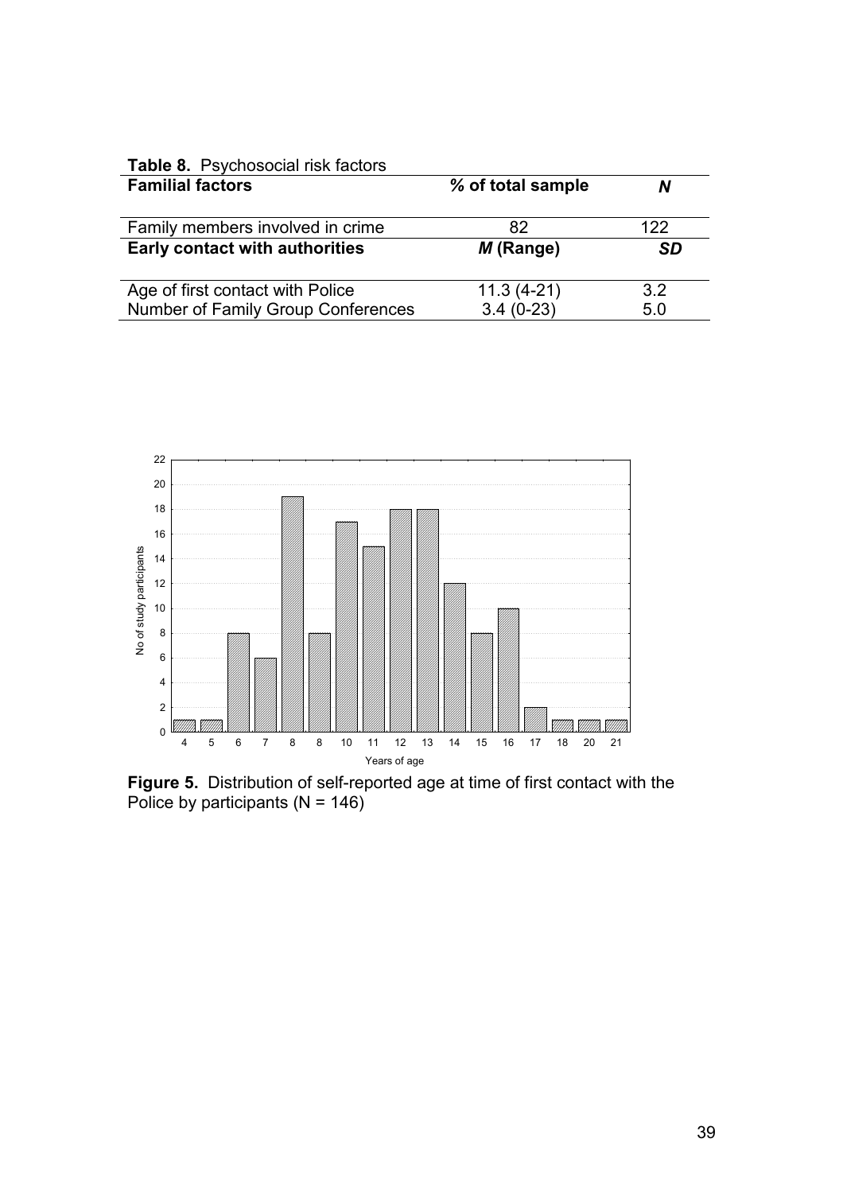**Table 8.** Psychosocial risk factors

| **Familial factors** | ***% of total sample*** | ***N*** |
|---|---|---|
| Family members involved in crime | 82 | 122 |
| **Early contact with authorities** | ***M* (Range)** | ***SD*** |
| Age of first contact with Police | 11.3 (4-21) | 3.2 |
| Number of Family Group Conferences | 3.4 (0-23) | 5.0 |

**Figure 5.** Distribution of self-reported age at time of first contact with the Police by participants (N = 146)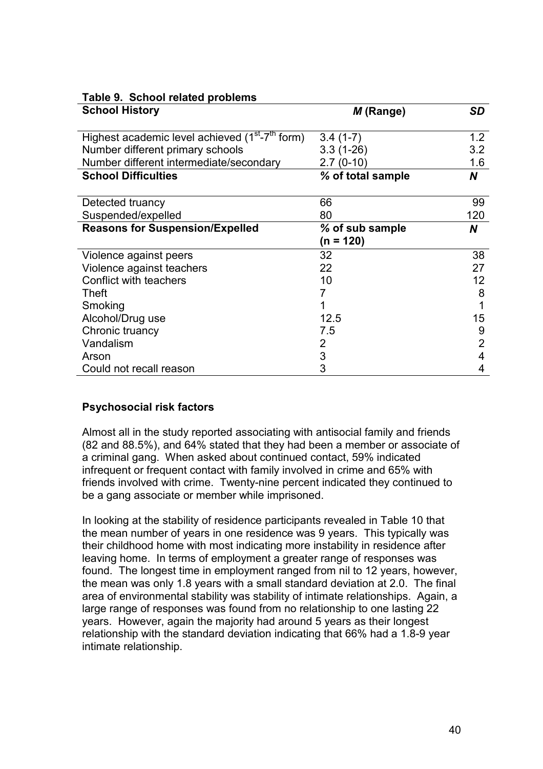**Table 9. School related problems**

| **School History** | ***M* (Range)** | ***SD*** |
|---|---|---|
| Highest academic level achieved (1st-7th form) | 3.4 (1-7) | 1.2 |
| Number different primary schools | 3.3 (1-26) | 3.2 |
| Number different intermediate/secondary | 2.7 (0-10) | 1.6 |
| **School Difficulties** | **% of total sample** | ***N*** |
| Detected truancy | 66 | 99 |
| Suspended/expelled | 80 | 120 |
| **Reasons for Suspension/Expelled** | **% of sub sample (n = 120)** | ***N*** |
| Violence against peers | 32 | 38 |
| Violence against teachers | 22 | 27 |
| Conflict with teachers | 10 | 12 |
| Theft | 7 | 8 |
| Smoking | 1 | 1 |
| Alcohol/Drug use | 12.5 | 15 |
| Chronic truancy | 7.5 | 9 |
| Vandalism | 2 | 2 |
| Arson | 3 | 4 |
| Could not recall reason | 3 | 4 |

**Psychosocial risk factors**

Almost all in the study reported associating with antisocial family and friends (82 and 88.5%), and 64% stated that they had been a member or associate of a criminal gang. When asked about continued contact, 59% indicated infrequent or frequent contact with family involved in crime and 65% with friends involved with crime. Twenty-nine percent indicated they continued to be a gang associate or member while imprisoned.

In looking at the stability of residence participants revealed in Table 10 that the mean number of years in one residence was 9 years. This typically was their childhood home with most indicating more instability in residence after leaving home. In terms of employment a greater range of responses was found. The longest time in employment ranged from nil to 12 years, however, the mean was only 1.8 years with a small standard deviation at 2.0. The final area of environmental stability was stability of intimate relationships. Again, a large range of responses was found from no relationship to one lasting 22 years. However, again the majority had around 5 years as their longest relationship with the standard deviation indicating that 66% had a 1.8-9 year intimate relationship.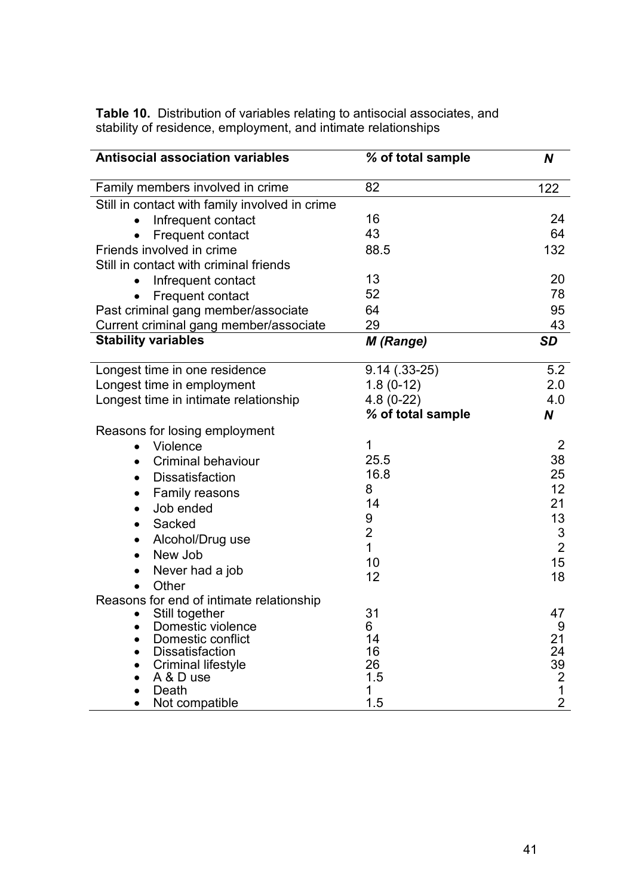**Table 10.** Distribution of variables relating to antisocial associates, and stability of residence, employment, and intimate relationships

| **Antisocial association variables** | ***% of total sample*** | ***N*** |
|---|---|---|
| Family members involved in crime | 82 | 122 |
| Still in contact with family involved in crime | | |
| • Infrequent contact | 16 | 24 |
| • Frequent contact | 43 | 64 |
| Friends involved in crime | 88.5 | 132 |
| Still in contact with criminal friends | | |
| • Infrequent contact | 13 | 20 |
| • Frequent contact | 52 | 78 |
| Past criminal gang member/associate | 64 | 95 |
| Current criminal gang member/associate | 29 | 43 |
| **Stability variables** | ***M (Range)*** | ***SD*** |
| Longest time in one residence | 9.14 (.33-25) | 5.2 |
| Longest time in employment | 1.8 (0-12) | 2.0 |
| Longest time in intimate relationship | 4.8 (0-22) | 4.0 |
| | ***% of total sample*** | ***N*** |
| Reasons for losing employment | | |
| • Violence | 1 | 2 |
| • Criminal behaviour | 25.5 | 38 |
| • Dissatisfaction | 16.8 | 25 |
| • Family reasons | 8 | 12 |
| • Job ended | 14 | 21 |
| • Sacked | 9 | 13 |
| • Alcohol/Drug use | 2 | 3 |
| • New Job | 1 | 2 |
| • Never had a job | 10 | 15 |
| • Other | 12 | 18 |
| Reasons for end of intimate relationship | | |
| • Still together | 31 | 47 |
| • Domestic violence | 6 | 9 |
| • Domestic conflict | 14 | 21 |
| • Dissatisfaction | 16 | 24 |
| • Criminal lifestyle | 26 | 39 |
| • A & D use | 1.5 | 2 |
| • Death | 1 | 1 |
| • Not compatible | 1.5 | 2 |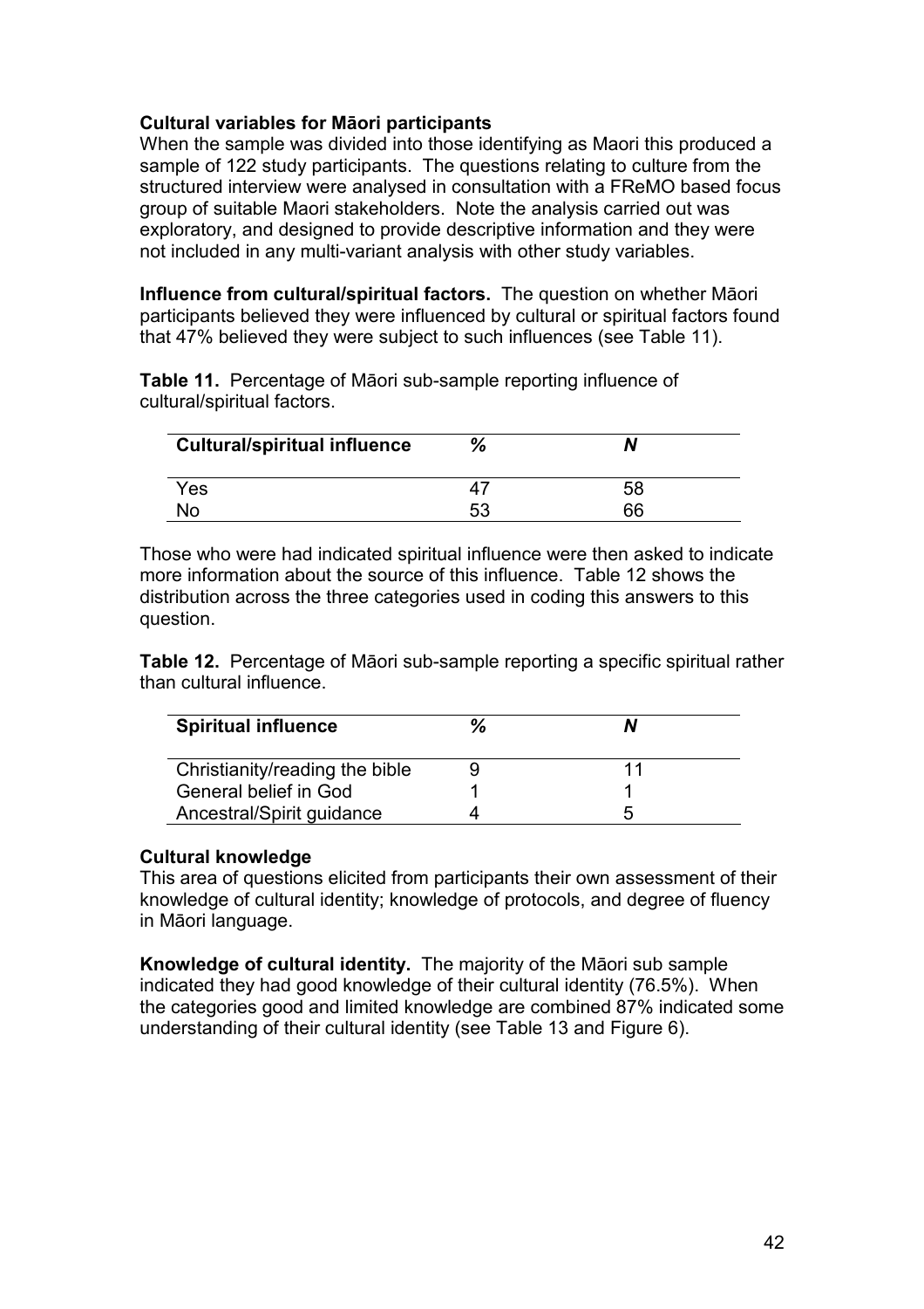### Cultural variables for Māori participants

When the sample was divided into those identifying as Maori this produced a sample of 122 study participants. The questions relating to culture from the structured interview were analysed in consultation with a FReMO based focus group of suitable Maori stakeholders. Note the analysis carried out was exploratory, and designed to provide descriptive information and they were not included in any multi-variant analysis with other study variables.

**Influence from cultural/spiritual factors.** The question on whether Māori participants believed they were influenced by cultural or spiritual factors found that 47% believed they were subject to such influences (see Table 11).

**Table 11.** Percentage of Māori sub-sample reporting influence of cultural/spiritual factors.

| Cultural/spiritual influence | % | *N* |
|---|---|---|
| Yes | 47 | 58 |
| No | 53 | 66 |

Those who were had indicated spiritual influence were then asked to indicate more information about the source of this influence. Table 12 shows the distribution across the three categories used in coding this answers to this question.

**Table 12.** Percentage of Māori sub-sample reporting a specific spiritual rather than cultural influence.

| Spiritual influence | % | *N* |
|---|---|---|
| Christianity/reading the bible | 9 | 11 |
| General belief in God | 1 | 1 |
| Ancestral/Spirit guidance | 4 | 5 |

### Cultural knowledge

This area of questions elicited from participants their own assessment of their knowledge of cultural identity; knowledge of protocols, and degree of fluency in Māori language.

**Knowledge of cultural identity.** The majority of the Māori sub sample indicated they had good knowledge of their cultural identity (76.5%). When the categories good and limited knowledge are combined 87% indicated some understanding of their cultural identity (see Table 13 and Figure 6).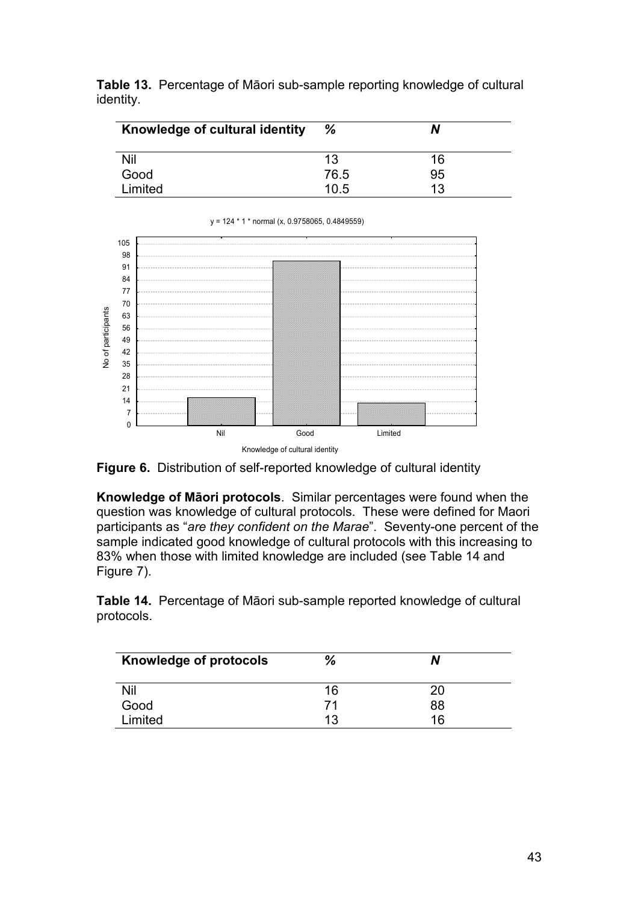**Table 13.** Percentage of Māori sub-sample reporting knowledge of cultural identity.

| **Knowledge of cultural identity** | *%* | *N* |
|---|---|---|
| Nil | 13 | 16 |
| Good | 76.5 | 95 |
| Limited | 10.5 | 13 |

**Figure 6.** Distribution of self-reported knowledge of cultural identity

**Knowledge of Māori protocols**. Similar percentages were found when the question was knowledge of cultural protocols. These were defined for Maori participants as "*are they confident on the Marae*". Seventy-one percent of the sample indicated good knowledge of cultural protocols with this increasing to 83% when those with limited knowledge are included (see Table 14 and Figure 7).

**Table 14.** Percentage of Māori sub-sample reported knowledge of cultural protocols.

| **Knowledge of protocols** | *%* | *N* |
|---|---|---|
| Nil | 16 | 20 |
| Good | 71 | 88 |
| Limited | 13 | 16 |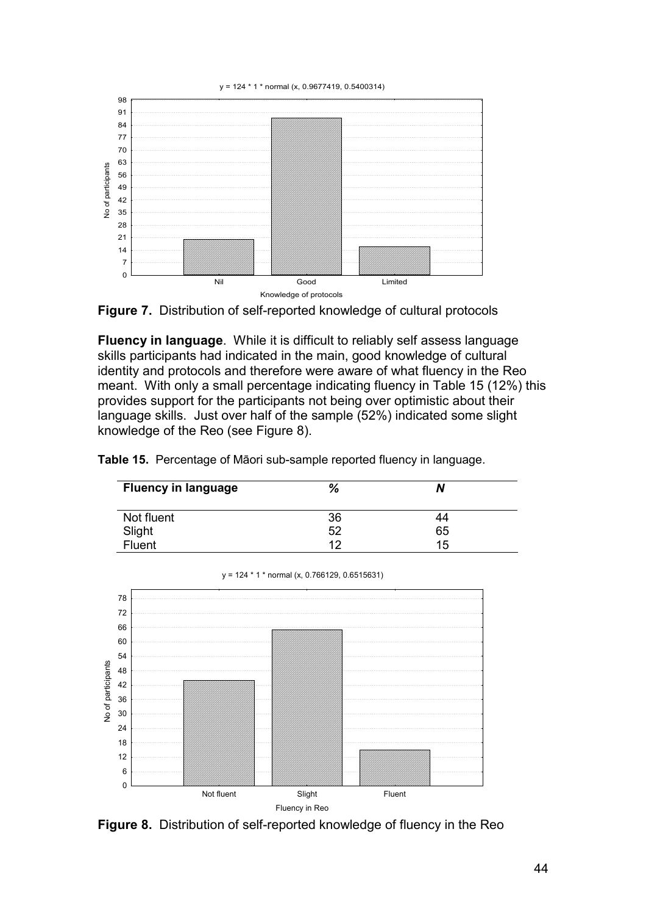**Figure 7.** Distribution of self-reported knowledge of cultural protocols

**Fluency in language**. While it is difficult to reliably self assess language skills participants had indicated in the main, good knowledge of cultural identity and protocols and therefore were aware of what fluency in the Reo meant. With only a small percentage indicating fluency in Table 15 (12%) this provides support for the participants not being over optimistic about their language skills. Just over half of the sample (52%) indicated some slight knowledge of the Reo (see Figure 8).

**Table 15.** Percentage of Māori sub-sample reported fluency in language.

| Fluency in language | % | N |
|---|---|---|
| Not fluent | 36 | 44 |
| Slight | 52 | 65 |
| Fluent | 12 | 15 |

**Figure 8.** Distribution of self-reported knowledge of fluency in the Reo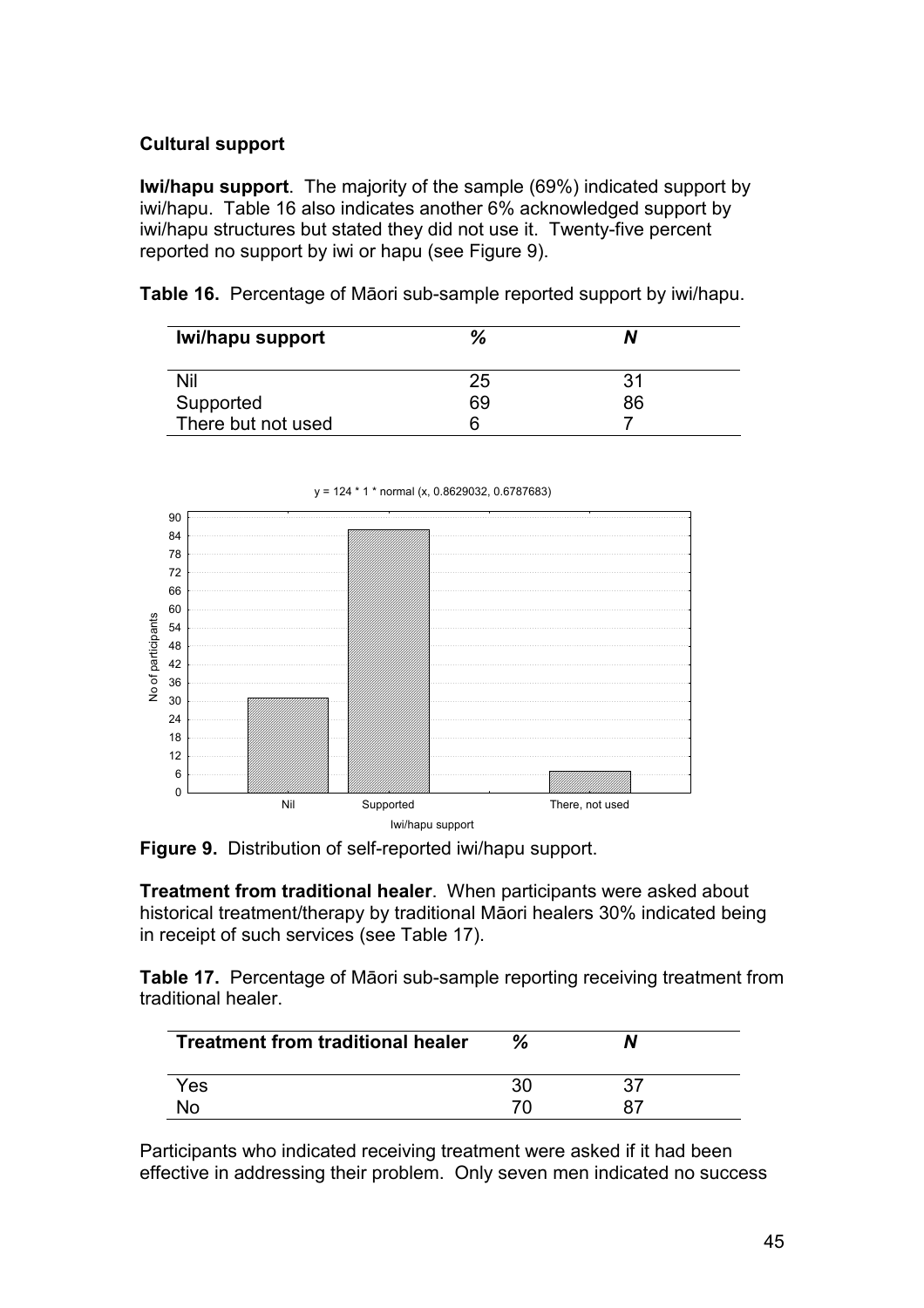**Cultural support**

**Iwi/hapu support**. The majority of the sample (69%) indicated support by iwi/hapu. Table 16 also indicates another 6% acknowledged support by iwi/hapu structures but stated they did not use it. Twenty-five percent reported no support by iwi or hapu (see Figure 9).

**Table 16.** Percentage of Māori sub-sample reported support by iwi/hapu.

| Iwi/hapu support | % | N |
|---|---|---|
| Nil | 25 | 31 |
| Supported | 69 | 86 |
| There but not used | 6 | 7 |

**Figure 9.** Distribution of self-reported iwi/hapu support.

**Treatment from traditional healer**. When participants were asked about historical treatment/therapy by traditional Māori healers 30% indicated being in receipt of such services (see Table 17).

**Table 17.** Percentage of Māori sub-sample reporting receiving treatment from traditional healer.

| Treatment from traditional healer | % | N |
|---|---|---|
| Yes | 30 | 37 |
| No | 70 | 87 |

Participants who indicated receiving treatment were asked if it had been effective in addressing their problem. Only seven men indicated no success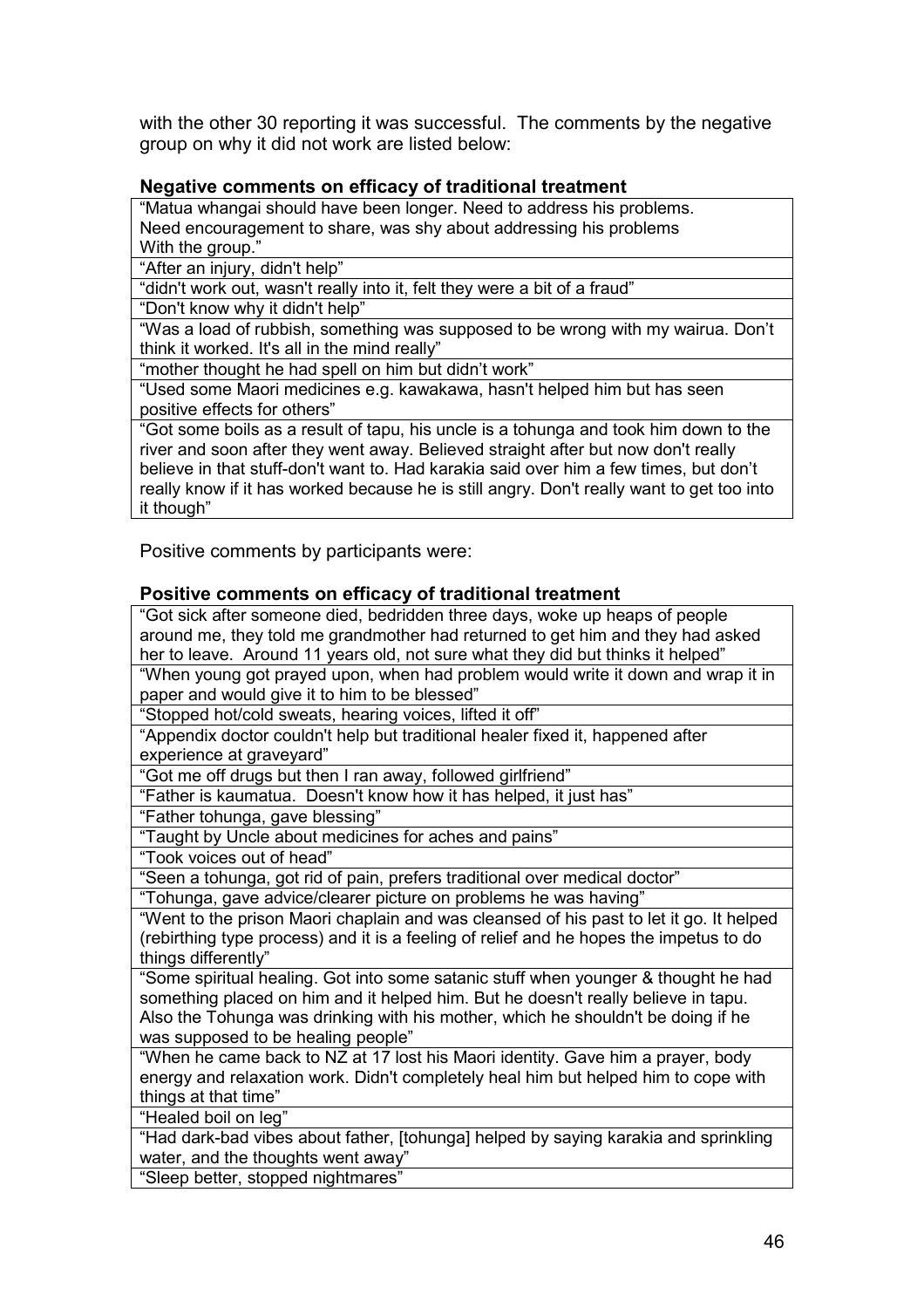with the other 30 reporting it was successful. The comments by the negative group on why it did not work are listed below:

**Negative comments on efficacy of traditional treatment**

| |
|---|
| "Matua whangai should have been longer. Need to address his problems. Need encouragement to share, was shy about addressing his problems With the group." |
| "After an injury, didn't help" |
| "didn't work out, wasn't really into it, felt they were a bit of a fraud" |
| "Don't know why it didn't help" |
| "Was a load of rubbish, something was supposed to be wrong with my wairua. Don't think it worked. It's all in the mind really" |
| "mother thought he had spell on him but didn't work" |
| "Used some Maori medicines e.g. kawakawa, hasn't helped him but has seen positive effects for others" |
| "Got some boils as a result of tapu, his uncle is a tohunga and took him down to the river and soon after they went away. Believed straight after but now don't really believe in that stuff-don't want to. Had karakia said over him a few times, but don't really know if it has worked because he is still angry. Don't really want to get too into it though" |

Positive comments by participants were:

**Positive comments on efficacy of traditional treatment**

| |
|---|
| "Got sick after someone died, bedridden three days, woke up heaps of people around me, they told me grandmother had returned to get him and they had asked her to leave. Around 11 years old, not sure what they did but thinks it helped" |
| "When young got prayed upon, when had problem would write it down and wrap it in paper and would give it to him to be blessed" |
| "Stopped hot/cold sweats, hearing voices, lifted it off" |
| "Appendix doctor couldn't help but traditional healer fixed it, happened after experience at graveyard" |
| "Got me off drugs but then I ran away, followed girlfriend" |
| "Father is kaumatua. Doesn't know how it has helped, it just has" |
| "Father tohunga, gave blessing" |
| "Taught by Uncle about medicines for aches and pains" |
| "Took voices out of head" |
| "Seen a tohunga, got rid of pain, prefers traditional over medical doctor" |
| "Tohunga, gave advice/clearer picture on problems he was having" |
| "Went to the prison Maori chaplain and was cleansed of his past to let it go. It helped (rebirthing type process) and it is a feeling of relief and he hopes the impetus to do things differently" |
| "Some spiritual healing. Got into some satanic stuff when younger & thought he had something placed on him and it helped him. But he doesn't really believe in tapu. Also the Tohunga was drinking with his mother, which he shouldn't be doing if he was supposed to be healing people" |
| "When he came back to NZ at 17 lost his Maori identity. Gave him a prayer, body energy and relaxation work. Didn't completely heal him but helped him to cope with things at that time" |
| "Healed boil on leg" |
| "Had dark-bad vibes about father, [tohunga] helped by saying karakia and sprinkling water, and the thoughts went away" |
| "Sleep better, stopped nightmares" |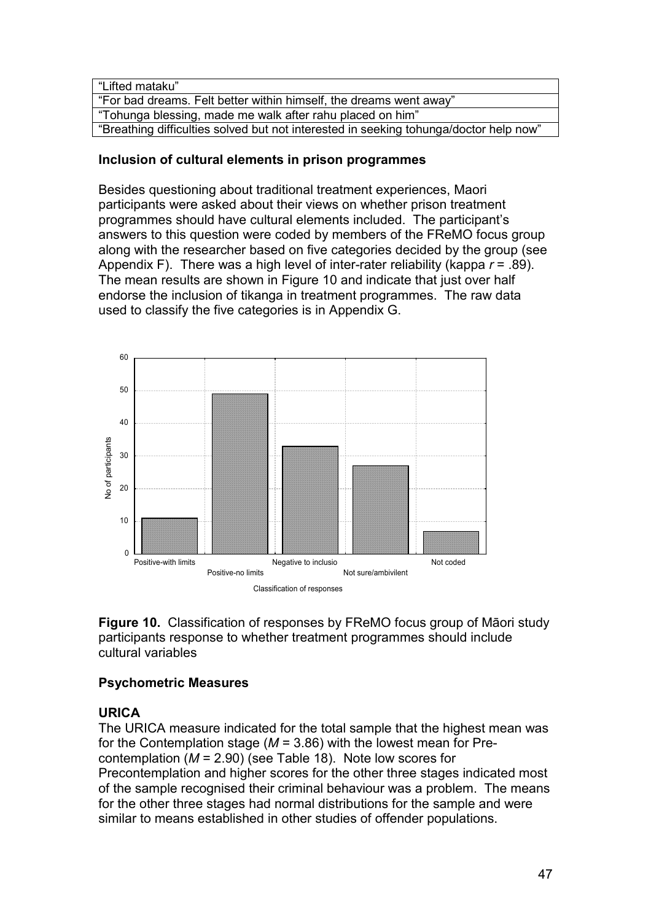| "Lifted mataku" |
|---|
| "For bad dreams. Felt better within himself, the dreams went away" |
| "Tohunga blessing, made me walk after rahu placed on him" |
| "Breathing difficulties solved but not interested in seeking tohunga/doctor help now" |

**Inclusion of cultural elements in prison programmes**

Besides questioning about traditional treatment experiences, Maori participants were asked about their views on whether prison treatment programmes should have cultural elements included. The participant's answers to this question were coded by members of the FReMO focus group along with the researcher based on five categories decided by the group (see Appendix F). There was a high level of inter-rater reliability (kappa $r$ = .89). The mean results are shown in Figure 10 and indicate that just over half endorse the inclusion of tikanga in treatment programmes. The raw data used to classify the five categories is in Appendix G.

**Figure 10.** Classification of responses by FReMO focus group of Māori study participants response to whether treatment programmes should include cultural variables

**Psychometric Measures**

**URICA**

The URICA measure indicated for the total sample that the highest mean was for the Contemplation stage ($M$ = 3.86) with the lowest mean for Pre-contemplation ($M$ = 2.90) (see Table 18). Note low scores for Precontemplation and higher scores for the other three stages indicated most of the sample recognised their criminal behaviour was a problem. The means for the other three stages had normal distributions for the sample and were similar to means established in other studies of offender populations.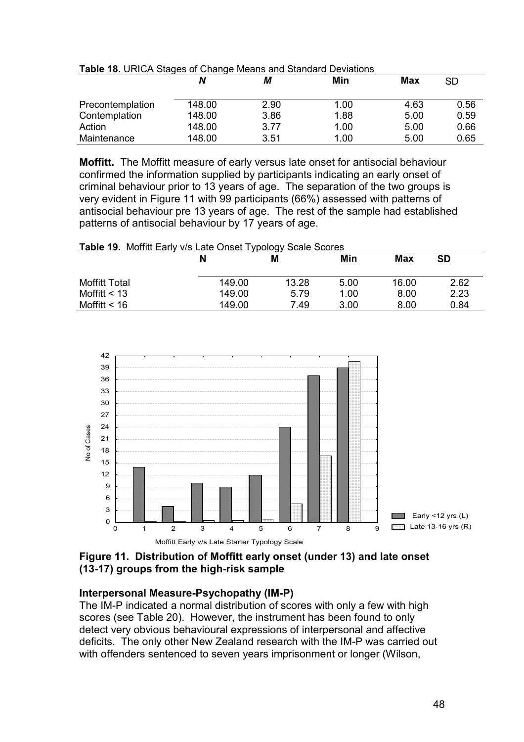**Table 18**. URICA Stages of Change Means and Standard Deviations

| | *N* | *M* | Min | Max | SD |
|---|---|---|---|---|---|
| Precontemplation | 148.00 | 2.90 | 1.00 | 4.63 | 0.56 |
| Contemplation | 148.00 | 3.86 | 1.88 | 5.00 | 0.59 |
| Action | 148.00 | 3.77 | 1.00 | 5.00 | 0.66 |
| Maintenance | 148.00 | 3.51 | 1.00 | 5.00 | 0.65 |

**Moffitt.** The Moffitt measure of early versus late onset for antisocial behaviour confirmed the information supplied by participants indicating an early onset of criminal behaviour prior to 13 years of age. The separation of the two groups is very evident in Figure 11 with 99 participants (66%) assessed with patterns of antisocial behaviour pre 13 years of age. The rest of the sample had established patterns of antisocial behaviour by 17 years of age.

**Table 19.** Moffitt Early v/s Late Onset Typology Scale Scores

| | N | M | Min | Max | SD |
|---|---|---|---|---|---|
| Moffitt Total | 149.00 | 13.28 | 5.00 | 16.00 | 2.62 |
| Moffitt < 13 | 149.00 | 5.79 | 1.00 | 8.00 | 2.23 |
| Moffitt < 16 | 149.00 | 7.49 | 3.00 | 8.00 | 0.84 |

**Figure 11. Distribution of Moffitt early onset (under 13) and late onset (13-17) groups from the high-risk sample**

### Interpersonal Measure-Psychopathy (IM-P)

The IM-P indicated a normal distribution of scores with only a few with high scores (see Table 20). However, the instrument has been found to only detect very obvious behavioural expressions of interpersonal and affective deficits. The only other New Zealand research with the IM-P was carried out with offenders sentenced to seven years imprisonment or longer (Wilson,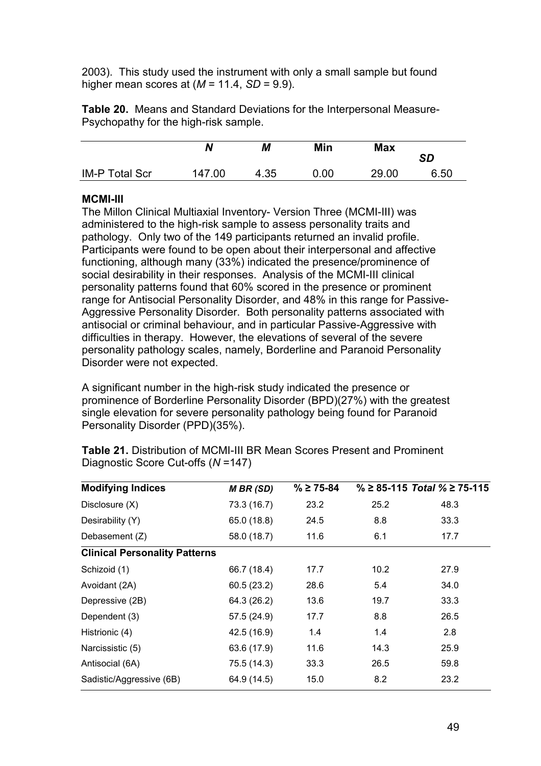2003). This study used the instrument with only a small sample but found higher mean scores at (*M* = 11.4, *SD* = 9.9).

**Table 20.** Means and Standard Deviations for the Interpersonal Measure-Psychopathy for the high-risk sample.

| | *N* | *M* | Min | Max | *SD* |
|---|---|---|---|---|---|
| IM-P Total Scr | 147.00 | 4.35 | 0.00 | 29.00 | 6.50 |

**MCMI-III**

The Millon Clinical Multiaxial Inventory- Version Three (MCMI-III) was administered to the high-risk sample to assess personality traits and pathology. Only two of the 149 participants returned an invalid profile. Participants were found to be open about their interpersonal and affective functioning, although many (33%) indicated the presence/prominence of social desirability in their responses. Analysis of the MCMI-III clinical personality patterns found that 60% scored in the presence or prominent range for Antisocial Personality Disorder, and 48% in this range for Passive-Aggressive Personality Disorder. Both personality patterns associated with antisocial or criminal behaviour, and in particular Passive-Aggressive with difficulties in therapy. However, the elevations of several of the severe personality pathology scales, namely, Borderline and Paranoid Personality Disorder were not expected.

A significant number in the high-risk study indicated the presence or prominence of Borderline Personality Disorder (BPD)(27%) with the greatest single elevation for severe personality pathology being found for Paranoid Personality Disorder (PPD)(35%).

**Table 21.** Distribution of MCMI-III BR Mean Scores Present and Prominent Diagnostic Score Cut-offs (*N* =147)

| **Modifying Indices** | ***M BR (SD)*** | **% ≥ 75-84** | **% ≥ 85-115** | ***Total %* ≥ 75-115** |
|---|---|---|---|---|
| Disclosure (X) | 73.3 (16.7) | 23.2 | 25.2 | 48.3 |
| Desirability (Y) | 65.0 (18.8) | 24.5 | 8.8 | 33.3 |
| Debasement (Z) | 58.0 (18.7) | 11.6 | 6.1 | 17.7 |
| **Clinical Personality Patterns** | | | | |
| Schizoid (1) | 66.7 (18.4) | 17.7 | 10.2 | 27.9 |
| Avoidant (2A) | 60.5 (23.2) | 28.6 | 5.4 | 34.0 |
| Depressive (2B) | 64.3 (26.2) | 13.6 | 19.7 | 33.3 |
| Dependent (3) | 57.5 (24.9) | 17.7 | 8.8 | 26.5 |
| Histrionic (4) | 42.5 (16.9) | 1.4 | 1.4 | 2.8 |
| Narcissistic (5) | 63.6 (17.9) | 11.6 | 14.3 | 25.9 |
| Antisocial (6A) | 75.5 (14.3) | 33.3 | 26.5 | 59.8 |
| Sadistic/Aggressive (6B) | 64.9 (14.5) | 15.0 | 8.2 | 23.2 |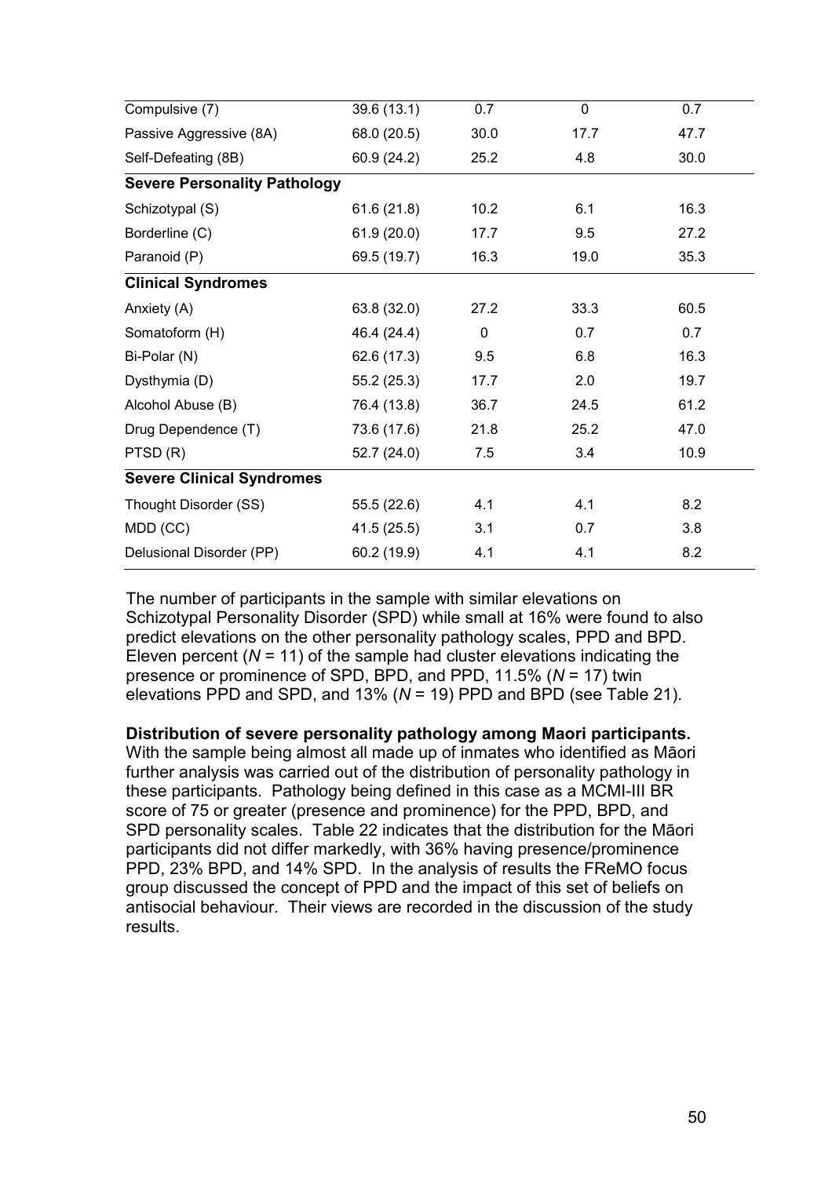| | | | | |
|---|---|---|---|---|
| Compulsive (7) | 39.6 (13.1) | 0.7 | 0 | 0.7 |
| Passive Aggressive (8A) | 68.0 (20.5) | 30.0 | 17.7 | 47.7 |
| Self-Defeating (8B) | 60.9 (24.2) | 25.2 | 4.8 | 30.0 |
| **Severe Personality Pathology** | | | | |
| Schizotypal (S) | 61.6 (21.8) | 10.2 | 6.1 | 16.3 |
| Borderline (C) | 61.9 (20.0) | 17.7 | 9.5 | 27.2 |
| Paranoid (P) | 69.5 (19.7) | 16.3 | 19.0 | 35.3 |
| **Clinical Syndromes** | | | | |
| Anxiety (A) | 63.8 (32.0) | 27.2 | 33.3 | 60.5 |
| Somatoform (H) | 46.4 (24.4) | 0 | 0.7 | 0.7 |
| Bi-Polar (N) | 62.6 (17.3) | 9.5 | 6.8 | 16.3 |
| Dysthymia (D) | 55.2 (25.3) | 17.7 | 2.0 | 19.7 |
| Alcohol Abuse (B) | 76.4 (13.8) | 36.7 | 24.5 | 61.2 |
| Drug Dependence (T) | 73.6 (17.6) | 21.8 | 25.2 | 47.0 |
| PTSD (R) | 52.7 (24.0) | 7.5 | 3.4 | 10.9 |
| **Severe Clinical Syndromes** | | | | |
| Thought Disorder (SS) | 55.5 (22.6) | 4.1 | 4.1 | 8.2 |
| MDD (CC) | 41.5 (25.5) | 3.1 | 0.7 | 3.8 |
| Delusional Disorder (PP) | 60.2 (19.9) | 4.1 | 4.1 | 8.2 |

The number of participants in the sample with similar elevations on Schizotypal Personality Disorder (SPD) while small at 16% were found to also predict elevations on the other personality pathology scales, PPD and BPD. Eleven percent (*N* = 11) of the sample had cluster elevations indicating the presence or prominence of SPD, BPD, and PPD, 11.5% (*N* = 17) twin elevations PPD and SPD, and 13% (*N* = 19) PPD and BPD (see Table 21).

**Distribution of severe personality pathology among Maori participants.** With the sample being almost all made up of inmates who identified as Māori further analysis was carried out of the distribution of personality pathology in these participants. Pathology being defined in this case as a MCMI-III BR score of 75 or greater (presence and prominence) for the PPD, BPD, and SPD personality scales. Table 22 indicates that the distribution for the Māori participants did not differ markedly, with 36% having presence/prominence PPD, 23% BPD, and 14% SPD. In the analysis of results the FReMO focus group discussed the concept of PPD and the impact of this set of beliefs on antisocial behaviour. Their views are recorded in the discussion of the study results.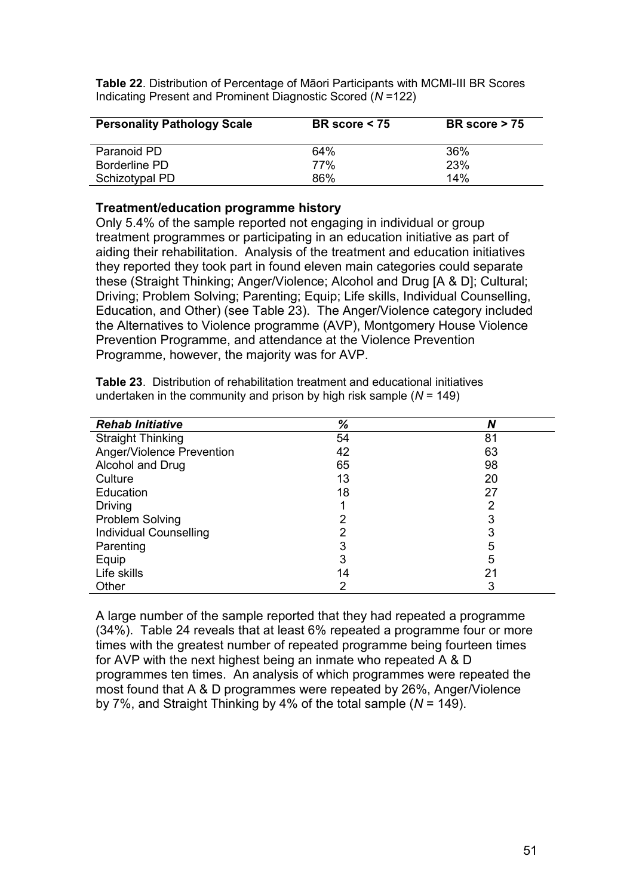**Table 22**. Distribution of Percentage of Māori Participants with MCMI-III BR Scores Indicating Present and Prominent Diagnostic Scored (*N* =122)

| Personality Pathology Scale | BR score < 75 | BR score > 75 |
|---|---|---|
| Paranoid PD | 64% | 36% |
| Borderline PD | 77% | 23% |
| Schizotypal PD | 86% | 14% |

**Treatment/education programme history**

Only 5.4% of the sample reported not engaging in individual or group treatment programmes or participating in an education initiative as part of aiding their rehabilitation. Analysis of the treatment and education initiatives they reported they took part in found eleven main categories could separate these (Straight Thinking; Anger/Violence; Alcohol and Drug [A & D]; Cultural; Driving; Problem Solving; Parenting; Equip; Life skills, Individual Counselling, Education, and Other) (see Table 23). The Anger/Violence category included the Alternatives to Violence programme (AVP), Montgomery House Violence Prevention Programme, and attendance at the Violence Prevention Programme, however, the majority was for AVP.

**Table 23**. Distribution of rehabilitation treatment and educational initiatives undertaken in the community and prison by high risk sample (*N* = 149)

| *Rehab Initiative* | *%* | *N* |
|---|---|---|
| Straight Thinking | 54 | 81 |
| Anger/Violence Prevention | 42 | 63 |
| Alcohol and Drug | 65 | 98 |
| Culture | 13 | 20 |
| Education | 18 | 27 |
| Driving | 1 | 2 |
| Problem Solving | 2 | 3 |
| Individual Counselling | 2 | 3 |
| Parenting | 3 | 5 |
| Equip | 3 | 5 |
| Life skills | 14 | 21 |
| Other | 2 | 3 |

A large number of the sample reported that they had repeated a programme (34%). Table 24 reveals that at least 6% repeated a programme four or more times with the greatest number of repeated programme being fourteen times for AVP with the next highest being an inmate who repeated A & D programmes ten times. An analysis of which programmes were repeated the most found that A & D programmes were repeated by 26%, Anger/Violence by 7%, and Straight Thinking by 4% of the total sample (*N* = 149).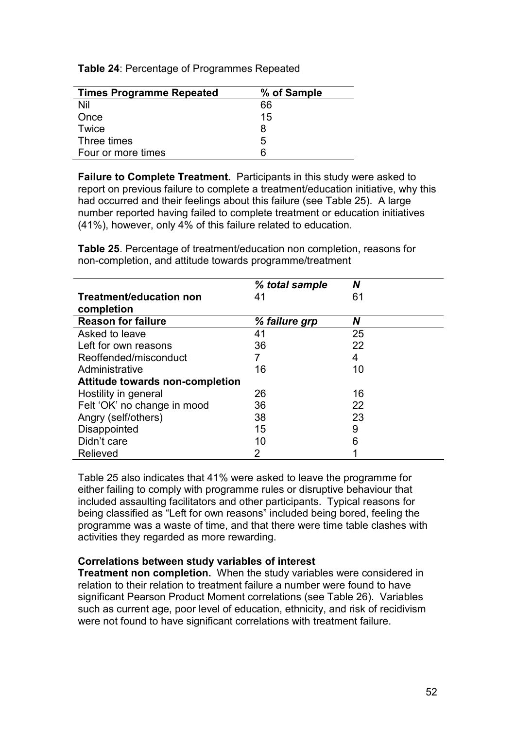**Table 24**: Percentage of Programmes Repeated

| Times Programme Repeated | % of Sample |
|---|---|
| Nil | 66 |
| Once | 15 |
| Twice | 8 |
| Three times | 5 |
| Four or more times | 6 |

**Failure to Complete Treatment.** Participants in this study were asked to report on previous failure to complete a treatment/education initiative, why this had occurred and their feelings about this failure (see Table 25). A large number reported having failed to complete treatment or education initiatives (41%), however, only 4% of this failure related to education.

**Table 25**. Percentage of treatment/education non completion, reasons for non-completion, and attitude towards programme/treatment

| | *% total sample* | *N* |
|---|---|---|
| **Treatment/education non completion** | 41 | 61 |
| **Reason for failure** | *% failure grp* | *N* |
| Asked to leave | 41 | 25 |
| Left for own reasons | 36 | 22 |
| Reoffended/misconduct | 7 | 4 |
| Administrative | 16 | 10 |
| **Attitude towards non-completion** | | |
| Hostility in general | 26 | 16 |
| Felt 'OK' no change in mood | 36 | 22 |
| Angry (self/others) | 38 | 23 |
| Disappointed | 15 | 9 |
| Didn't care | 10 | 6 |
| Relieved | 2 | 1 |

Table 25 also indicates that 41% were asked to leave the programme for either failing to comply with programme rules or disruptive behaviour that included assaulting facilitators and other participants. Typical reasons for being classified as "Left for own reasons" included being bored, feeling the programme was a waste of time, and that there were time table clashes with activities they regarded as more rewarding.

**Correlations between study variables of interest**

**Treatment non completion.** When the study variables were considered in relation to their relation to treatment failure a number were found to have significant Pearson Product Moment correlations (see Table 26). Variables such as current age, poor level of education, ethnicity, and risk of recidivism were not found to have significant correlations with treatment failure.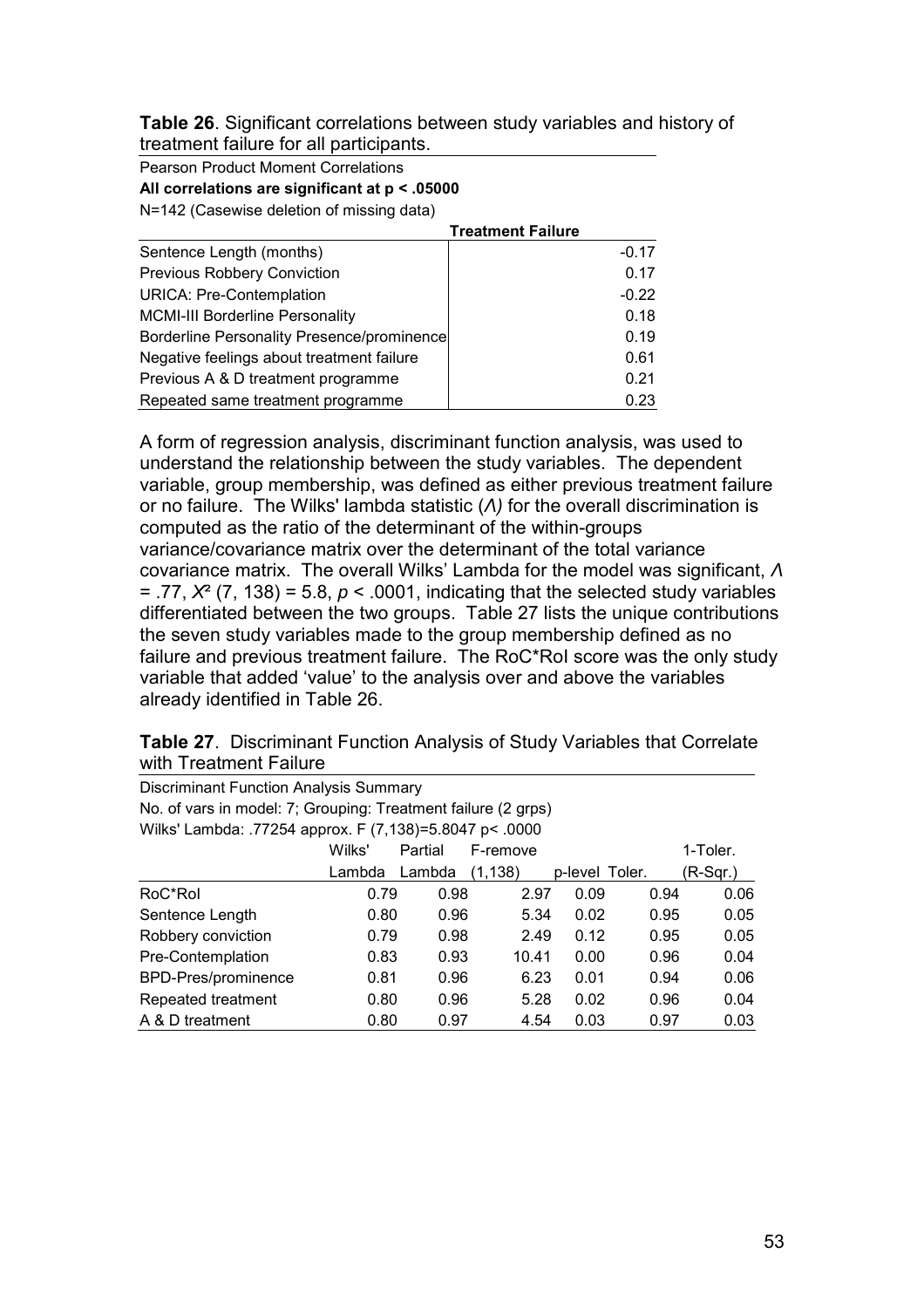**Table 26**. Significant correlations between study variables and history of treatment failure for all participants.

Pearson Product Moment Correlations
**All correlations are significant at p < .05000**
N=142 (Casewise deletion of missing data)

| | Treatment Failure |
|---|---|
| Sentence Length (months) | -0.17 |
| Previous Robbery Conviction | 0.17 |
| URICA: Pre-Contemplation | -0.22 |
| MCMI-III Borderline Personality | 0.18 |
| Borderline Personality Presence/prominence | 0.19 |
| Negative feelings about treatment failure | 0.61 |
| Previous A & D treatment programme | 0.21 |
| Repeated same treatment programme | 0.23 |

A form of regression analysis, discriminant function analysis, was used to understand the relationship between the study variables. The dependent variable, group membership, was defined as either previous treatment failure or no failure. The Wilks' lambda statistic (*Λ)* for the overall discrimination is computed as the ratio of the determinant of the within-groups variance/covariance matrix over the determinant of the total variance covariance matrix. The overall Wilks' Lambda for the model was significant, $\Lambda = .77$, $X^2$ (7, 138) = 5.8, $p < .0001$, indicating that the selected study variables differentiated between the two groups. Table 27 lists the unique contributions the seven study variables made to the group membership defined as no failure and previous treatment failure. The RoC*RoI score was the only study variable that added 'value' to the analysis over and above the variables already identified in Table 26.

**Table 27**. Discriminant Function Analysis of Study Variables that Correlate with Treatment Failure

Discriminant Function Analysis Summary
No. of vars in model: 7; Grouping: Treatment failure (2 grps)
Wilks' Lambda: .77254 approx. F (7,138)=5.8047 p< .0000

| | Wilks' Lambda | Partial Lambda | F-remove (1,138) | p-level | Toler. | 1-Toler. (R-Sqr.) |
|---|---|---|---|---|---|---|
| RoC*RoI | 0.79 | 0.98 | 2.97 | 0.09 | 0.94 | 0.06 |
| Sentence Length | 0.80 | 0.96 | 5.34 | 0.02 | 0.95 | 0.05 |
| Robbery conviction | 0.79 | 0.98 | 2.49 | 0.12 | 0.95 | 0.05 |
| Pre-Contemplation | 0.83 | 0.93 | 10.41 | 0.00 | 0.96 | 0.04 |
| BPD-Pres/prominence | 0.81 | 0.96 | 6.23 | 0.01 | 0.94 | 0.06 |
| Repeated treatment | 0.80 | 0.96 | 5.28 | 0.02 | 0.96 | 0.04 |
| A & D treatment | 0.80 | 0.97 | 4.54 | 0.03 | 0.97 | 0.03 |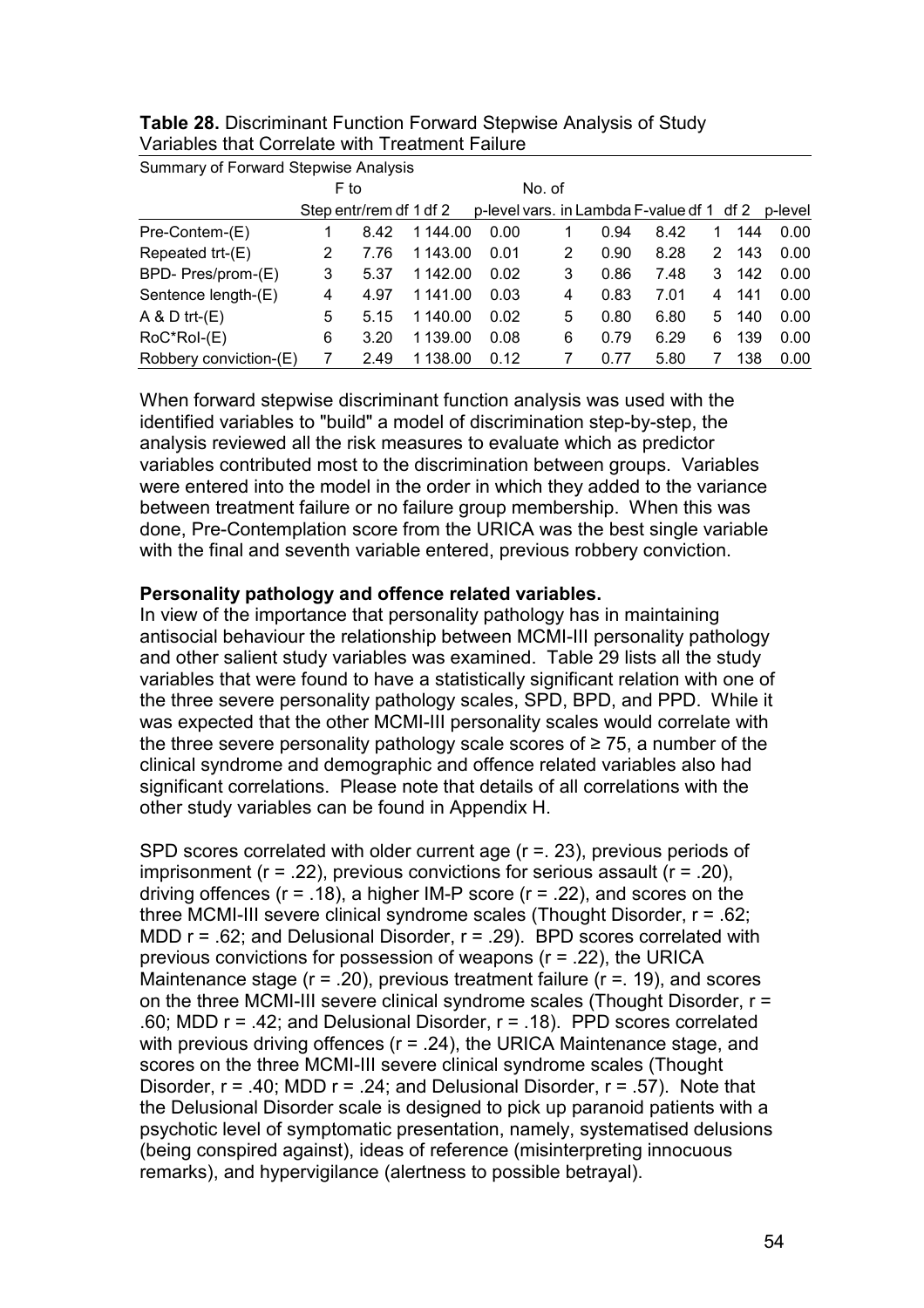**Table 28.** Discriminant Function Forward Stepwise Analysis of Study Variables that Correlate with Treatment Failure

Summary of Forward Stepwise Analysis

| | Step | F to entr/rem | df 1 df 2 | p-level | No. of vars. in | Lambda | F-value | df 1 | df 2 | p-level |
|---|---|---|---|---|---|---|---|---|---|---|
| Pre-Contem-(E) | 1 | 8.42 | 1 144.00 | 0.00 | 1 | 0.94 | 8.42 | 1 | 144 | 0.00 |
| Repeated trt-(E) | 2 | 7.76 | 1 143.00 | 0.01 | 2 | 0.90 | 8.28 | 2 | 143 | 0.00 |
| BPD- Pres/prom-(E) | 3 | 5.37 | 1 142.00 | 0.02 | 3 | 0.86 | 7.48 | 3 | 142 | 0.00 |
| Sentence length-(E) | 4 | 4.97 | 1 141.00 | 0.03 | 4 | 0.83 | 7.01 | 4 | 141 | 0.00 |
| A & D trt-(E) | 5 | 5.15 | 1 140.00 | 0.02 | 5 | 0.80 | 6.80 | 5 | 140 | 0.00 |
| RoC*RoI-(E) | 6 | 3.20 | 1 139.00 | 0.08 | 6 | 0.79 | 6.29 | 6 | 139 | 0.00 |
| Robbery conviction-(E) | 7 | 2.49 | 1 138.00 | 0.12 | 7 | 0.77 | 5.80 | 7 | 138 | 0.00 |

When forward stepwise discriminant function analysis was used with the identified variables to "build" a model of discrimination step-by-step, the analysis reviewed all the risk measures to evaluate which as predictor variables contributed most to the discrimination between groups. Variables were entered into the model in the order in which they added to the variance between treatment failure or no failure group membership. When this was done, Pre-Contemplation score from the URICA was the best single variable with the final and seventh variable entered, previous robbery conviction.

**Personality pathology and offence related variables.**

In view of the importance that personality pathology has in maintaining antisocial behaviour the relationship between MCMI-III personality pathology and other salient study variables was examined. Table 29 lists all the study variables that were found to have a statistically significant relation with one of the three severe personality pathology scales, SPD, BPD, and PPD. While it was expected that the other MCMI-III personality scales would correlate with the three severe personality pathology scale scores of ≥ 75, a number of the clinical syndrome and demographic and offence related variables also had significant correlations. Please note that details of all correlations with the other study variables can be found in Appendix H.

SPD scores correlated with older current age ($r = .23$), previous periods of imprisonment ($r = .22$), previous convictions for serious assault ($r = .20$), driving offences ($r = .18$), a higher IM-P score ($r = .22$), and scores on the three MCMI-III severe clinical syndrome scales (Thought Disorder, $r = .62$; MDD $r = .62$; and Delusional Disorder, $r = .29$). BPD scores correlated with previous convictions for possession of weapons ($r = .22$), the URICA Maintenance stage ($r = .20$), previous treatment failure ($r = .19$), and scores on the three MCMI-III severe clinical syndrome scales (Thought Disorder, $r = .60$; MDD $r = .42$; and Delusional Disorder, $r = .18$). PPD scores correlated with previous driving offences ($r = .24$), the URICA Maintenance stage, and scores on the three MCMI-III severe clinical syndrome scales (Thought Disorder, $r = .40$; MDD $r = .24$; and Delusional Disorder, $r = .57$). Note that the Delusional Disorder scale is designed to pick up paranoid patients with a psychotic level of symptomatic presentation, namely, systematised delusions (being conspired against), ideas of reference (misinterpreting innocuous remarks), and hypervigilance (alertness to possible betrayal).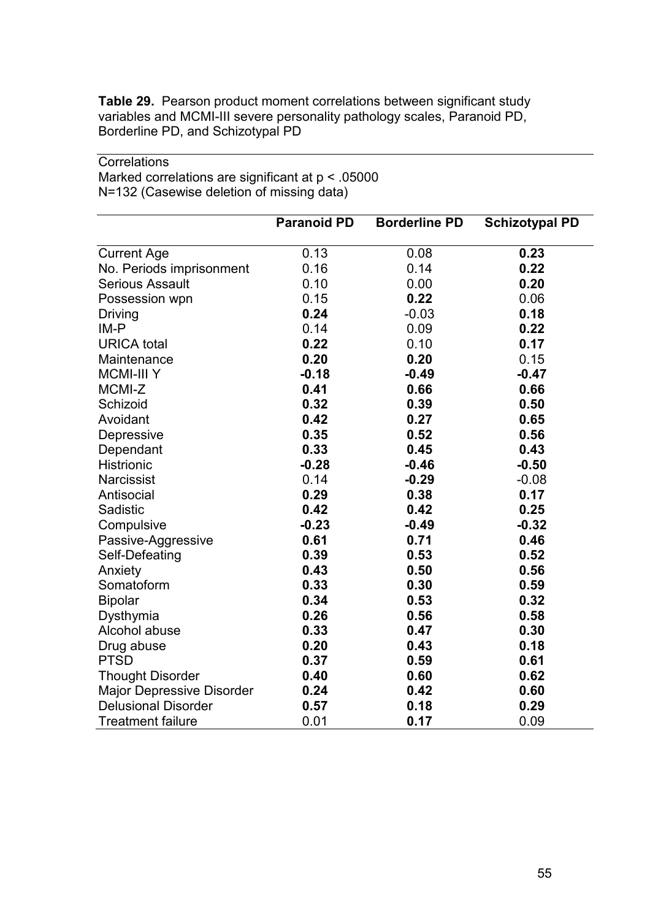**Table 29.** Pearson product moment correlations between significant study variables and MCMI-III severe personality pathology scales, Paranoid PD, Borderline PD, and Schizotypal PD

Correlations
Marked correlations are significant at $p < .05000$
N=132 (Casewise deletion of missing data)

| | Paranoid PD | Borderline PD | Schizotypal PD |
|---|---|---|---|
| Current Age | 0.13 | 0.08 | **0.23** |
| No. Periods imprisonment | 0.16 | 0.14 | **0.22** |
| Serious Assault | 0.10 | 0.00 | **0.20** |
| Possession wpn | 0.15 | **0.22** | 0.06 |
| Driving | **0.24** | -0.03 | **0.18** |
| IM-P | 0.14 | 0.09 | **0.22** |
| URICA total | **0.22** | 0.10 | **0.17** |
| Maintenance | **0.20** | **0.20** | 0.15 |
| MCMI-III Y | **-0.18** | **-0.49** | **-0.47** |
| MCMI-Z | **0.41** | **0.66** | **0.66** |
| Schizoid | **0.32** | **0.39** | **0.50** |
| Avoidant | **0.42** | **0.27** | **0.65** |
| Depressive | **0.35** | **0.52** | **0.56** |
| Dependant | **0.33** | **0.45** | **0.43** |
| Histrionic | **-0.28** | **-0.46** | **-0.50** |
| Narcissist | 0.14 | **-0.29** | -0.08 |
| Antisocial | **0.29** | **0.38** | **0.17** |
| Sadistic | **0.42** | **0.42** | **0.25** |
| Compulsive | **-0.23** | **-0.49** | **-0.32** |
| Passive-Aggressive | **0.61** | **0.71** | **0.46** |
| Self-Defeating | **0.39** | **0.53** | **0.52** |
| Anxiety | **0.43** | **0.50** | **0.56** |
| Somatoform | **0.33** | **0.30** | **0.59** |
| Bipolar | **0.34** | **0.53** | **0.32** |
| Dysthymia | **0.26** | **0.56** | **0.58** |
| Alcohol abuse | **0.33** | **0.47** | **0.30** |
| Drug abuse | **0.20** | **0.43** | **0.18** |
| PTSD | **0.37** | **0.59** | **0.61** |
| Thought Disorder | **0.40** | **0.60** | **0.62** |
| Major Depressive Disorder | **0.24** | **0.42** | **0.60** |
| Delusional Disorder | **0.57** | **0.18** | **0.29** |
| Treatment failure | 0.01 | **0.17** | 0.09 |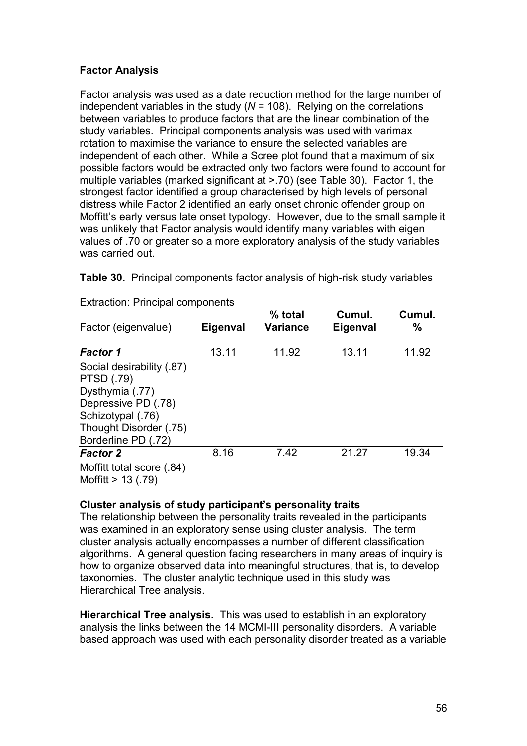**Factor Analysis**

Factor analysis was used as a date reduction method for the large number of independent variables in the study (*N* = 108). Relying on the correlations between variables to produce factors that are the linear combination of the study variables. Principal components analysis was used with varimax rotation to maximise the variance to ensure the selected variables are independent of each other. While a Scree plot found that a maximum of six possible factors would be extracted only two factors were found to account for multiple variables (marked significant at >.70) (see Table 30). Factor 1, the strongest factor identified a group characterised by high levels of personal distress while Factor 2 identified an early onset chronic offender group on Moffitt's early versus late onset typology. However, due to the small sample it was unlikely that Factor analysis would identify many variables with eigen values of .70 or greater so a more exploratory analysis of the study variables was carried out.

**Table 30.** Principal components factor analysis of high-risk study variables

| Extraction: Principal components | | | | |
|---|---|---|---|---|
| Factor (eigenvalue) | **Eigenval** | **% total Variance** | **Cumul. Eigenval** | **Cumul. %** |
| ***Factor 1*** | 13.11 | 11.92 | 13.11 | 11.92 |
| Social desirability (.87)<br>PTSD (.79)<br>Dysthymia (.77)<br>Depressive PD (.78)<br>Schizotypal (.76)<br>Thought Disorder (.75)<br>Borderline PD (.72) | | | | |
| ***Factor 2*** | 8.16 | 7.42 | 21.27 | 19.34 |
| Moffitt total score (.84)<br>Moffitt > 13 (.79) | | | | |

**Cluster analysis of study participant's personality traits**

The relationship between the personality traits revealed in the participants was examined in an exploratory sense using cluster analysis. The term cluster analysis actually encompasses a number of different classification algorithms. A general question facing researchers in many areas of inquiry is how to organize observed data into meaningful structures, that is, to develop taxonomies. The cluster analytic technique used in this study was Hierarchical Tree analysis.

**Hierarchical Tree analysis.** This was used to establish in an exploratory analysis the links between the 14 MCMI-III personality disorders. A variable based approach was used with each personality disorder treated as a variable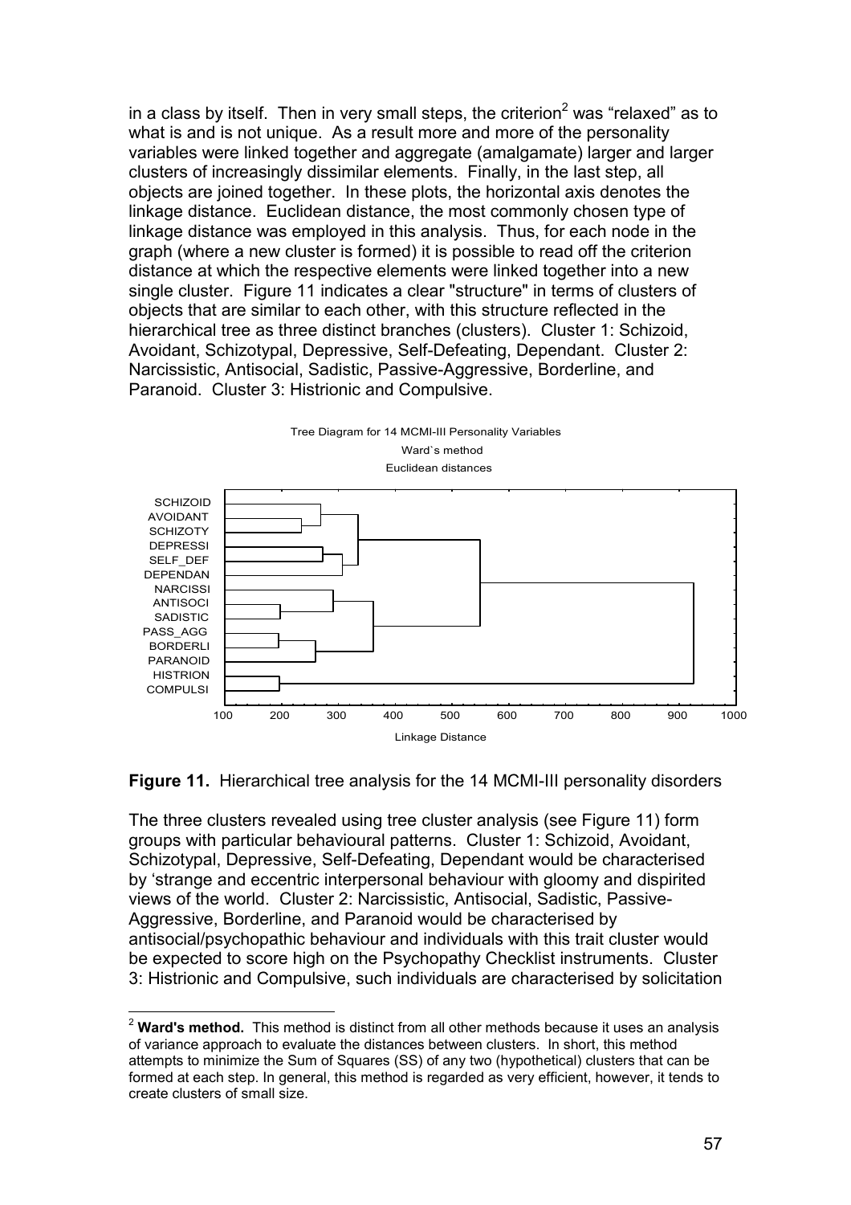in a class by itself. Then in very small steps, the criterion[2] was "relaxed" as to what is and is not unique. As a result more and more of the personality variables were linked together and aggregate (amalgamate) larger and larger clusters of increasingly dissimilar elements. Finally, in the last step, all objects are joined together. In these plots, the horizontal axis denotes the linkage distance. Euclidean distance, the most commonly chosen type of linkage distance was employed in this analysis. Thus, for each node in the graph (where a new cluster is formed) it is possible to read off the criterion distance at which the respective elements were linked together into a new single cluster. Figure 11 indicates a clear "structure" in terms of clusters of objects that are similar to each other, with this structure reflected in the hierarchical tree as three distinct branches (clusters). Cluster 1: Schizoid, Avoidant, Schizotypal, Depressive, Self-Defeating, Dependant. Cluster 2: Narcissistic, Antisocial, Sadistic, Passive-Aggressive, Borderline, and Paranoid. Cluster 3: Histrionic and Compulsive.

Tree Diagram for 14 MCMI-III Personality Variables
Ward`s method
Euclidean distances

SCHIZOID, AVOIDANT, SCHIZOTY, DEPRESSI, SELF_DEF, DEPENDAN, NARCISSI, ANTISOCI, SADISTIC, PASS_AGG, BORDERLI, PARANOID, HISTRION, COMPULSI

Linkage Distance: 100, 200, 300, 400, 500, 600, 700, 800, 900, 1000

**Figure 11.** Hierarchical tree analysis for the 14 MCMI-III personality disorders

The three clusters revealed using tree cluster analysis (see Figure 11) form groups with particular behavioural patterns. Cluster 1: Schizoid, Avoidant, Schizotypal, Depressive, Self-Defeating, Dependant would be characterised by 'strange and eccentric interpersonal behaviour with gloomy and dispirited views of the world. Cluster 2: Narcissistic, Antisocial, Sadistic, Passive-Aggressive, Borderline, and Paranoid would be characterised by antisocial/psychopathic behaviour and individuals with this trait cluster would be expected to score high on the Psychopathy Checklist instruments. Cluster 3: Histrionic and Compulsive, such individuals are characterised by solicitation

---

[2] **Ward's method.** This method is distinct from all other methods because it uses an analysis of variance approach to evaluate the distances between clusters. In short, this method attempts to minimize the Sum of Squares (SS) of any two (hypothetical) clusters that can be formed at each step. In general, this method is regarded as very efficient, however, it tends to create clusters of small size.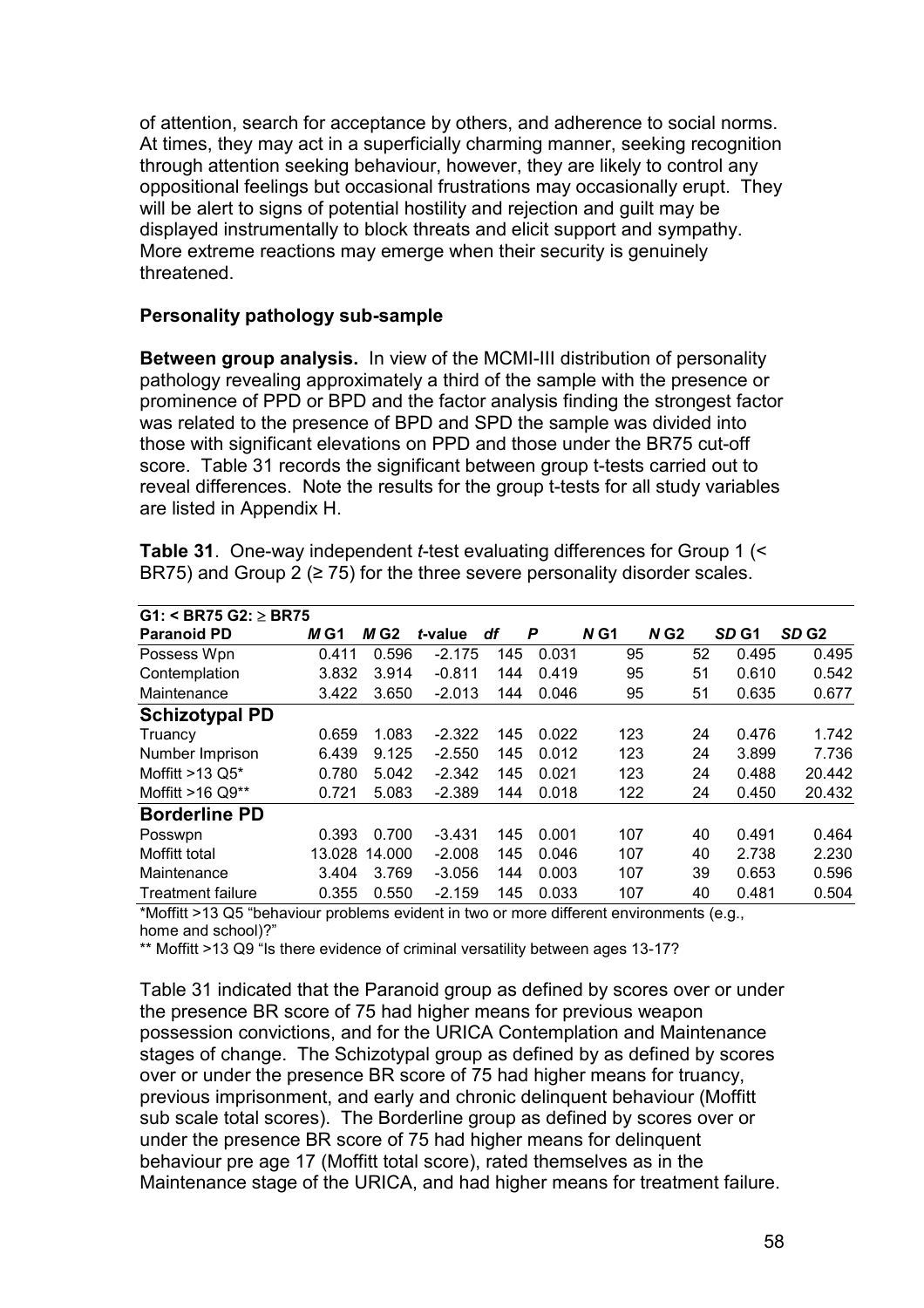of attention, search for acceptance by others, and adherence to social norms. At times, they may act in a superficially charming manner, seeking recognition through attention seeking behaviour, however, they are likely to control any oppositional feelings but occasional frustrations may occasionally erupt. They will be alert to signs of potential hostility and rejection and guilt may be displayed instrumentally to block threats and elicit support and sympathy. More extreme reactions may emerge when their security is genuinely threatened.

**Personality pathology sub-sample**

**Between group analysis.** In view of the MCMI-III distribution of personality pathology revealing approximately a third of the sample with the presence or prominence of PPD or BPD and the factor analysis finding the strongest factor was related to the presence of BPD and SPD the sample was divided into those with significant elevations on PPD and those under the BR75 cut-off score. Table 31 records the significant between group t-tests carried out to reveal differences. Note the results for the group t-tests for all study variables are listed in Appendix H.

**Table 31**. One-way independent *t*-test evaluating differences for Group 1 (< BR75) and Group 2 (≥ 75) for the three severe personality disorder scales.

| G1: < BR75 G2: ≥ BR75 | | | | | | | | | |
|---|---|---|---|---|---|---|---|---|---|
| **Paranoid PD** | ***M* G1** | ***M* G2** | ***t*-value** | ***df*** | ***P*** | ***N* G1** | ***N* G2** | ***SD* G1** | ***SD* G2** |
| Possess Wpn | 0.411 | 0.596 | -2.175 | 145 | 0.031 | 95 | 52 | 0.495 | 0.495 |
| Contemplation | 3.832 | 3.914 | -0.811 | 144 | 0.419 | 95 | 51 | 0.610 | 0.542 |
| Maintenance | 3.422 | 3.650 | -2.013 | 144 | 0.046 | 95 | 51 | 0.635 | 0.677 |
| **Schizotypal PD** | | | | | | | | | |
| Truancy | 0.659 | 1.083 | -2.322 | 145 | 0.022 | 123 | 24 | 0.476 | 1.742 |
| Number Imprison | 6.439 | 9.125 | -2.550 | 145 | 0.012 | 123 | 24 | 3.899 | 7.736 |
| Moffitt >13 Q5* | 0.780 | 5.042 | -2.342 | 145 | 0.021 | 123 | 24 | 0.488 | 20.442 |
| Moffitt >16 Q9** | 0.721 | 5.083 | -2.389 | 144 | 0.018 | 122 | 24 | 0.450 | 20.432 |
| **Borderline PD** | | | | | | | | | |
| Posswpn | 0.393 | 0.700 | -3.431 | 145 | 0.001 | 107 | 40 | 0.491 | 0.464 |
| Moffitt total | 13.028 | 14.000 | -2.008 | 145 | 0.046 | 107 | 40 | 2.738 | 2.230 |
| Maintenance | 3.404 | 3.769 | -3.056 | 144 | 0.003 | 107 | 39 | 0.653 | 0.596 |
| Treatment failure | 0.355 | 0.550 | -2.159 | 145 | 0.033 | 107 | 40 | 0.481 | 0.504 |

*Moffitt >13 Q5 "behaviour problems evident in two or more different environments (e.g., home and school)?"

** Moffitt >13 Q9 "Is there evidence of criminal versatility between ages 13-17?

Table 31 indicated that the Paranoid group as defined by scores over or under the presence BR score of 75 had higher means for previous weapon possession convictions, and for the URICA Contemplation and Maintenance stages of change. The Schizotypal group as defined by as defined by scores over or under the presence BR score of 75 had higher means for truancy, previous imprisonment, and early and chronic delinquent behaviour (Moffitt sub scale total scores). The Borderline group as defined by scores over or under the presence BR score of 75 had higher means for delinquent behaviour pre age 17 (Moffitt total score), rated themselves as in the Maintenance stage of the URICA, and had higher means for treatment failure.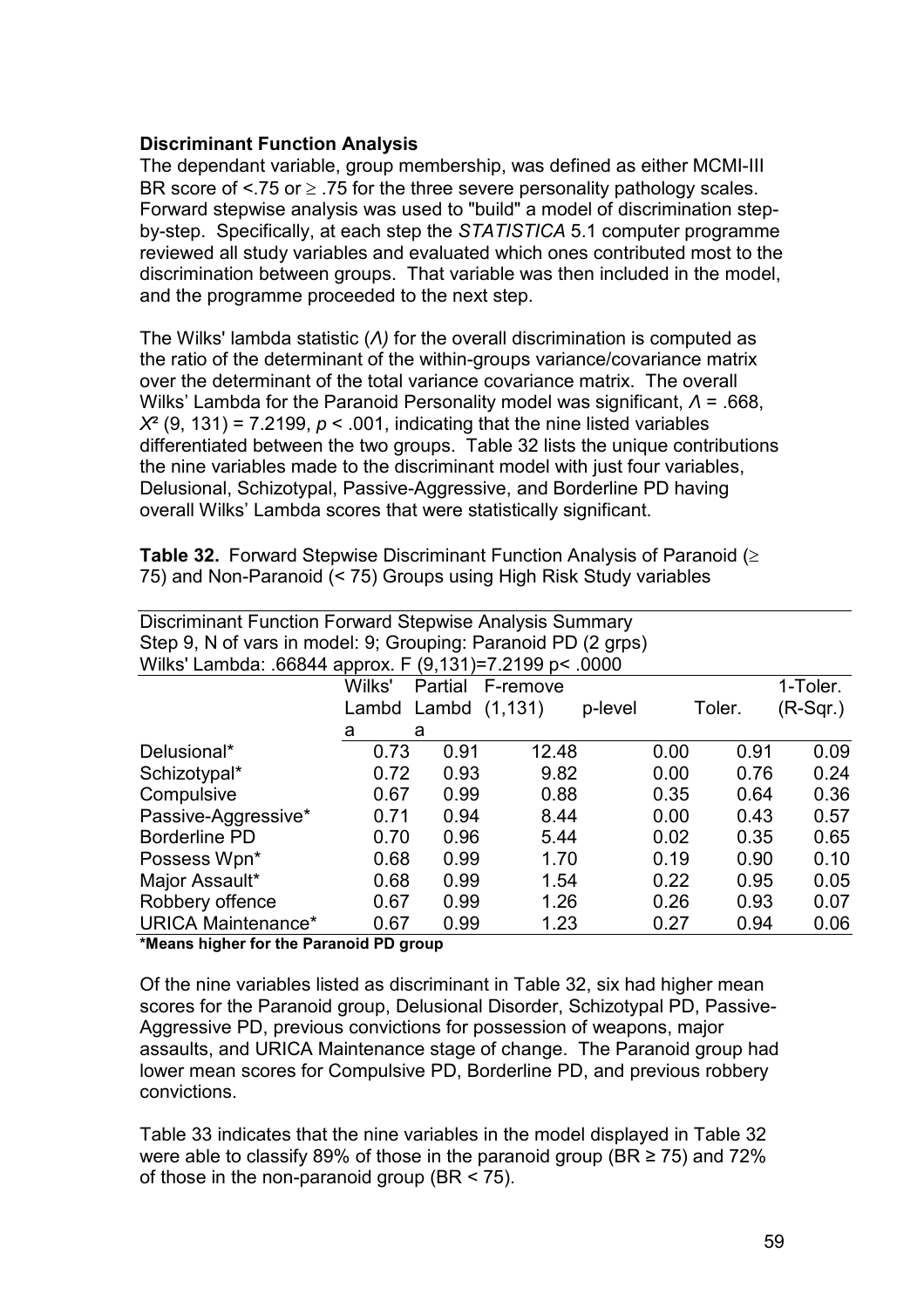**Discriminant Function Analysis**

The dependant variable, group membership, was defined as either MCMI-III BR score of <.75 or ≥ .75 for the three severe personality pathology scales. Forward stepwise analysis was used to "build" a model of discrimination step-by-step. Specifically, at each step the *STATISTICA* 5.1 computer programme reviewed all study variables and evaluated which ones contributed most to the discrimination between groups. That variable was then included in the model, and the programme proceeded to the next step.

The Wilks' lambda statistic (*Λ)* for the overall discrimination is computed as the ratio of the determinant of the within-groups variance/covariance matrix over the determinant of the total variance covariance matrix. The overall Wilks' Lambda for the Paranoid Personality model was significant, $\Lambda = .668$, $X^2$ (9, 131) = 7.2199, $p < .001$, indicating that the nine listed variables differentiated between the two groups. Table 32 lists the unique contributions the nine variables made to the discriminant model with just four variables, Delusional, Schizotypal, Passive-Aggressive, and Borderline PD having overall Wilks' Lambda scores that were statistically significant.

**Table 32.** Forward Stepwise Discriminant Function Analysis of Paranoid (≥ 75) and Non-Paranoid (< 75) Groups using High Risk Study variables

Discriminant Function Forward Stepwise Analysis Summary
Step 9, N of vars in model: 9; Grouping: Paranoid PD (2 grps)
Wilks' Lambda: .66844 approx. F (9,131)=7.2199 p< .0000

| | Wilks' Lambda | Partial Lambda | F-remove (1,131) | p-level | Toler. | 1-Toler. (R-Sqr.) |
|---|---|---|---|---|---|---|
| Delusional* | 0.73 | 0.91 | 12.48 | 0.00 | 0.91 | 0.09 |
| Schizotypal* | 0.72 | 0.93 | 9.82 | 0.00 | 0.76 | 0.24 |
| Compulsive | 0.67 | 0.99 | 0.88 | 0.35 | 0.64 | 0.36 |
| Passive-Aggressive* | 0.71 | 0.94 | 8.44 | 0.00 | 0.43 | 0.57 |
| Borderline PD | 0.70 | 0.96 | 5.44 | 0.02 | 0.35 | 0.65 |
| Possess Wpn* | 0.68 | 0.99 | 1.70 | 0.19 | 0.90 | 0.10 |
| Major Assault* | 0.68 | 0.99 | 1.54 | 0.22 | 0.95 | 0.05 |
| Robbery offence | 0.67 | 0.99 | 1.26 | 0.26 | 0.93 | 0.07 |
| URICA Maintenance* | 0.67 | 0.99 | 1.23 | 0.27 | 0.94 | 0.06 |

**\*Means higher for the Paranoid PD group**

Of the nine variables listed as discriminant in Table 32, six had higher mean scores for the Paranoid group, Delusional Disorder, Schizotypal PD, Passive-Aggressive PD, previous convictions for possession of weapons, major assaults, and URICA Maintenance stage of change. The Paranoid group had lower mean scores for Compulsive PD, Borderline PD, and previous robbery convictions.

Table 33 indicates that the nine variables in the model displayed in Table 32 were able to classify 89% of those in the paranoid group (BR ≥ 75) and 72% of those in the non-paranoid group (BR < 75).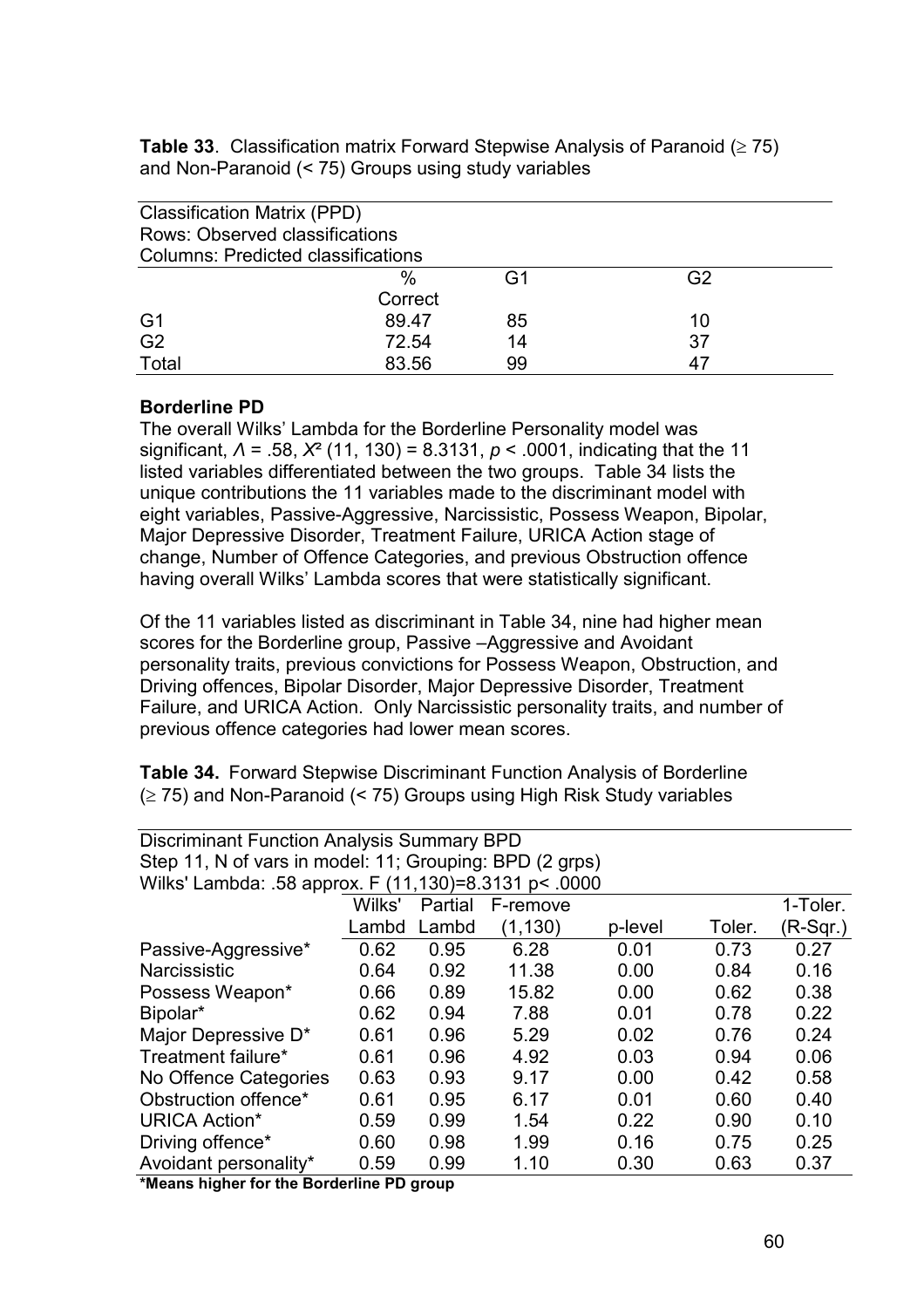**Table 33**. Classification matrix Forward Stepwise Analysis of Paranoid (≥ 75) and Non-Paranoid (< 75) Groups using study variables

| Classification Matrix (PPD)<br>Rows: Observed classifications<br>Columns: Predicted classifications | | | |
|---|---|---|---|
| | % Correct | G1 | G2 |
| G1 | 89.47 | 85 | 10 |
| G2 | 72.54 | 14 | 37 |
| Total | 83.56 | 99 | 47 |

**Borderline PD**

The overall Wilks' Lambda for the Borderline Personality model was significant, $\Lambda$ = .58, $X^2$ (11, 130) = 8.3131, $p$ < .0001, indicating that the 11 listed variables differentiated between the two groups. Table 34 lists the unique contributions the 11 variables made to the discriminant model with eight variables, Passive-Aggressive, Narcissistic, Possess Weapon, Bipolar, Major Depressive Disorder, Treatment Failure, URICA Action stage of change, Number of Offence Categories, and previous Obstruction offence having overall Wilks' Lambda scores that were statistically significant.

Of the 11 variables listed as discriminant in Table 34, nine had higher mean scores for the Borderline group, Passive –Aggressive and Avoidant personality traits, previous convictions for Possess Weapon, Obstruction, and Driving offences, Bipolar Disorder, Major Depressive Disorder, Treatment Failure, and URICA Action. Only Narcissistic personality traits, and number of previous offence categories had lower mean scores.

**Table 34.** Forward Stepwise Discriminant Function Analysis of Borderline (≥ 75) and Non-Paranoid (< 75) Groups using High Risk Study variables

| Discriminant Function Analysis Summary BPD<br>Step 11, N of vars in model: 11; Grouping: BPD (2 grps)<br>Wilks' Lambda: .58 approx. F (11,130)=8.3131 p< .0000 | | | | | | |
|---|---|---|---|---|---|---|
| | Wilks' Lambd | Partial Lambd | F-remove (1,130) | p-level | Toler. | 1-Toler. (R-Sqr.) |
| Passive-Aggressive* | 0.62 | 0.95 | 6.28 | 0.01 | 0.73 | 0.27 |
| Narcissistic | 0.64 | 0.92 | 11.38 | 0.00 | 0.84 | 0.16 |
| Possess Weapon* | 0.66 | 0.89 | 15.82 | 0.00 | 0.62 | 0.38 |
| Bipolar* | 0.62 | 0.94 | 7.88 | 0.01 | 0.78 | 0.22 |
| Major Depressive D* | 0.61 | 0.96 | 5.29 | 0.02 | 0.76 | 0.24 |
| Treatment failure* | 0.61 | 0.96 | 4.92 | 0.03 | 0.94 | 0.06 |
| No Offence Categories | 0.63 | 0.93 | 9.17 | 0.00 | 0.42 | 0.58 |
| Obstruction offence* | 0.61 | 0.95 | 6.17 | 0.01 | 0.60 | 0.40 |
| URICA Action* | 0.59 | 0.99 | 1.54 | 0.22 | 0.90 | 0.10 |
| Driving offence* | 0.60 | 0.98 | 1.99 | 0.16 | 0.75 | 0.25 |
| Avoidant personality* | 0.59 | 0.99 | 1.10 | 0.30 | 0.63 | 0.37 |

**\*Means higher for the Borderline PD group**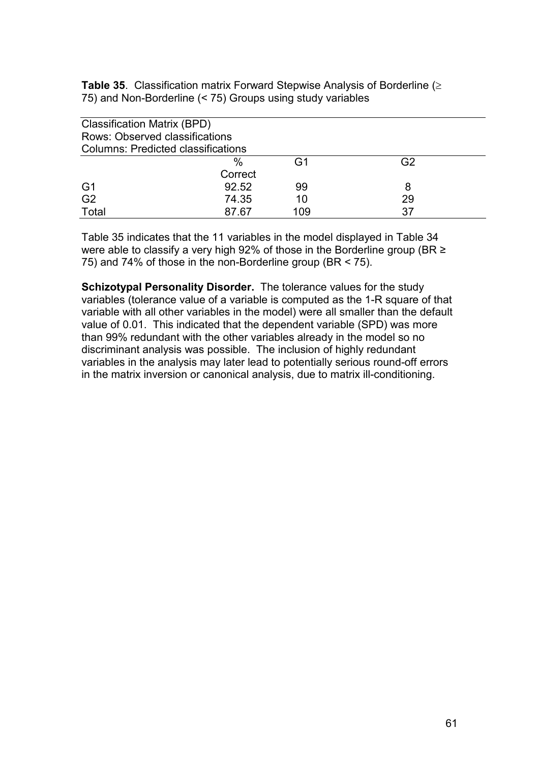**Table 35**. Classification matrix Forward Stepwise Analysis of Borderline (≥ 75) and Non-Borderline (< 75) Groups using study variables

Classification Matrix (BPD)
Rows: Observed classifications
Columns: Predicted classifications

| | % Correct | G1 | G2 |
|---|---|---|---|
| G1 | 92.52 | 99 | 8 |
| G2 | 74.35 | 10 | 29 |
| Total | 87.67 | 109 | 37 |

Table 35 indicates that the 11 variables in the model displayed in Table 34 were able to classify a very high 92% of those in the Borderline group (BR ≥ 75) and 74% of those in the non-Borderline group (BR < 75).

**Schizotypal Personality Disorder.** The tolerance values for the study variables (tolerance value of a variable is computed as the 1-R square of that variable with all other variables in the model) were all smaller than the default value of 0.01. This indicated that the dependent variable (SPD) was more than 99% redundant with the other variables already in the model so no discriminant analysis was possible. The inclusion of highly redundant variables in the analysis may later lead to potentially serious round-off errors in the matrix inversion or canonical analysis, due to matrix ill-conditioning.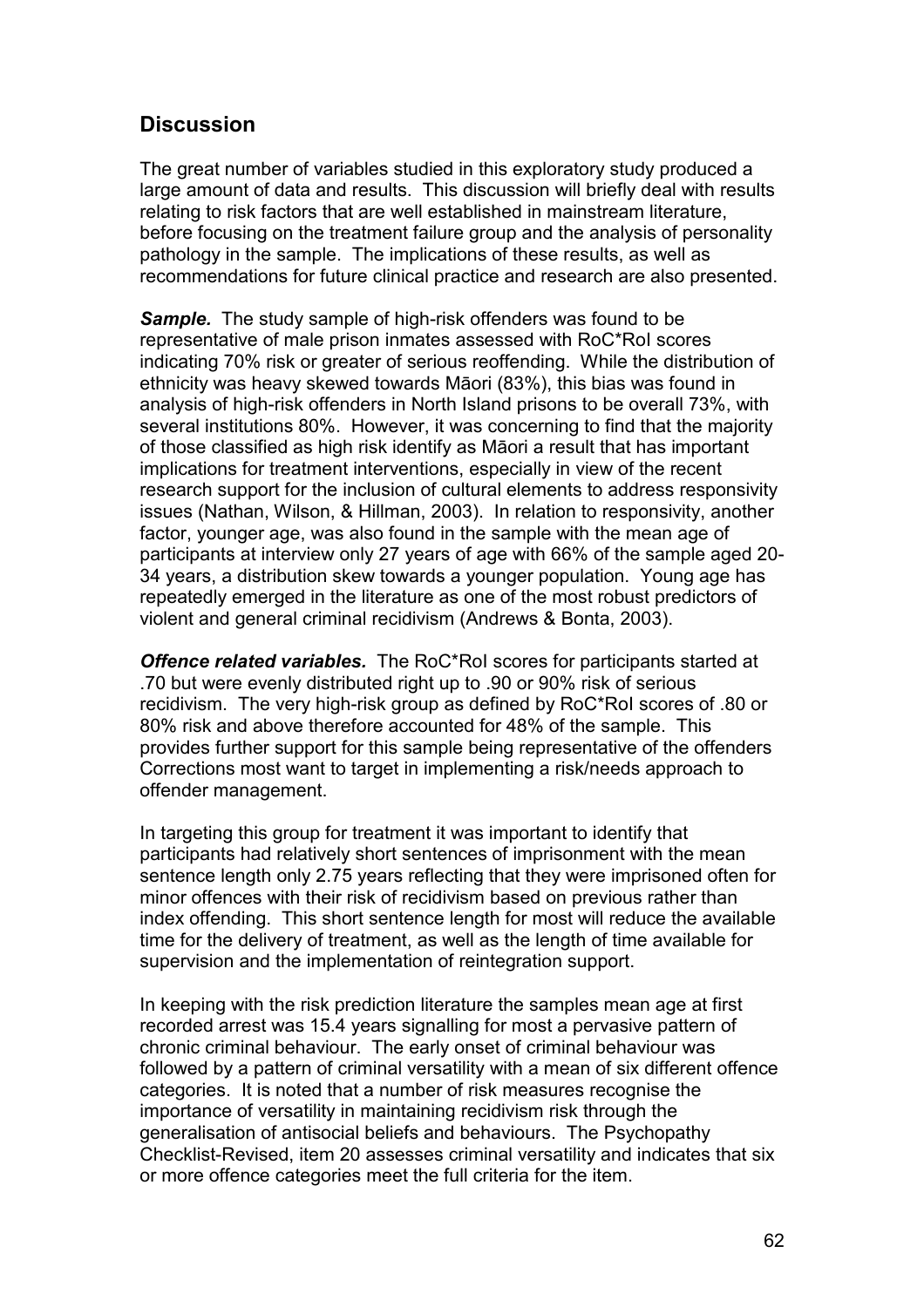## Discussion

The great number of variables studied in this exploratory study produced a large amount of data and results. This discussion will briefly deal with results relating to risk factors that are well established in mainstream literature, before focusing on the treatment failure group and the analysis of personality pathology in the sample. The implications of these results, as well as recommendations for future clinical practice and research are also presented.

***Sample.*** The study sample of high-risk offenders was found to be representative of male prison inmates assessed with RoC*RoI scores indicating 70% risk or greater of serious reoffending. While the distribution of ethnicity was heavy skewed towards Māori (83%), this bias was found in analysis of high-risk offenders in North Island prisons to be overall 73%, with several institutions 80%. However, it was concerning to find that the majority of those classified as high risk identify as Māori a result that has important implications for treatment interventions, especially in view of the recent research support for the inclusion of cultural elements to address responsivity issues (Nathan, Wilson, & Hillman, 2003). In relation to responsivity, another factor, younger age, was also found in the sample with the mean age of participants at interview only 27 years of age with 66% of the sample aged 20-34 years, a distribution skew towards a younger population. Young age has repeatedly emerged in the literature as one of the most robust predictors of violent and general criminal recidivism (Andrews & Bonta, 2003).

***Offence related variables.*** The RoC*RoI scores for participants started at .70 but were evenly distributed right up to .90 or 90% risk of serious recidivism. The very high-risk group as defined by RoC*RoI scores of .80 or 80% risk and above therefore accounted for 48% of the sample. This provides further support for this sample being representative of the offenders Corrections most want to target in implementing a risk/needs approach to offender management.

In targeting this group for treatment it was important to identify that participants had relatively short sentences of imprisonment with the mean sentence length only 2.75 years reflecting that they were imprisoned often for minor offences with their risk of recidivism based on previous rather than index offending. This short sentence length for most will reduce the available time for the delivery of treatment, as well as the length of time available for supervision and the implementation of reintegration support.

In keeping with the risk prediction literature the samples mean age at first recorded arrest was 15.4 years signalling for most a pervasive pattern of chronic criminal behaviour. The early onset of criminal behaviour was followed by a pattern of criminal versatility with a mean of six different offence categories. It is noted that a number of risk measures recognise the importance of versatility in maintaining recidivism risk through the generalisation of antisocial beliefs and behaviours. The Psychopathy Checklist-Revised, item 20 assesses criminal versatility and indicates that six or more offence categories meet the full criteria for the item.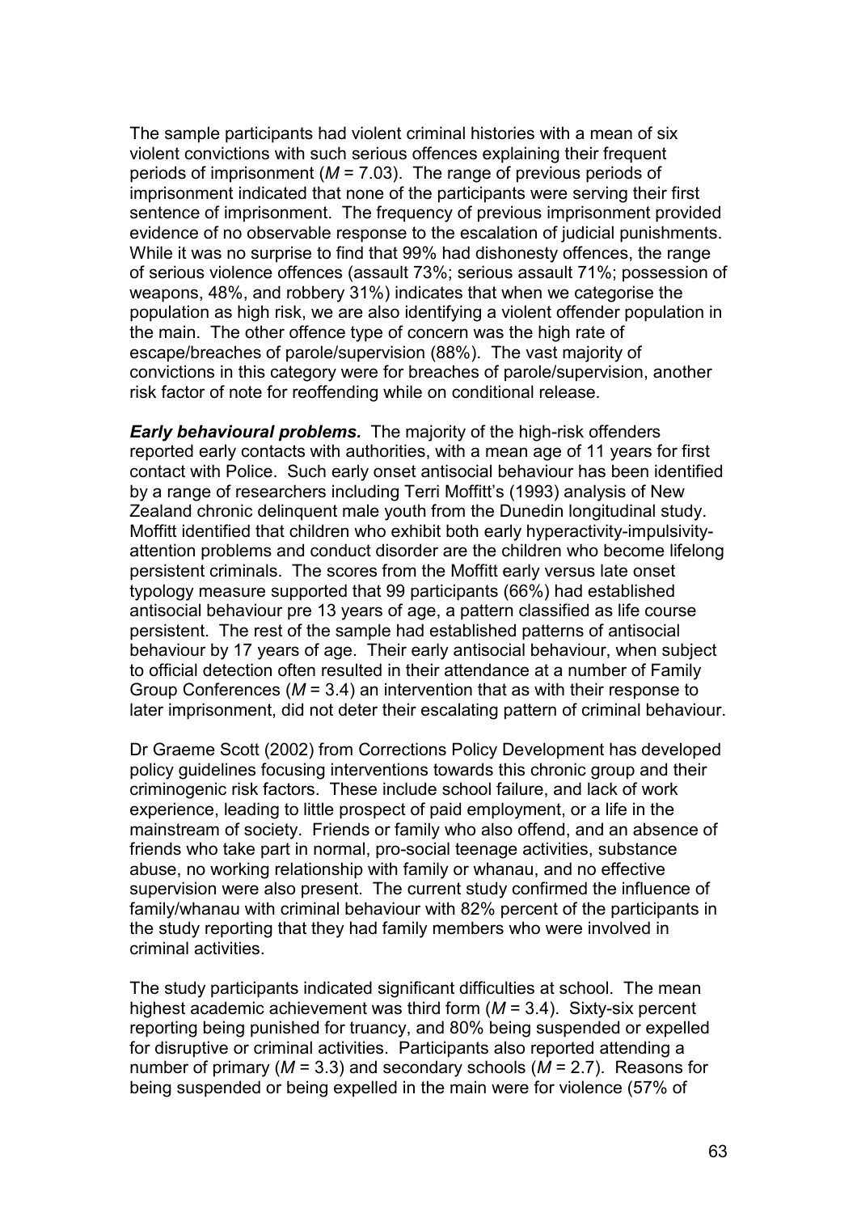The sample participants had violent criminal histories with a mean of six violent convictions with such serious offences explaining their frequent periods of imprisonment (*M* = 7.03). The range of previous periods of imprisonment indicated that none of the participants were serving their first sentence of imprisonment. The frequency of previous imprisonment provided evidence of no observable response to the escalation of judicial punishments. While it was no surprise to find that 99% had dishonesty offences, the range of serious violence offences (assault 73%; serious assault 71%; possession of weapons, 48%, and robbery 31%) indicates that when we categorise the population as high risk, we are also identifying a violent offender population in the main. The other offence type of concern was the high rate of escape/breaches of parole/supervision (88%). The vast majority of convictions in this category were for breaches of parole/supervision, another risk factor of note for reoffending while on conditional release.

***Early behavioural problems.*** The majority of the high-risk offenders reported early contacts with authorities, with a mean age of 11 years for first contact with Police. Such early onset antisocial behaviour has been identified by a range of researchers including Terri Moffitt's (1993) analysis of New Zealand chronic delinquent male youth from the Dunedin longitudinal study. Moffitt identified that children who exhibit both early hyperactivity-impulsivity-attention problems and conduct disorder are the children who become lifelong persistent criminals. The scores from the Moffitt early versus late onset typology measure supported that 99 participants (66%) had established antisocial behaviour pre 13 years of age, a pattern classified as life course persistent. The rest of the sample had established patterns of antisocial behaviour by 17 years of age. Their early antisocial behaviour, when subject to official detection often resulted in their attendance at a number of Family Group Conferences (*M* = 3.4) an intervention that as with their response to later imprisonment, did not deter their escalating pattern of criminal behaviour.

Dr Graeme Scott (2002) from Corrections Policy Development has developed policy guidelines focusing interventions towards this chronic group and their criminogenic risk factors. These include school failure, and lack of work experience, leading to little prospect of paid employment, or a life in the mainstream of society. Friends or family who also offend, and an absence of friends who take part in normal, pro-social teenage activities, substance abuse, no working relationship with family or whanau, and no effective supervision were also present. The current study confirmed the influence of family/whanau with criminal behaviour with 82% percent of the participants in the study reporting that they had family members who were involved in criminal activities.

The study participants indicated significant difficulties at school. The mean highest academic achievement was third form (*M* = 3.4). Sixty-six percent reporting being punished for truancy, and 80% being suspended or expelled for disruptive or criminal activities. Participants also reported attending a number of primary (*M* = 3.3) and secondary schools (*M* = 2.7). Reasons for being suspended or being expelled in the main were for violence (57% of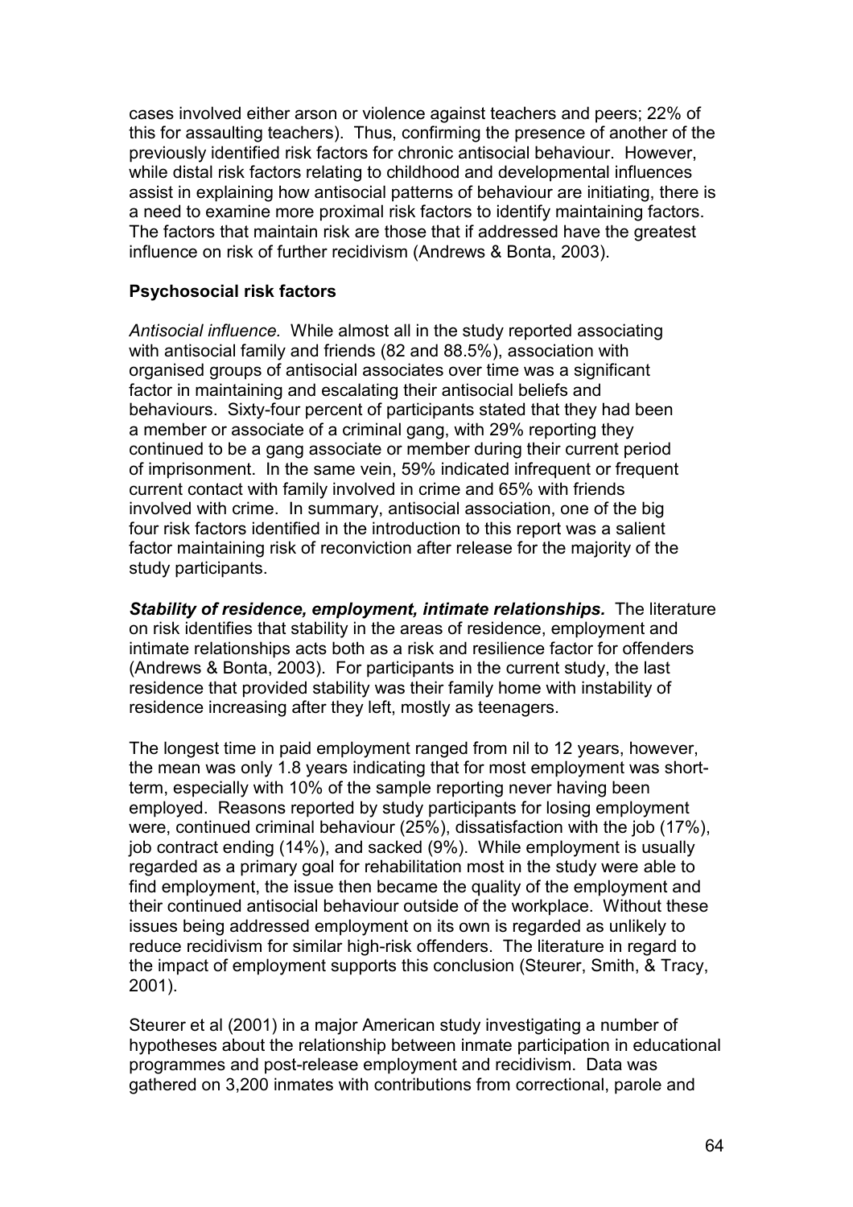cases involved either arson or violence against teachers and peers; 22% of this for assaulting teachers). Thus, confirming the presence of another of the previously identified risk factors for chronic antisocial behaviour. However, while distal risk factors relating to childhood and developmental influences assist in explaining how antisocial patterns of behaviour are initiating, there is a need to examine more proximal risk factors to identify maintaining factors. The factors that maintain risk are those that if addressed have the greatest influence on risk of further recidivism (Andrews & Bonta, 2003).

**Psychosocial risk factors**

*Antisocial influence.* While almost all in the study reported associating with antisocial family and friends (82 and 88.5%), association with organised groups of antisocial associates over time was a significant factor in maintaining and escalating their antisocial beliefs and behaviours. Sixty-four percent of participants stated that they had been a member or associate of a criminal gang, with 29% reporting they continued to be a gang associate or member during their current period of imprisonment. In the same vein, 59% indicated infrequent or frequent current contact with family involved in crime and 65% with friends involved with crime. In summary, antisocial association, one of the big four risk factors identified in the introduction to this report was a salient factor maintaining risk of reconviction after release for the majority of the study participants.

***Stability of residence, employment, intimate relationships.*** The literature on risk identifies that stability in the areas of residence, employment and intimate relationships acts both as a risk and resilience factor for offenders (Andrews & Bonta, 2003). For participants in the current study, the last residence that provided stability was their family home with instability of residence increasing after they left, mostly as teenagers.

The longest time in paid employment ranged from nil to 12 years, however, the mean was only 1.8 years indicating that for most employment was short-term, especially with 10% of the sample reporting never having been employed. Reasons reported by study participants for losing employment were, continued criminal behaviour (25%), dissatisfaction with the job (17%), job contract ending (14%), and sacked (9%). While employment is usually regarded as a primary goal for rehabilitation most in the study were able to find employment, the issue then became the quality of the employment and their continued antisocial behaviour outside of the workplace. Without these issues being addressed employment on its own is regarded as unlikely to reduce recidivism for similar high-risk offenders. The literature in regard to the impact of employment supports this conclusion (Steurer, Smith, & Tracy, 2001).

Steurer et al (2001) in a major American study investigating a number of hypotheses about the relationship between inmate participation in educational programmes and post-release employment and recidivism. Data was gathered on 3,200 inmates with contributions from correctional, parole and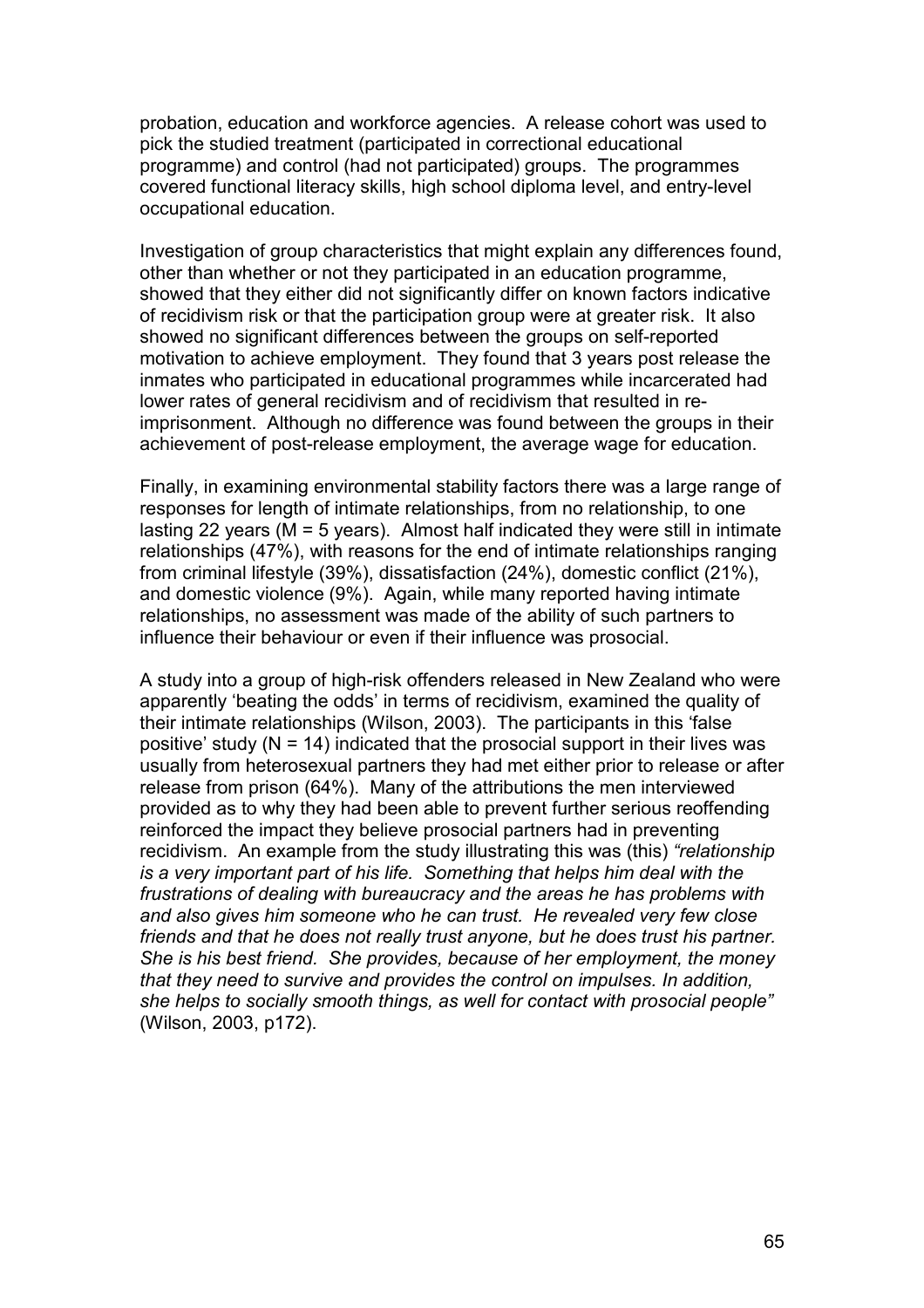probation, education and workforce agencies. A release cohort was used to pick the studied treatment (participated in correctional educational programme) and control (had not participated) groups. The programmes covered functional literacy skills, high school diploma level, and entry-level occupational education.

Investigation of group characteristics that might explain any differences found, other than whether or not they participated in an education programme, showed that they either did not significantly differ on known factors indicative of recidivism risk or that the participation group were at greater risk. It also showed no significant differences between the groups on self-reported motivation to achieve employment. They found that 3 years post release the inmates who participated in educational programmes while incarcerated had lower rates of general recidivism and of recidivism that resulted in re-imprisonment. Although no difference was found between the groups in their achievement of post-release employment, the average wage for education.

Finally, in examining environmental stability factors there was a large range of responses for length of intimate relationships, from no relationship, to one lasting 22 years (M = 5 years). Almost half indicated they were still in intimate relationships (47%), with reasons for the end of intimate relationships ranging from criminal lifestyle (39%), dissatisfaction (24%), domestic conflict (21%), and domestic violence (9%). Again, while many reported having intimate relationships, no assessment was made of the ability of such partners to influence their behaviour or even if their influence was prosocial.

A study into a group of high-risk offenders released in New Zealand who were apparently 'beating the odds' in terms of recidivism, examined the quality of their intimate relationships (Wilson, 2003). The participants in this 'false positive' study (N = 14) indicated that the prosocial support in their lives was usually from heterosexual partners they had met either prior to release or after release from prison (64%). Many of the attributions the men interviewed provided as to why they had been able to prevent further serious reoffending reinforced the impact they believe prosocial partners had in preventing recidivism. An example from the study illustrating this was (this) *"relationship is a very important part of his life. Something that helps him deal with the frustrations of dealing with bureaucracy and the areas he has problems with and also gives him someone who he can trust. He revealed very few close friends and that he does not really trust anyone, but he does trust his partner. She is his best friend. She provides, because of her employment, the money that they need to survive and provides the control on impulses. In addition, she helps to socially smooth things, as well for contact with prosocial people"* (Wilson, 2003, p172).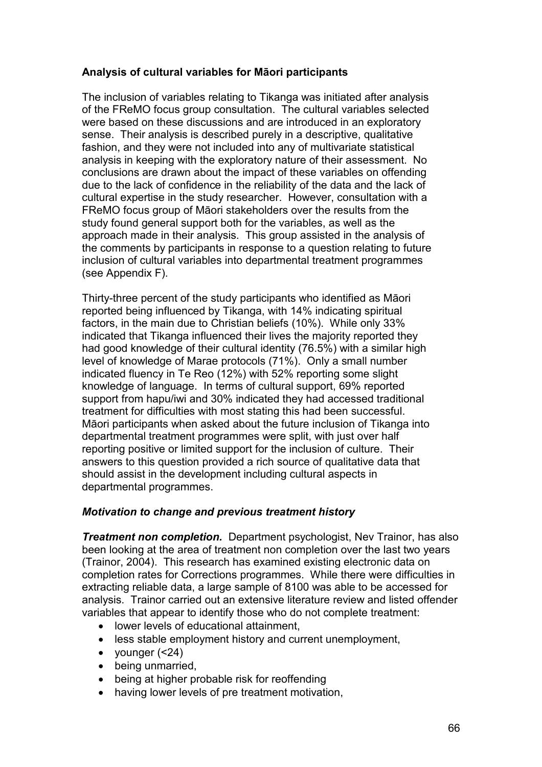**Analysis of cultural variables for Māori participants**

The inclusion of variables relating to Tikanga was initiated after analysis of the FReMO focus group consultation. The cultural variables selected were based on these discussions and are introduced in an exploratory sense. Their analysis is described purely in a descriptive, qualitative fashion, and they were not included into any of multivariate statistical analysis in keeping with the exploratory nature of their assessment. No conclusions are drawn about the impact of these variables on offending due to the lack of confidence in the reliability of the data and the lack of cultural expertise in the study researcher. However, consultation with a FReMO focus group of Māori stakeholders over the results from the study found general support both for the variables, as well as the approach made in their analysis. This group assisted in the analysis of the comments by participants in response to a question relating to future inclusion of cultural variables into departmental treatment programmes (see Appendix F).

Thirty-three percent of the study participants who identified as Māori reported being influenced by Tikanga, with 14% indicating spiritual factors, in the main due to Christian beliefs (10%). While only 33% indicated that Tikanga influenced their lives the majority reported they had good knowledge of their cultural identity (76.5%) with a similar high level of knowledge of Marae protocols (71%). Only a small number indicated fluency in Te Reo (12%) with 52% reporting some slight knowledge of language. In terms of cultural support, 69% reported support from hapu/iwi and 30% indicated they had accessed traditional treatment for difficulties with most stating this had been successful. Māori participants when asked about the future inclusion of Tikanga into departmental treatment programmes were split, with just over half reporting positive or limited support for the inclusion of culture. Their answers to this question provided a rich source of qualitative data that should assist in the development including cultural aspects in departmental programmes.

***Motivation to change and previous treatment history***

***Treatment non completion.*** Department psychologist, Nev Trainor, has also been looking at the area of treatment non completion over the last two years (Trainor, 2004). This research has examined existing electronic data on completion rates for Corrections programmes. While there were difficulties in extracting reliable data, a large sample of 8100 was able to be accessed for analysis. Trainor carried out an extensive literature review and listed offender variables that appear to identify those who do not complete treatment:

- lower levels of educational attainment,
- less stable employment history and current unemployment,
- younger (<24)
- being unmarried,
- being at higher probable risk for reoffending
- having lower levels of pre treatment motivation,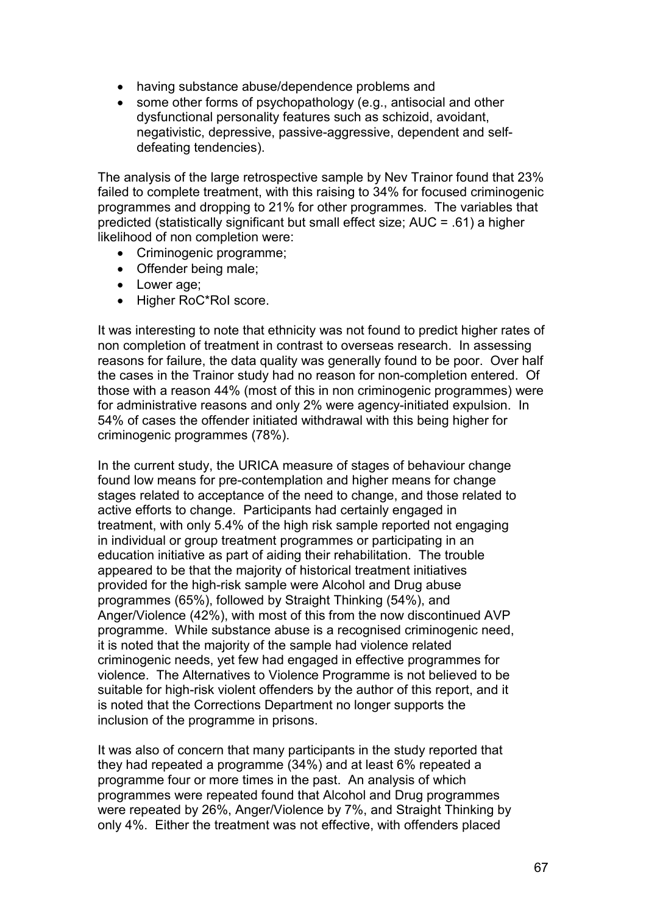- having substance abuse/dependence problems and
- some other forms of psychopathology (e.g., antisocial and other dysfunctional personality features such as schizoid, avoidant, negativistic, depressive, passive-aggressive, dependent and self-defeating tendencies).

The analysis of the large retrospective sample by Nev Trainor found that 23% failed to complete treatment, with this raising to 34% for focused criminogenic programmes and dropping to 21% for other programmes. The variables that predicted (statistically significant but small effect size; AUC = .61) a higher likelihood of non completion were:

- Criminogenic programme;
- Offender being male;
- Lower age;
- Higher RoC*RoI score.

It was interesting to note that ethnicity was not found to predict higher rates of non completion of treatment in contrast to overseas research. In assessing reasons for failure, the data quality was generally found to be poor. Over half the cases in the Trainor study had no reason for non-completion entered. Of those with a reason 44% (most of this in non criminogenic programmes) were for administrative reasons and only 2% were agency-initiated expulsion. In 54% of cases the offender initiated withdrawal with this being higher for criminogenic programmes (78%).

In the current study, the URICA measure of stages of behaviour change found low means for pre-contemplation and higher means for change stages related to acceptance of the need to change, and those related to active efforts to change. Participants had certainly engaged in treatment, with only 5.4% of the high risk sample reported not engaging in individual or group treatment programmes or participating in an education initiative as part of aiding their rehabilitation. The trouble appeared to be that the majority of historical treatment initiatives provided for the high-risk sample were Alcohol and Drug abuse programmes (65%), followed by Straight Thinking (54%), and Anger/Violence (42%), with most of this from the now discontinued AVP programme. While substance abuse is a recognised criminogenic need, it is noted that the majority of the sample had violence related criminogenic needs, yet few had engaged in effective programmes for violence. The Alternatives to Violence Programme is not believed to be suitable for high-risk violent offenders by the author of this report, and it is noted that the Corrections Department no longer supports the inclusion of the programme in prisons.

It was also of concern that many participants in the study reported that they had repeated a programme (34%) and at least 6% repeated a programme four or more times in the past. An analysis of which programmes were repeated found that Alcohol and Drug programmes were repeated by 26%, Anger/Violence by 7%, and Straight Thinking by only 4%. Either the treatment was not effective, with offenders placed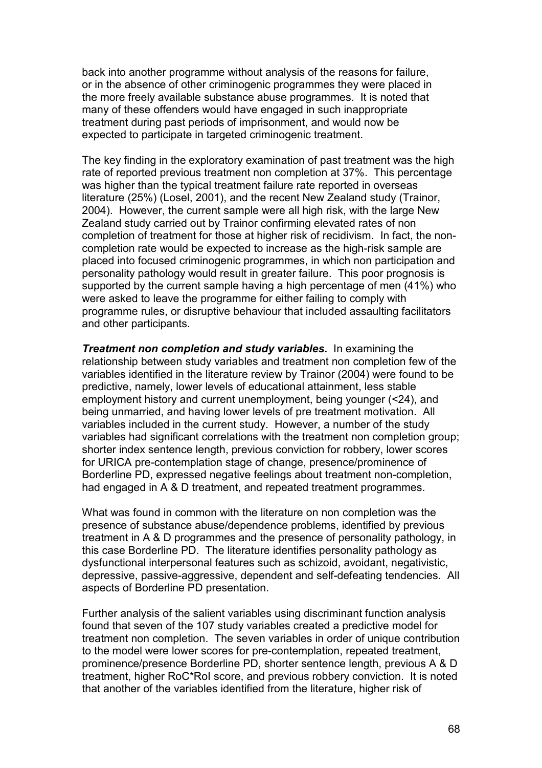back into another programme without analysis of the reasons for failure, or in the absence of other criminogenic programmes they were placed in the more freely available substance abuse programmes. It is noted that many of these offenders would have engaged in such inappropriate treatment during past periods of imprisonment, and would now be expected to participate in targeted criminogenic treatment.

The key finding in the exploratory examination of past treatment was the high rate of reported previous treatment non completion at 37%. This percentage was higher than the typical treatment failure rate reported in overseas literature (25%) (Losel, 2001), and the recent New Zealand study (Trainor, 2004). However, the current sample were all high risk, with the large New Zealand study carried out by Trainor confirming elevated rates of non completion of treatment for those at higher risk of recidivism. In fact, the non-completion rate would be expected to increase as the high-risk sample are placed into focused criminogenic programmes, in which non participation and personality pathology would result in greater failure. This poor prognosis is supported by the current sample having a high percentage of men (41%) who were asked to leave the programme for either failing to comply with programme rules, or disruptive behaviour that included assaulting facilitators and other participants.

***Treatment non completion and study variables*.** In examining the relationship between study variables and treatment non completion few of the variables identified in the literature review by Trainor (2004) were found to be predictive, namely, lower levels of educational attainment, less stable employment history and current unemployment, being younger (<24), and being unmarried, and having lower levels of pre treatment motivation. All variables included in the current study. However, a number of the study variables had significant correlations with the treatment non completion group; shorter index sentence length, previous conviction for robbery, lower scores for URICA pre-contemplation stage of change, presence/prominence of Borderline PD, expressed negative feelings about treatment non-completion, had engaged in A & D treatment, and repeated treatment programmes.

What was found in common with the literature on non completion was the presence of substance abuse/dependence problems, identified by previous treatment in A & D programmes and the presence of personality pathology, in this case Borderline PD. The literature identifies personality pathology as dysfunctional interpersonal features such as schizoid, avoidant, negativistic, depressive, passive-aggressive, dependent and self-defeating tendencies. All aspects of Borderline PD presentation.

Further analysis of the salient variables using discriminant function analysis found that seven of the 107 study variables created a predictive model for treatment non completion. The seven variables in order of unique contribution to the model were lower scores for pre-contemplation, repeated treatment, prominence/presence Borderline PD, shorter sentence length, previous A & D treatment, higher RoC*RoI score, and previous robbery conviction. It is noted that another of the variables identified from the literature, higher risk of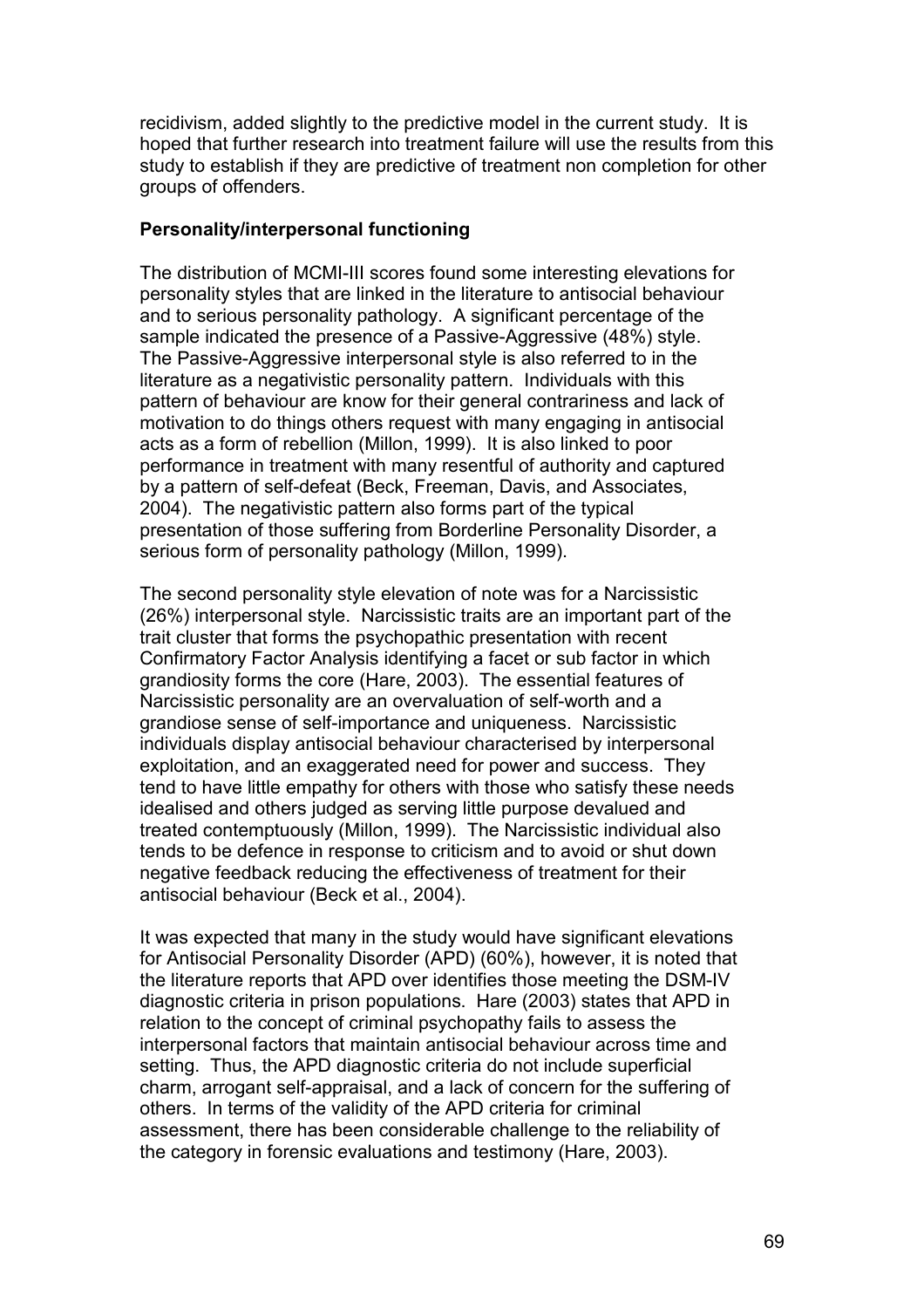recidivism, added slightly to the predictive model in the current study. It is hoped that further research into treatment failure will use the results from this study to establish if they are predictive of treatment non completion for other groups of offenders.

**Personality/interpersonal functioning**

The distribution of MCMI-III scores found some interesting elevations for personality styles that are linked in the literature to antisocial behaviour and to serious personality pathology. A significant percentage of the sample indicated the presence of a Passive-Aggressive (48%) style. The Passive-Aggressive interpersonal style is also referred to in the literature as a negativistic personality pattern. Individuals with this pattern of behaviour are know for their general contrariness and lack of motivation to do things others request with many engaging in antisocial acts as a form of rebellion (Millon, 1999). It is also linked to poor performance in treatment with many resentful of authority and captured by a pattern of self-defeat (Beck, Freeman, Davis, and Associates, 2004). The negativistic pattern also forms part of the typical presentation of those suffering from Borderline Personality Disorder, a serious form of personality pathology (Millon, 1999).

The second personality style elevation of note was for a Narcissistic (26%) interpersonal style. Narcissistic traits are an important part of the trait cluster that forms the psychopathic presentation with recent Confirmatory Factor Analysis identifying a facet or sub factor in which grandiosity forms the core (Hare, 2003). The essential features of Narcissistic personality are an overvaluation of self-worth and a grandiose sense of self-importance and uniqueness. Narcissistic individuals display antisocial behaviour characterised by interpersonal exploitation, and an exaggerated need for power and success. They tend to have little empathy for others with those who satisfy these needs idealised and others judged as serving little purpose devalued and treated contemptuously (Millon, 1999). The Narcissistic individual also tends to be defence in response to criticism and to avoid or shut down negative feedback reducing the effectiveness of treatment for their antisocial behaviour (Beck et al., 2004).

It was expected that many in the study would have significant elevations for Antisocial Personality Disorder (APD) (60%), however, it is noted that the literature reports that APD over identifies those meeting the DSM-IV diagnostic criteria in prison populations. Hare (2003) states that APD in relation to the concept of criminal psychopathy fails to assess the interpersonal factors that maintain antisocial behaviour across time and setting. Thus, the APD diagnostic criteria do not include superficial charm, arrogant self-appraisal, and a lack of concern for the suffering of others. In terms of the validity of the APD criteria for criminal assessment, there has been considerable challenge to the reliability of the category in forensic evaluations and testimony (Hare, 2003).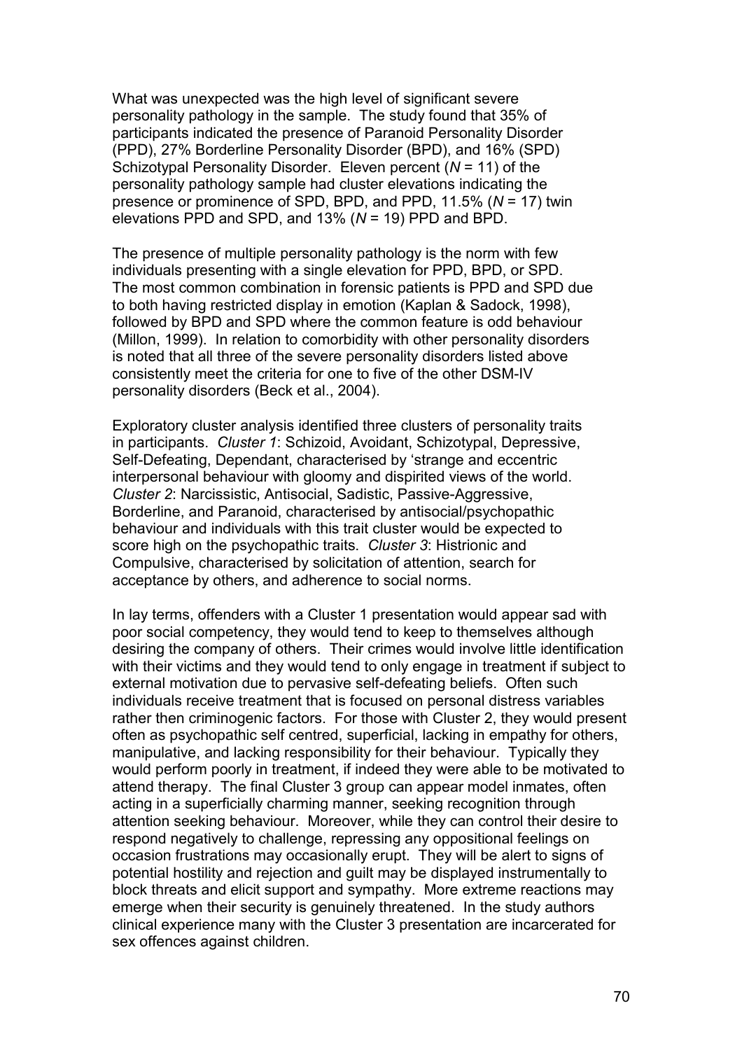What was unexpected was the high level of significant severe personality pathology in the sample. The study found that 35% of participants indicated the presence of Paranoid Personality Disorder (PPD), 27% Borderline Personality Disorder (BPD), and 16% (SPD) Schizotypal Personality Disorder. Eleven percent (*N* = 11) of the personality pathology sample had cluster elevations indicating the presence or prominence of SPD, BPD, and PPD, 11.5% (*N* = 17) twin elevations PPD and SPD, and 13% (*N* = 19) PPD and BPD.

The presence of multiple personality pathology is the norm with few individuals presenting with a single elevation for PPD, BPD, or SPD. The most common combination in forensic patients is PPD and SPD due to both having restricted display in emotion (Kaplan & Sadock, 1998), followed by BPD and SPD where the common feature is odd behaviour (Millon, 1999). In relation to comorbidity with other personality disorders is noted that all three of the severe personality disorders listed above consistently meet the criteria for one to five of the other DSM-IV personality disorders (Beck et al., 2004).

Exploratory cluster analysis identified three clusters of personality traits in participants. *Cluster 1*: Schizoid, Avoidant, Schizotypal, Depressive, Self-Defeating, Dependant, characterised by 'strange and eccentric interpersonal behaviour with gloomy and dispirited views of the world. *Cluster 2*: Narcissistic, Antisocial, Sadistic, Passive-Aggressive, Borderline, and Paranoid, characterised by antisocial/psychopathic behaviour and individuals with this trait cluster would be expected to score high on the psychopathic traits. *Cluster 3*: Histrionic and Compulsive, characterised by solicitation of attention, search for acceptance by others, and adherence to social norms.

In lay terms, offenders with a Cluster 1 presentation would appear sad with poor social competency, they would tend to keep to themselves although desiring the company of others. Their crimes would involve little identification with their victims and they would tend to only engage in treatment if subject to external motivation due to pervasive self-defeating beliefs. Often such individuals receive treatment that is focused on personal distress variables rather then criminogenic factors. For those with Cluster 2, they would present often as psychopathic self centred, superficial, lacking in empathy for others, manipulative, and lacking responsibility for their behaviour. Typically they would perform poorly in treatment, if indeed they were able to be motivated to attend therapy. The final Cluster 3 group can appear model inmates, often acting in a superficially charming manner, seeking recognition through attention seeking behaviour. Moreover, while they can control their desire to respond negatively to challenge, repressing any oppositional feelings on occasion frustrations may occasionally erupt. They will be alert to signs of potential hostility and rejection and guilt may be displayed instrumentally to block threats and elicit support and sympathy. More extreme reactions may emerge when their security is genuinely threatened. In the study authors clinical experience many with the Cluster 3 presentation are incarcerated for sex offences against children.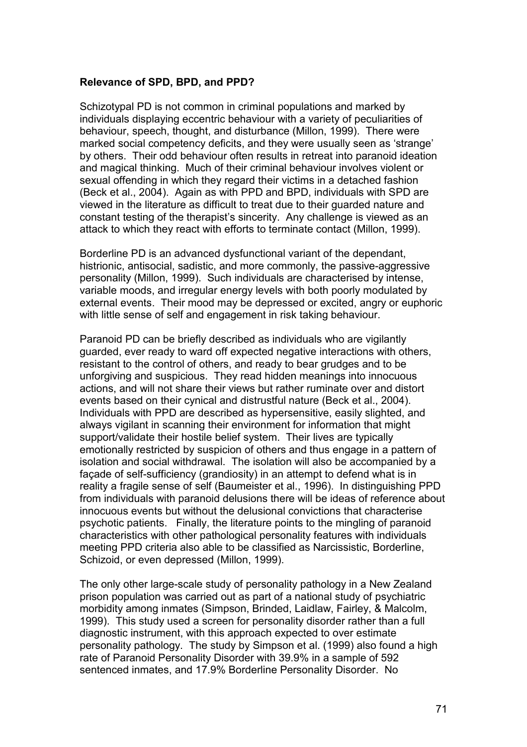**Relevance of SPD, BPD, and PPD?**

Schizotypal PD is not common in criminal populations and marked by individuals displaying eccentric behaviour with a variety of peculiarities of behaviour, speech, thought, and disturbance (Millon, 1999). There were marked social competency deficits, and they were usually seen as 'strange' by others. Their odd behaviour often results in retreat into paranoid ideation and magical thinking. Much of their criminal behaviour involves violent or sexual offending in which they regard their victims in a detached fashion (Beck et al., 2004). Again as with PPD and BPD, individuals with SPD are viewed in the literature as difficult to treat due to their guarded nature and constant testing of the therapist's sincerity. Any challenge is viewed as an attack to which they react with efforts to terminate contact (Millon, 1999).

Borderline PD is an advanced dysfunctional variant of the dependant, histrionic, antisocial, sadistic, and more commonly, the passive-aggressive personality (Millon, 1999). Such individuals are characterised by intense, variable moods, and irregular energy levels with both poorly modulated by external events. Their mood may be depressed or excited, angry or euphoric with little sense of self and engagement in risk taking behaviour.

Paranoid PD can be briefly described as individuals who are vigilantly guarded, ever ready to ward off expected negative interactions with others, resistant to the control of others, and ready to bear grudges and to be unforgiving and suspicious. They read hidden meanings into innocuous actions, and will not share their views but rather ruminate over and distort events based on their cynical and distrustful nature (Beck et al., 2004). Individuals with PPD are described as hypersensitive, easily slighted, and always vigilant in scanning their environment for information that might support/validate their hostile belief system. Their lives are typically emotionally restricted by suspicion of others and thus engage in a pattern of isolation and social withdrawal. The isolation will also be accompanied by a façade of self-sufficiency (grandiosity) in an attempt to defend what is in reality a fragile sense of self (Baumeister et al., 1996). In distinguishing PPD from individuals with paranoid delusions there will be ideas of reference about innocuous events but without the delusional convictions that characterise psychotic patients. Finally, the literature points to the mingling of paranoid characteristics with other pathological personality features with individuals meeting PPD criteria also able to be classified as Narcissistic, Borderline, Schizoid, or even depressed (Millon, 1999).

The only other large-scale study of personality pathology in a New Zealand prison population was carried out as part of a national study of psychiatric morbidity among inmates (Simpson, Brinded, Laidlaw, Fairley, & Malcolm, 1999). This study used a screen for personality disorder rather than a full diagnostic instrument, with this approach expected to over estimate personality pathology. The study by Simpson et al. (1999) also found a high rate of Paranoid Personality Disorder with 39.9% in a sample of 592 sentenced inmates, and 17.9% Borderline Personality Disorder. No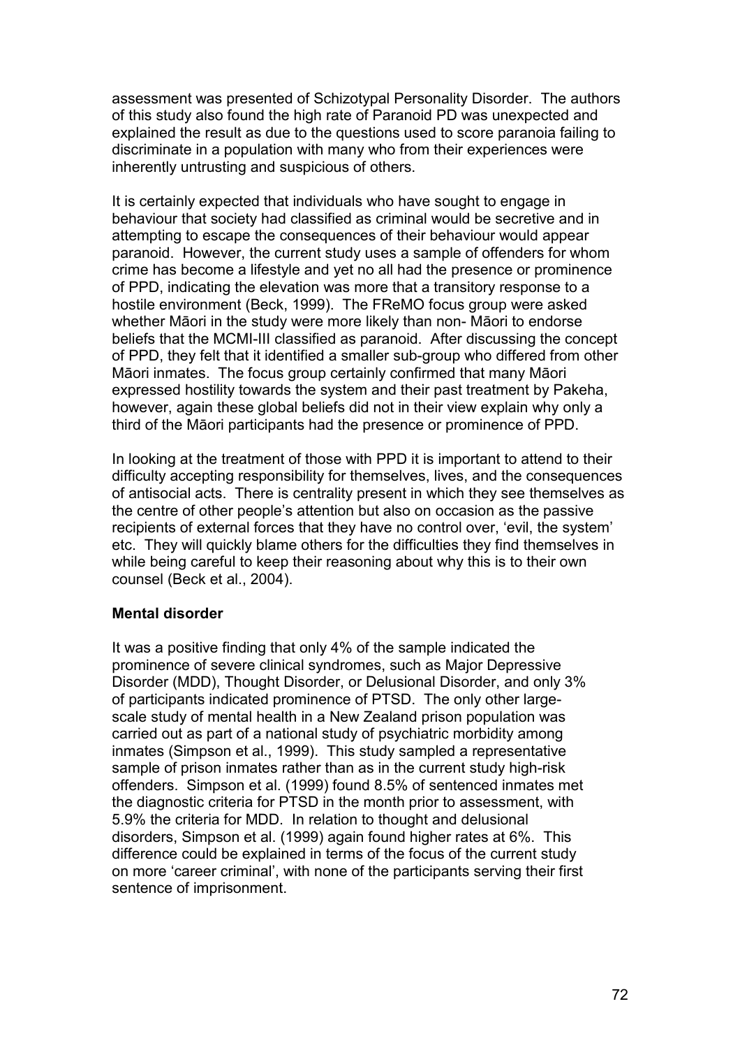assessment was presented of Schizotypal Personality Disorder. The authors of this study also found the high rate of Paranoid PD was unexpected and explained the result as due to the questions used to score paranoia failing to discriminate in a population with many who from their experiences were inherently untrusting and suspicious of others.

It is certainly expected that individuals who have sought to engage in behaviour that society had classified as criminal would be secretive and in attempting to escape the consequences of their behaviour would appear paranoid. However, the current study uses a sample of offenders for whom crime has become a lifestyle and yet no all had the presence or prominence of PPD, indicating the elevation was more that a transitory response to a hostile environment (Beck, 1999). The FReMO focus group were asked whether Māori in the study were more likely than non- Māori to endorse beliefs that the MCMI-III classified as paranoid. After discussing the concept of PPD, they felt that it identified a smaller sub-group who differed from other Māori inmates. The focus group certainly confirmed that many Māori expressed hostility towards the system and their past treatment by Pakeha, however, again these global beliefs did not in their view explain why only a third of the Māori participants had the presence or prominence of PPD.

In looking at the treatment of those with PPD it is important to attend to their difficulty accepting responsibility for themselves, lives, and the consequences of antisocial acts. There is centrality present in which they see themselves as the centre of other people's attention but also on occasion as the passive recipients of external forces that they have no control over, 'evil, the system' etc. They will quickly blame others for the difficulties they find themselves in while being careful to keep their reasoning about why this is to their own counsel (Beck et al., 2004).

**Mental disorder**

It was a positive finding that only 4% of the sample indicated the prominence of severe clinical syndromes, such as Major Depressive Disorder (MDD), Thought Disorder, or Delusional Disorder, and only 3% of participants indicated prominence of PTSD. The only other large-scale study of mental health in a New Zealand prison population was carried out as part of a national study of psychiatric morbidity among inmates (Simpson et al., 1999). This study sampled a representative sample of prison inmates rather than as in the current study high-risk offenders. Simpson et al. (1999) found 8.5% of sentenced inmates met the diagnostic criteria for PTSD in the month prior to assessment, with 5.9% the criteria for MDD. In relation to thought and delusional disorders, Simpson et al. (1999) again found higher rates at 6%. This difference could be explained in terms of the focus of the current study on more 'career criminal', with none of the participants serving their first sentence of imprisonment.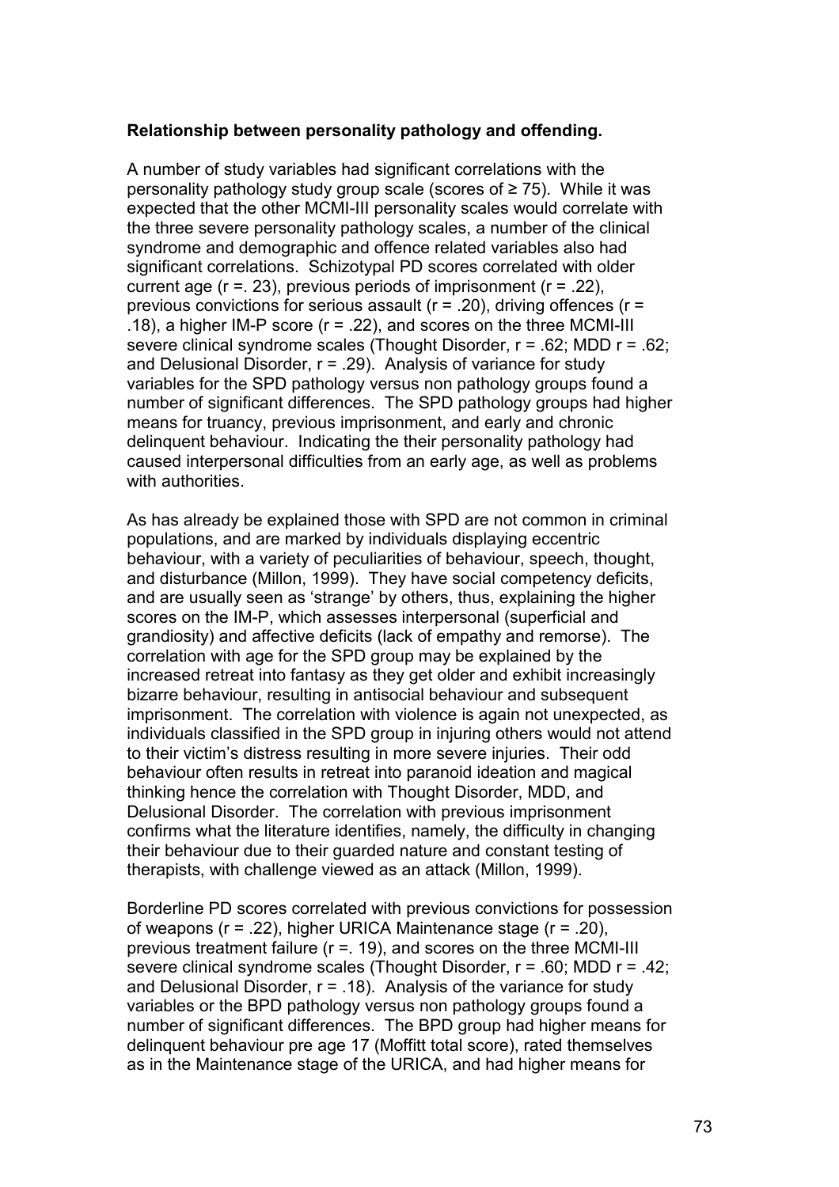**Relationship between personality pathology and offending.**

A number of study variables had significant correlations with the personality pathology study group scale (scores of ≥ 75). While it was expected that the other MCMI-III personality scales would correlate with the three severe personality pathology scales, a number of the clinical syndrome and demographic and offence related variables also had significant correlations. Schizotypal PD scores correlated with older current age (r =. 23), previous periods of imprisonment (r = .22), previous convictions for serious assault (r = .20), driving offences (r = .18), a higher IM-P score (r = .22), and scores on the three MCMI-III severe clinical syndrome scales (Thought Disorder, r = .62; MDD r = .62; and Delusional Disorder, r = .29). Analysis of variance for study variables for the SPD pathology versus non pathology groups found a number of significant differences. The SPD pathology groups had higher means for truancy, previous imprisonment, and early and chronic delinquent behaviour. Indicating the their personality pathology had caused interpersonal difficulties from an early age, as well as problems with authorities.

As has already be explained those with SPD are not common in criminal populations, and are marked by individuals displaying eccentric behaviour, with a variety of peculiarities of behaviour, speech, thought, and disturbance (Millon, 1999). They have social competency deficits, and are usually seen as 'strange' by others, thus, explaining the higher scores on the IM-P, which assesses interpersonal (superficial and grandiosity) and affective deficits (lack of empathy and remorse). The correlation with age for the SPD group may be explained by the increased retreat into fantasy as they get older and exhibit increasingly bizarre behaviour, resulting in antisocial behaviour and subsequent imprisonment. The correlation with violence is again not unexpected, as individuals classified in the SPD group in injuring others would not attend to their victim's distress resulting in more severe injuries. Their odd behaviour often results in retreat into paranoid ideation and magical thinking hence the correlation with Thought Disorder, MDD, and Delusional Disorder. The correlation with previous imprisonment confirms what the literature identifies, namely, the difficulty in changing their behaviour due to their guarded nature and constant testing of therapists, with challenge viewed as an attack (Millon, 1999).

Borderline PD scores correlated with previous convictions for possession of weapons (r = .22), higher URICA Maintenance stage (r = .20), previous treatment failure (r =. 19), and scores on the three MCMI-III severe clinical syndrome scales (Thought Disorder, r = .60; MDD r = .42; and Delusional Disorder, r = .18). Analysis of the variance for study variables or the BPD pathology versus non pathology groups found a number of significant differences. The BPD group had higher means for delinquent behaviour pre age 17 (Moffitt total score), rated themselves as in the Maintenance stage of the URICA, and had higher means for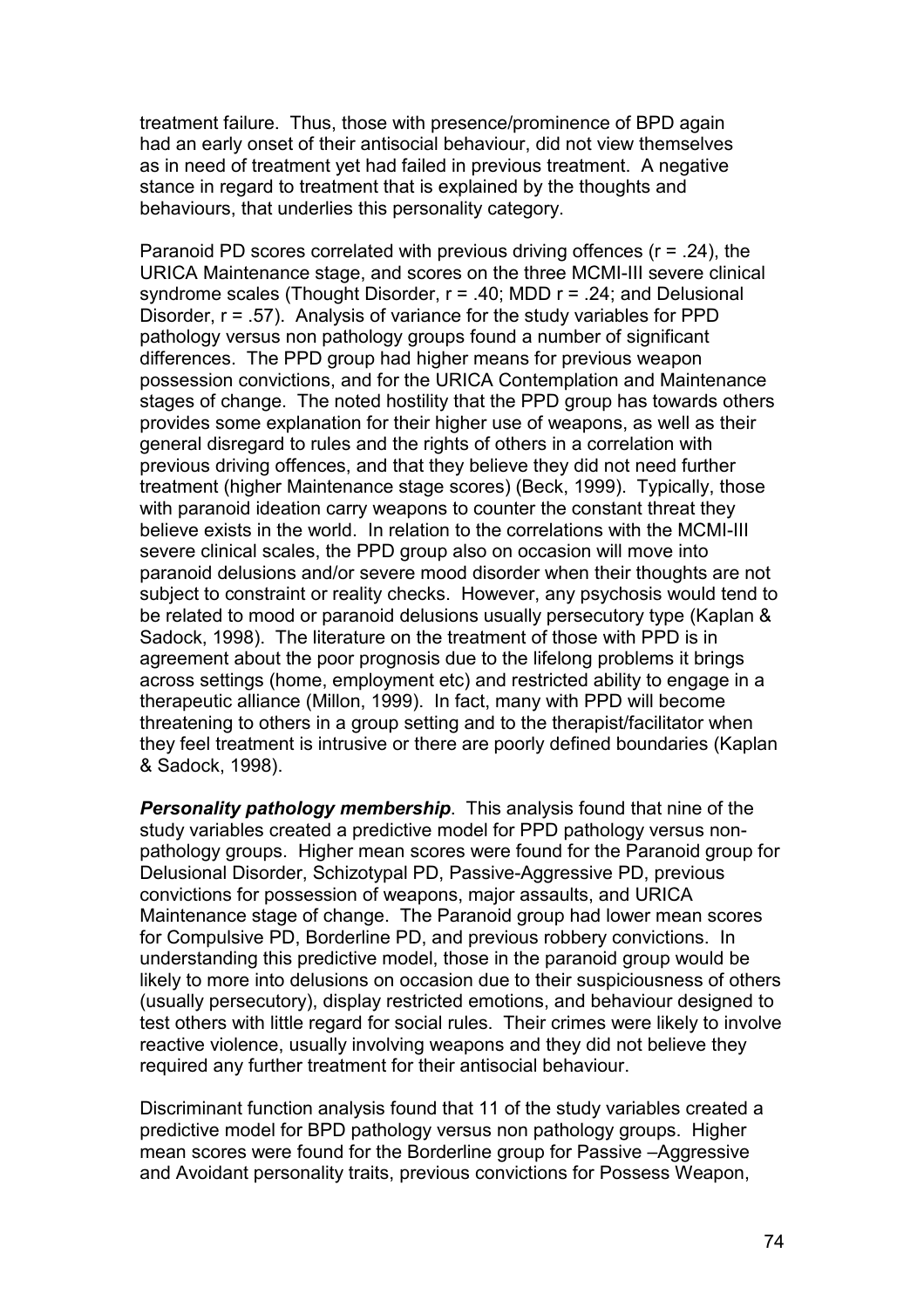treatment failure. Thus, those with presence/prominence of BPD again had an early onset of their antisocial behaviour, did not view themselves as in need of treatment yet had failed in previous treatment. A negative stance in regard to treatment that is explained by the thoughts and behaviours, that underlies this personality category.

Paranoid PD scores correlated with previous driving offences ($r = .24$), the URICA Maintenance stage, and scores on the three MCMI-III severe clinical syndrome scales (Thought Disorder, $r = .40$; MDD $r = .24$; and Delusional Disorder, $r = .57$). Analysis of variance for the study variables for PPD pathology versus non pathology groups found a number of significant differences. The PPD group had higher means for previous weapon possession convictions, and for the URICA Contemplation and Maintenance stages of change. The noted hostility that the PPD group has towards others provides some explanation for their higher use of weapons, as well as their general disregard to rules and the rights of others in a correlation with previous driving offences, and that they believe they did not need further treatment (higher Maintenance stage scores) (Beck, 1999). Typically, those with paranoid ideation carry weapons to counter the constant threat they believe exists in the world. In relation to the correlations with the MCMI-III severe clinical scales, the PPD group also on occasion will move into paranoid delusions and/or severe mood disorder when their thoughts are not subject to constraint or reality checks. However, any psychosis would tend to be related to mood or paranoid delusions usually persecutory type (Kaplan & Sadock, 1998). The literature on the treatment of those with PPD is in agreement about the poor prognosis due to the lifelong problems it brings across settings (home, employment etc) and restricted ability to engage in a therapeutic alliance (Millon, 1999). In fact, many with PPD will become threatening to others in a group setting and to the therapist/facilitator when they feel treatment is intrusive or there are poorly defined boundaries (Kaplan & Sadock, 1998).

***Personality pathology membership***. This analysis found that nine of the study variables created a predictive model for PPD pathology versus non-pathology groups. Higher mean scores were found for the Paranoid group for Delusional Disorder, Schizotypal PD, Passive-Aggressive PD, previous convictions for possession of weapons, major assaults, and URICA Maintenance stage of change. The Paranoid group had lower mean scores for Compulsive PD, Borderline PD, and previous robbery convictions. In understanding this predictive model, those in the paranoid group would be likely to more into delusions on occasion due to their suspiciousness of others (usually persecutory), display restricted emotions, and behaviour designed to test others with little regard for social rules. Their crimes were likely to involve reactive violence, usually involving weapons and they did not believe they required any further treatment for their antisocial behaviour.

Discriminant function analysis found that 11 of the study variables created a predictive model for BPD pathology versus non pathology groups. Higher mean scores were found for the Borderline group for Passive –Aggressive and Avoidant personality traits, previous convictions for Possess Weapon,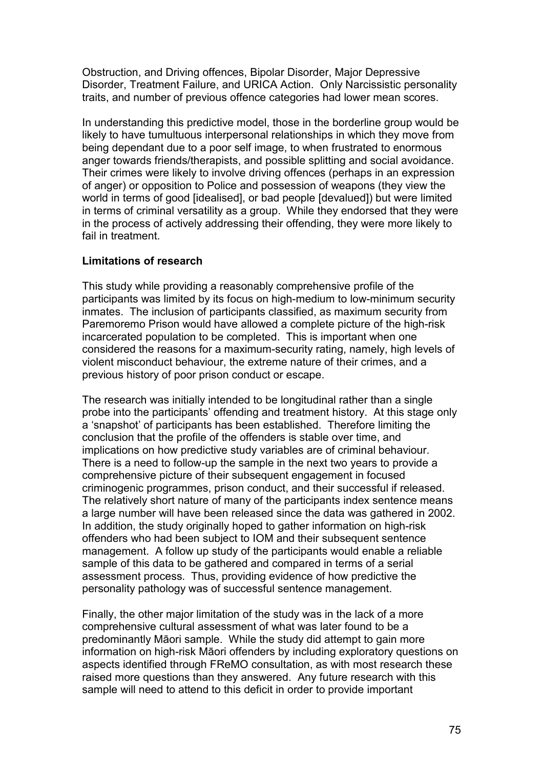Obstruction, and Driving offences, Bipolar Disorder, Major Depressive Disorder, Treatment Failure, and URICA Action. Only Narcissistic personality traits, and number of previous offence categories had lower mean scores.

In understanding this predictive model, those in the borderline group would be likely to have tumultuous interpersonal relationships in which they move from being dependant due to a poor self image, to when frustrated to enormous anger towards friends/therapists, and possible splitting and social avoidance. Their crimes were likely to involve driving offences (perhaps in an expression of anger) or opposition to Police and possession of weapons (they view the world in terms of good [idealised], or bad people [devalued]) but were limited in terms of criminal versatility as a group. While they endorsed that they were in the process of actively addressing their offending, they were more likely to fail in treatment.

**Limitations of research**

This study while providing a reasonably comprehensive profile of the participants was limited by its focus on high-medium to low-minimum security inmates. The inclusion of participants classified, as maximum security from Paremoremo Prison would have allowed a complete picture of the high-risk incarcerated population to be completed. This is important when one considered the reasons for a maximum-security rating, namely, high levels of violent misconduct behaviour, the extreme nature of their crimes, and a previous history of poor prison conduct or escape.

The research was initially intended to be longitudinal rather than a single probe into the participants' offending and treatment history. At this stage only a 'snapshot' of participants has been established. Therefore limiting the conclusion that the profile of the offenders is stable over time, and implications on how predictive study variables are of criminal behaviour. There is a need to follow-up the sample in the next two years to provide a comprehensive picture of their subsequent engagement in focused criminogenic programmes, prison conduct, and their successful if released. The relatively short nature of many of the participants index sentence means a large number will have been released since the data was gathered in 2002. In addition, the study originally hoped to gather information on high-risk offenders who had been subject to IOM and their subsequent sentence management. A follow up study of the participants would enable a reliable sample of this data to be gathered and compared in terms of a serial assessment process. Thus, providing evidence of how predictive the personality pathology was of successful sentence management.

Finally, the other major limitation of the study was in the lack of a more comprehensive cultural assessment of what was later found to be a predominantly Māori sample. While the study did attempt to gain more information on high-risk Māori offenders by including exploratory questions on aspects identified through FReMO consultation, as with most research these raised more questions than they answered. Any future research with this sample will need to attend to this deficit in order to provide important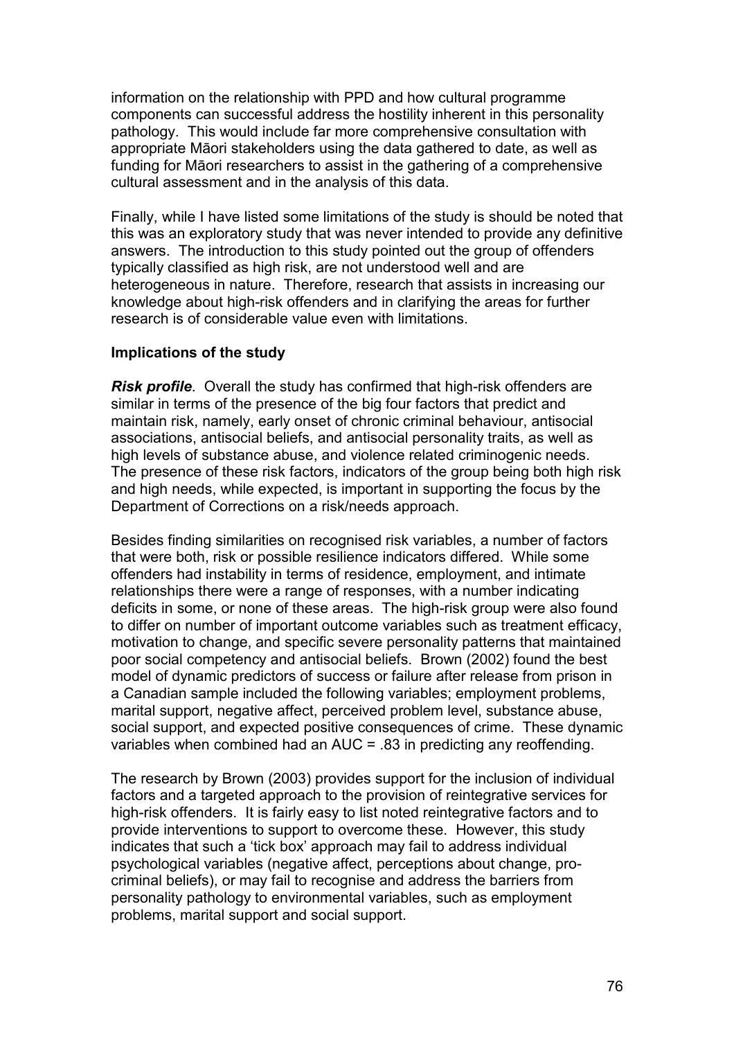information on the relationship with PPD and how cultural programme components can successful address the hostility inherent in this personality pathology. This would include far more comprehensive consultation with appropriate Māori stakeholders using the data gathered to date, as well as funding for Māori researchers to assist in the gathering of a comprehensive cultural assessment and in the analysis of this data.

Finally, while I have listed some limitations of the study is should be noted that this was an exploratory study that was never intended to provide any definitive answers. The introduction to this study pointed out the group of offenders typically classified as high risk, are not understood well and are heterogeneous in nature. Therefore, research that assists in increasing our knowledge about high-risk offenders and in clarifying the areas for further research is of considerable value even with limitations.

**Implications of the study**

***Risk profile***. Overall the study has confirmed that high-risk offenders are similar in terms of the presence of the big four factors that predict and maintain risk, namely, early onset of chronic criminal behaviour, antisocial associations, antisocial beliefs, and antisocial personality traits, as well as high levels of substance abuse, and violence related criminogenic needs. The presence of these risk factors, indicators of the group being both high risk and high needs, while expected, is important in supporting the focus by the Department of Corrections on a risk/needs approach.

Besides finding similarities on recognised risk variables, a number of factors that were both, risk or possible resilience indicators differed. While some offenders had instability in terms of residence, employment, and intimate relationships there were a range of responses, with a number indicating deficits in some, or none of these areas. The high-risk group were also found to differ on number of important outcome variables such as treatment efficacy, motivation to change, and specific severe personality patterns that maintained poor social competency and antisocial beliefs. Brown (2002) found the best model of dynamic predictors of success or failure after release from prison in a Canadian sample included the following variables; employment problems, marital support, negative affect, perceived problem level, substance abuse, social support, and expected positive consequences of crime. These dynamic variables when combined had an AUC = .83 in predicting any reoffending.

The research by Brown (2003) provides support for the inclusion of individual factors and a targeted approach to the provision of reintegrative services for high-risk offenders. It is fairly easy to list noted reintegrative factors and to provide interventions to support to overcome these. However, this study indicates that such a 'tick box' approach may fail to address individual psychological variables (negative affect, perceptions about change, pro-criminal beliefs), or may fail to recognise and address the barriers from personality pathology to environmental variables, such as employment problems, marital support and social support.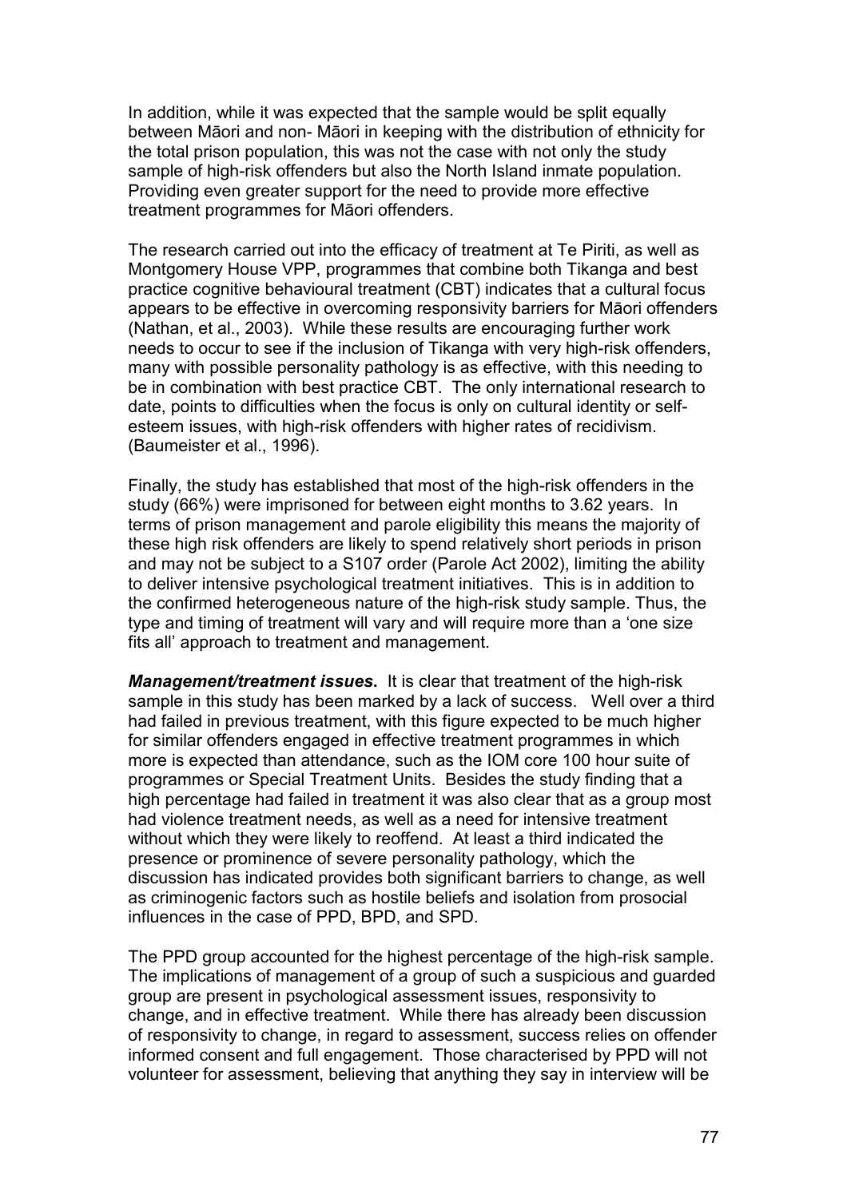In addition, while it was expected that the sample would be split equally between Māori and non- Māori in keeping with the distribution of ethnicity for the total prison population, this was not the case with not only the study sample of high-risk offenders but also the North Island inmate population. Providing even greater support for the need to provide more effective treatment programmes for Māori offenders.

The research carried out into the efficacy of treatment at Te Piriti, as well as Montgomery House VPP, programmes that combine both Tikanga and best practice cognitive behavioural treatment (CBT) indicates that a cultural focus appears to be effective in overcoming responsivity barriers for Māori offenders (Nathan, et al., 2003). While these results are encouraging further work needs to occur to see if the inclusion of Tikanga with very high-risk offenders, many with possible personality pathology is as effective, with this needing to be in combination with best practice CBT. The only international research to date, points to difficulties when the focus is only on cultural identity or self-esteem issues, with high-risk offenders with higher rates of recidivism. (Baumeister et al., 1996).

Finally, the study has established that most of the high-risk offenders in the study (66%) were imprisoned for between eight months to 3.62 years. In terms of prison management and parole eligibility this means the majority of these high risk offenders are likely to spend relatively short periods in prison and may not be subject to a S107 order (Parole Act 2002), limiting the ability to deliver intensive psychological treatment initiatives. This is in addition to the confirmed heterogeneous nature of the high-risk study sample. Thus, the type and timing of treatment will vary and will require more than a 'one size fits all' approach to treatment and management.

***Management/treatment issues*.** It is clear that treatment of the high-risk sample in this study has been marked by a lack of success. Well over a third had failed in previous treatment, with this figure expected to be much higher for similar offenders engaged in effective treatment programmes in which more is expected than attendance, such as the IOM core 100 hour suite of programmes or Special Treatment Units. Besides the study finding that a high percentage had failed in treatment it was also clear that as a group most had violence treatment needs, as well as a need for intensive treatment without which they were likely to reoffend. At least a third indicated the presence or prominence of severe personality pathology, which the discussion has indicated provides both significant barriers to change, as well as criminogenic factors such as hostile beliefs and isolation from prosocial influences in the case of PPD, BPD, and SPD.

The PPD group accounted for the highest percentage of the high-risk sample. The implications of management of a group of such a suspicious and guarded group are present in psychological assessment issues, responsivity to change, and in effective treatment. While there has already been discussion of responsivity to change, in regard to assessment, success relies on offender informed consent and full engagement. Those characterised by PPD will not volunteer for assessment, believing that anything they say in interview will be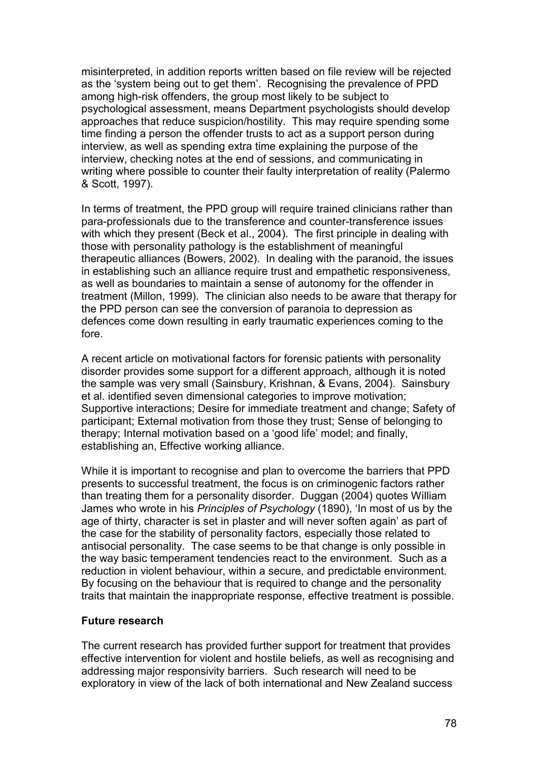misinterpreted, in addition reports written based on file review will be rejected as the 'system being out to get them'. Recognising the prevalence of PPD among high-risk offenders, the group most likely to be subject to psychological assessment, means Department psychologists should develop approaches that reduce suspicion/hostility. This may require spending some time finding a person the offender trusts to act as a support person during interview, as well as spending extra time explaining the purpose of the interview, checking notes at the end of sessions, and communicating in writing where possible to counter their faulty interpretation of reality (Palermo & Scott, 1997).

In terms of treatment, the PPD group will require trained clinicians rather than para-professionals due to the transference and counter-transference issues with which they present (Beck et al., 2004). The first principle in dealing with those with personality pathology is the establishment of meaningful therapeutic alliances (Bowers, 2002). In dealing with the paranoid, the issues in establishing such an alliance require trust and empathetic responsiveness, as well as boundaries to maintain a sense of autonomy for the offender in treatment (Millon, 1999). The clinician also needs to be aware that therapy for the PPD person can see the conversion of paranoia to depression as defences come down resulting in early traumatic experiences coming to the fore.

A recent article on motivational factors for forensic patients with personality disorder provides some support for a different approach, although it is noted the sample was very small (Sainsbury, Krishnan, & Evans, 2004). Sainsbury et al. identified seven dimensional categories to improve motivation; Supportive interactions; Desire for immediate treatment and change; Safety of participant; External motivation from those they trust; Sense of belonging to therapy; Internal motivation based on a 'good life' model; and finally, establishing an, Effective working alliance.

While it is important to recognise and plan to overcome the barriers that PPD presents to successful treatment, the focus is on criminogenic factors rather than treating them for a personality disorder. Duggan (2004) quotes William James who wrote in his *Principles of Psychology* (1890), 'In most of us by the age of thirty, character is set in plaster and will never soften again' as part of the case for the stability of personality factors, especially those related to antisocial personality. The case seems to be that change is only possible in the way basic temperament tendencies react to the environment. Such as a reduction in violent behaviour, within a secure, and predictable environment. By focusing on the behaviour that is required to change and the personality traits that maintain the inappropriate response, effective treatment is possible.

**Future research**

The current research has provided further support for treatment that provides effective intervention for violent and hostile beliefs, as well as recognising and addressing major responsivity barriers. Such research will need to be exploratory in view of the lack of both international and New Zealand success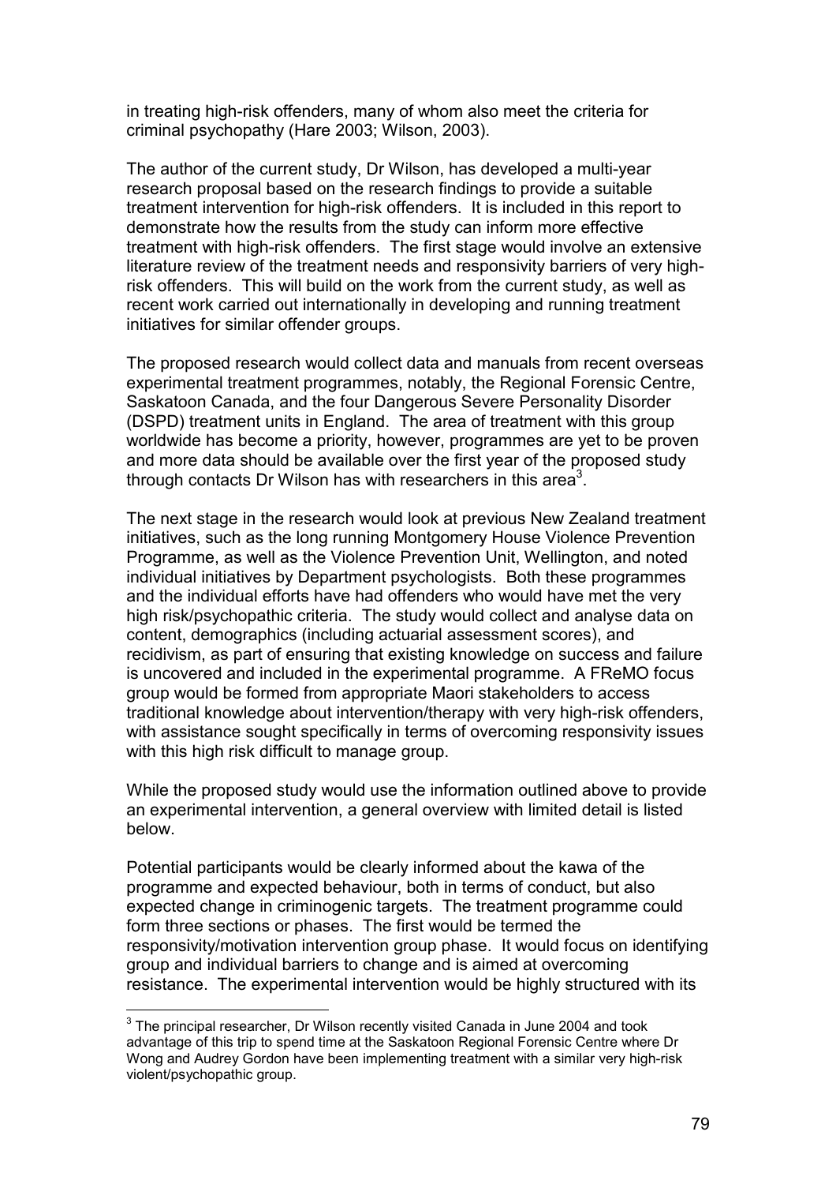in treating high-risk offenders, many of whom also meet the criteria for criminal psychopathy (Hare 2003; Wilson, 2003).

The author of the current study, Dr Wilson, has developed a multi-year research proposal based on the research findings to provide a suitable treatment intervention for high-risk offenders. It is included in this report to demonstrate how the results from the study can inform more effective treatment with high-risk offenders. The first stage would involve an extensive literature review of the treatment needs and responsivity barriers of very high-risk offenders. This will build on the work from the current study, as well as recent work carried out internationally in developing and running treatment initiatives for similar offender groups.

The proposed research would collect data and manuals from recent overseas experimental treatment programmes, notably, the Regional Forensic Centre, Saskatoon Canada, and the four Dangerous Severe Personality Disorder (DSPD) treatment units in England. The area of treatment with this group worldwide has become a priority, however, programmes are yet to be proven and more data should be available over the first year of the proposed study through contacts Dr Wilson has with researchers in this area[3].

The next stage in the research would look at previous New Zealand treatment initiatives, such as the long running Montgomery House Violence Prevention Programme, as well as the Violence Prevention Unit, Wellington, and noted individual initiatives by Department psychologists. Both these programmes and the individual efforts have had offenders who would have met the very high risk/psychopathic criteria. The study would collect and analyse data on content, demographics (including actuarial assessment scores), and recidivism, as part of ensuring that existing knowledge on success and failure is uncovered and included in the experimental programme. A FReMO focus group would be formed from appropriate Maori stakeholders to access traditional knowledge about intervention/therapy with very high-risk offenders, with assistance sought specifically in terms of overcoming responsivity issues with this high risk difficult to manage group.

While the proposed study would use the information outlined above to provide an experimental intervention, a general overview with limited detail is listed below.

Potential participants would be clearly informed about the kawa of the programme and expected behaviour, both in terms of conduct, but also expected change in criminogenic targets. The treatment programme could form three sections or phases. The first would be termed the responsivity/motivation intervention group phase. It would focus on identifying group and individual barriers to change and is aimed at overcoming resistance. The experimental intervention would be highly structured with its

---

[3] The principal researcher, Dr Wilson recently visited Canada in June 2004 and took advantage of this trip to spend time at the Saskatoon Regional Forensic Centre where Dr Wong and Audrey Gordon have been implementing treatment with a similar very high-risk violent/psychopathic group.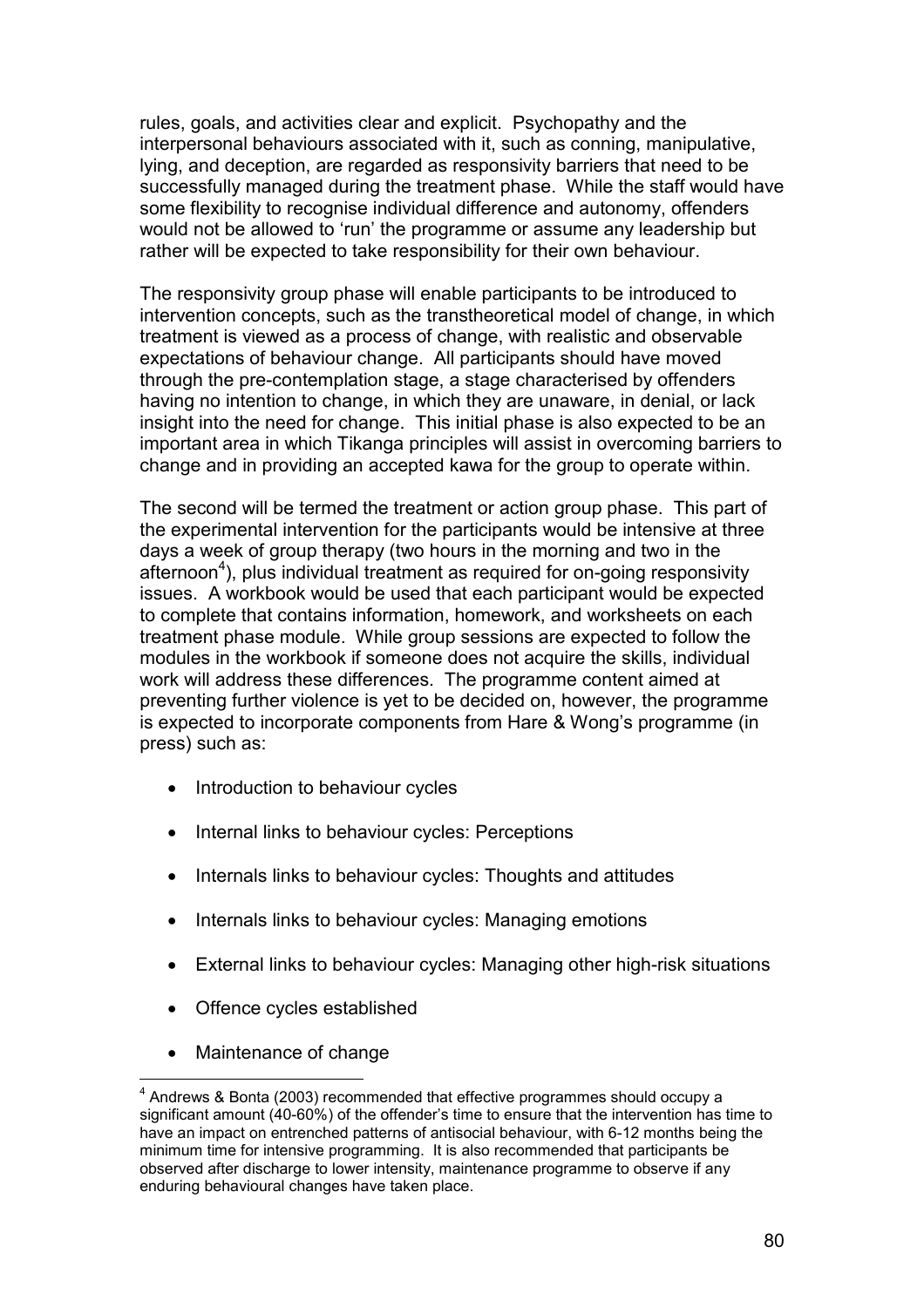rules, goals, and activities clear and explicit. Psychopathy and the interpersonal behaviours associated with it, such as conning, manipulative, lying, and deception, are regarded as responsivity barriers that need to be successfully managed during the treatment phase. While the staff would have some flexibility to recognise individual difference and autonomy, offenders would not be allowed to 'run' the programme or assume any leadership but rather will be expected to take responsibility for their own behaviour.

The responsivity group phase will enable participants to be introduced to intervention concepts, such as the transtheoretical model of change, in which treatment is viewed as a process of change, with realistic and observable expectations of behaviour change. All participants should have moved through the pre-contemplation stage, a stage characterised by offenders having no intention to change, in which they are unaware, in denial, or lack insight into the need for change. This initial phase is also expected to be an important area in which Tikanga principles will assist in overcoming barriers to change and in providing an accepted kawa for the group to operate within.

The second will be termed the treatment or action group phase. This part of the experimental intervention for the participants would be intensive at three days a week of group therapy (two hours in the morning and two in the afternoon[4]), plus individual treatment as required for on-going responsivity issues. A workbook would be used that each participant would be expected to complete that contains information, homework, and worksheets on each treatment phase module. While group sessions are expected to follow the modules in the workbook if someone does not acquire the skills, individual work will address these differences. The programme content aimed at preventing further violence is yet to be decided on, however, the programme is expected to incorporate components from Hare & Wong's programme (in press) such as:

- Introduction to behaviour cycles
- Internal links to behaviour cycles: Perceptions
- Internals links to behaviour cycles: Thoughts and attitudes
- Internals links to behaviour cycles: Managing emotions
- External links to behaviour cycles: Managing other high-risk situations
- Offence cycles established
- Maintenance of change

[4] Andrews & Bonta (2003) recommended that effective programmes should occupy a significant amount (40-60%) of the offender's time to ensure that the intervention has time to have an impact on entrenched patterns of antisocial behaviour, with 6-12 months being the minimum time for intensive programming. It is also recommended that participants be observed after discharge to lower intensity, maintenance programme to observe if any enduring behavioural changes have taken place.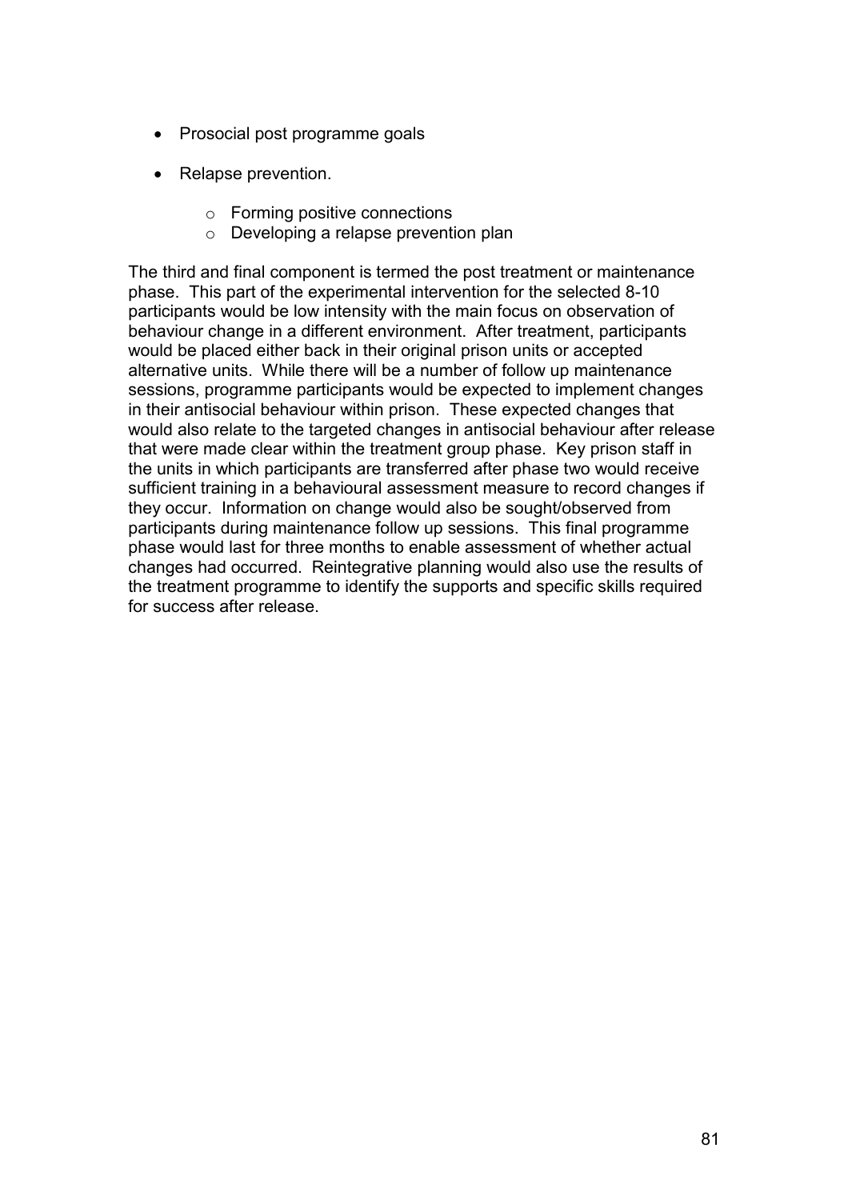- Prosocial post programme goals
- Relapse prevention.
    - Forming positive connections
    - Developing a relapse prevention plan

The third and final component is termed the post treatment or maintenance phase. This part of the experimental intervention for the selected 8-10 participants would be low intensity with the main focus on observation of behaviour change in a different environment. After treatment, participants would be placed either back in their original prison units or accepted alternative units. While there will be a number of follow up maintenance sessions, programme participants would be expected to implement changes in their antisocial behaviour within prison. These expected changes that would also relate to the targeted changes in antisocial behaviour after release that were made clear within the treatment group phase. Key prison staff in the units in which participants are transferred after phase two would receive sufficient training in a behavioural assessment measure to record changes if they occur. Information on change would also be sought/observed from participants during maintenance follow up sessions. This final programme phase would last for three months to enable assessment of whether actual changes had occurred. Reintegrative planning would also use the results of the treatment programme to identify the supports and specific skills required for success after release.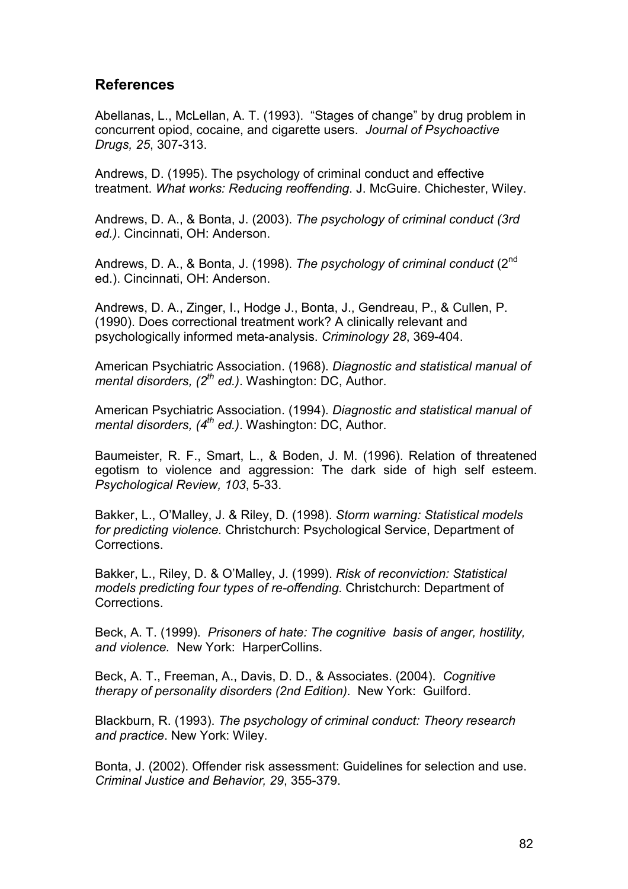## References

Abellanas, L., McLellan, A. T. (1993). "Stages of change" by drug problem in concurrent opiod, cocaine, and cigarette users. *Journal of Psychoactive Drugs, 25*, 307-313.

Andrews, D. (1995). The psychology of criminal conduct and effective treatment. *What works: Reducing reoffending*. J. McGuire. Chichester, Wiley.

Andrews, D. A., & Bonta, J. (2003). *The psychology of criminal conduct (3rd ed.)*. Cincinnati, OH: Anderson.

Andrews, D. A., & Bonta, J. (1998). *The psychology of criminal conduct* (2nd ed.). Cincinnati, OH: Anderson.

Andrews, D. A., Zinger, I., Hodge J., Bonta, J., Gendreau, P., & Cullen, P. (1990). Does correctional treatment work? A clinically relevant and psychologically informed meta-analysis. *Criminology 28*, 369-404.

American Psychiatric Association. (1968). *Diagnostic and statistical manual of mental disorders, (2th ed.)*. Washington: DC, Author.

American Psychiatric Association. (1994). *Diagnostic and statistical manual of mental disorders, (4th ed.)*. Washington: DC, Author.

Baumeister, R. F., Smart, L., & Boden, J. M. (1996). Relation of threatened egotism to violence and aggression: The dark side of high self esteem. *Psychological Review, 103*, 5-33.

Bakker, L., O'Malley, J. & Riley, D. (1998). *Storm warning: Statistical models for predicting violence.* Christchurch: Psychological Service, Department of Corrections.

Bakker, L., Riley, D. & O'Malley, J. (1999). *Risk of reconviction: Statistical models predicting four types of re-offending.* Christchurch: Department of Corrections.

Beck, A. T. (1999). *Prisoners of hate: The cognitive basis of anger, hostility, and violence.* New York: HarperCollins.

Beck, A. T., Freeman, A., Davis, D. D., & Associates. (2004). *Cognitive therapy of personality disorders (2nd Edition)*. New York: Guilford.

Blackburn, R. (1993). *The psychology of criminal conduct: Theory research and practice*. New York: Wiley.

Bonta, J. (2002). Offender risk assessment: Guidelines for selection and use. *Criminal Justice and Behavior, 29*, 355-379.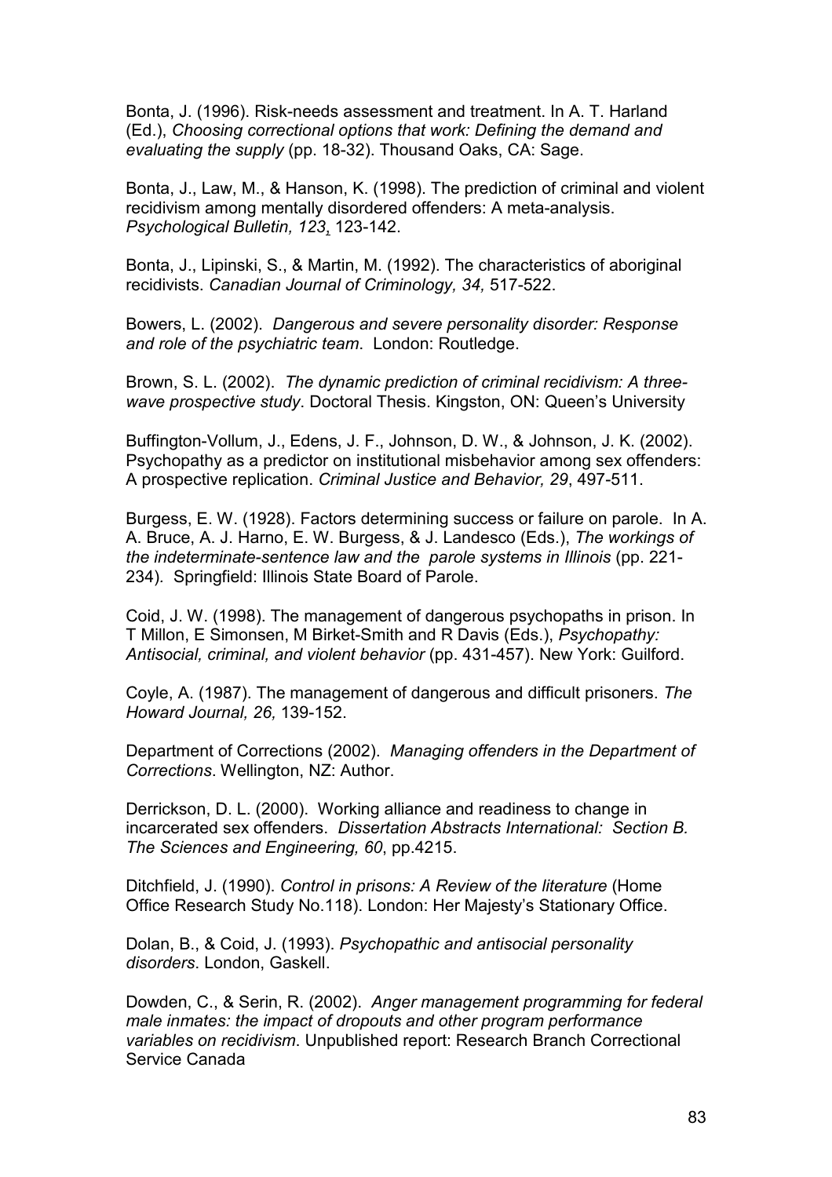Bonta, J. (1996). Risk-needs assessment and treatment. In A. T. Harland (Ed.), *Choosing correctional options that work: Defining the demand and evaluating the supply* (pp. 18-32). Thousand Oaks, CA: Sage.

Bonta, J., Law, M., & Hanson, K. (1998). The prediction of criminal and violent recidivism among mentally disordered offenders: A meta-analysis. *Psychological Bulletin, 123*, 123-142.

Bonta, J., Lipinski, S., & Martin, M. (1992). The characteristics of aboriginal recidivists. *Canadian Journal of Criminology, 34,* 517-522.

Bowers, L. (2002). *Dangerous and severe personality disorder: Response and role of the psychiatric team*. London: Routledge.

Brown, S. L. (2002). *The dynamic prediction of criminal recidivism: A three-wave prospective study*. Doctoral Thesis. Kingston, ON: Queen's University

Buffington-Vollum, J., Edens, J. F., Johnson, D. W., & Johnson, J. K. (2002). Psychopathy as a predictor on institutional misbehavior among sex offenders: A prospective replication. *Criminal Justice and Behavior, 29*, 497-511.

Burgess, E. W. (1928). Factors determining success or failure on parole. In A. A. Bruce, A. J. Harno, E. W. Burgess, & J. Landesco (Eds.), *The workings of the indeterminate-sentence law and the parole systems in Illinois* (pp. 221-234). Springfield: Illinois State Board of Parole.

Coid, J. W. (1998). The management of dangerous psychopaths in prison. In T Millon, E Simonsen, M Birket-Smith and R Davis (Eds.), *Psychopathy: Antisocial, criminal, and violent behavior* (pp. 431-457). New York: Guilford.

Coyle, A. (1987). The management of dangerous and difficult prisoners. *The Howard Journal, 26,* 139-152.

Department of Corrections (2002). *Managing offenders in the Department of Corrections*. Wellington, NZ: Author.

Derrickson, D. L. (2000). Working alliance and readiness to change in incarcerated sex offenders. *Dissertation Abstracts International: Section B. The Sciences and Engineering, 60*, pp.4215.

Ditchfield, J. (1990). *Control in prisons: A Review of the literature* (Home Office Research Study No.118). London: Her Majesty's Stationary Office.

Dolan, B., & Coid, J. (1993). *Psychopathic and antisocial personality disorders*. London, Gaskell.

Dowden, C., & Serin, R. (2002). *Anger management programming for federal male inmates: the impact of dropouts and other program performance variables on recidivism.* Unpublished report: Research Branch Correctional Service Canada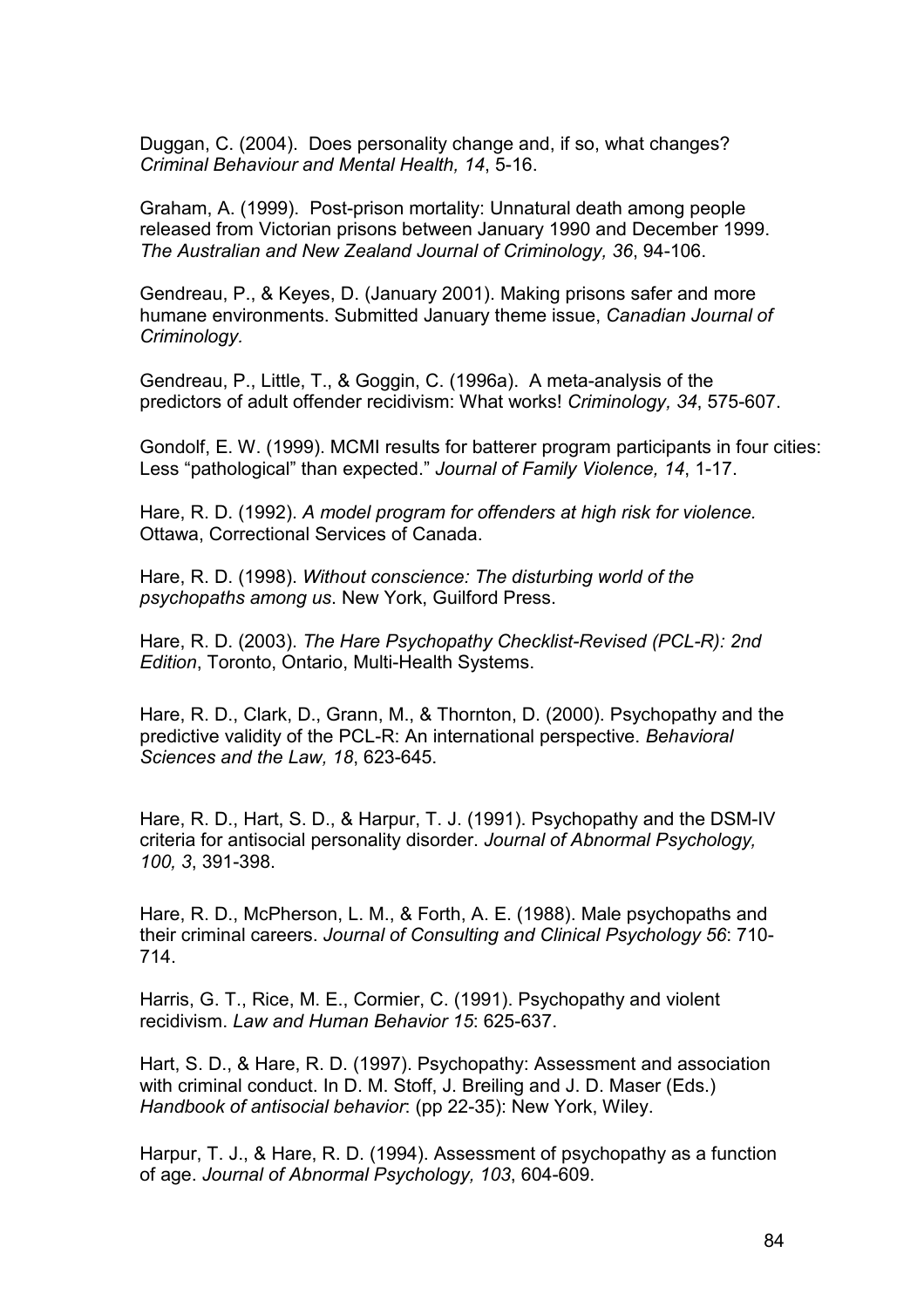Duggan, C. (2004). Does personality change and, if so, what changes? *Criminal Behaviour and Mental Health, 14*, 5-16.

Graham, A. (1999). Post-prison mortality: Unnatural death among people released from Victorian prisons between January 1990 and December 1999. *The Australian and New Zealand Journal of Criminology, 36*, 94-106.

Gendreau, P., & Keyes, D. (January 2001). Making prisons safer and more humane environments. Submitted January theme issue, *Canadian Journal of Criminology.*

Gendreau, P., Little, T., & Goggin, C. (1996a). A meta-analysis of the predictors of adult offender recidivism: What works! *Criminology, 34*, 575-607.

Gondolf, E. W. (1999). MCMI results for batterer program participants in four cities: Less "pathological" than expected." *Journal of Family Violence, 14*, 1-17.

Hare, R. D. (1992). *A model program for offenders at high risk for violence.* Ottawa, Correctional Services of Canada.

Hare, R. D. (1998). *Without conscience: The disturbing world of the psychopaths among us*. New York, Guilford Press.

Hare, R. D. (2003). *The Hare Psychopathy Checklist-Revised (PCL-R): 2nd Edition*, Toronto, Ontario, Multi-Health Systems.

Hare, R. D., Clark, D., Grann, M., & Thornton, D. (2000). Psychopathy and the predictive validity of the PCL-R: An international perspective. *Behavioral Sciences and the Law, 18*, 623-645.

Hare, R. D., Hart, S. D., & Harpur, T. J. (1991). Psychopathy and the DSM-IV criteria for antisocial personality disorder. *Journal of Abnormal Psychology, 100, 3*, 391-398.

Hare, R. D., McPherson, L. M., & Forth, A. E. (1988). Male psychopaths and their criminal careers. *Journal of Consulting and Clinical Psychology 56*: 710-714.

Harris, G. T., Rice, M. E., Cormier, C. (1991). Psychopathy and violent recidivism. *Law and Human Behavior 15*: 625-637.

Hart, S. D., & Hare, R. D. (1997). Psychopathy: Assessment and association with criminal conduct. In D. M. Stoff, J. Breiling and J. D. Maser (Eds.) *Handbook of antisocial behavior*: (pp 22-35): New York, Wiley.

Harpur, T. J., & Hare, R. D. (1994). Assessment of psychopathy as a function of age. *Journal of Abnormal Psychology, 103*, 604-609.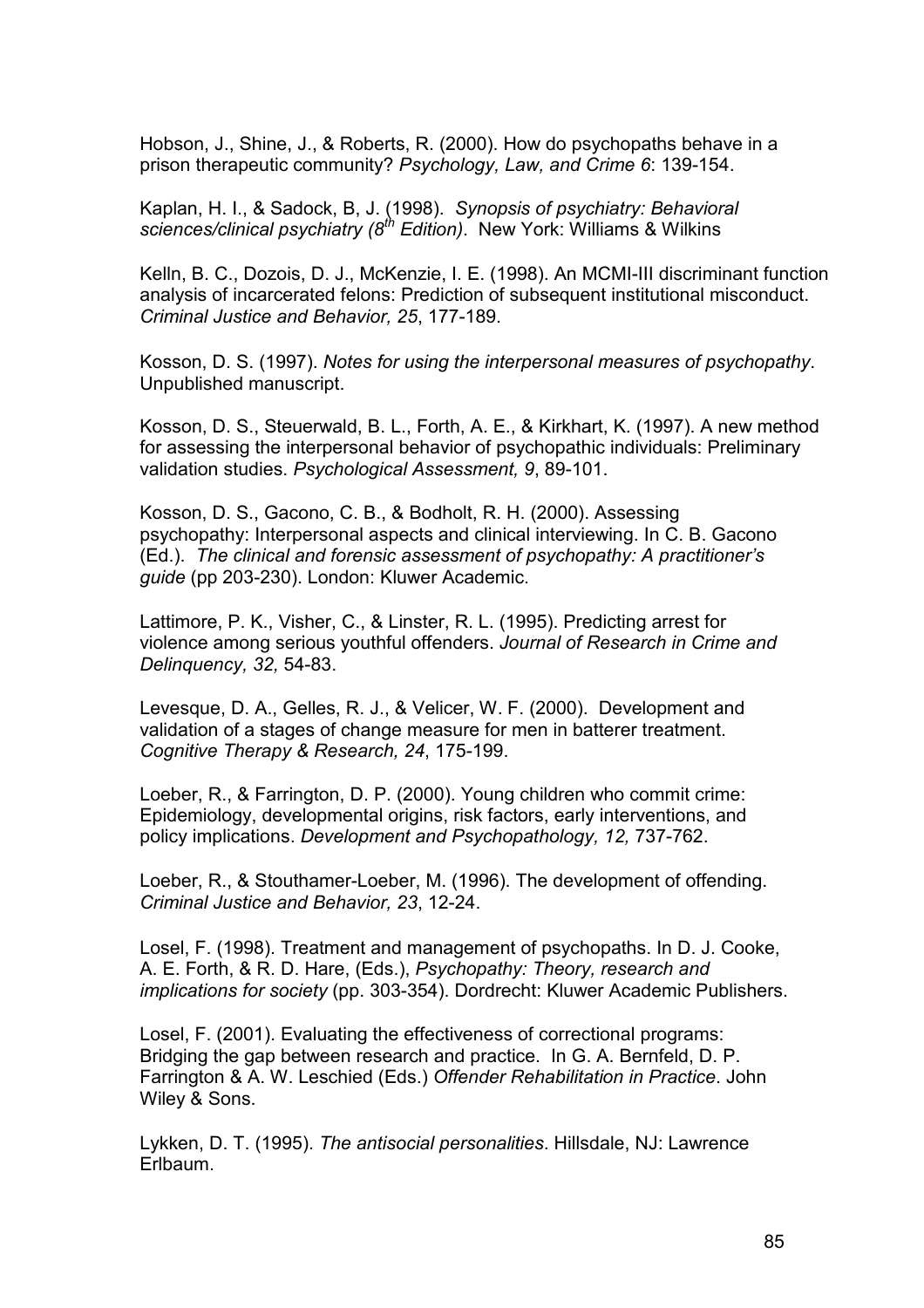Hobson, J., Shine, J., & Roberts, R. (2000). How do psychopaths behave in a prison therapeutic community? *Psychology, Law, and Crime 6*: 139-154.

Kaplan, H. I., & Sadock, B, J. (1998). *Synopsis of psychiatry: Behavioral sciences/clinical psychiatry (8th Edition)*. New York: Williams & Wilkins

Kelln, B. C., Dozois, D. J., McKenzie, I. E. (1998). An MCMI-III discriminant function analysis of incarcerated felons: Prediction of subsequent institutional misconduct. *Criminal Justice and Behavior, 25*, 177-189.

Kosson, D. S. (1997). *Notes for using the interpersonal measures of psychopathy*. Unpublished manuscript.

Kosson, D. S., Steuerwald, B. L., Forth, A. E., & Kirkhart, K. (1997). A new method for assessing the interpersonal behavior of psychopathic individuals: Preliminary validation studies. *Psychological Assessment, 9*, 89-101.

Kosson, D. S., Gacono, C. B., & Bodholt, R. H. (2000). Assessing psychopathy: Interpersonal aspects and clinical interviewing. In C. B. Gacono (Ed.). *The clinical and forensic assessment of psychopathy: A practitioner's guide* (pp 203-230). London: Kluwer Academic.

Lattimore, P. K., Visher, C., & Linster, R. L. (1995). Predicting arrest for violence among serious youthful offenders. *Journal of Research in Crime and Delinquency, 32,* 54-83.

Levesque, D. A., Gelles, R. J., & Velicer, W. F. (2000). Development and validation of a stages of change measure for men in batterer treatment. *Cognitive Therapy & Research, 24*, 175-199.

Loeber, R., & Farrington, D. P. (2000). Young children who commit crime: Epidemiology, developmental origins, risk factors, early interventions, and policy implications. *Development and Psychopathology, 12,* 737-762.

Loeber, R., & Stouthamer-Loeber, M. (1996). The development of offending. *Criminal Justice and Behavior, 23*, 12-24.

Losel, F. (1998). Treatment and management of psychopaths. In D. J. Cooke, A. E. Forth, & R. D. Hare, (Eds.), *Psychopathy: Theory, research and implications for society* (pp. 303-354). Dordrecht: Kluwer Academic Publishers.

Losel, F. (2001). Evaluating the effectiveness of correctional programs: Bridging the gap between research and practice. In G. A. Bernfeld, D. P. Farrington & A. W. Leschied (Eds.) *Offender Rehabilitation in Practice*. John Wiley & Sons.

Lykken, D. T. (1995). *The antisocial personalities*. Hillsdale, NJ: Lawrence Erlbaum.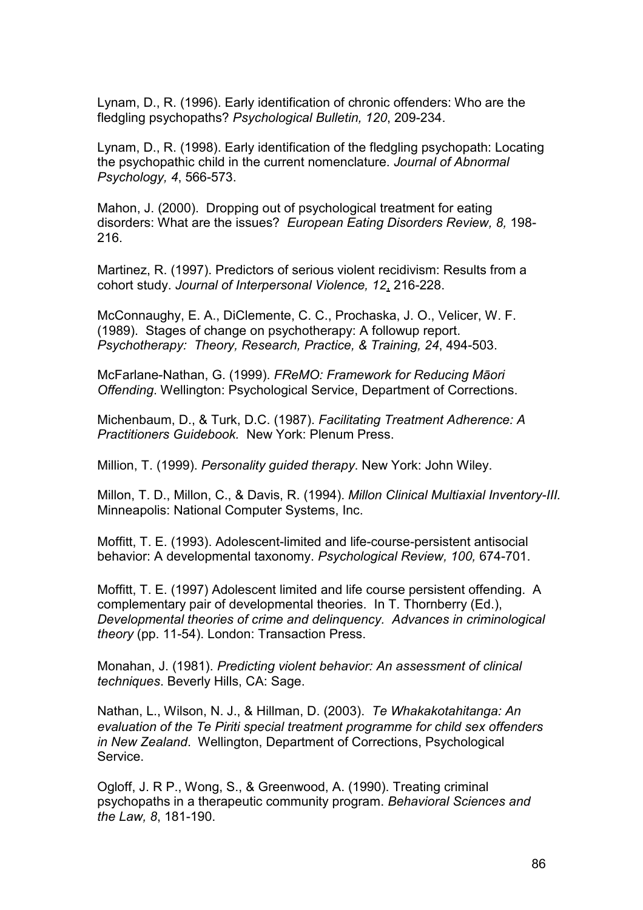Lynam, D., R. (1996). Early identification of chronic offenders: Who are the fledgling psychopaths? *Psychological Bulletin, 120*, 209-234.

Lynam, D., R. (1998). Early identification of the fledgling psychopath: Locating the psychopathic child in the current nomenclature. *Journal of Abnormal Psychology, 4*, 566-573.

Mahon, J. (2000). Dropping out of psychological treatment for eating disorders: What are the issues? *European Eating Disorders Review, 8,* 198-216.

Martinez, R. (1997). Predictors of serious violent recidivism: Results from a cohort study. *Journal of Interpersonal Violence, 12*, 216-228.

McConnaughy, E. A., DiClemente, C. C., Prochaska, J. O., Velicer, W. F. (1989). Stages of change on psychotherapy: A followup report. *Psychotherapy: Theory, Research, Practice, & Training, 24*, 494-503.

McFarlane-Nathan, G. (1999). *FReMO: Framework for Reducing Māori Offending*. Wellington: Psychological Service, Department of Corrections.

Michenbaum, D., & Turk, D.C. (1987). *Facilitating Treatment Adherence: A Practitioners Guidebook.* New York: Plenum Press.

Million, T. (1999). *Personality guided therapy*. New York: John Wiley.

Millon, T. D., Millon, C., & Davis, R. (1994). *Millon Clinical Multiaxial Inventory-III.* Minneapolis: National Computer Systems, Inc.

Moffitt, T. E. (1993). Adolescent-limited and life-course-persistent antisocial behavior: A developmental taxonomy. *Psychological Review, 100,* 674-701.

Moffitt, T. E. (1997) Adolescent limited and life course persistent offending. A complementary pair of developmental theories. In T. Thornberry (Ed.), *Developmental theories of crime and delinquency. Advances in criminological theory* (pp. 11-54). London: Transaction Press.

Monahan, J. (1981). *Predicting violent behavior: An assessment of clinical techniques*. Beverly Hills, CA: Sage.

Nathan, L., Wilson, N. J., & Hillman, D. (2003). *Te Whakakotahitanga: An evaluation of the Te Piriti special treatment programme for child sex offenders in New Zealand*. Wellington, Department of Corrections, Psychological Service.

Ogloff, J. R P., Wong, S., & Greenwood, A. (1990). Treating criminal psychopaths in a therapeutic community program. *Behavioral Sciences and the Law, 8*, 181-190.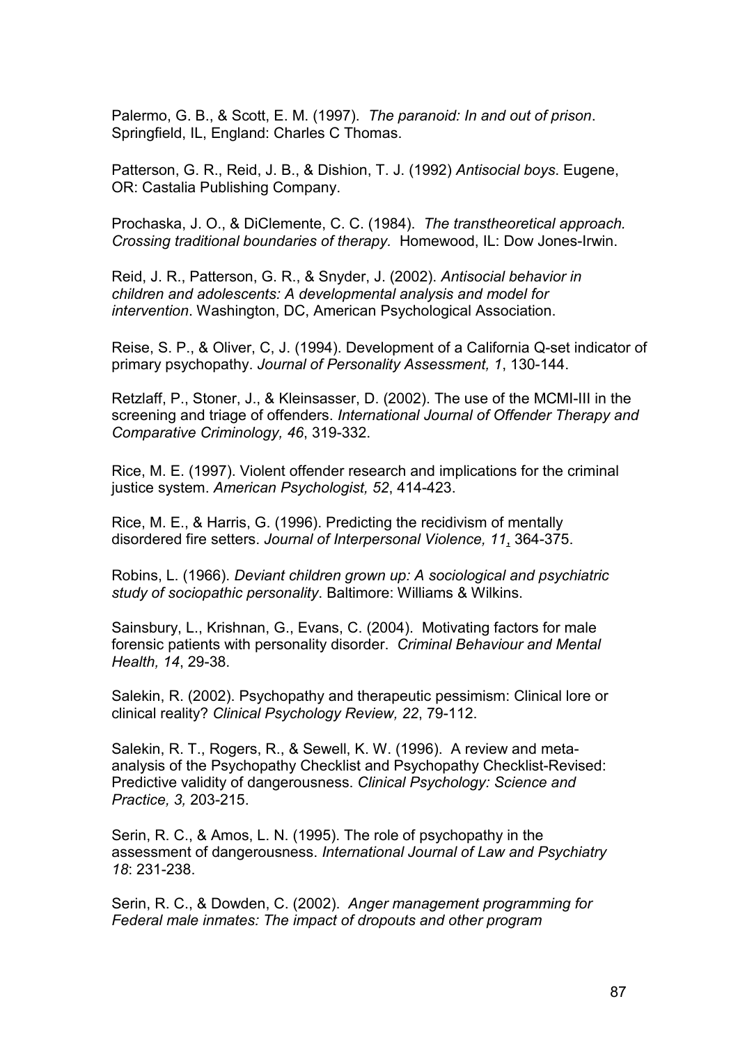Palermo, G. B., & Scott, E. M. (1997). *The paranoid: In and out of prison*. Springfield, IL, England: Charles C Thomas.

Patterson, G. R., Reid, J. B., & Dishion, T. J. (1992) *Antisocial boys*. Eugene, OR: Castalia Publishing Company.

Prochaska, J. O., & DiClemente, C. C. (1984). *The transtheoretical approach. Crossing traditional boundaries of therapy.* Homewood, IL: Dow Jones-Irwin.

Reid, J. R., Patterson, G. R., & Snyder, J. (2002). *Antisocial behavior in children and adolescents: A developmental analysis and model for intervention*. Washington, DC, American Psychological Association.

Reise, S. P., & Oliver, C, J. (1994). Development of a California Q-set indicator of primary psychopathy. *Journal of Personality Assessment, 1*, 130-144.

Retzlaff, P., Stoner, J., & Kleinsasser, D. (2002). The use of the MCMI-III in the screening and triage of offenders. *International Journal of Offender Therapy and Comparative Criminology, 46*, 319-332.

Rice, M. E. (1997). Violent offender research and implications for the criminal justice system. *American Psychologist, 52*, 414-423.

Rice, M. E., & Harris, G. (1996). Predicting the recidivism of mentally disordered fire setters. *Journal of Interpersonal Violence, 11*, 364-375.

Robins, L. (1966). *Deviant children grown up: A sociological and psychiatric study of sociopathic personality*. Baltimore: Williams & Wilkins.

Sainsbury, L., Krishnan, G., Evans, C. (2004). Motivating factors for male forensic patients with personality disorder. *Criminal Behaviour and Mental Health, 14*, 29-38.

Salekin, R. (2002). Psychopathy and therapeutic pessimism: Clinical lore or clinical reality? *Clinical Psychology Review, 22*, 79-112.

Salekin, R. T., Rogers, R., & Sewell, K. W. (1996). A review and meta-analysis of the Psychopathy Checklist and Psychopathy Checklist-Revised: Predictive validity of dangerousness. *Clinical Psychology: Science and Practice, 3,* 203-215.

Serin, R. C., & Amos, L. N. (1995). The role of psychopathy in the assessment of dangerousness. *International Journal of Law and Psychiatry 18*: 231-238.

Serin, R. C., & Dowden, C. (2002). *Anger management programming for Federal male inmates: The impact of dropouts and other program*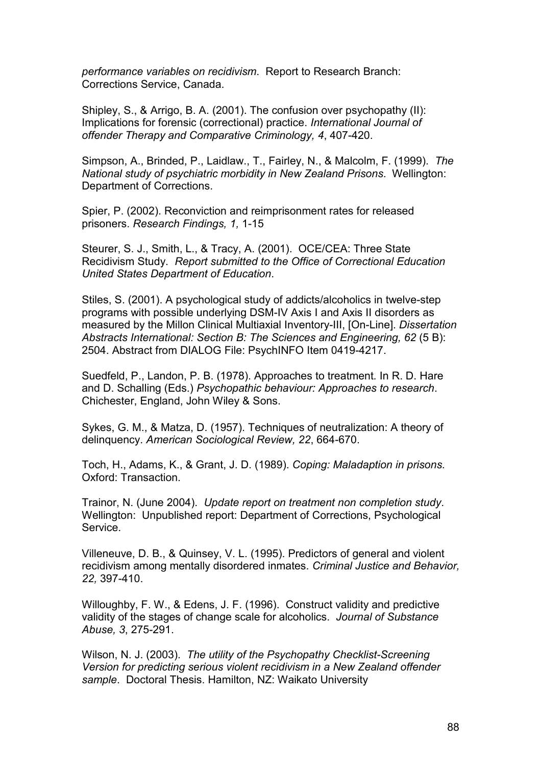*performance variables on recidivism*. Report to Research Branch: Corrections Service, Canada.

Shipley, S., & Arrigo, B. A. (2001). The confusion over psychopathy (II): Implications for forensic (correctional) practice. *International Journal of offender Therapy and Comparative Criminology, 4*, 407-420.

Simpson, A., Brinded, P., Laidlaw., T., Fairley, N., & Malcolm, F. (1999). *The National study of psychiatric morbidity in New Zealand Prisons*. Wellington: Department of Corrections.

Spier, P. (2002). Reconviction and reimprisonment rates for released prisoners. *Research Findings, 1,* 1-15

Steurer, S. J., Smith, L., & Tracy, A. (2001). OCE/CEA: Three State Recidivism Study. *Report submitted to the Office of Correctional Education United States Department of Education*.

Stiles, S. (2001). A psychological study of addicts/alcoholics in twelve-step programs with possible underlying DSM-IV Axis I and Axis II disorders as measured by the Millon Clinical Multiaxial Inventory-III, [On-Line]. *Dissertation Abstracts International: Section B: The Sciences and Engineering, 62* (5 B): 2504. Abstract from DIALOG File: PsychINFO Item 0419-4217.

Suedfeld, P., Landon, P. B. (1978). Approaches to treatment*.* In R. D. Hare and D. Schalling (Eds.) *Psychopathic behaviour: Approaches to research*. Chichester, England, John Wiley & Sons.

Sykes, G. M., & Matza, D. (1957). Techniques of neutralization: A theory of delinquency. *American Sociological Review, 22*, 664-670.

Toch, H., Adams, K., & Grant, J. D. (1989). *Coping: Maladaption in prisons.* Oxford: Transaction.

Trainor, N. (June 2004). *Update report on treatment non completion study*. Wellington: Unpublished report: Department of Corrections, Psychological Service.

Villeneuve, D. B., & Quinsey, V. L. (1995). Predictors of general and violent recidivism among mentally disordered inmates. *Criminal Justice and Behavior, 22,* 397-410.

Willoughby, F. W., & Edens, J. F. (1996). Construct validity and predictive validity of the stages of change scale for alcoholics. *Journal of Substance Abuse, 3*, 275-291.

Wilson, N. J. (2003). *The utility of the Psychopathy Checklist-Screening Version for predicting serious violent recidivism in a New Zealand offender sample*. Doctoral Thesis. Hamilton, NZ: Waikato University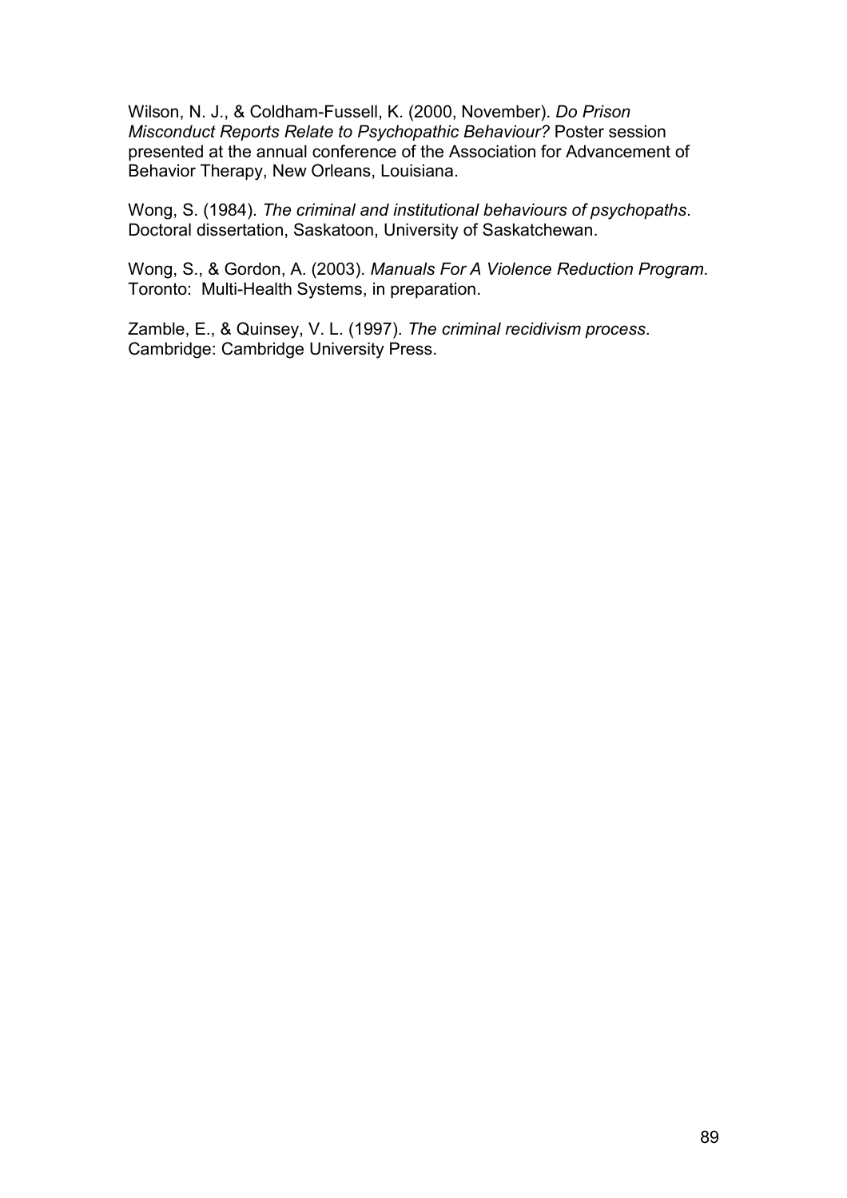Wilson, N. J., & Coldham-Fussell, K. (2000, November). *Do Prison Misconduct Reports Relate to Psychopathic Behaviour?* Poster session presented at the annual conference of the Association for Advancement of Behavior Therapy, New Orleans, Louisiana.

Wong, S. (1984). *The criminal and institutional behaviours of psychopaths*. Doctoral dissertation, Saskatoon, University of Saskatchewan.

Wong, S., & Gordon, A. (2003). *Manuals For A Violence Reduction Program*. Toronto: Multi-Health Systems, in preparation.

Zamble, E., & Quinsey, V. L. (1997). *The criminal recidivism process*. Cambridge: Cambridge University Press.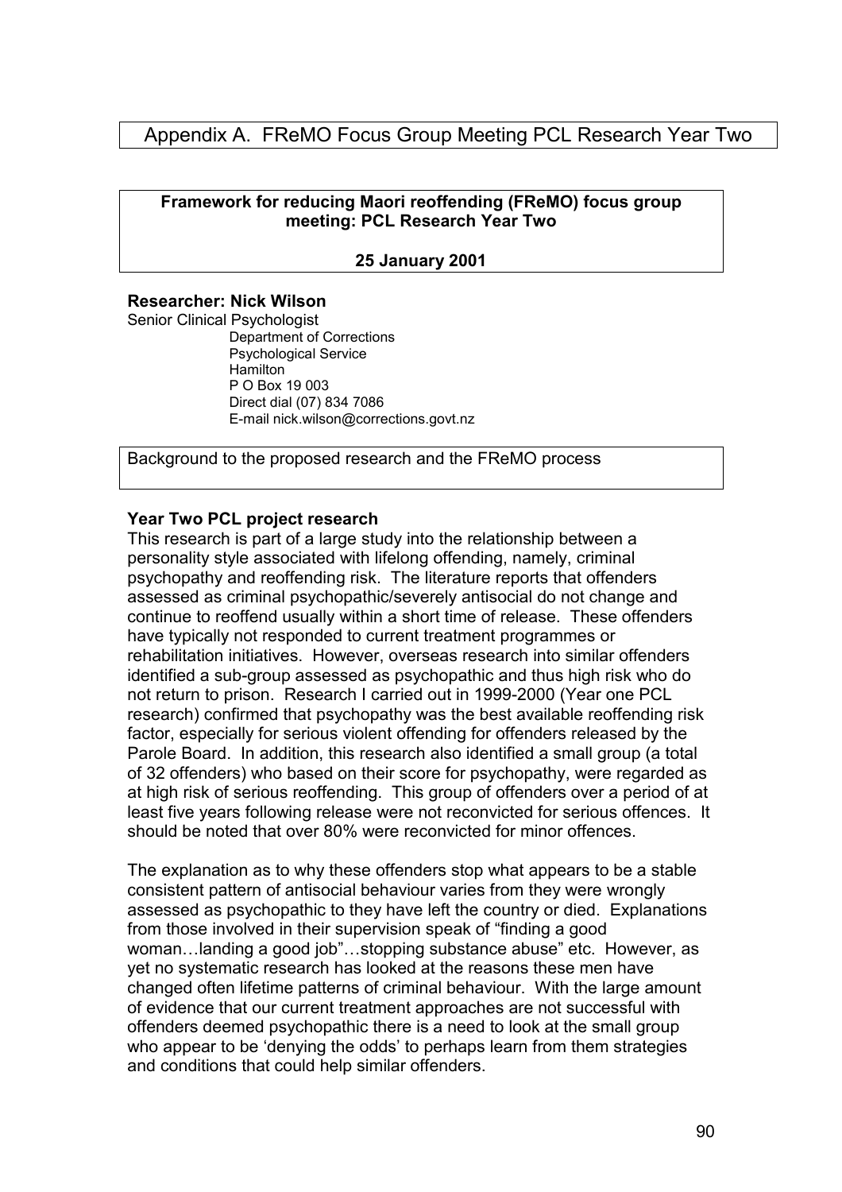# Appendix A. FReMO Focus Group Meeting PCL Research Year Two

**Framework for reducing Maori reoffending (FReMO) focus group meeting: PCL Research Year Two**

**25 January 2001**

**Researcher: Nick Wilson**

Senior Clinical Psychologist
Department of Corrections
Psychological Service
Hamilton
P O Box 19 003
Direct dial (07) 834 7086
E-mail nick.wilson@corrections.govt.nz

## Background to the proposed research and the FReMO process

**Year Two PCL project research**

This research is part of a large study into the relationship between a personality style associated with lifelong offending, namely, criminal psychopathy and reoffending risk. The literature reports that offenders assessed as criminal psychopathic/severely antisocial do not change and continue to reoffend usually within a short time of release. These offenders have typically not responded to current treatment programmes or rehabilitation initiatives. However, overseas research into similar offenders identified a sub-group assessed as psychopathic and thus high risk who do not return to prison. Research I carried out in 1999-2000 (Year one PCL research) confirmed that psychopathy was the best available reoffending risk factor, especially for serious violent offending for offenders released by the Parole Board. In addition, this research also identified a small group (a total of 32 offenders) who based on their score for psychopathy, were regarded as at high risk of serious reoffending. This group of offenders over a period of at least five years following release were not reconvicted for serious offences. It should be noted that over 80% were reconvicted for minor offences.

The explanation as to why these offenders stop what appears to be a stable consistent pattern of antisocial behaviour varies from they were wrongly assessed as psychopathic to they have left the country or died. Explanations from those involved in their supervision speak of "finding a good woman…landing a good job"…stopping substance abuse" etc. However, as yet no systematic research has looked at the reasons these men have changed often lifetime patterns of criminal behaviour. With the large amount of evidence that our current treatment approaches are not successful with offenders deemed psychopathic there is a need to look at the small group who appear to be 'denying the odds' to perhaps learn from them strategies and conditions that could help similar offenders.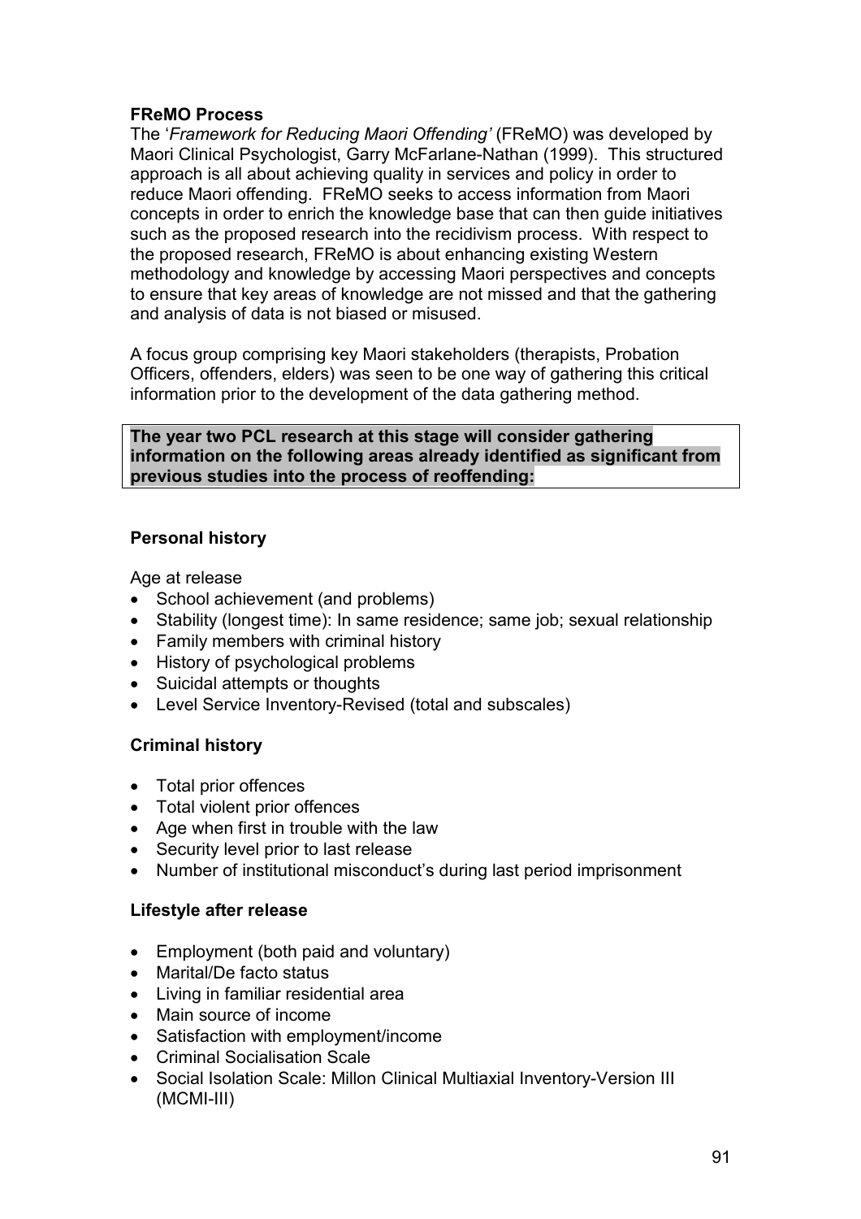**FReMO Process**

The '*Framework for Reducing Maori Offending'* (FReMO) was developed by Maori Clinical Psychologist, Garry McFarlane-Nathan (1999). This structured approach is all about achieving quality in services and policy in order to reduce Maori offending. FReMO seeks to access information from Maori concepts in order to enrich the knowledge base that can then guide initiatives such as the proposed research into the recidivism process. With respect to the proposed research, FReMO is about enhancing existing Western methodology and knowledge by accessing Maori perspectives and concepts to ensure that key areas of knowledge are not missed and that the gathering and analysis of data is not biased or misused.

A focus group comprising key Maori stakeholders (therapists, Probation Officers, offenders, elders) was seen to be one way of gathering this critical information prior to the development of the data gathering method.

**The year two PCL research at this stage will consider gathering information on the following areas already identified as significant from previous studies into the process of reoffending:**

**Personal history**

Age at release

- School achievement (and problems)
- Stability (longest time): In same residence; same job; sexual relationship
- Family members with criminal history
- History of psychological problems
- Suicidal attempts or thoughts
- Level Service Inventory-Revised (total and subscales)

**Criminal history**

- Total prior offences
- Total violent prior offences
- Age when first in trouble with the law
- Security level prior to last release
- Number of institutional misconduct's during last period imprisonment

**Lifestyle after release**

- Employment (both paid and voluntary)
- Marital/De facto status
- Living in familiar residential area
- Main source of income
- Satisfaction with employment/income
- Criminal Socialisation Scale
- Social Isolation Scale: Millon Clinical Multiaxial Inventory-Version III (MCMI-III)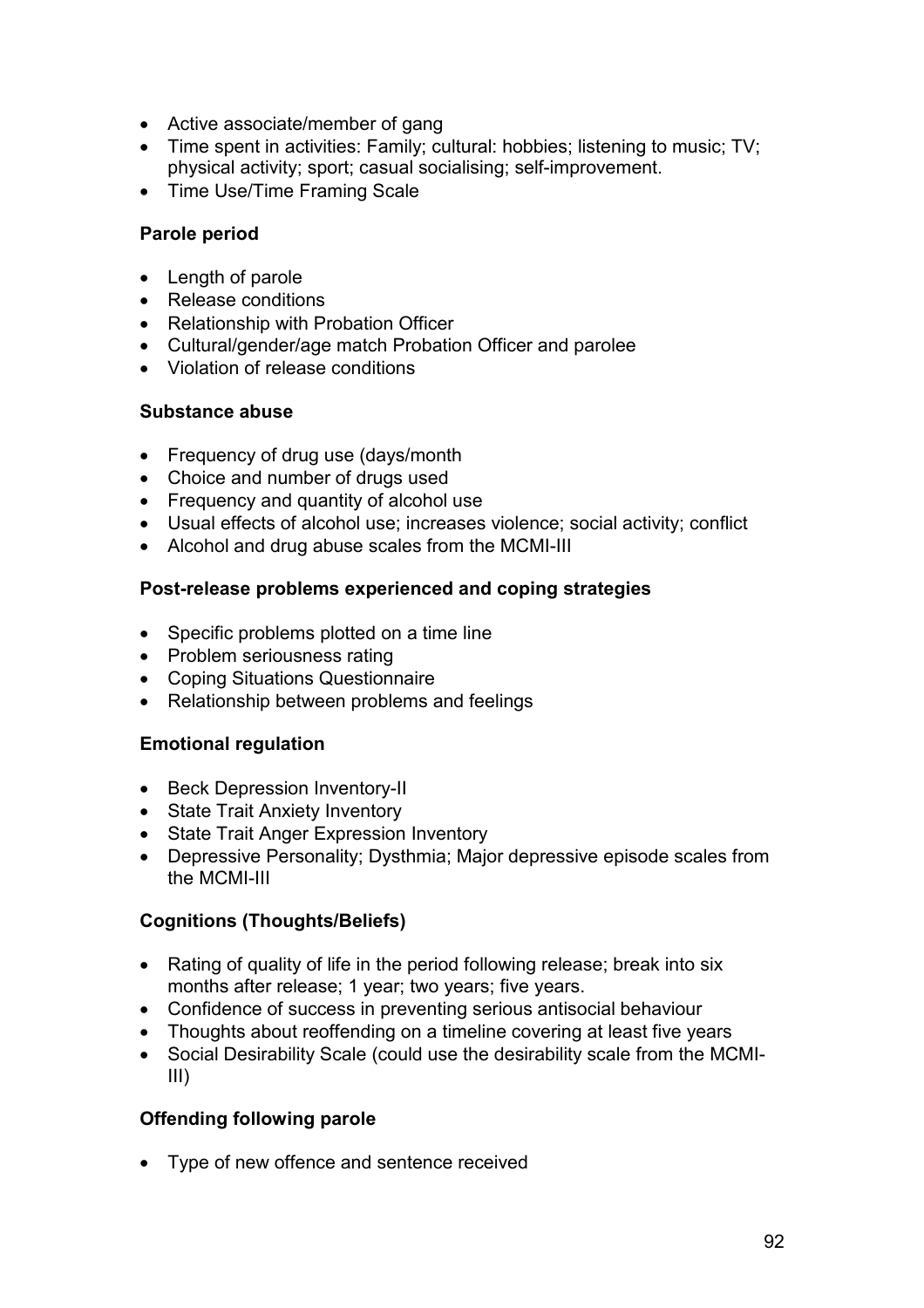- Active associate/member of gang
- Time spent in activities: Family; cultural: hobbies; listening to music; TV; physical activity; sport; casual socialising; self-improvement.
- Time Use/Time Framing Scale

**Parole period**

- Length of parole
- Release conditions
- Relationship with Probation Officer
- Cultural/gender/age match Probation Officer and parolee
- Violation of release conditions

**Substance abuse**

- Frequency of drug use (days/month
- Choice and number of drugs used
- Frequency and quantity of alcohol use
- Usual effects of alcohol use; increases violence; social activity; conflict
- Alcohol and drug abuse scales from the MCMI-III

**Post-release problems experienced and coping strategies**

- Specific problems plotted on a time line
- Problem seriousness rating
- Coping Situations Questionnaire
- Relationship between problems and feelings

**Emotional regulation**

- Beck Depression Inventory-II
- State Trait Anxiety Inventory
- State Trait Anger Expression Inventory
- Depressive Personality; Dysthmia; Major depressive episode scales from the MCMI-III

**Cognitions (Thoughts/Beliefs)**

- Rating of quality of life in the period following release; break into six months after release; 1 year; two years; five years.
- Confidence of success in preventing serious antisocial behaviour
- Thoughts about reoffending on a timeline covering at least five years
- Social Desirability Scale (could use the desirability scale from the MCMI-III)

**Offending following parole**

- Type of new offence and sentence received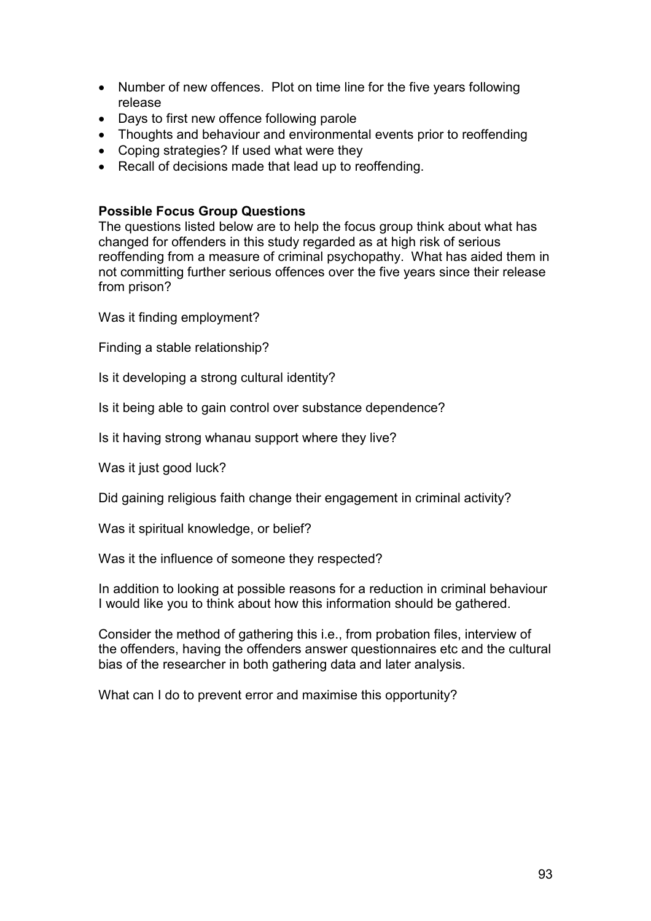- Number of new offences. Plot on time line for the five years following release
- Days to first new offence following parole
- Thoughts and behaviour and environmental events prior to reoffending
- Coping strategies? If used what were they
- Recall of decisions made that lead up to reoffending.

**Possible Focus Group Questions**

The questions listed below are to help the focus group think about what has changed for offenders in this study regarded as at high risk of serious reoffending from a measure of criminal psychopathy. What has aided them in not committing further serious offences over the five years since their release from prison?

Was it finding employment?

Finding a stable relationship?

Is it developing a strong cultural identity?

Is it being able to gain control over substance dependence?

Is it having strong whanau support where they live?

Was it just good luck?

Did gaining religious faith change their engagement in criminal activity?

Was it spiritual knowledge, or belief?

Was it the influence of someone they respected?

In addition to looking at possible reasons for a reduction in criminal behaviour I would like you to think about how this information should be gathered.

Consider the method of gathering this i.e., from probation files, interview of the offenders, having the offenders answer questionnaires etc and the cultural bias of the researcher in both gathering data and later analysis.

What can I do to prevent error and maximise this opportunity?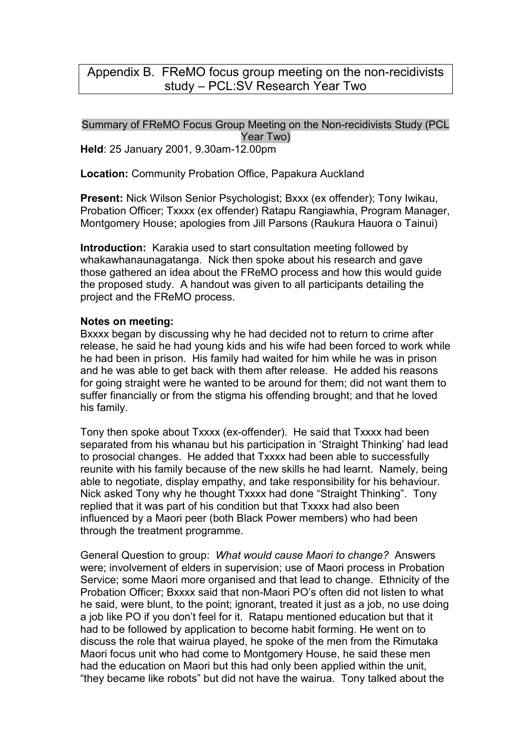## Appendix B. FReMO focus group meeting on the non-recidivists study – PCL:SV Research Year Two

Summary of FReMO Focus Group Meeting on the Non-recidivists Study (PCL Year Two)

**Held**: 25 January 2001, 9.30am-12.00pm

**Location:** Community Probation Office, Papakura Auckland

**Present:** Nick Wilson Senior Psychologist; Bxxx (ex offender); Tony Iwikau, Probation Officer; Txxxx (ex offender) Ratapu Rangiawhia, Program Manager, Montgomery House; apologies from Jill Parsons (Raukura Hauora o Tainui)

**Introduction:** Karakia used to start consultation meeting followed by whakawhanaunagatanga. Nick then spoke about his research and gave those gathered an idea about the FReMO process and how this would guide the proposed study. A handout was given to all participants detailing the project and the FReMO process.

**Notes on meeting:**

Bxxxx began by discussing why he had decided not to return to crime after release, he said he had young kids and his wife had been forced to work while he had been in prison. His family had waited for him while he was in prison and he was able to get back with them after release. He added his reasons for going straight were he wanted to be around for them; did not want them to suffer financially or from the stigma his offending brought; and that he loved his family.

Tony then spoke about Txxxx (ex-offender). He said that Txxxx had been separated from his whanau but his participation in 'Straight Thinking' had lead to prosocial changes. He added that Txxxx had been able to successfully reunite with his family because of the new skills he had learnt. Namely, being able to negotiate, display empathy, and take responsibility for his behaviour. Nick asked Tony why he thought Txxxx had done "Straight Thinking". Tony replied that it was part of his condition but that Txxxx had also been influenced by a Maori peer (both Black Power members) who had been through the treatment programme.

General Question to group: *What would cause Maori to change?* Answers were; involvement of elders in supervision; use of Maori process in Probation Service; some Maori more organised and that lead to change. Ethnicity of the Probation Officer; Bxxxx said that non-Maori PO's often did not listen to what he said, were blunt, to the point; ignorant, treated it just as a job, no use doing a job like PO if you don't feel for it. Ratapu mentioned education but that it had to be followed by application to become habit forming. He went on to discuss the role that wairua played, he spoke of the men from the Rimutaka Maori focus unit who had come to Montgomery House, he said these men had the education on Maori but this had only been applied within the unit, "they became like robots" but did not have the wairua. Tony talked about the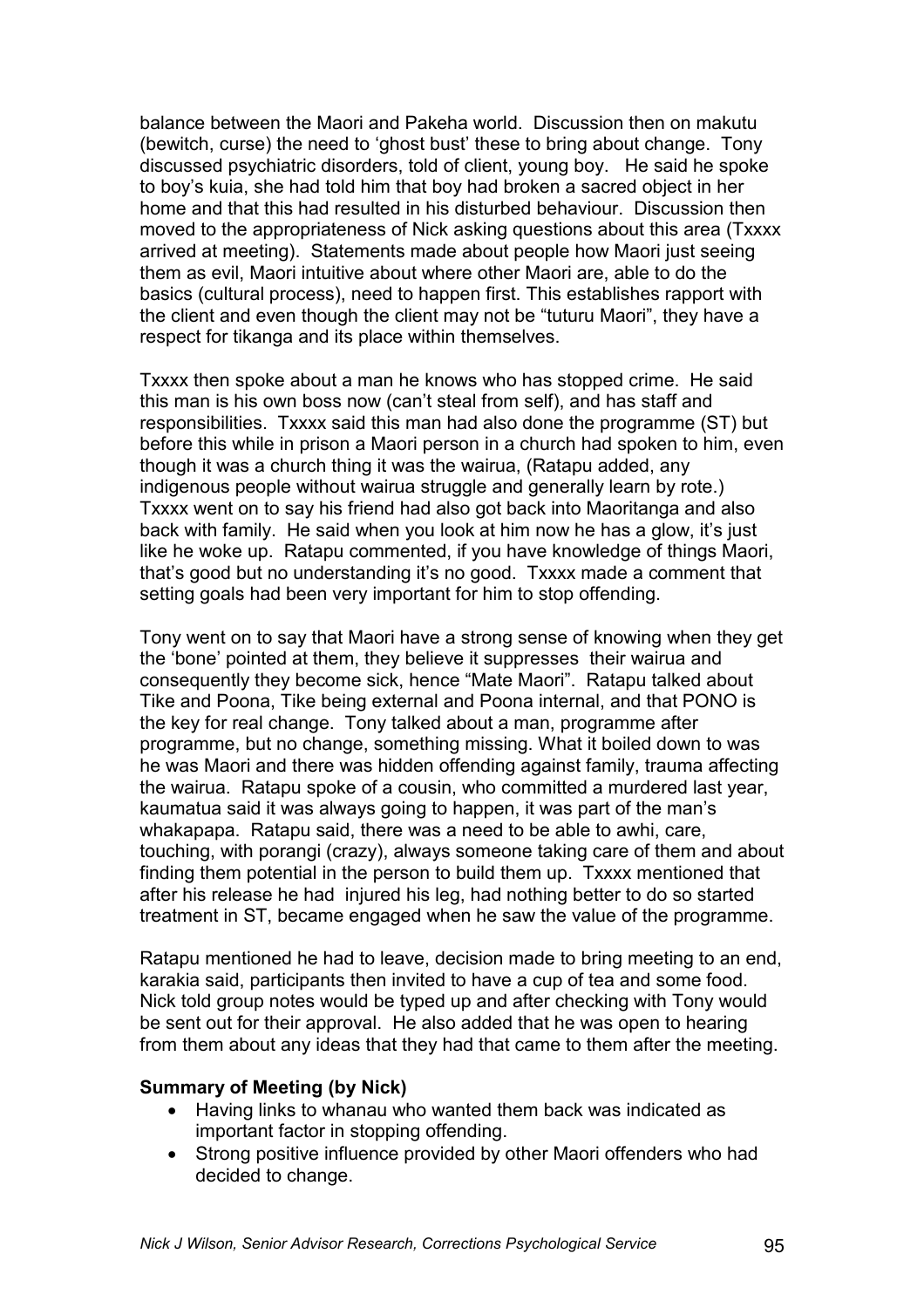balance between the Maori and Pakeha world. Discussion then on makutu (bewitch, curse) the need to 'ghost bust' these to bring about change. Tony discussed psychiatric disorders, told of client, young boy. He said he spoke to boy's kuia, she had told him that boy had broken a sacred object in her home and that this had resulted in his disturbed behaviour. Discussion then moved to the appropriateness of Nick asking questions about this area (Txxxx arrived at meeting). Statements made about people how Maori just seeing them as evil, Maori intuitive about where other Maori are, able to do the basics (cultural process), need to happen first. This establishes rapport with the client and even though the client may not be "tuturu Maori", they have a respect for tikanga and its place within themselves.

Txxxx then spoke about a man he knows who has stopped crime. He said this man is his own boss now (can't steal from self), and has staff and responsibilities. Txxxx said this man had also done the programme (ST) but before this while in prison a Maori person in a church had spoken to him, even though it was a church thing it was the wairua, (Ratapu added, any indigenous people without wairua struggle and generally learn by rote.) Txxxx went on to say his friend had also got back into Maoritanga and also back with family. He said when you look at him now he has a glow, it's just like he woke up. Ratapu commented, if you have knowledge of things Maori, that's good but no understanding it's no good. Txxxx made a comment that setting goals had been very important for him to stop offending.

Tony went on to say that Maori have a strong sense of knowing when they get the 'bone' pointed at them, they believe it suppresses their wairua and consequently they become sick, hence "Mate Maori". Ratapu talked about Tike and Poona, Tike being external and Poona internal, and that PONO is the key for real change. Tony talked about a man, programme after programme, but no change, something missing. What it boiled down to was he was Maori and there was hidden offending against family, trauma affecting the wairua. Ratapu spoke of a cousin, who committed a murdered last year, kaumatua said it was always going to happen, it was part of the man's whakapapa. Ratapu said, there was a need to be able to awhi, care, touching, with porangi (crazy), always someone taking care of them and about finding them potential in the person to build them up. Txxxx mentioned that after his release he had injured his leg, had nothing better to do so started treatment in ST, became engaged when he saw the value of the programme.

Ratapu mentioned he had to leave, decision made to bring meeting to an end, karakia said, participants then invited to have a cup of tea and some food. Nick told group notes would be typed up and after checking with Tony would be sent out for their approval. He also added that he was open to hearing from them about any ideas that they had that came to them after the meeting.

**Summary of Meeting (by Nick)**

- Having links to whanau who wanted them back was indicated as important factor in stopping offending.
- Strong positive influence provided by other Maori offenders who had decided to change.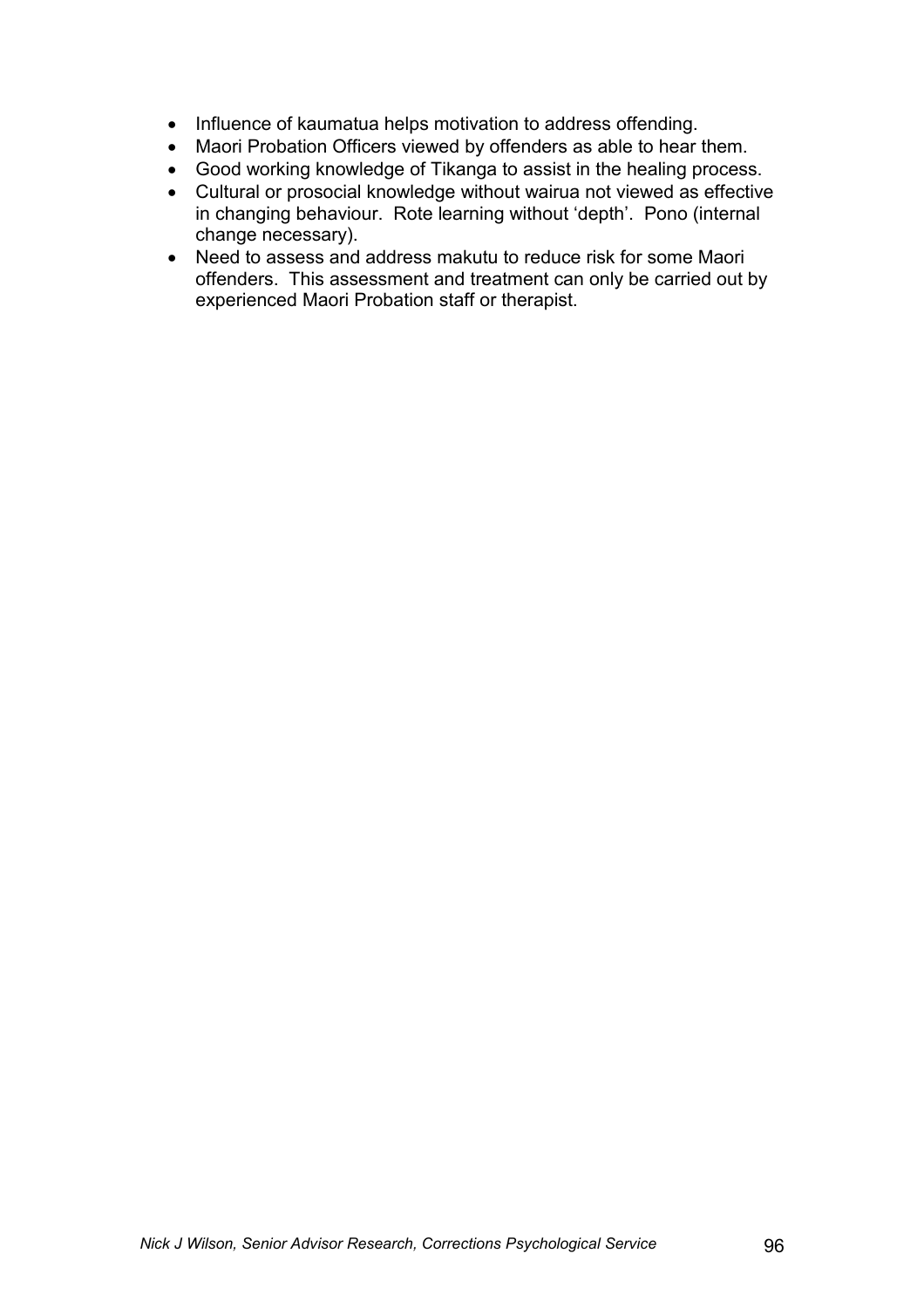- Influence of kaumatua helps motivation to address offending.
- Maori Probation Officers viewed by offenders as able to hear them.
- Good working knowledge of Tikanga to assist in the healing process.
- Cultural or prosocial knowledge without wairua not viewed as effective in changing behaviour. Rote learning without 'depth'. Pono (internal change necessary).
- Need to assess and address makutu to reduce risk for some Maori offenders. This assessment and treatment can only be carried out by experienced Maori Probation staff or therapist.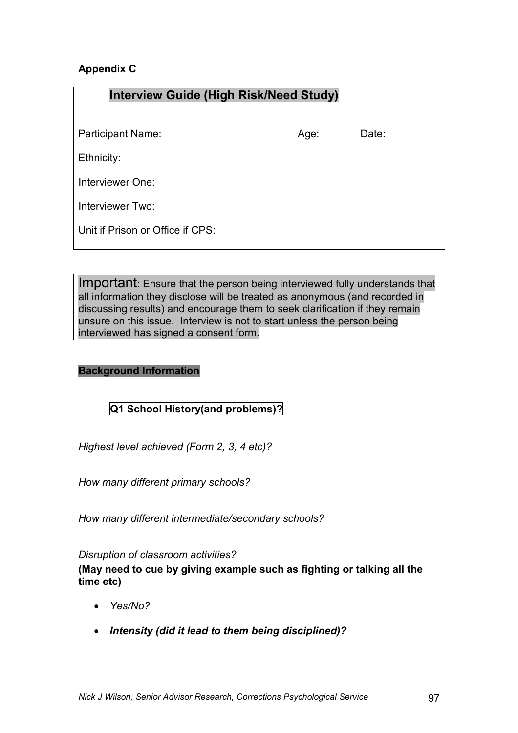**Appendix C**

## Interview Guide (High Risk/Need Study)

Participant Name: Age: Date:

Ethnicity:

Interviewer One:

Interviewer Two:

Unit if Prison or Office if CPS:

Important: Ensure that the person being interviewed fully understands that all information they disclose will be treated as anonymous (and recorded in discussing results) and encourage them to seek clarification if they remain unsure on this issue. Interview is not to start unless the person being interviewed has signed a consent form.

**Background Information**

**Q1 School History(and problems)?**

*Highest level achieved (Form 2, 3, 4 etc)?*

*How many different primary schools?*

*How many different intermediate/secondary schools?*

*Disruption of classroom activities?*

**(May need to cue by giving example such as fighting or talking all the time etc)**

- *Yes/No?*
- ***Intensity (did it lead to them being disciplined)?***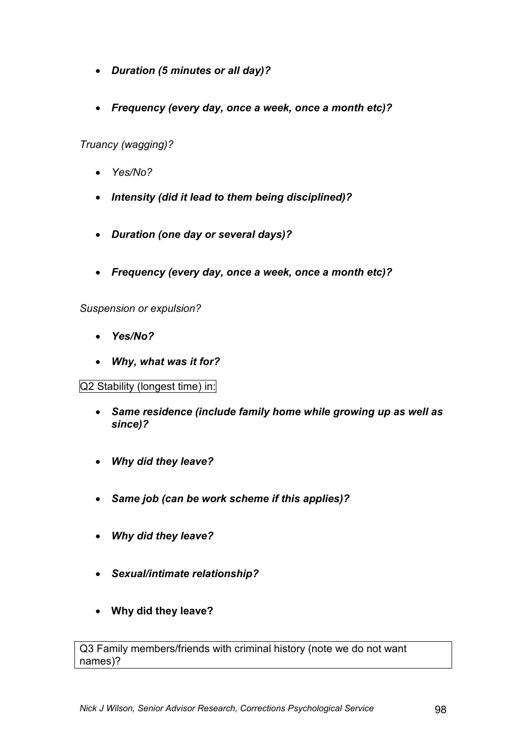- ***Duration (5 minutes or all day)?***

- ***Frequency (every day, once a week, once a month etc)?***

*Truancy (wagging)?*

- *Yes/No?*

- ***Intensity (did it lead to them being disciplined)?***

- ***Duration (one day or several days)?***

- ***Frequency (every day, once a week, once a month etc)?***

*Suspension or expulsion?*

- ***Yes/No?***

- ***Why, what was it for?***

Q2 Stability (longest time) in:

- ***Same residence (include family home while growing up as well as since)?***

- ***Why did they leave?***

- ***Same job (can be work scheme if this applies)?***

- ***Why did they leave?***

- ***Sexual/intimate relationship?***

- **Why did they leave?**

Q3 Family members/friends with criminal history (note we do not want names)?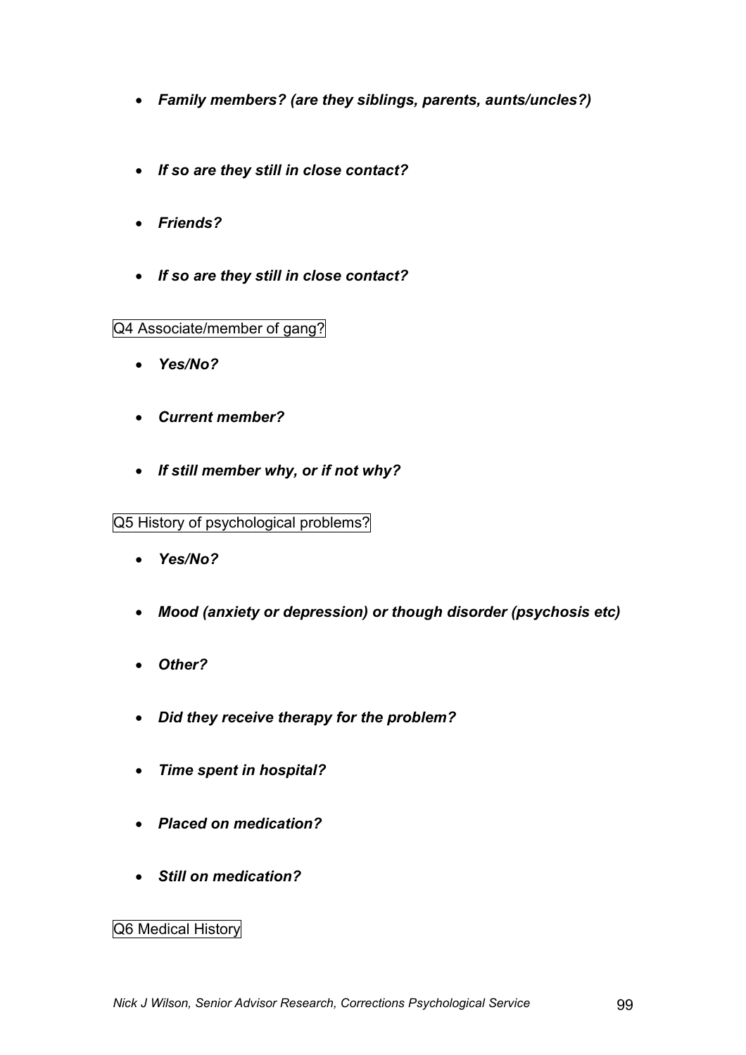- ***Family members? (are they siblings, parents, aunts/uncles?)***

- ***If so are they still in close contact?***

- ***Friends?***

- ***If so are they still in close contact?***

Q4 Associate/member of gang?

- ***Yes/No?***

- ***Current member?***

- ***If still member why, or if not why?***

Q5 History of psychological problems?

- ***Yes/No?***

- ***Mood (anxiety or depression) or though disorder (psychosis etc)***

- ***Other?***

- ***Did they receive therapy for the problem?***

- ***Time spent in hospital?***

- ***Placed on medication?***

- ***Still on medication?***

Q6 Medical History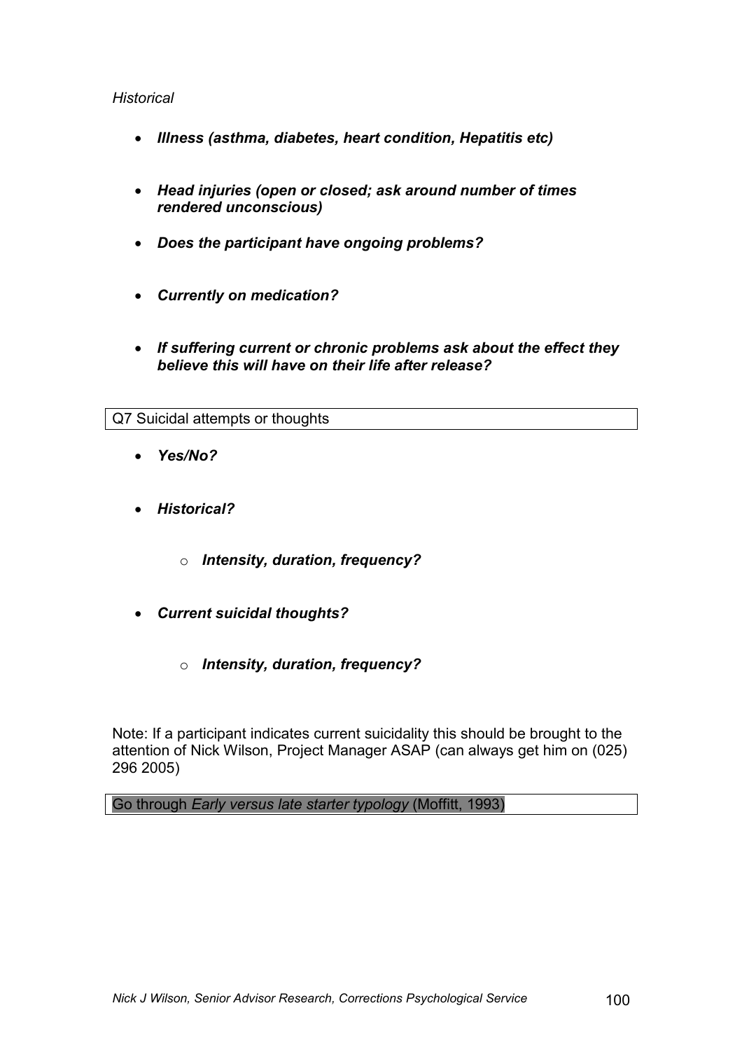*Historical*

- ***Illness (asthma, diabetes, heart condition, Hepatitis etc)***

- ***Head injuries (open or closed; ask around number of times rendered unconscious)***

- ***Does the participant have ongoing problems?***

- ***Currently on medication?***

- ***If suffering current or chronic problems ask about the effect they believe this will have on their life after release?***

Q7 Suicidal attempts or thoughts

- ***Yes/No?***

- ***Historical?***

    - ***Intensity, duration, frequency?***

- ***Current suicidal thoughts?***

    - ***Intensity, duration, frequency?***

Note: If a participant indicates current suicidality this should be brought to the attention of Nick Wilson, Project Manager ASAP (can always get him on (025) 296 2005)

Go through *Early versus late starter typology* (Moffitt, 1993)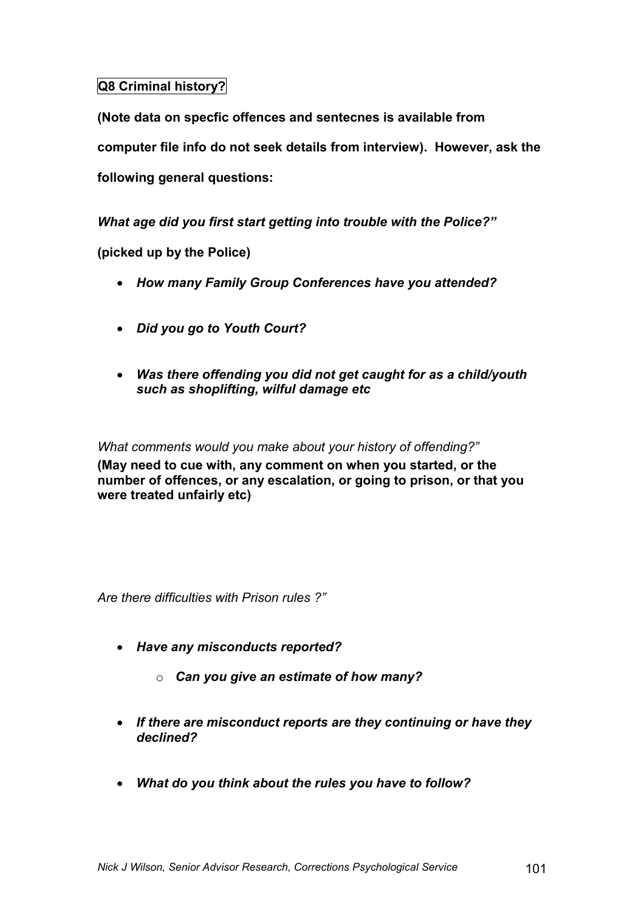**Q8 Criminal history?**

**(Note data on specfic offences and sentecnes is available from computer file info do not seek details from interview). However, ask the following general questions:**

***What age did you first start getting into trouble with the Police?"***

**(picked up by the Police)**

- ***How many Family Group Conferences have you attended?***
- ***Did you go to Youth Court?***
- ***Was there offending you did not get caught for as a child/youth such as shoplifting, wilful damage etc***

*What comments would you make about your history of offending?"*
**(May need to cue with, any comment on when you started, or the number of offences, or any escalation, or going to prison, or that you were treated unfairly etc)**

*Are there difficulties with Prison rules ?"*

- ***Have any misconducts reported?***
    - ***Can you give an estimate of how many?***
- ***If there are misconduct reports are they continuing or have they declined?***
- ***What do you think about the rules you have to follow?***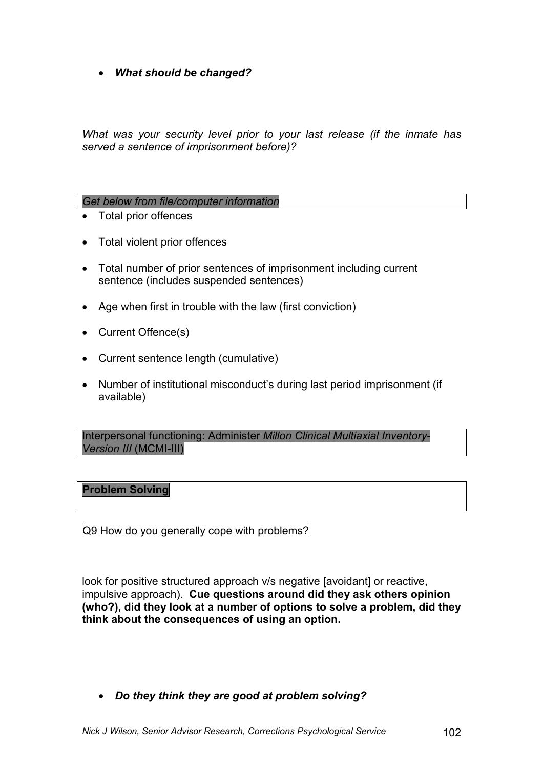- ***What should be changed?***

*What was your security level prior to your last release (if the inmate has served a sentence of imprisonment before)?*

*Get below from file/computer information*

- Total prior offences
- Total violent prior offences
- Total number of prior sentences of imprisonment including current sentence (includes suspended sentences)
- Age when first in trouble with the law (first conviction)
- Current Offence(s)
- Current sentence length (cumulative)
- Number of institutional misconduct's during last period imprisonment (if available)

Interpersonal functioning: Administer *Millon Clinical Multiaxial Inventory-Version III* (MCMI-III)

**Problem Solving**

Q9 How do you generally cope with problems?

look for positive structured approach v/s negative [avoidant] or reactive, impulsive approach). **Cue questions around did they ask others opinion (who?), did they look at a number of options to solve a problem, did they think about the consequences of using an option.**

- ***Do they think they are good at problem solving?***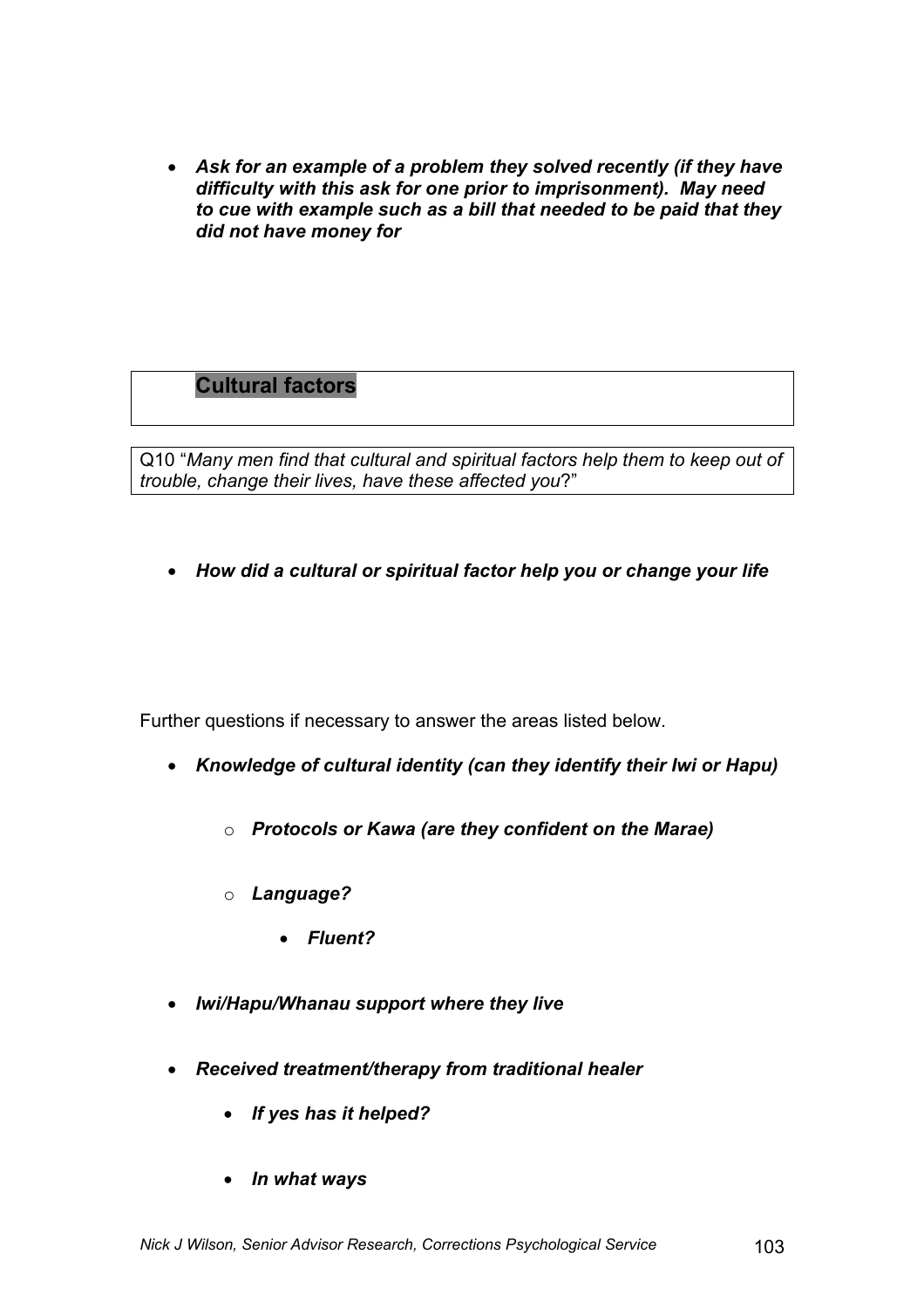- ***Ask for an example of a problem they solved recently (if they have difficulty with this ask for one prior to imprisonment). May need to cue with example such as a bill that needed to be paid that they did not have money for***

## Cultural factors

Q10 "*Many men find that cultural and spiritual factors help them to keep out of trouble, change their lives, have these affected you*?"

- ***How did a cultural or spiritual factor help you or change your life***

Further questions if necessary to answer the areas listed below.

- ***Knowledge of cultural identity (can they identify their Iwi or Hapu)***
  - ***Protocols or Kawa (are they confident on the Marae)***
  - ***Language?***
    - ***Fluent?***
- ***Iwi/Hapu/Whanau support where they live***
- ***Received treatment/therapy from traditional healer***
  - ***If yes has it helped?***
  - ***In what ways***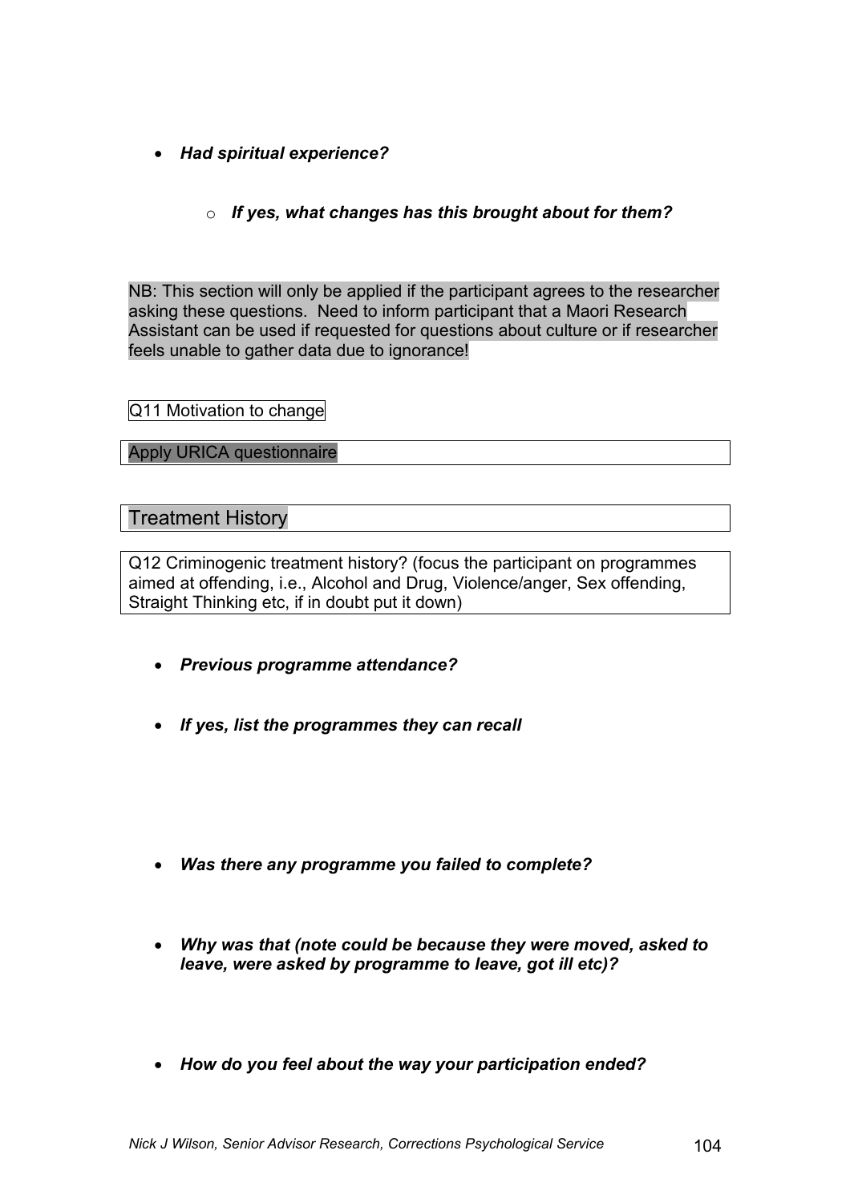- ***Had spiritual experience?***

  - ***If yes, what changes has this brought about for them?***

NB: This section will only be applied if the participant agrees to the researcher asking these questions. Need to inform participant that a Maori Research Assistant can be used if requested for questions about culture or if researcher feels unable to gather data due to ignorance!

Q11 Motivation to change

Apply URICA questionnaire

## Treatment History

Q12 Criminogenic treatment history? (focus the participant on programmes aimed at offending, i.e., Alcohol and Drug, Violence/anger, Sex offending, Straight Thinking etc, if in doubt put it down)

- ***Previous programme attendance?***

- ***If yes, list the programmes they can recall***

- ***Was there any programme you failed to complete?***

- ***Why was that (note could be because they were moved, asked to leave, were asked by programme to leave, got ill etc)?***

- ***How do you feel about the way your participation ended?***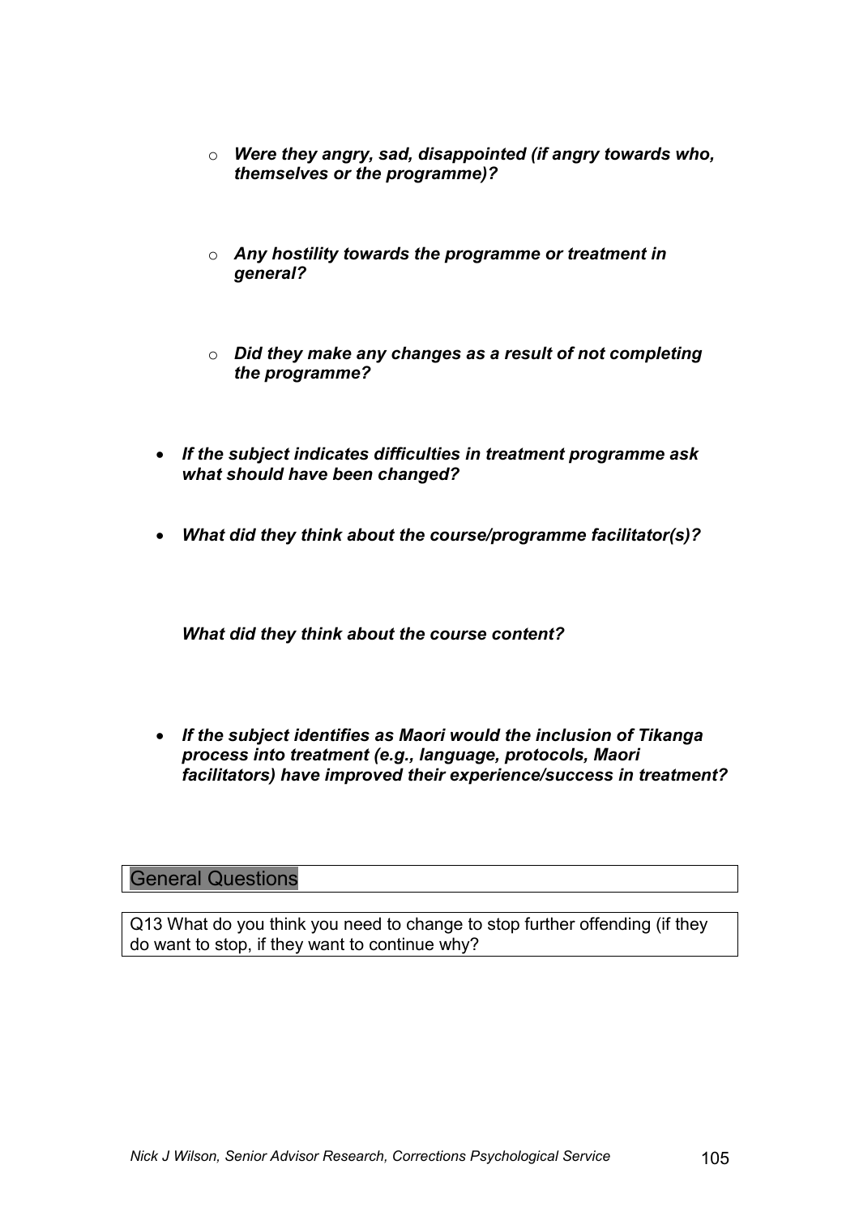- ***Were they angry, sad, disappointed (if angry towards who, themselves or the programme)?***

  - ***Any hostility towards the programme or treatment in general?***

  - ***Did they make any changes as a result of not completing the programme?***

- ***If the subject indicates difficulties in treatment programme ask what should have been changed?***

- ***What did they think about the course/programme facilitator(s)?***

  ***What did they think about the course content?***

- ***If the subject identifies as Maori would the inclusion of Tikanga process into treatment (e.g., language, protocols, Maori facilitators) have improved their experience/success in treatment?***

## General Questions

Q13 What do you think you need to change to stop further offending (if they do want to stop, if they want to continue why?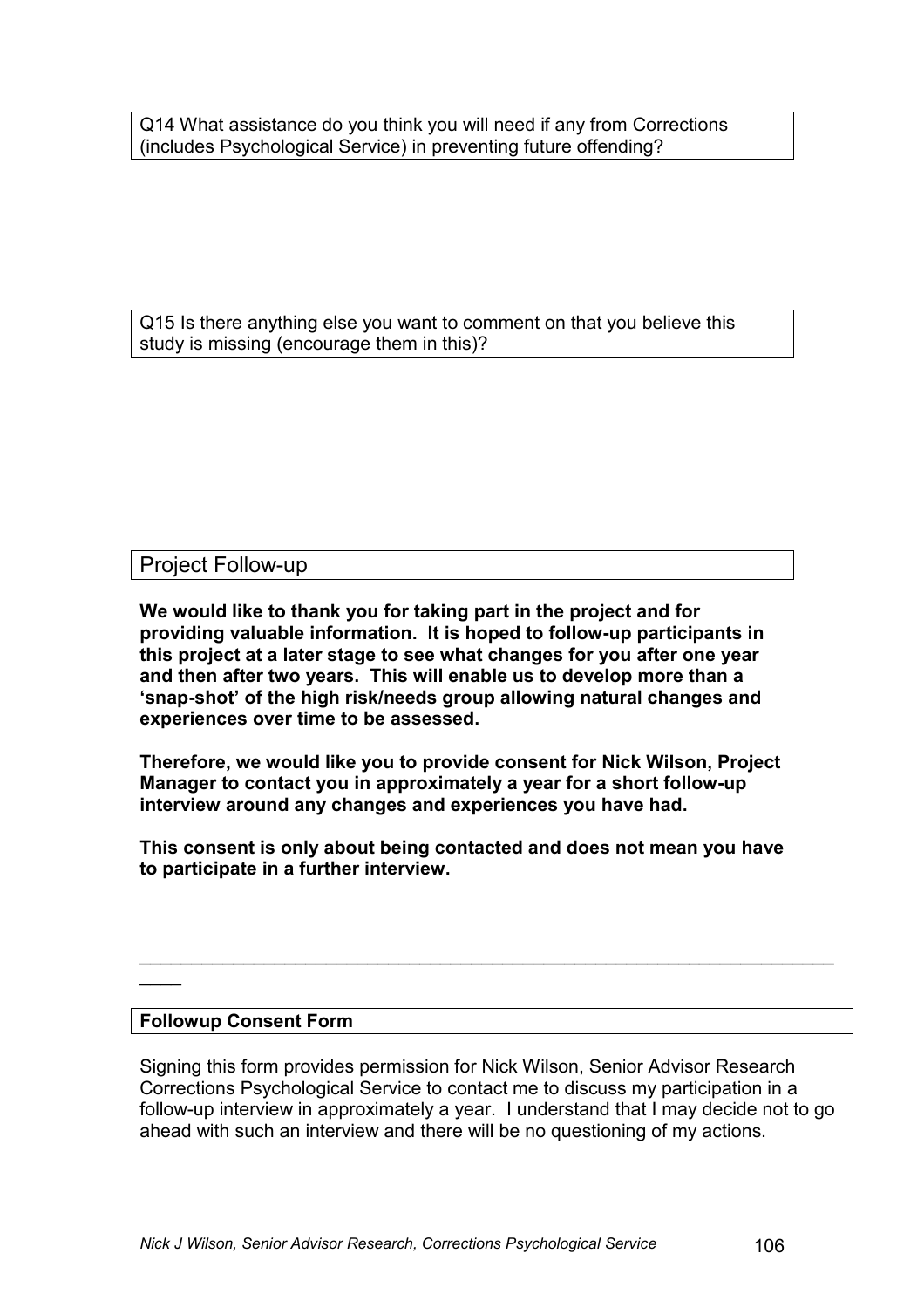Q14 What assistance do you think you will need if any from Corrections (includes Psychological Service) in preventing future offending?

Q15 Is there anything else you want to comment on that you believe this study is missing (encourage them in this)?

## Project Follow-up

**We would like to thank you for taking part in the project and for providing valuable information. It is hoped to follow-up participants in this project at a later stage to see what changes for you after one year and then after two years. This will enable us to develop more than a 'snap-shot' of the high risk/needs group allowing natural changes and experiences over time to be assessed.**

**Therefore, we would like you to provide consent for Nick Wilson, Project Manager to contact you in approximately a year for a short follow-up interview around any changes and experiences you have had.**

**This consent is only about being contacted and does not mean you have to participate in a further interview.**

---

**Followup Consent Form**

Signing this form provides permission for Nick Wilson, Senior Advisor Research Corrections Psychological Service to contact me to discuss my participation in a follow-up interview in approximately a year. I understand that I may decide not to go ahead with such an interview and there will be no questioning of my actions.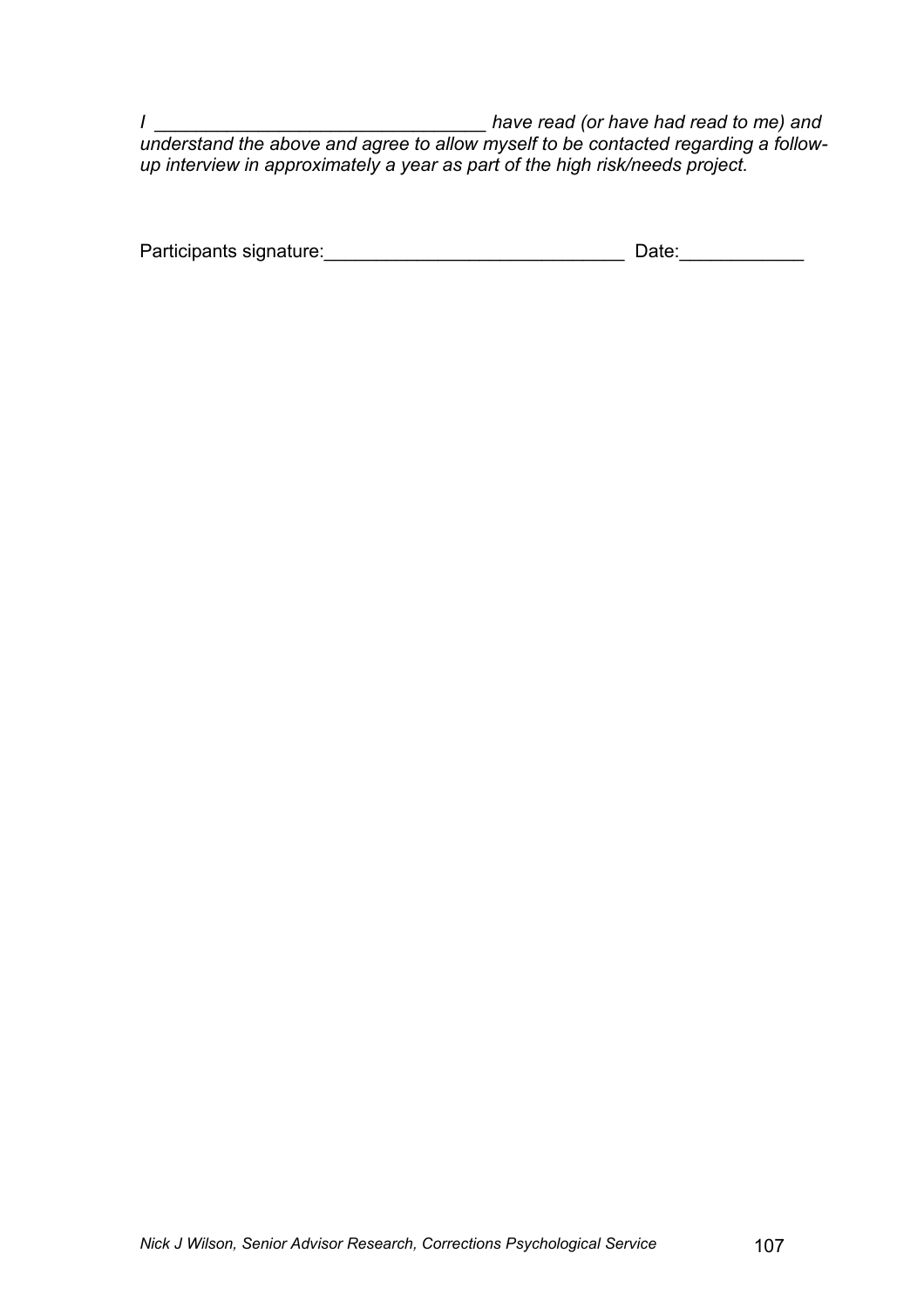*I _______________________________ have read (or have had read to me) and understand the above and agree to allow myself to be contacted regarding a follow-up interview in approximately a year as part of the high risk/needs project.*

Participants signature:_____________________________ Date:____________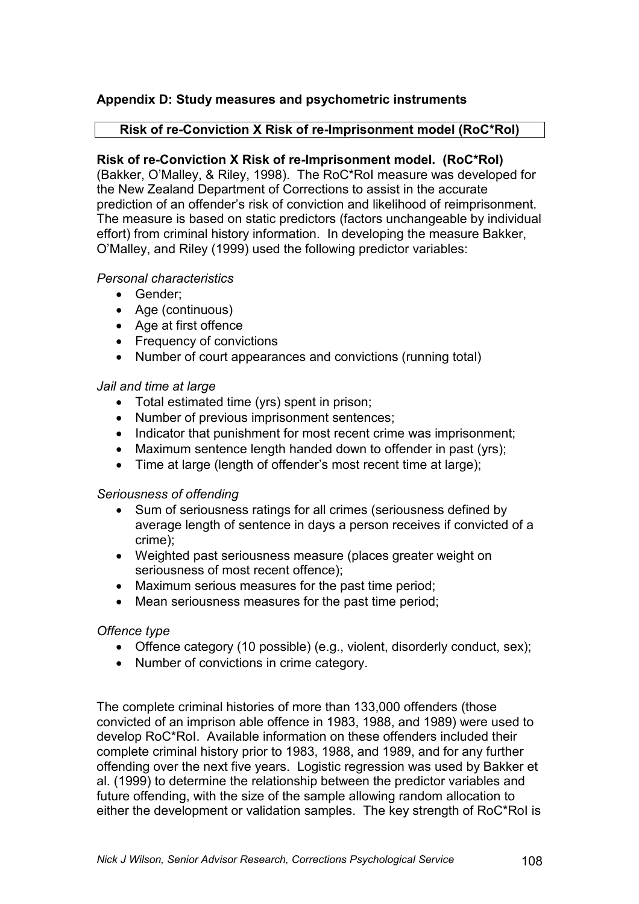## Appendix D: Study measures and psychometric instruments

### Risk of re-Conviction X Risk of re-Imprisonment model (RoC*RoI)

**Risk of re-Conviction X Risk of re-Imprisonment model. (RoC*RoI)** (Bakker, O'Malley, & Riley, 1998). The RoC*RoI measure was developed for the New Zealand Department of Corrections to assist in the accurate prediction of an offender's risk of conviction and likelihood of reimprisonment. The measure is based on static predictors (factors unchangeable by individual effort) from criminal history information. In developing the measure Bakker, O'Malley, and Riley (1999) used the following predictor variables:

*Personal characteristics*

- Gender;
- Age (continuous)
- Age at first offence
- Frequency of convictions
- Number of court appearances and convictions (running total)

*Jail and time at large*

- Total estimated time (yrs) spent in prison;
- Number of previous imprisonment sentences;
- Indicator that punishment for most recent crime was imprisonment;
- Maximum sentence length handed down to offender in past (yrs);
- Time at large (length of offender's most recent time at large);

*Seriousness of offending*

- Sum of seriousness ratings for all crimes (seriousness defined by average length of sentence in days a person receives if convicted of a crime);
- Weighted past seriousness measure (places greater weight on seriousness of most recent offence);
- Maximum serious measures for the past time period;
- Mean seriousness measures for the past time period;

*Offence type*

- Offence category (10 possible) (e.g., violent, disorderly conduct, sex);
- Number of convictions in crime category.

The complete criminal histories of more than 133,000 offenders (those convicted of an imprison able offence in 1983, 1988, and 1989) were used to develop RoC*RoI. Available information on these offenders included their complete criminal history prior to 1983, 1988, and 1989, and for any further offending over the next five years. Logistic regression was used by Bakker et al. (1999) to determine the relationship between the predictor variables and future offending, with the size of the sample allowing random allocation to either the development or validation samples. The key strength of RoC*RoI is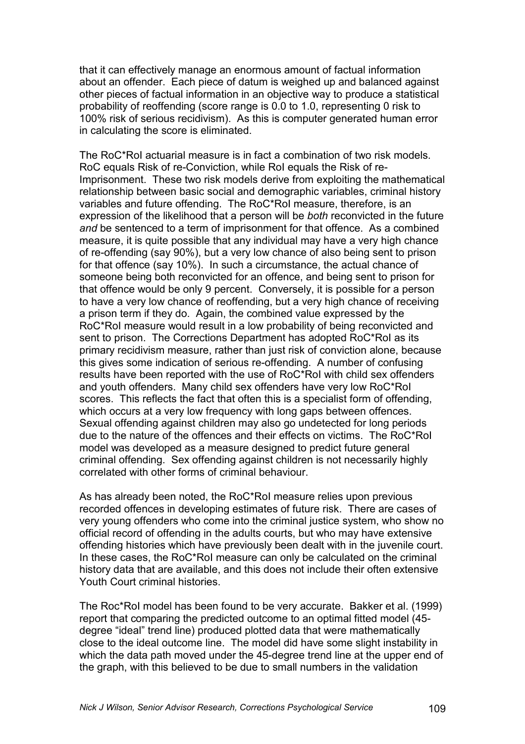that it can effectively manage an enormous amount of factual information about an offender. Each piece of datum is weighed up and balanced against other pieces of factual information in an objective way to produce a statistical probability of reoffending (score range is 0.0 to 1.0, representing 0 risk to 100% risk of serious recidivism). As this is computer generated human error in calculating the score is eliminated.

The RoC*RoI actuarial measure is in fact a combination of two risk models. RoC equals Risk of re-Conviction, while RoI equals the Risk of re-Imprisonment. These two risk models derive from exploiting the mathematical relationship between basic social and demographic variables, criminal history variables and future offending. The RoC*RoI measure, therefore, is an expression of the likelihood that a person will be *both* reconvicted in the future *and* be sentenced to a term of imprisonment for that offence. As a combined measure, it is quite possible that any individual may have a very high chance of re-offending (say 90%), but a very low chance of also being sent to prison for that offence (say 10%). In such a circumstance, the actual chance of someone being both reconvicted for an offence, and being sent to prison for that offence would be only 9 percent. Conversely, it is possible for a person to have a very low chance of reoffending, but a very high chance of receiving a prison term if they do. Again, the combined value expressed by the RoC*RoI measure would result in a low probability of being reconvicted and sent to prison. The Corrections Department has adopted RoC*RoI as its primary recidivism measure, rather than just risk of conviction alone, because this gives some indication of serious re-offending. A number of confusing results have been reported with the use of RoC*RoI with child sex offenders and youth offenders. Many child sex offenders have very low RoC*RoI scores. This reflects the fact that often this is a specialist form of offending, which occurs at a very low frequency with long gaps between offences. Sexual offending against children may also go undetected for long periods due to the nature of the offences and their effects on victims. The RoC*RoI model was developed as a measure designed to predict future general criminal offending. Sex offending against children is not necessarily highly correlated with other forms of criminal behaviour.

As has already been noted, the RoC*RoI measure relies upon previous recorded offences in developing estimates of future risk. There are cases of very young offenders who come into the criminal justice system, who show no official record of offending in the adults courts, but who may have extensive offending histories which have previously been dealt with in the juvenile court. In these cases, the RoC*RoI measure can only be calculated on the criminal history data that are available, and this does not include their often extensive Youth Court criminal histories.

The Roc*RoI model has been found to be very accurate. Bakker et al. (1999) report that comparing the predicted outcome to an optimal fitted model (45-degree "ideal" trend line) produced plotted data that were mathematically close to the ideal outcome line. The model did have some slight instability in which the data path moved under the 45-degree trend line at the upper end of the graph, with this believed to be due to small numbers in the validation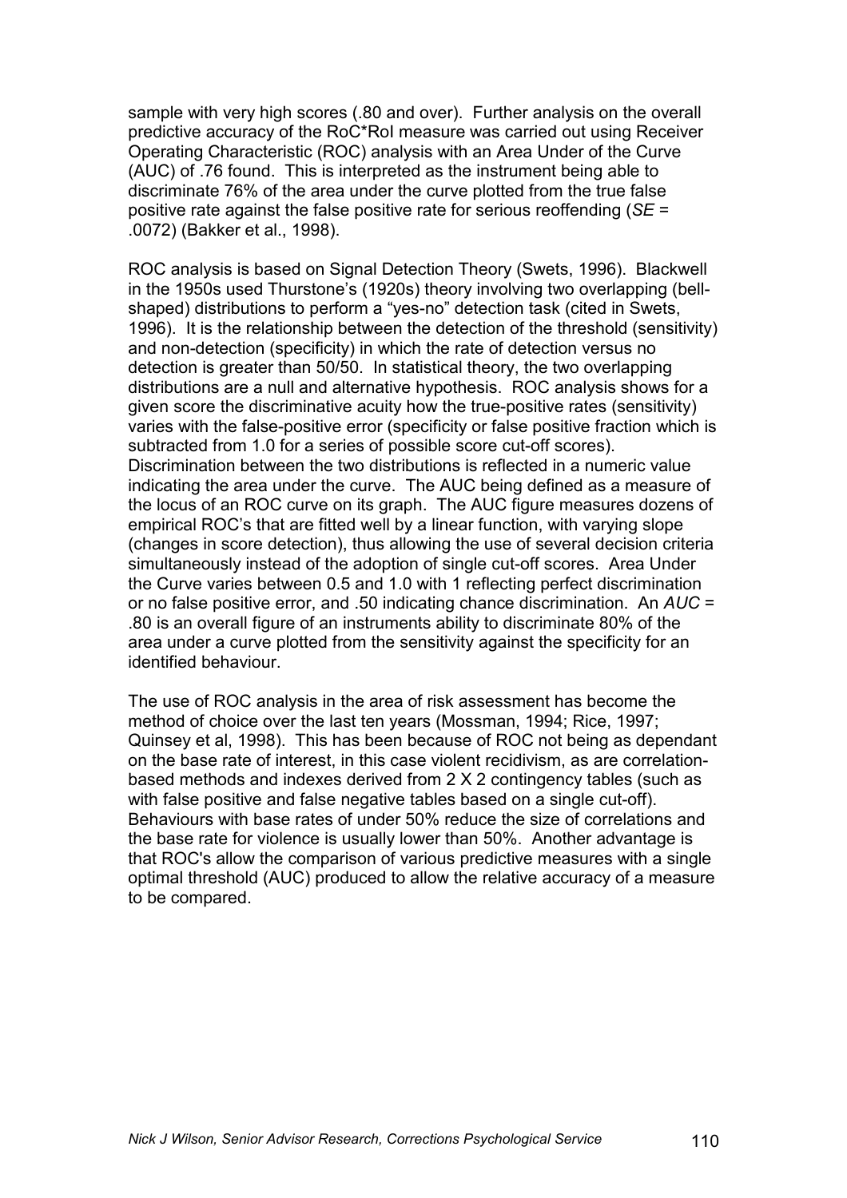sample with very high scores (.80 and over). Further analysis on the overall predictive accuracy of the RoC*RoI measure was carried out using Receiver Operating Characteristic (ROC) analysis with an Area Under of the Curve (AUC) of .76 found. This is interpreted as the instrument being able to discriminate 76% of the area under the curve plotted from the true false positive rate against the false positive rate for serious reoffending (*SE* = .0072) (Bakker et al., 1998).

ROC analysis is based on Signal Detection Theory (Swets, 1996). Blackwell in the 1950s used Thurstone's (1920s) theory involving two overlapping (bell-shaped) distributions to perform a "yes-no" detection task (cited in Swets, 1996). It is the relationship between the detection of the threshold (sensitivity) and non-detection (specificity) in which the rate of detection versus no detection is greater than 50/50. In statistical theory, the two overlapping distributions are a null and alternative hypothesis. ROC analysis shows for a given score the discriminative acuity how the true-positive rates (sensitivity) varies with the false-positive error (specificity or false positive fraction which is subtracted from 1.0 for a series of possible score cut-off scores). Discrimination between the two distributions is reflected in a numeric value indicating the area under the curve. The AUC being defined as a measure of the locus of an ROC curve on its graph. The AUC figure measures dozens of empirical ROC's that are fitted well by a linear function, with varying slope (changes in score detection), thus allowing the use of several decision criteria simultaneously instead of the adoption of single cut-off scores. Area Under the Curve varies between 0.5 and 1.0 with 1 reflecting perfect discrimination or no false positive error, and .50 indicating chance discrimination. An *AUC* = .80 is an overall figure of an instruments ability to discriminate 80% of the area under a curve plotted from the sensitivity against the specificity for an identified behaviour.

The use of ROC analysis in the area of risk assessment has become the method of choice over the last ten years (Mossman, 1994; Rice, 1997; Quinsey et al, 1998). This has been because of ROC not being as dependant on the base rate of interest, in this case violent recidivism, as are correlation-based methods and indexes derived from 2 X 2 contingency tables (such as with false positive and false negative tables based on a single cut-off). Behaviours with base rates of under 50% reduce the size of correlations and the base rate for violence is usually lower than 50%. Another advantage is that ROC's allow the comparison of various predictive measures with a single optimal threshold (AUC) produced to allow the relative accuracy of a measure to be compared.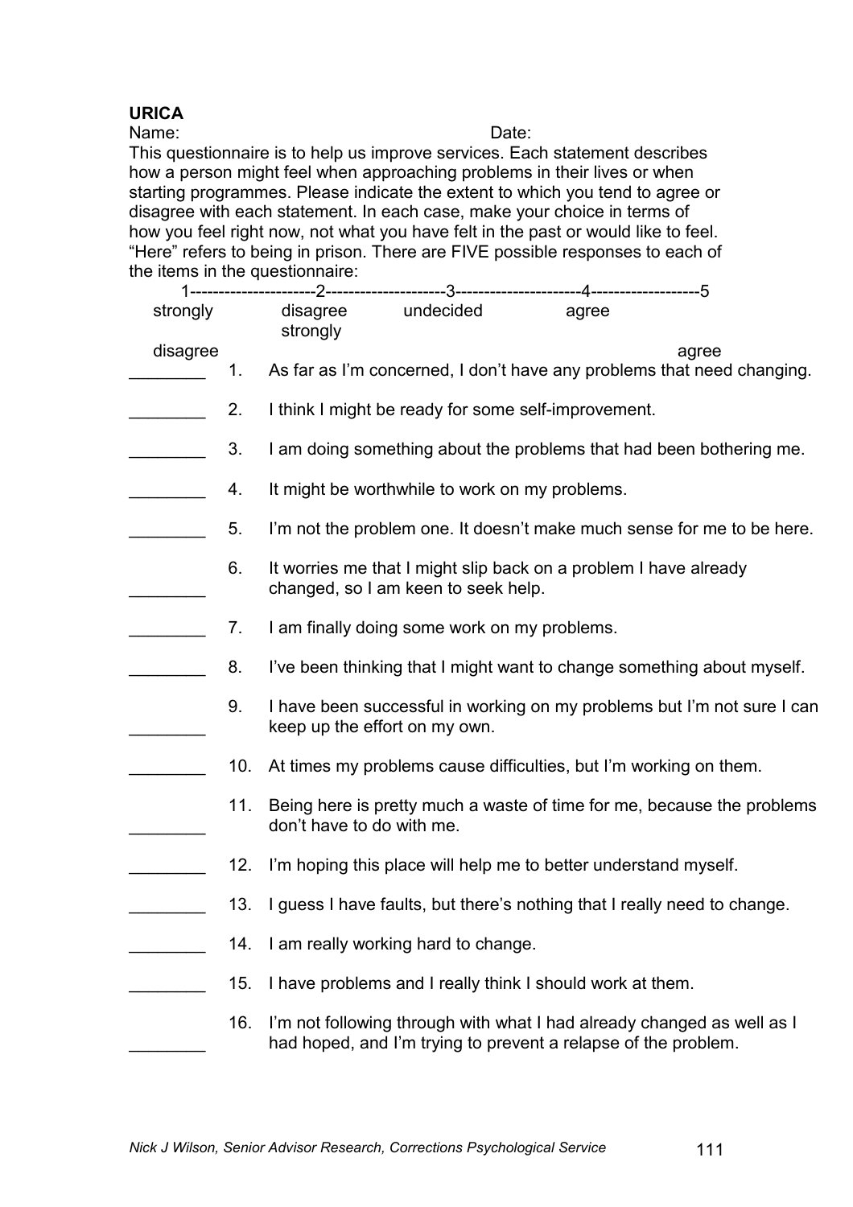**URICA**

Name: Date:

This questionnaire is to help us improve services. Each statement describes how a person might feel when approaching problems in their lives or when starting programmes. Please indicate the extent to which you tend to agree or disagree with each statement. In each case, make your choice in terms of how you feel right now, not what you have felt in the past or would like to feel. "Here" refers to being in prison. There are FIVE possible responses to each of the items in the questionnaire:

1---------------------2--------------------3---------------------4-------------------5

| 1 | 2 | 3 | 4 | 5 |
|---|---|---|---|---|
| strongly disagree | disagree | undecided | agree | strongly agree |

________ 1. As far as I'm concerned, I don't have any problems that need changing.

________ 2. I think I might be ready for some self-improvement.

________ 3. I am doing something about the problems that had been bothering me.

________ 4. It might be worthwhile to work on my problems.

________ 5. I'm not the problem one. It doesn't make much sense for me to be here.

________ 6. It worries me that I might slip back on a problem I have already changed, so I am keen to seek help.

________ 7. I am finally doing some work on my problems.

________ 8. I've been thinking that I might want to change something about myself.

________ 9. I have been successful in working on my problems but I'm not sure I can keep up the effort on my own.

________ 10. At times my problems cause difficulties, but I'm working on them.

________ 11. Being here is pretty much a waste of time for me, because the problems don't have to do with me.

________ 12. I'm hoping this place will help me to better understand myself.

________ 13. I guess I have faults, but there's nothing that I really need to change.

________ 14. I am really working hard to change.

________ 15. I have problems and I really think I should work at them.

________ 16. I'm not following through with what I had already changed as well as I had hoped, and I'm trying to prevent a relapse of the problem.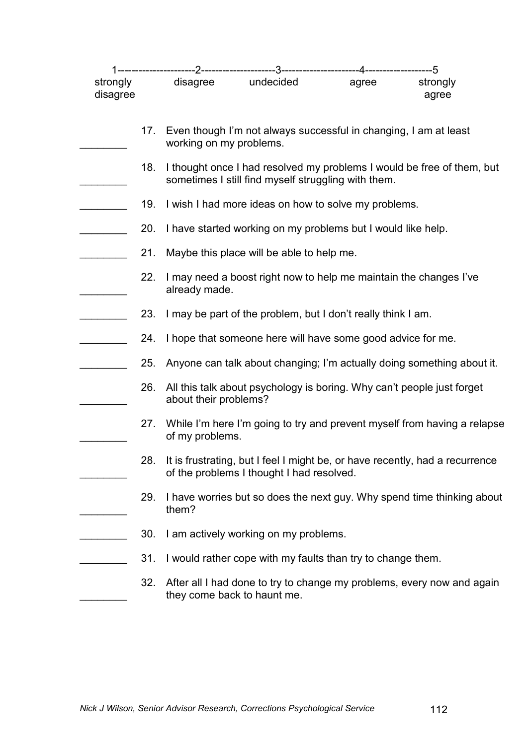1----------------------2---------------------3----------------------4-------------------5

| 1 | 2 | 3 | 4 | 5 |
|---|---|---|---|---|
| strongly disagree | disagree | undecided | agree | strongly agree |

________ 17. Even though I'm not always successful in changing, I am at least working on my problems.

________ 18. I thought once I had resolved my problems I would be free of them, but sometimes I still find myself struggling with them.

________ 19. I wish I had more ideas on how to solve my problems.

________ 20. I have started working on my problems but I would like help.

________ 21. Maybe this place will be able to help me.

________ 22. I may need a boost right now to help me maintain the changes I've already made.

________ 23. I may be part of the problem, but I don't really think I am.

________ 24. I hope that someone here will have some good advice for me.

________ 25. Anyone can talk about changing; I'm actually doing something about it.

________ 26. All this talk about psychology is boring. Why can't people just forget about their problems?

________ 27. While I'm here I'm going to try and prevent myself from having a relapse of my problems.

________ 28. It is frustrating, but I feel I might be, or have recently, had a recurrence of the problems I thought I had resolved.

________ 29. I have worries but so does the next guy. Why spend time thinking about them?

________ 30. I am actively working on my problems.

________ 31. I would rather cope with my faults than try to change them.

________ 32. After all I had done to try to change my problems, every now and again they come back to haunt me.

*Nick J Wilson, Senior Advisor Research, Corrections Psychological Service*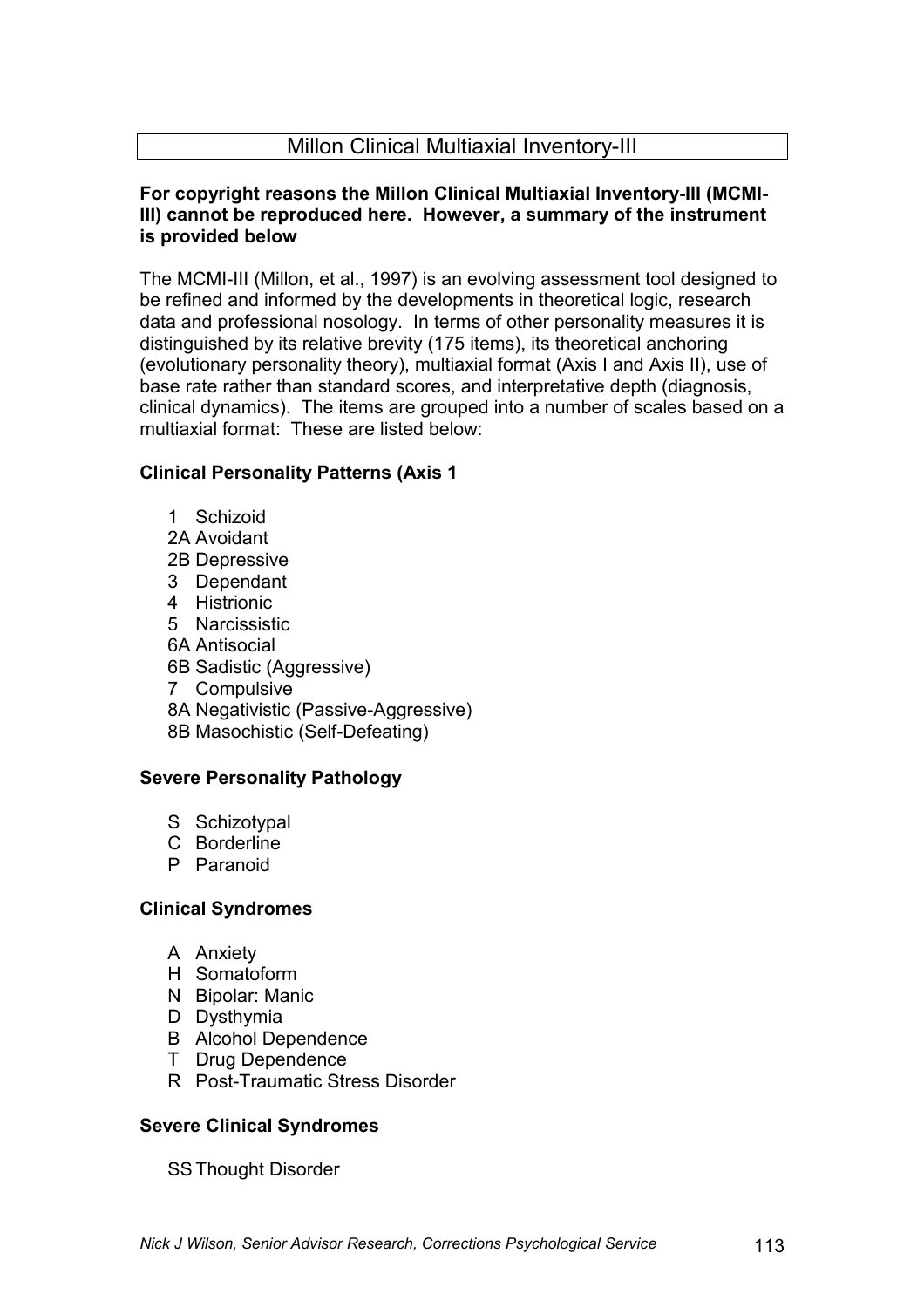# Millon Clinical Multiaxial Inventory-III

**For copyright reasons the Millon Clinical Multiaxial Inventory-III (MCMI-III) cannot be reproduced here. However, a summary of the instrument is provided below**

The MCMI-III (Millon, et al., 1997) is an evolving assessment tool designed to be refined and informed by the developments in theoretical logic, research data and professional nosology. In terms of other personality measures it is distinguished by its relative brevity (175 items), its theoretical anchoring (evolutionary personality theory), multiaxial format (Axis I and Axis II), use of base rate rather than standard scores, and interpretative depth (diagnosis, clinical dynamics). The items are grouped into a number of scales based on a multiaxial format: These are listed below:

**Clinical Personality Patterns (Axis 1**

- 1 Schizoid
- 2A Avoidant
- 2B Depressive
- 3 Dependant
- 4 Histrionic
- 5 Narcissistic
- 6A Antisocial
- 6B Sadistic (Aggressive)
- 7 Compulsive
- 8A Negativistic (Passive-Aggressive)
- 8B Masochistic (Self-Defeating)

**Severe Personality Pathology**

- S Schizotypal
- C Borderline
- P Paranoid

**Clinical Syndromes**

- A Anxiety
- H Somatoform
- N Bipolar: Manic
- D Dysthymia
- B Alcohol Dependence
- T Drug Dependence
- R Post-Traumatic Stress Disorder

**Severe Clinical Syndromes**

- SS Thought Disorder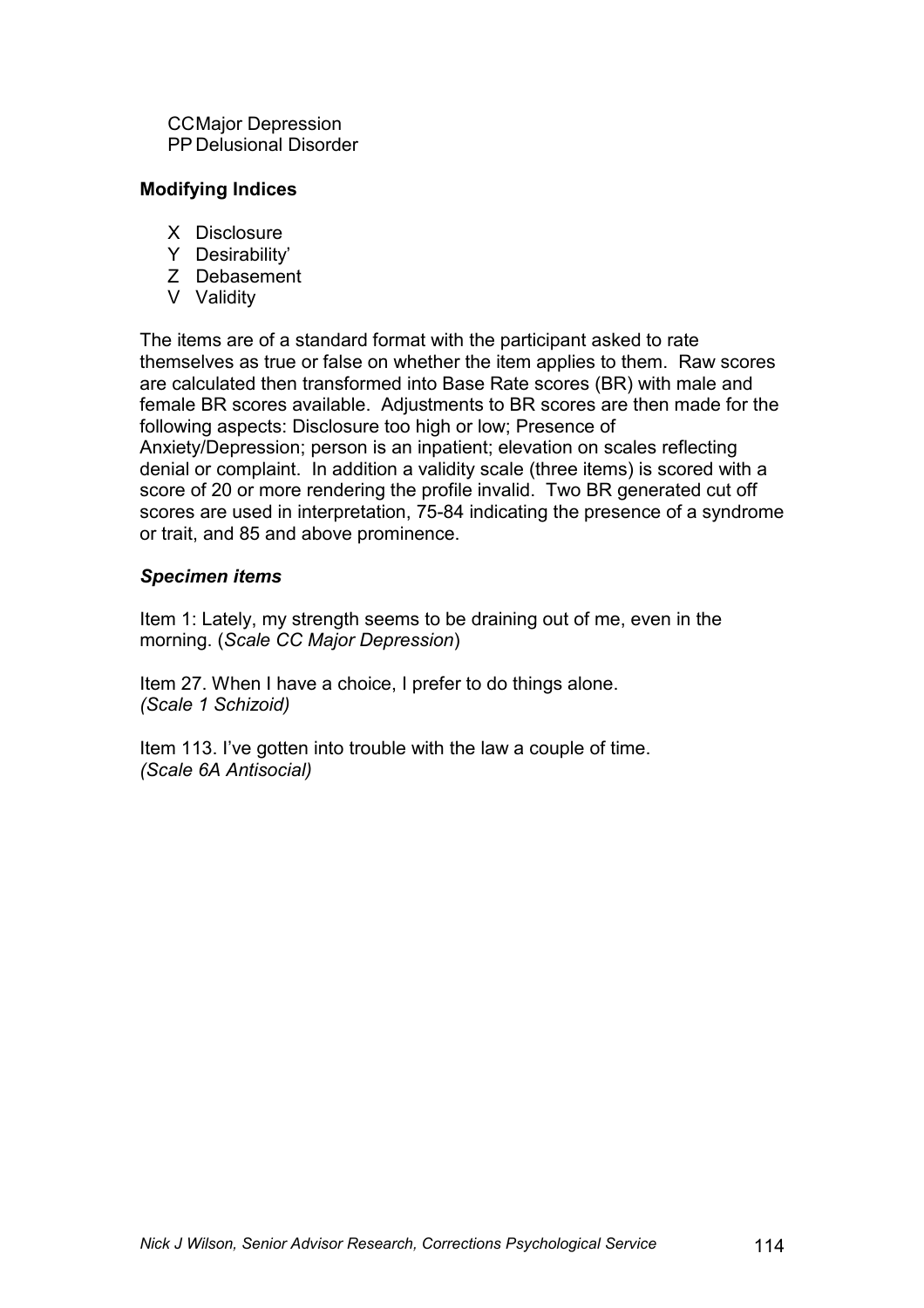CC Major Depression
PP Delusional Disorder

**Modifying Indices**

- X Disclosure
- Y Desirability'
- Z Debasement
- V Validity

The items are of a standard format with the participant asked to rate themselves as true or false on whether the item applies to them. Raw scores are calculated then transformed into Base Rate scores (BR) with male and female BR scores available. Adjustments to BR scores are then made for the following aspects: Disclosure too high or low; Presence of Anxiety/Depression; person is an inpatient; elevation on scales reflecting denial or complaint. In addition a validity scale (three items) is scored with a score of 20 or more rendering the profile invalid. Two BR generated cut off scores are used in interpretation, 75-84 indicating the presence of a syndrome or trait, and 85 and above prominence.

***Specimen items***

Item 1: Lately, my strength seems to be draining out of me, even in the morning. (*Scale CC Major Depression*)

Item 27. When I have a choice, I prefer to do things alone. *(Scale 1 Schizoid)*

Item 113. I've gotten into trouble with the law a couple of time. *(Scale 6A Antisocial)*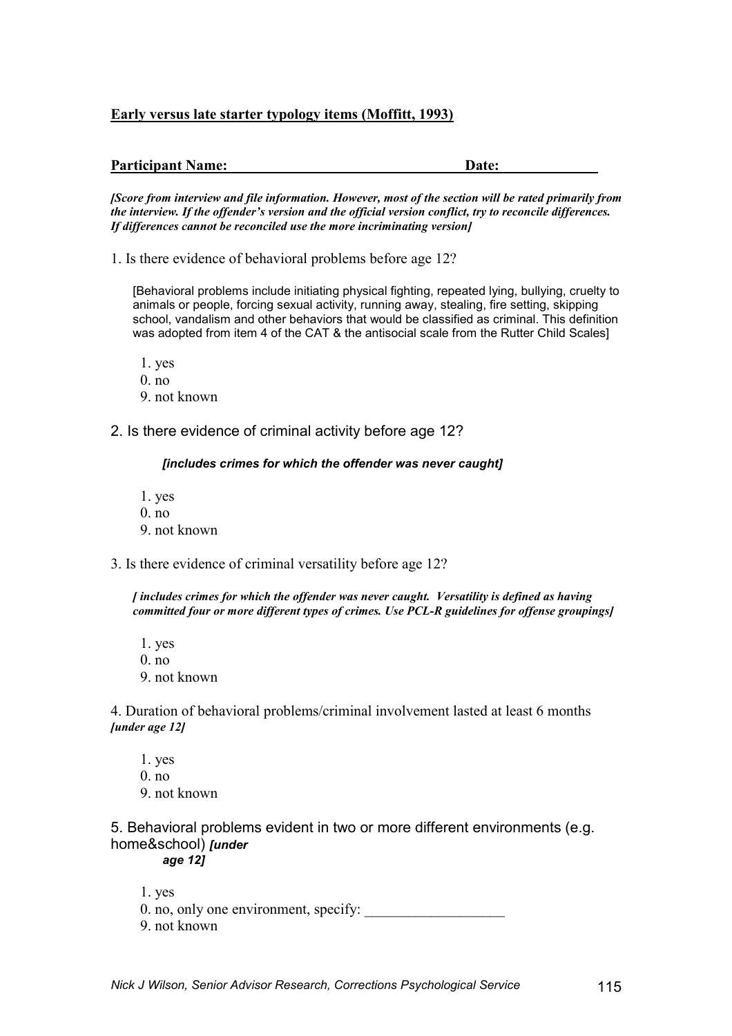**Early versus late starter typology items (Moffitt, 1993)**

**Participant Name:** ______________________________ **Date:** ____________

***[Score from interview and file information. However, most of the section will be rated primarily from the interview. If the offender's version and the official version conflict, try to reconcile differences. If differences cannot be reconciled use the more incriminating version]***

1. Is there evidence of behavioral problems before age 12?

   [Behavioral problems include initiating physical fighting, repeated lying, bullying, cruelty to animals or people, forcing sexual activity, running away, stealing, fire setting, skipping school, vandalism and other behaviors that would be classified as criminal. This definition was adopted from item 4 of the CAT & the antisocial scale from the Rutter Child Scales]

   1. yes
   0. no
   9. not known

2. Is there evidence of criminal activity before age 12?

   ***[includes crimes for which the offender was never caught]***

   1. yes
   0. no
   9. not known

3. Is there evidence of criminal versatility before age 12?

   ***[ includes crimes for which the offender was never caught. Versatility is defined as having committed four or more different types of crimes. Use PCL-R guidelines for offense groupings]***

   1. yes
   0. no
   9. not known

4. Duration of behavioral problems/criminal involvement lasted at least 6 months ***[under age 12]***

   1. yes
   0. no
   9. not known

5. Behavioral problems evident in two or more different environments (e.g. home&school) ***[under age 12]***

   1. yes
   0. no, only one environment, specify: ___________________
   9. not known

*Nick J Wilson, Senior Advisor Research, Corrections Psychological Service*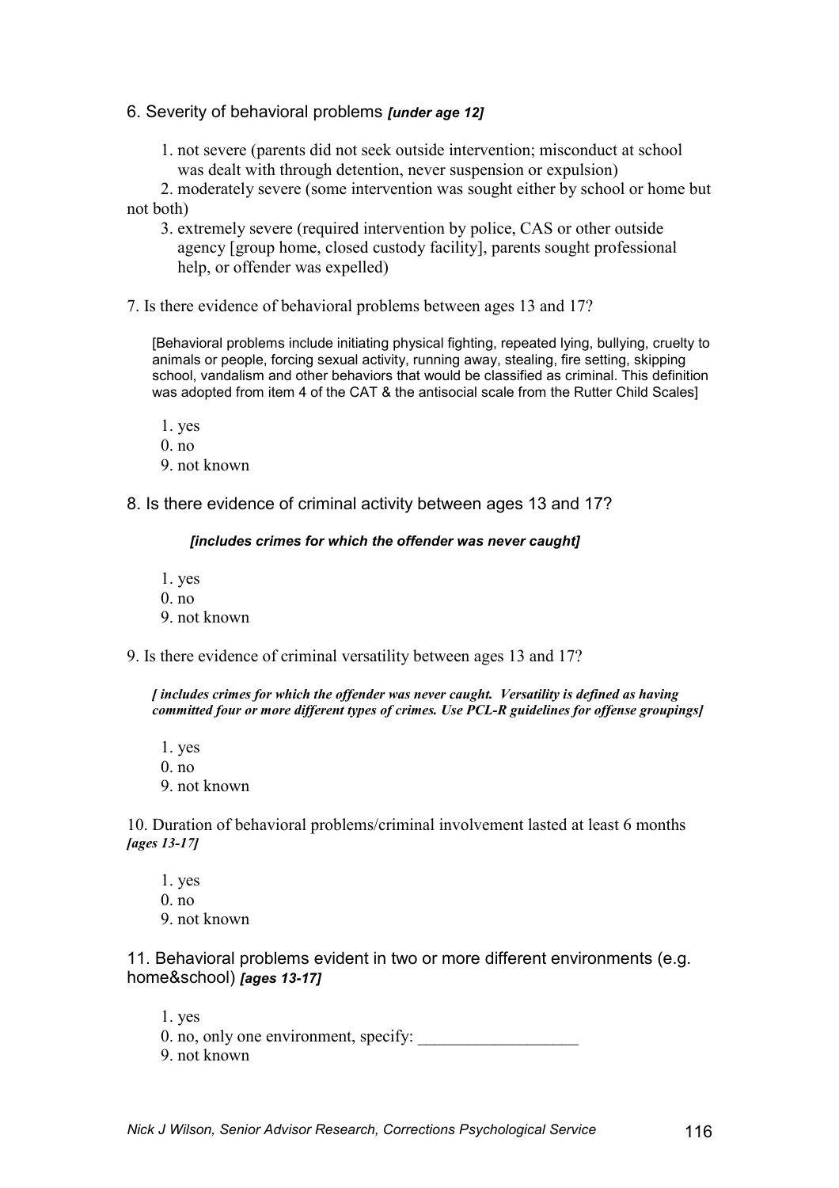6. Severity of behavioral problems ***[under age 12]***

1. not severe (parents did not seek outside intervention; misconduct at school was dealt with through detention, never suspension or expulsion)
2. moderately severe (some intervention was sought either by school or home but not both)
3. extremely severe (required intervention by police, CAS or other outside agency [group home, closed custody facility], parents sought professional help, or offender was expelled)

7. Is there evidence of behavioral problems between ages 13 and 17?

[Behavioral problems include initiating physical fighting, repeated lying, bullying, cruelty to animals or people, forcing sexual activity, running away, stealing, fire setting, skipping school, vandalism and other behaviors that would be classified as criminal. This definition was adopted from item 4 of the CAT & the antisocial scale from the Rutter Child Scales]

1. yes
0. no
9. not known

8. Is there evidence of criminal activity between ages 13 and 17?

***[includes crimes for which the offender was never caught]***

1. yes
0. no
9. not known

9. Is there evidence of criminal versatility between ages 13 and 17?

***[ includes crimes for which the offender was never caught. Versatility is defined as having committed four or more different types of crimes. Use PCL-R guidelines for offense groupings]***

1. yes
0. no
9. not known

10. Duration of behavioral problems/criminal involvement lasted at least 6 months ***[ages 13-17]***

1. yes
0. no
9. not known

11. Behavioral problems evident in two or more different environments (e.g. home&school) ***[ages 13-17]***

1. yes
0. no, only one environment, specify: ___________________
9. not known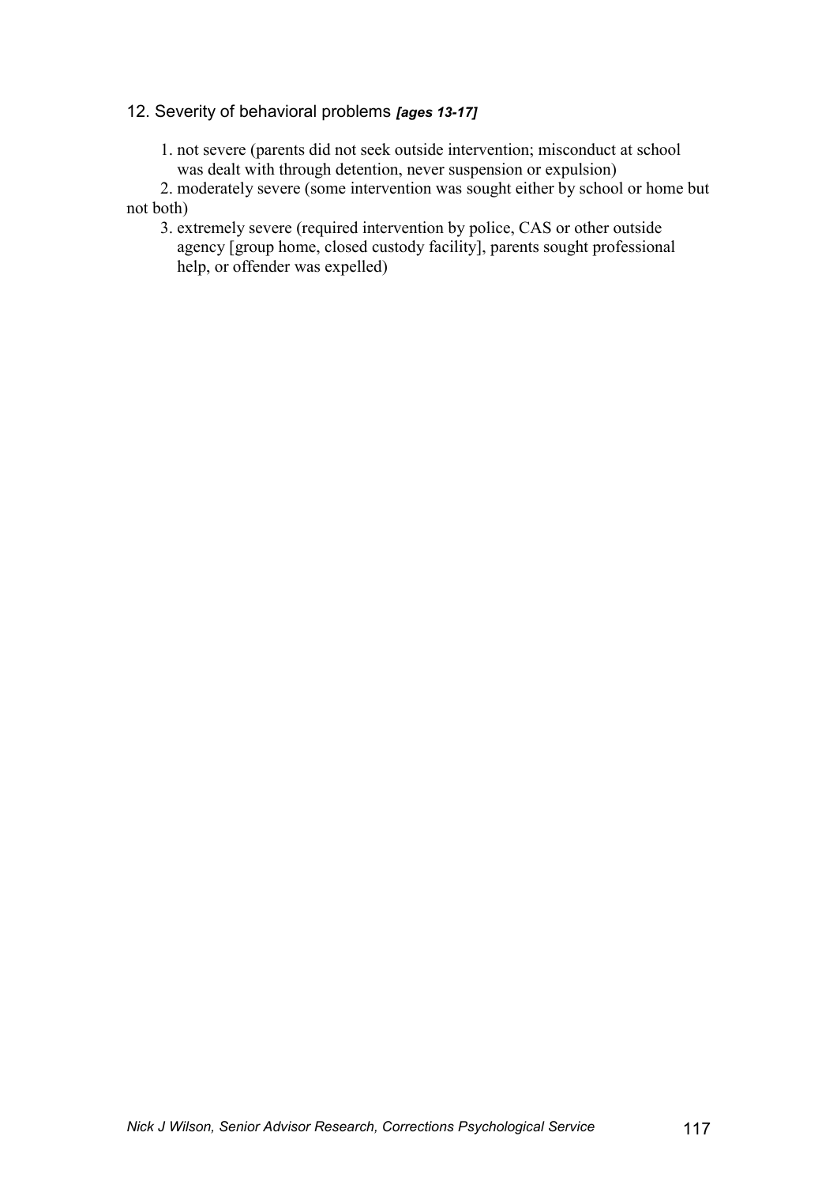12. Severity of behavioral problems ***[ages 13-17]***

1. not severe (parents did not seek outside intervention; misconduct at school was dealt with through detention, never suspension or expulsion)
2. moderately severe (some intervention was sought either by school or home but not both)
3. extremely severe (required intervention by police, CAS or other outside agency [group home, closed custody facility], parents sought professional help, or offender was expelled)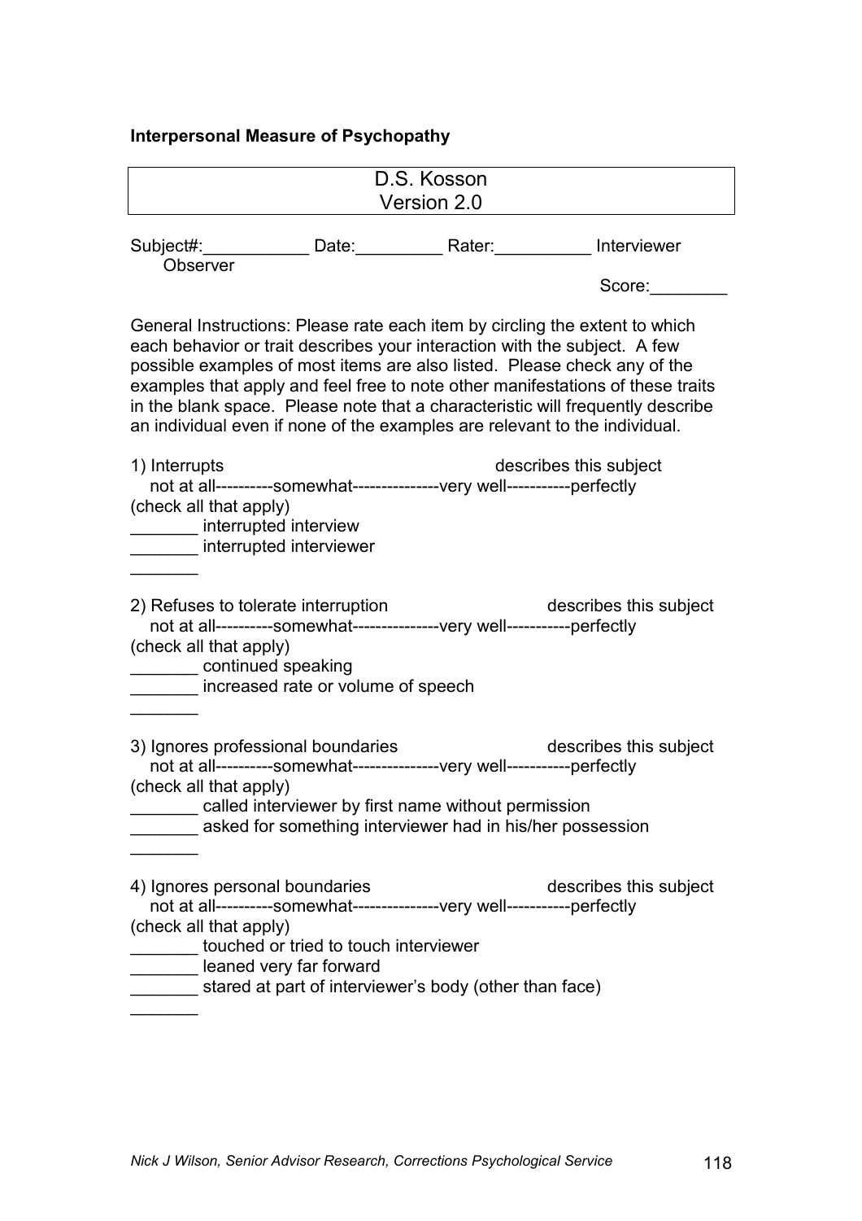**Interpersonal Measure of Psychopathy**

D.S. Kosson
Version 2.0

Subject#:___________ Date:_________ Rater:__________ Interviewer Observer

Score:________

General Instructions: Please rate each item by circling the extent to which each behavior or trait describes your interaction with the subject. A few possible examples of most items are also listed. Please check any of the examples that apply and feel free to note other manifestations of these traits in the blank space. Please note that a characteristic will frequently describe an individual even if none of the examples are relevant to the individual.

1) Interrupts — describes this subject

not at all----------somewhat---------------very well-----------perfectly

(check all that apply)

_______ interrupted interview
_______ interrupted interviewer
_______

2) Refuses to tolerate interruption — describes this subject

not at all----------somewhat---------------very well-----------perfectly

(check all that apply)

_______ continued speaking
_______ increased rate or volume of speech
_______

3) Ignores professional boundaries — describes this subject

not at all----------somewhat---------------very well-----------perfectly

(check all that apply)

_______ called interviewer by first name without permission
_______ asked for something interviewer had in his/her possession
_______

4) Ignores personal boundaries — describes this subject

not at all----------somewhat---------------very well-----------perfectly

(check all that apply)

_______ touched or tried to touch interviewer
_______ leaned very far forward
_______ stared at part of interviewer's body (other than face)
_______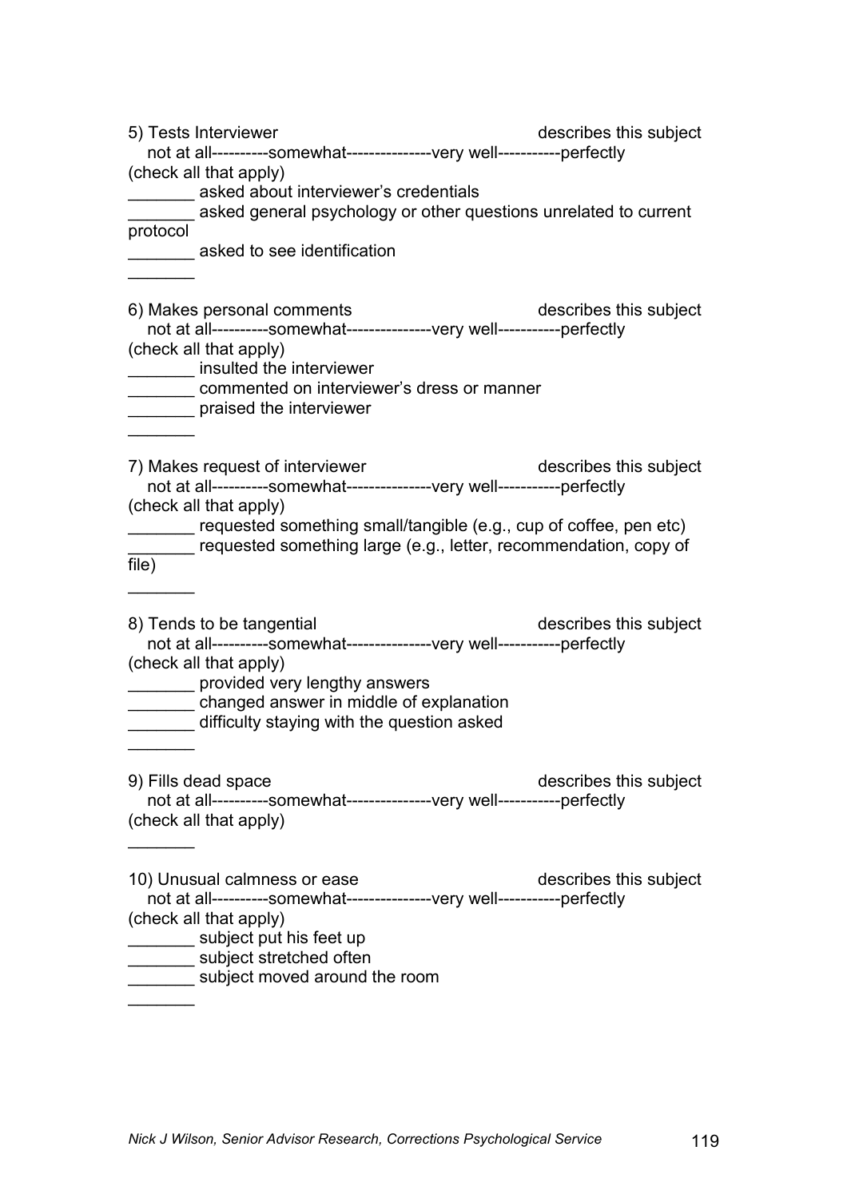5) Tests Interviewer describes this subject

not at all----------somewhat---------------very well-----------perfectly

(check all that apply)

_______ asked about interviewer's credentials

_______ asked general psychology or other questions unrelated to current protocol

_______ asked to see identification

_______

6) Makes personal comments describes this subject

not at all----------somewhat---------------very well-----------perfectly

(check all that apply)

_______ insulted the interviewer

_______ commented on interviewer's dress or manner

_______ praised the interviewer

_______

7) Makes request of interviewer describes this subject

not at all----------somewhat---------------very well-----------perfectly

(check all that apply)

_______ requested something small/tangible (e.g., cup of coffee, pen etc)

_______ requested something large (e.g., letter, recommendation, copy of file)

_______

8) Tends to be tangential describes this subject

not at all----------somewhat---------------very well-----------perfectly

(check all that apply)

_______ provided very lengthy answers

_______ changed answer in middle of explanation

_______ difficulty staying with the question asked

_______

9) Fills dead space describes this subject

not at all----------somewhat---------------very well-----------perfectly

(check all that apply)

_______

10) Unusual calmness or ease describes this subject

not at all----------somewhat---------------very well-----------perfectly

(check all that apply)

_______ subject put his feet up

_______ subject stretched often

_______ subject moved around the room

_______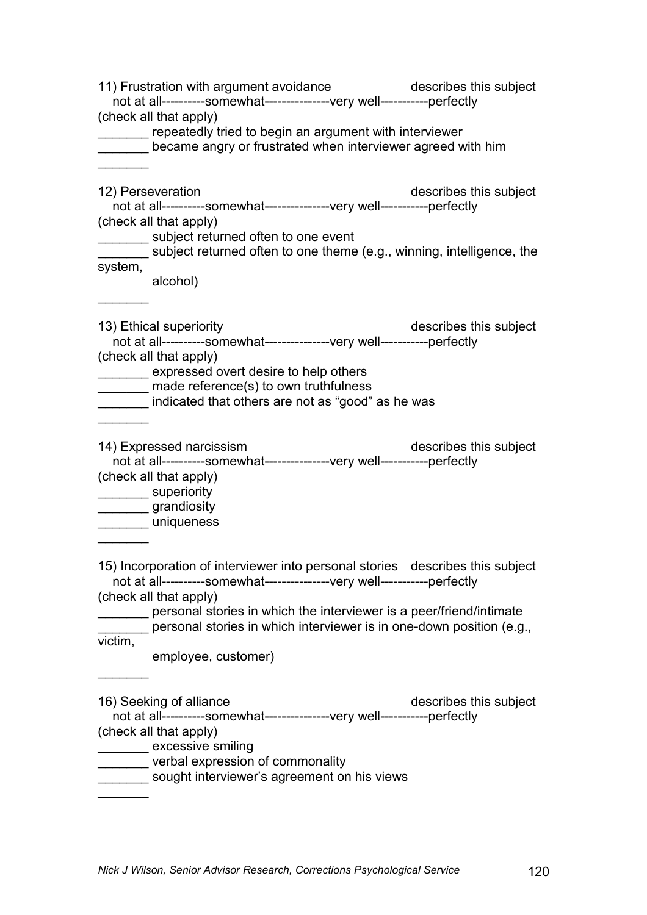11) Frustration with argument avoidance describes this subject

not at all----------somewhat---------------very well-----------perfectly

(check all that apply)

_______ repeatedly tried to begin an argument with interviewer

_______ became angry or frustrated when interviewer agreed with him

_______

12) Perseveration describes this subject

not at all----------somewhat---------------very well-----------perfectly

(check all that apply)

_______ subject returned often to one event

_______ subject returned often to one theme (e.g., winning, intelligence, the system, alcohol)

_______

13) Ethical superiority describes this subject

not at all----------somewhat---------------very well-----------perfectly

(check all that apply)

_______ expressed overt desire to help others

_______ made reference(s) to own truthfulness

_______ indicated that others are not as "good" as he was

_______

14) Expressed narcissism describes this subject

not at all----------somewhat---------------very well-----------perfectly

(check all that apply)

_______ superiority

_______ grandiosity

_______ uniqueness

_______

15) Incorporation of interviewer into personal stories describes this subject

not at all----------somewhat---------------very well-----------perfectly

(check all that apply)

_______ personal stories in which the interviewer is a peer/friend/intimate

_______ personal stories in which interviewer is in one-down position (e.g., victim, employee, customer)

_______

16) Seeking of alliance describes this subject

not at all----------somewhat---------------very well-----------perfectly

(check all that apply)

_______ excessive smiling

_______ verbal expression of commonality

_______ sought interviewer's agreement on his views

_______

*Nick J Wilson, Senior Advisor Research, Corrections Psychological Service*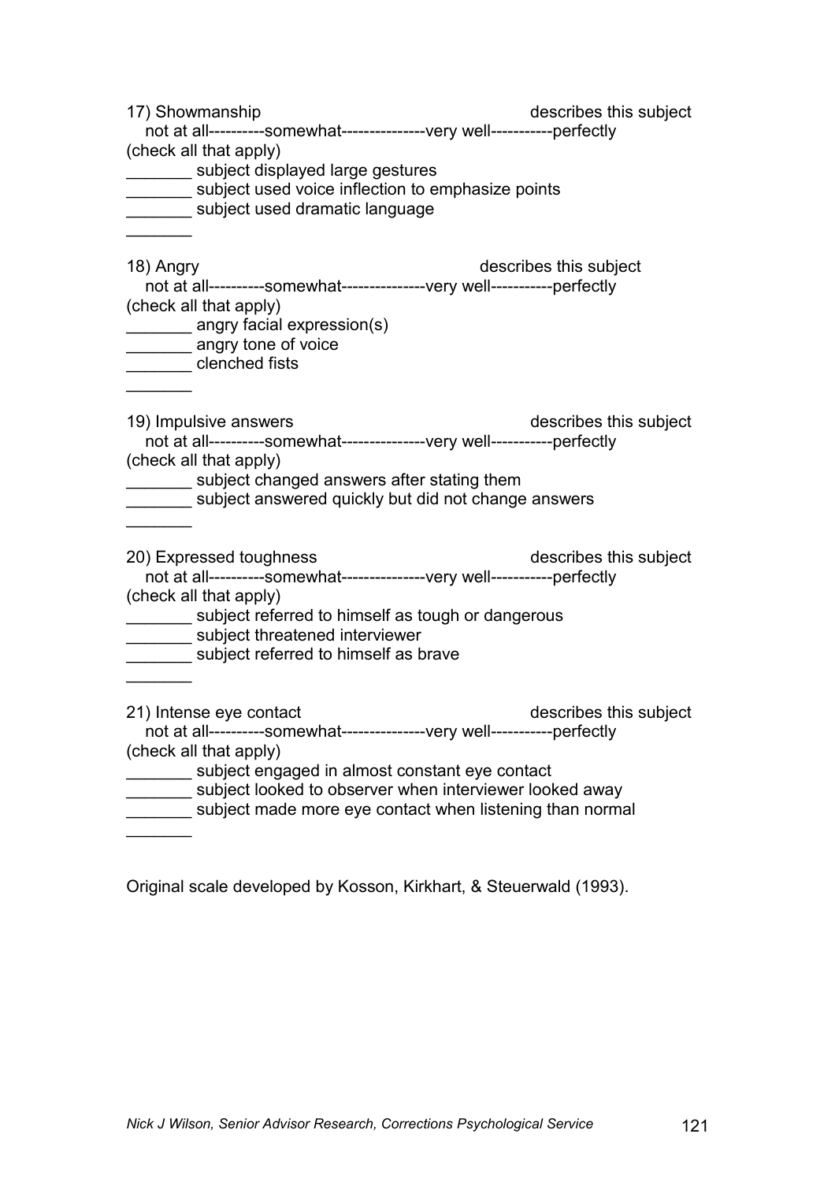17) Showmanship describes this subject

not at all----------somewhat---------------very well-----------perfectly

(check all that apply)

_______ subject displayed large gestures

_______ subject used voice inflection to emphasize points

_______ subject used dramatic language

_______

18) Angry describes this subject

not at all----------somewhat---------------very well-----------perfectly

(check all that apply)

_______ angry facial expression(s)

_______ angry tone of voice

_______ clenched fists

_______

19) Impulsive answers describes this subject

not at all----------somewhat---------------very well-----------perfectly

(check all that apply)

_______ subject changed answers after stating them

_______ subject answered quickly but did not change answers

_______

20) Expressed toughness describes this subject

not at all----------somewhat---------------very well-----------perfectly

(check all that apply)

_______ subject referred to himself as tough or dangerous

_______ subject threatened interviewer

_______ subject referred to himself as brave

_______

21) Intense eye contact describes this subject

not at all----------somewhat---------------very well-----------perfectly

(check all that apply)

_______ subject engaged in almost constant eye contact

_______ subject looked to observer when interviewer looked away

_______ subject made more eye contact when listening than normal

_______

Original scale developed by Kosson, Kirkhart, & Steuerwald (1993).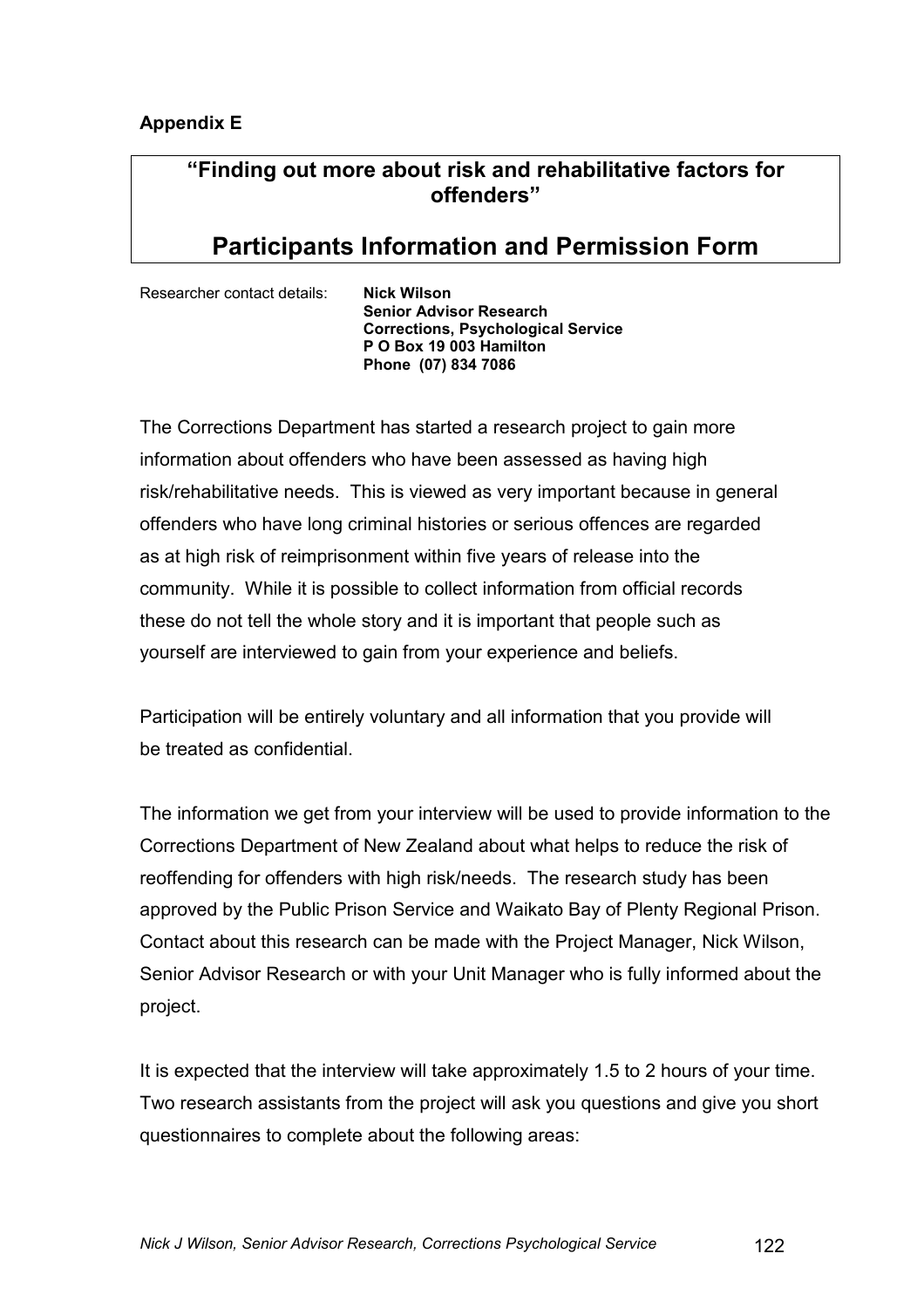**Appendix E**

## "Finding out more about risk and rehabilitative factors for offenders"

# Participants Information and Permission Form

Researcher contact details: **Nick Wilson**
**Senior Advisor Research**
**Corrections, Psychological Service**
**P O Box 19 003 Hamilton**
**Phone (07) 834 7086**

The Corrections Department has started a research project to gain more information about offenders who have been assessed as having high risk/rehabilitative needs. This is viewed as very important because in general offenders who have long criminal histories or serious offences are regarded as at high risk of reimprisonment within five years of release into the community. While it is possible to collect information from official records these do not tell the whole story and it is important that people such as yourself are interviewed to gain from your experience and beliefs.

Participation will be entirely voluntary and all information that you provide will be treated as confidential.

The information we get from your interview will be used to provide information to the Corrections Department of New Zealand about what helps to reduce the risk of reoffending for offenders with high risk/needs. The research study has been approved by the Public Prison Service and Waikato Bay of Plenty Regional Prison. Contact about this research can be made with the Project Manager, Nick Wilson, Senior Advisor Research or with your Unit Manager who is fully informed about the project.

It is expected that the interview will take approximately 1.5 to 2 hours of your time. Two research assistants from the project will ask you questions and give you short questionnaires to complete about the following areas: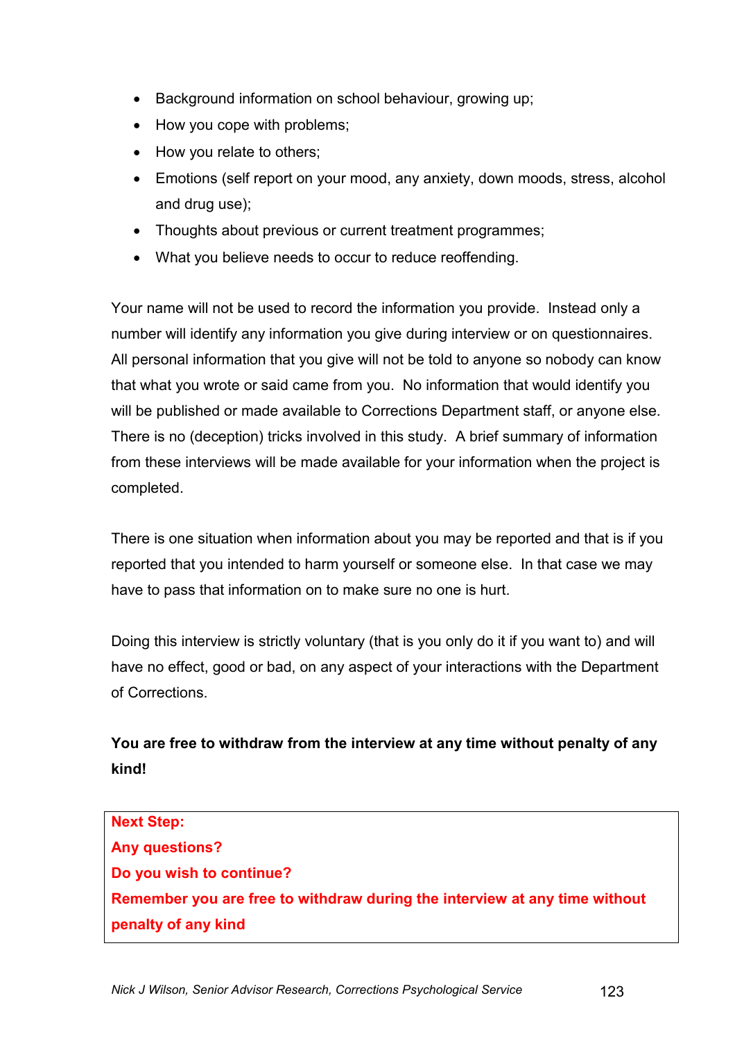- Background information on school behaviour, growing up;
- How you cope with problems;
- How you relate to others;
- Emotions (self report on your mood, any anxiety, down moods, stress, alcohol and drug use);
- Thoughts about previous or current treatment programmes;
- What you believe needs to occur to reduce reoffending.

Your name will not be used to record the information you provide. Instead only a number will identify any information you give during interview or on questionnaires. All personal information that you give will not be told to anyone so nobody can know that what you wrote or said came from you. No information that would identify you will be published or made available to Corrections Department staff, or anyone else. There is no (deception) tricks involved in this study. A brief summary of information from these interviews will be made available for your information when the project is completed.

There is one situation when information about you may be reported and that is if you reported that you intended to harm yourself or someone else. In that case we may have to pass that information on to make sure no one is hurt.

Doing this interview is strictly voluntary (that is you only do it if you want to) and will have no effect, good or bad, on any aspect of your interactions with the Department of Corrections.

**You are free to withdraw from the interview at any time without penalty of any kind!**

**Next Step:**
**Any questions?**
**Do you wish to continue?**
**Remember you are free to withdraw during the interview at any time without penalty of any kind**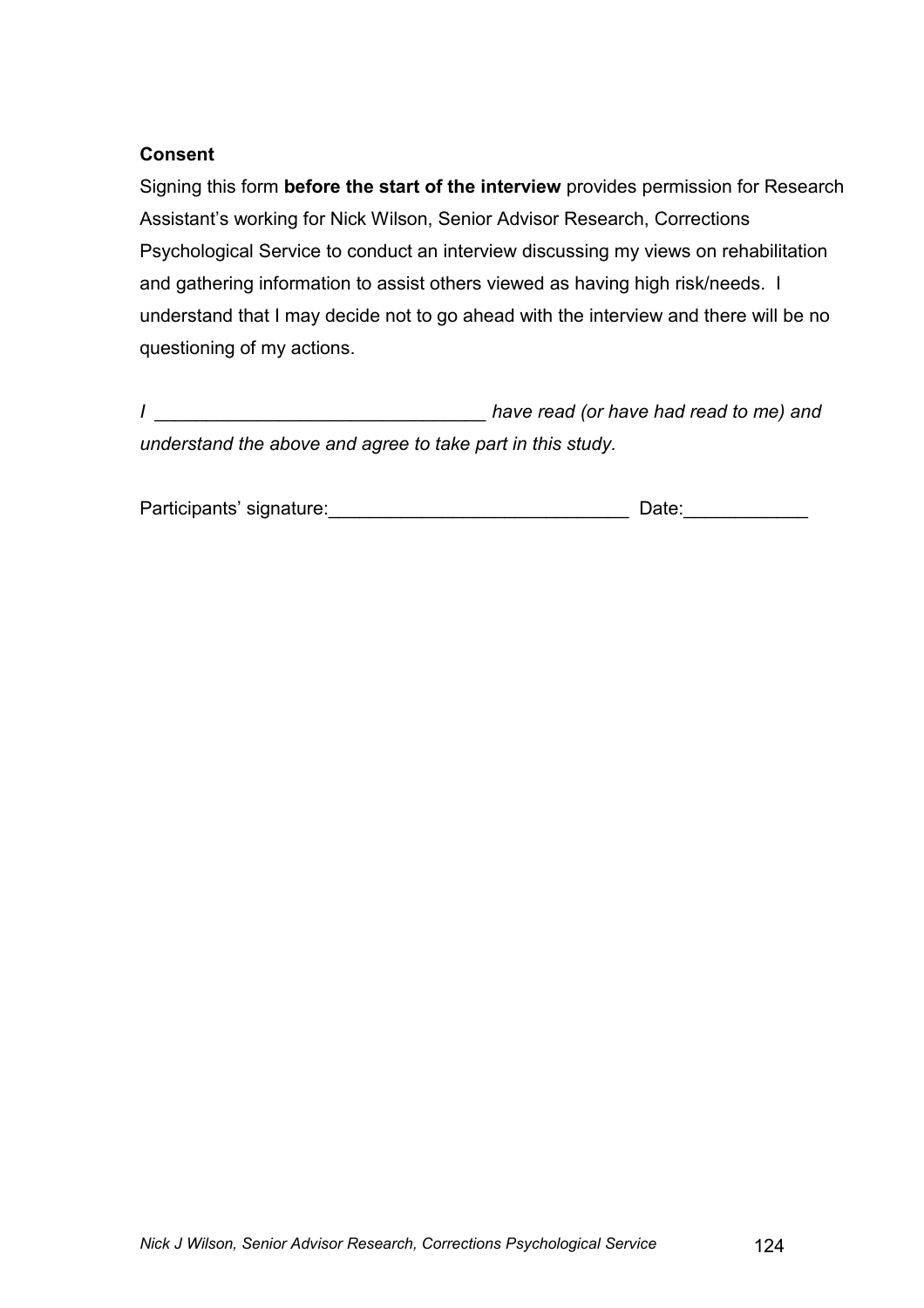**Consent**

Signing this form **before the start of the interview** provides permission for Research Assistant's working for Nick Wilson, Senior Advisor Research, Corrections Psychological Service to conduct an interview discussing my views on rehabilitation and gathering information to assist others viewed as having high risk/needs. I understand that I may decide not to go ahead with the interview and there will be no questioning of my actions.

*I \_\_\_\_\_\_\_\_\_\_\_\_\_\_\_\_\_\_\_\_\_\_\_\_\_\_\_\_\_\_\_ have read (or have had read to me) and understand the above and agree to take part in this study.*

Participants' signature:\_\_\_\_\_\_\_\_\_\_\_\_\_\_\_\_\_\_\_\_\_\_\_\_\_\_\_\_ Date:\_\_\_\_\_\_\_\_\_\_\_\_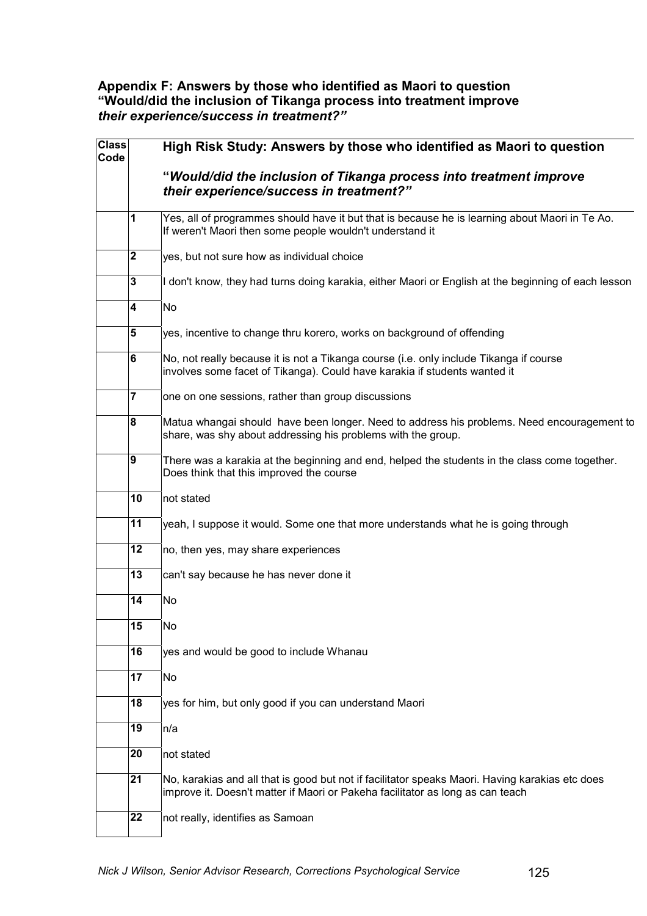### Appendix F: Answers by those who identified as Maori to question "Would/did the inclusion of Tikanga process into treatment improve *their experience/success in treatment?"*

| Class Code | | High Risk Study: Answers by those who identified as Maori to question "*Would/did the inclusion of Tikanga process into treatment improve their experience/success in treatment?"* |
|---|---|---|
| | 1 | Yes, all of programmes should have it but that is because he is learning about Maori in Te Ao. If weren't Maori then some people wouldn't understand it |
| | 2 | yes, but not sure how as individual choice |
| | 3 | I don't know, they had turns doing karakia, either Maori or English at the beginning of each lesson |
| | 4 | No |
| | 5 | yes, incentive to change thru korero, works on background of offending |
| | 6 | No, not really because it is not a Tikanga course (i.e. only include Tikanga if course involves some facet of Tikanga). Could have karakia if students wanted it |
| | 7 | one on one sessions, rather than group discussions |
| | 8 | Matua whangai should have been longer. Need to address his problems. Need encouragement to share, was shy about addressing his problems with the group. |
| | 9 | There was a karakia at the beginning and end, helped the students in the class come together. Does think that this improved the course |
| | 10 | not stated |
| | 11 | yeah, I suppose it would. Some one that more understands what he is going through |
| | 12 | no, then yes, may share experiences |
| | 13 | can't say because he has never done it |
| | 14 | No |
| | 15 | No |
| | 16 | yes and would be good to include Whanau |
| | 17 | No |
| | 18 | yes for him, but only good if you can understand Maori |
| | 19 | n/a |
| | 20 | not stated |
| | 21 | No, karakias and all that is good but not if facilitator speaks Maori. Having karakias etc does improve it. Doesn't matter if Maori or Pakeha facilitator as long as can teach |
| | 22 | not really, identifies as Samoan |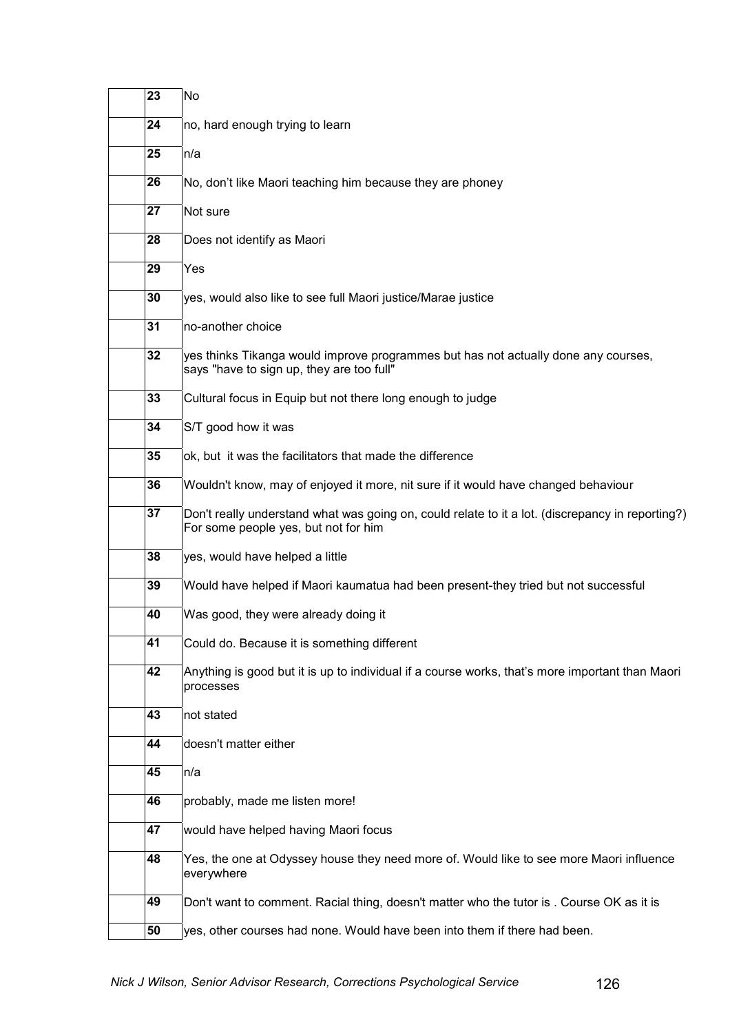| | | |
|---|---|---|
| | 23 | No |
| | 24 | no, hard enough trying to learn |
| | 25 | n/a |
| | 26 | No, don't like Maori teaching him because they are phoney |
| | 27 | Not sure |
| | 28 | Does not identify as Maori |
| | 29 | Yes |
| | 30 | yes, would also like to see full Maori justice/Marae justice |
| | 31 | no-another choice |
| | 32 | yes thinks Tikanga would improve programmes but has not actually done any courses, says "have to sign up, they are too full" |
| | 33 | Cultural focus in Equip but not there long enough to judge |
| | 34 | S/T good how it was |
| | 35 | ok, but it was the facilitators that made the difference |
| | 36 | Wouldn't know, may of enjoyed it more, nit sure if it would have changed behaviour |
| | 37 | Don't really understand what was going on, could relate to it a lot. (discrepancy in reporting?) For some people yes, but not for him |
| | 38 | yes, would have helped a little |
| | 39 | Would have helped if Maori kaumatua had been present-they tried but not successful |
| | 40 | Was good, they were already doing it |
| | 41 | Could do. Because it is something different |
| | 42 | Anything is good but it is up to individual if a course works, that's more important than Maori processes |
| | 43 | not stated |
| | 44 | doesn't matter either |
| | 45 | n/a |
| | 46 | probably, made me listen more! |
| | 47 | would have helped having Maori focus |
| | 48 | Yes, the one at Odyssey house they need more of. Would like to see more Maori influence everywhere |
| | 49 | Don't want to comment. Racial thing, doesn't matter who the tutor is . Course OK as it is |
| | 50 | yes, other courses had none. Would have been into them if there had been. |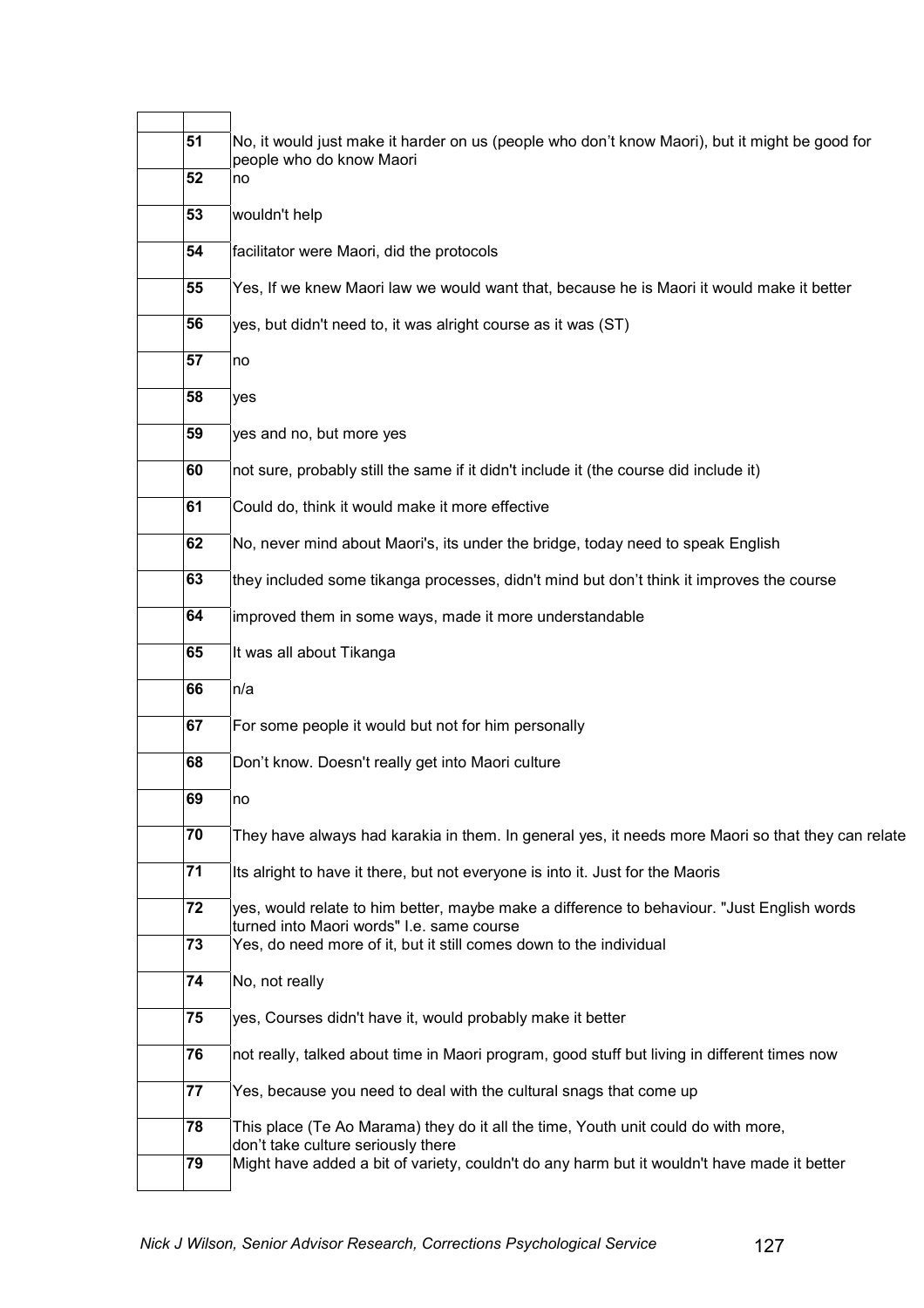| | | |
|---|---|---|
| | 51 | No, it would just make it harder on us (people who don't know Maori), but it might be good for people who do know Maori |
| | 52 | no |
| | 53 | wouldn't help |
| | 54 | facilitator were Maori, did the protocols |
| | 55 | Yes, If we knew Maori law we would want that, because he is Maori it would make it better |
| | 56 | yes, but didn't need to, it was alright course as it was (ST) |
| | 57 | no |
| | 58 | yes |
| | 59 | yes and no, but more yes |
| | 60 | not sure, probably still the same if it didn't include it (the course did include it) |
| | 61 | Could do, think it would make it more effective |
| | 62 | No, never mind about Maori's, its under the bridge, today need to speak English |
| | 63 | they included some tikanga processes, didn't mind but don't think it improves the course |
| | 64 | improved them in some ways, made it more understandable |
| | 65 | It was all about Tikanga |
| | 66 | n/a |
| | 67 | For some people it would but not for him personally |
| | 68 | Don't know. Doesn't really get into Maori culture |
| | 69 | no |
| | 70 | They have always had karakia in them. In general yes, it needs more Maori so that they can relate |
| | 71 | Its alright to have it there, but not everyone is into it. Just for the Maoris |
| | 72 | yes, would relate to him better, maybe make a difference to behaviour. "Just English words turned into Maori words" I.e. same course |
| | 73 | Yes, do need more of it, but it still comes down to the individual |
| | 74 | No, not really |
| | 75 | yes, Courses didn't have it, would probably make it better |
| | 76 | not really, talked about time in Maori program, good stuff but living in different times now |
| | 77 | Yes, because you need to deal with the cultural snags that come up |
| | 78 | This place (Te Ao Marama) they do it all the time, Youth unit could do with more, don't take culture seriously there |
| | 79 | Might have added a bit of variety, couldn't do any harm but it wouldn't have made it better |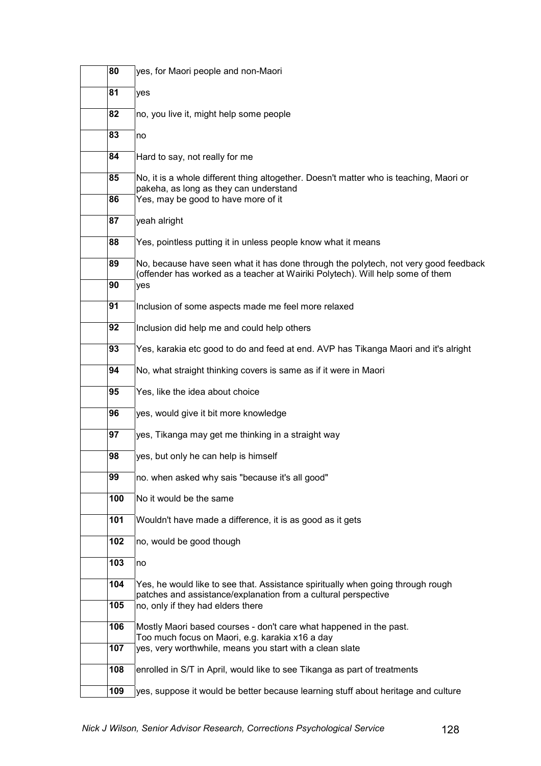| | | |
|---|---|---|
| | 80 | yes, for Maori people and non-Maori |
| | 81 | yes |
| | 82 | no, you live it, might help some people |
| | 83 | no |
| | 84 | Hard to say, not really for me |
| | 85 | No, it is a whole different thing altogether. Doesn't matter who is teaching, Maori or pakeha, as long as they can understand |
| | 86 | Yes, may be good to have more of it |
| | 87 | yeah alright |
| | 88 | Yes, pointless putting it in unless people know what it means |
| | 89 | No, because have seen what it has done through the polytech, not very good feedback (offender has worked as a teacher at Wairiki Polytech). Will help some of them |
| | 90 | yes |
| | 91 | Inclusion of some aspects made me feel more relaxed |
| | 92 | Inclusion did help me and could help others |
| | 93 | Yes, karakia etc good to do and feed at end. AVP has Tikanga Maori and it's alright |
| | 94 | No, what straight thinking covers is same as if it were in Maori |
| | 95 | Yes, like the idea about choice |
| | 96 | yes, would give it bit more knowledge |
| | 97 | yes, Tikanga may get me thinking in a straight way |
| | 98 | yes, but only he can help is himself |
| | 99 | no. when asked why sais "because it's all good" |
| | 100 | No it would be the same |
| | 101 | Wouldn't have made a difference, it is as good as it gets |
| | 102 | no, would be good though |
| | 103 | no |
| | 104 | Yes, he would like to see that. Assistance spiritually when going through rough patches and assistance/explanation from a cultural perspective |
| | 105 | no, only if they had elders there |
| | 106 | Mostly Maori based courses - don't care what happened in the past. Too much focus on Maori, e.g. karakia x16 a day |
| | 107 | yes, very worthwhile, means you start with a clean slate |
| | 108 | enrolled in S/T in April, would like to see Tikanga as part of treatments |
| | 109 | yes, suppose it would be better because learning stuff about heritage and culture |

*Nick J Wilson, Senior Advisor Research, Corrections Psychological Service*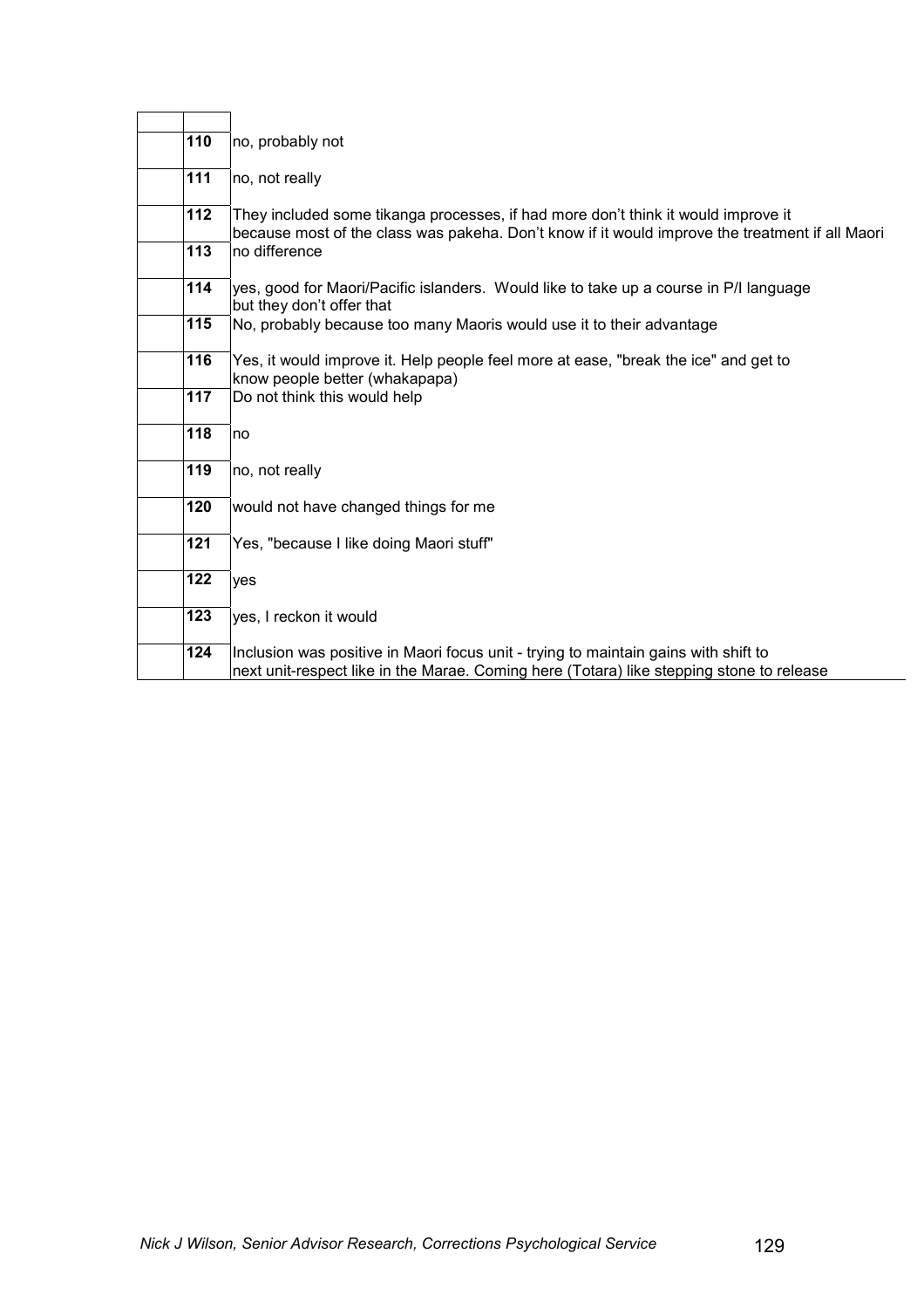| | | |
|---|---|---|
| | **110** | no, probably not |
| | **111** | no, not really |
| | **112** | They included some tikanga processes, if had more don't think it would improve it because most of the class was pakeha. Don't know if it would improve the treatment if all Maori |
| | **113** | no difference |
| | **114** | yes, good for Maori/Pacific islanders. Would like to take up a course in P/I language but they don't offer that |
| | **115** | No, probably because too many Maoris would use it to their advantage |
| | **116** | Yes, it would improve it. Help people feel more at ease, "break the ice" and get to know people better (whakapapa) |
| | **117** | Do not think this would help |
| | **118** | no |
| | **119** | no, not really |
| | **120** | would not have changed things for me |
| | **121** | Yes, "because I like doing Maori stuff" |
| | **122** | yes |
| | **123** | yes, I reckon it would |
| | **124** | Inclusion was positive in Maori focus unit - trying to maintain gains with shift to next unit-respect like in the Marae. Coming here (Totara) like stepping stone to release |

*Nick J Wilson, Senior Advisor Research, Corrections Psychological Service*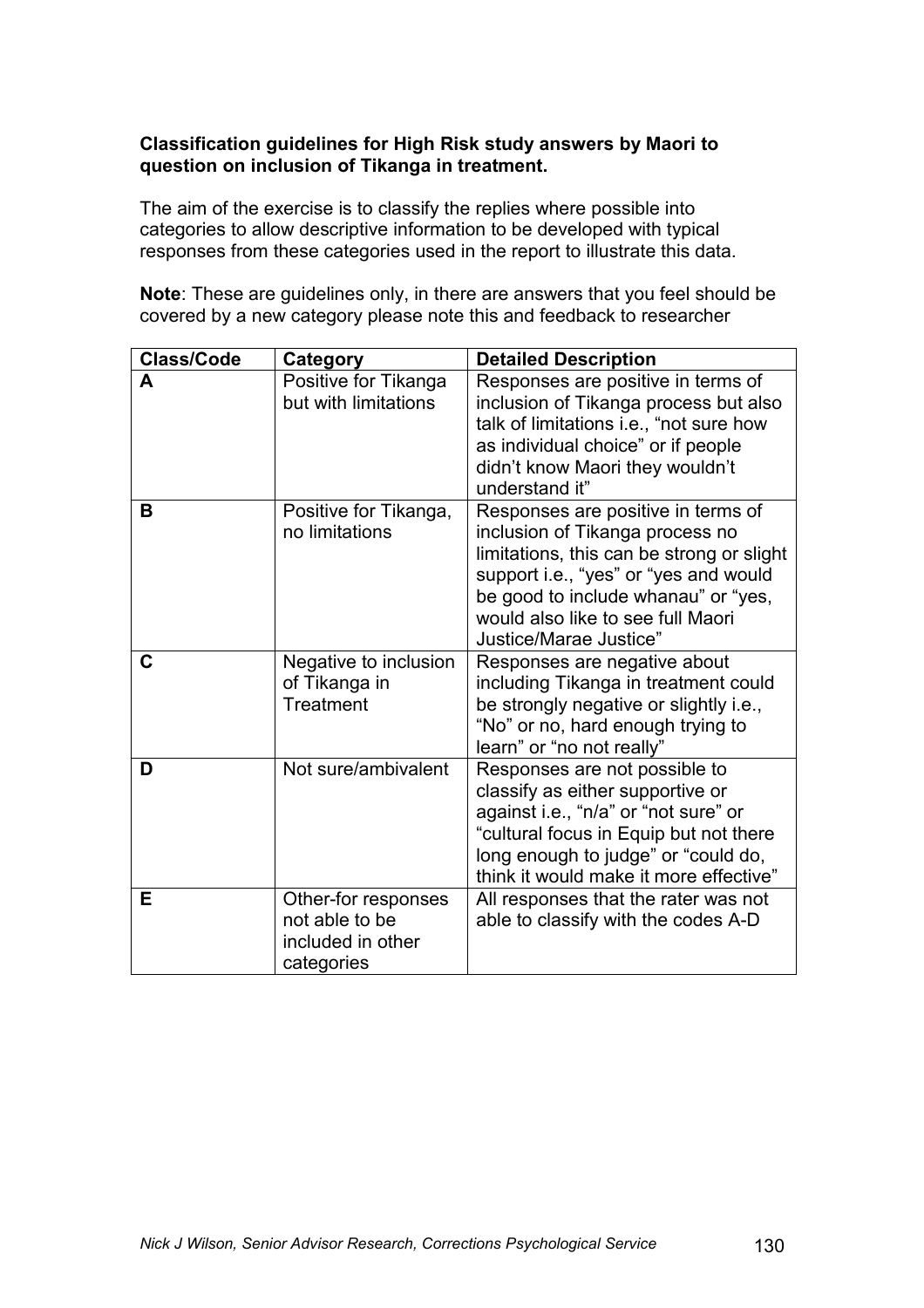**Classification guidelines for High Risk study answers by Maori to question on inclusion of Tikanga in treatment.**

The aim of the exercise is to classify the replies where possible into categories to allow descriptive information to be developed with typical responses from these categories used in the report to illustrate this data.

**Note**: These are guidelines only, in there are answers that you feel should be covered by a new category please note this and feedback to researcher

| Class/Code | Category | Detailed Description |
|---|---|---|
| **A** | Positive for Tikanga but with limitations | Responses are positive in terms of inclusion of Tikanga process but also talk of limitations i.e., "not sure how as individual choice" or if people didn't know Maori they wouldn't understand it" |
| **B** | Positive for Tikanga, no limitations | Responses are positive in terms of inclusion of Tikanga process no limitations, this can be strong or slight support i.e., "yes" or "yes and would be good to include whanau" or "yes, would also like to see full Maori Justice/Marae Justice" |
| **C** | Negative to inclusion of Tikanga in Treatment | Responses are negative about including Tikanga in treatment could be strongly negative or slightly i.e., "No" or no, hard enough trying to learn" or "no not really" |
| **D** | Not sure/ambivalent | Responses are not possible to classify as either supportive or against i.e., "n/a" or "not sure" or "cultural focus in Equip but not there long enough to judge" or "could do, think it would make it more effective" |
| **E** | Other-for responses not able to be included in other categories | All responses that the rater was not able to classify with the codes A-D |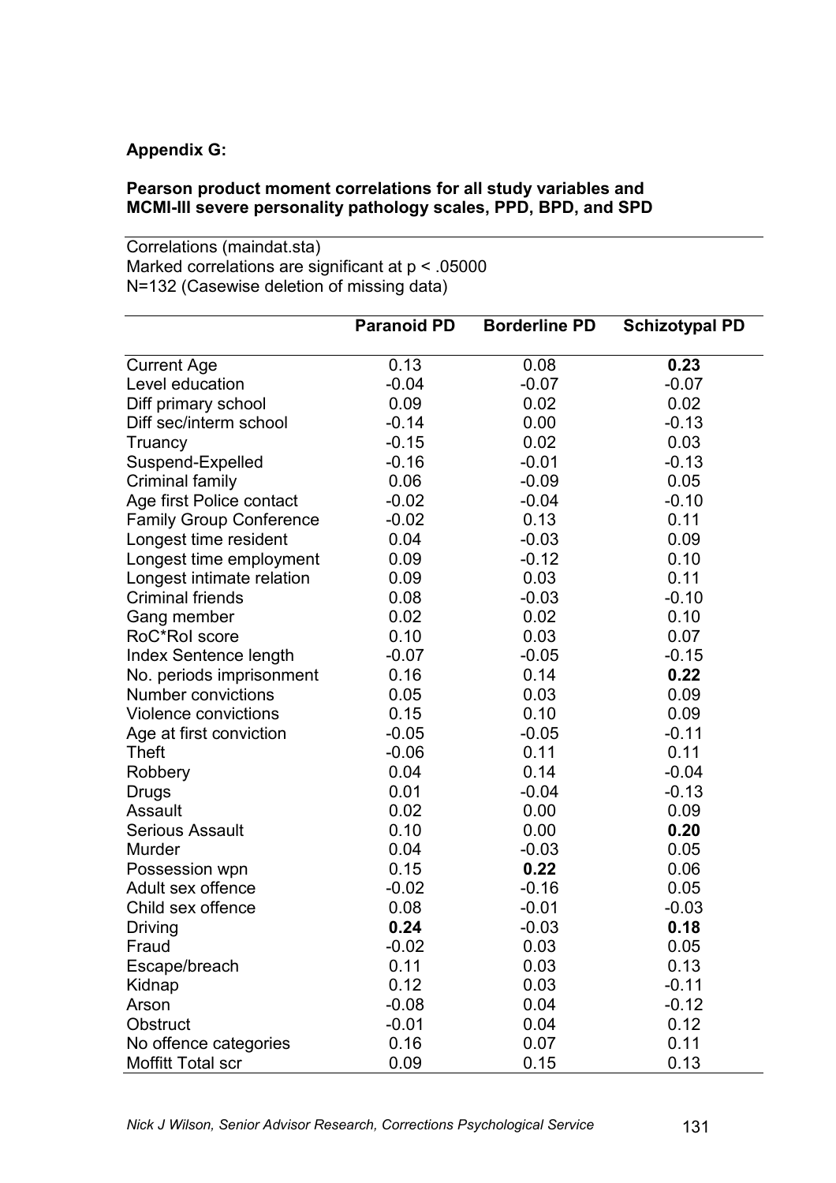**Appendix G:**

**Pearson product moment correlations for all study variables and MCMI-III severe personality pathology scales, PPD, BPD, and SPD**

Correlations (maindat.sta)
Marked correlations are significant at p < .05000
N=132 (Casewise deletion of missing data)

| | **Paranoid PD** | **Borderline PD** | **Schizotypal PD** |
|---|---|---|---|
| Current Age | 0.13 | 0.08 | **0.23** |
| Level education | -0.04 | -0.07 | -0.07 |
| Diff primary school | 0.09 | 0.02 | 0.02 |
| Diff sec/interm school | -0.14 | 0.00 | -0.13 |
| Truancy | -0.15 | 0.02 | 0.03 |
| Suspend-Expelled | -0.16 | -0.01 | -0.13 |
| Criminal family | 0.06 | -0.09 | 0.05 |
| Age first Police contact | -0.02 | -0.04 | -0.10 |
| Family Group Conference | -0.02 | 0.13 | 0.11 |
| Longest time resident | 0.04 | -0.03 | 0.09 |
| Longest time employment | 0.09 | -0.12 | 0.10 |
| Longest intimate relation | 0.09 | 0.03 | 0.11 |
| Criminal friends | 0.08 | -0.03 | -0.10 |
| Gang member | 0.02 | 0.02 | 0.10 |
| RoC*RoI score | 0.10 | 0.03 | 0.07 |
| Index Sentence length | -0.07 | -0.05 | -0.15 |
| No. periods imprisonment | 0.16 | 0.14 | **0.22** |
| Number convictions | 0.05 | 0.03 | 0.09 |
| Violence convictions | 0.15 | 0.10 | 0.09 |
| Age at first conviction | -0.05 | -0.05 | -0.11 |
| Theft | -0.06 | 0.11 | 0.11 |
| Robbery | 0.04 | 0.14 | -0.04 |
| Drugs | 0.01 | -0.04 | -0.13 |
| Assault | 0.02 | 0.00 | 0.09 |
| Serious Assault | 0.10 | 0.00 | **0.20** |
| Murder | 0.04 | -0.03 | 0.05 |
| Possession wpn | 0.15 | **0.22** | 0.06 |
| Adult sex offence | -0.02 | -0.16 | 0.05 |
| Child sex offence | 0.08 | -0.01 | -0.03 |
| Driving | **0.24** | -0.03 | **0.18** |
| Fraud | -0.02 | 0.03 | 0.05 |
| Escape/breach | 0.11 | 0.03 | 0.13 |
| Kidnap | 0.12 | 0.03 | -0.11 |
| Arson | -0.08 | 0.04 | -0.12 |
| Obstruct | -0.01 | 0.04 | 0.12 |
| No offence categories | 0.16 | 0.07 | 0.11 |
| Moffitt Total scr | 0.09 | 0.15 | 0.13 |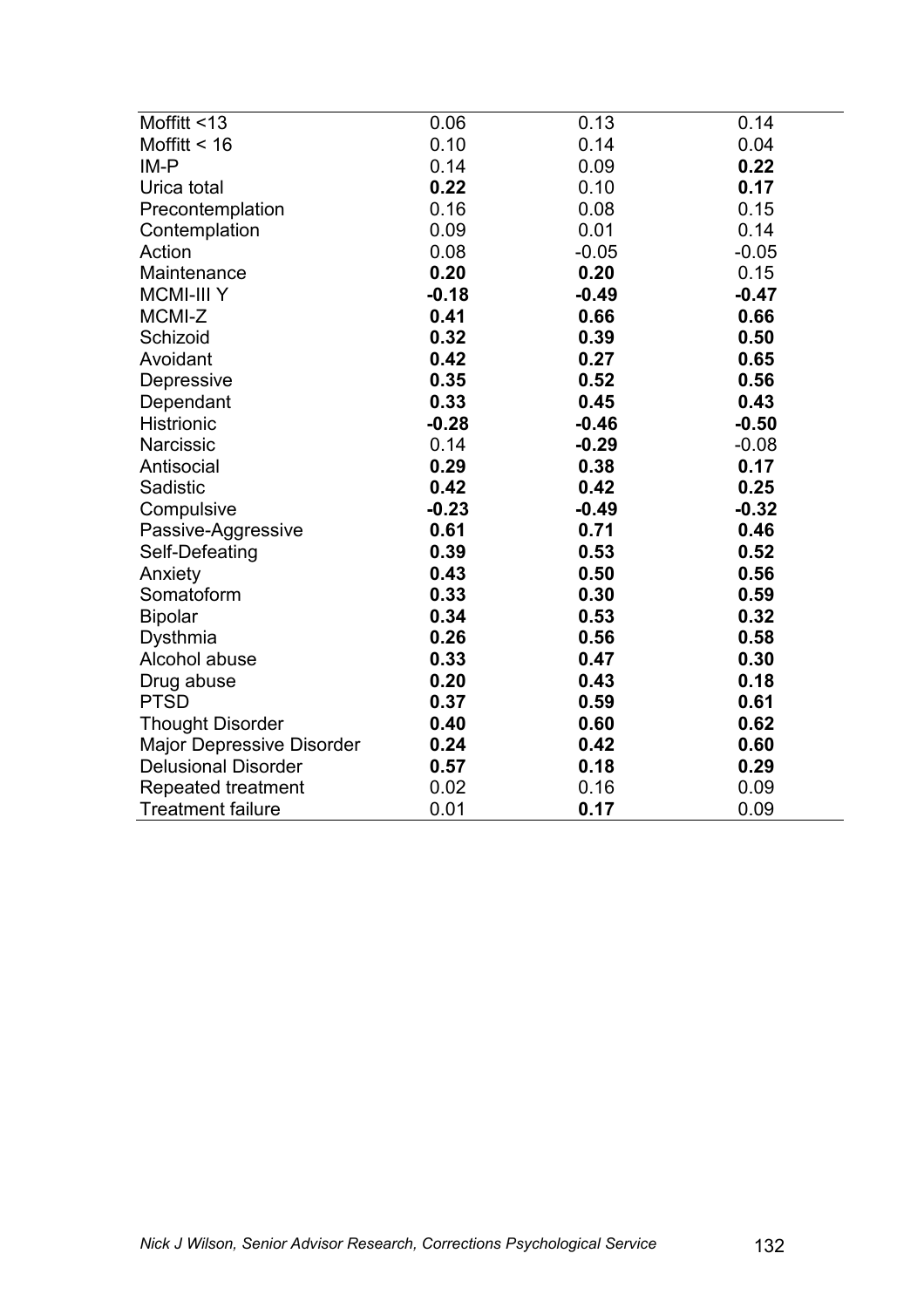| | | | |
|---|---|---|---|
| Moffitt <13 | 0.06 | 0.13 | 0.14 |
| Moffitt < 16 | 0.10 | 0.14 | 0.04 |
| IM-P | 0.14 | 0.09 | **0.22** |
| Urica total | **0.22** | 0.10 | **0.17** |
| Precontemplation | 0.16 | 0.08 | 0.15 |
| Contemplation | 0.09 | 0.01 | 0.14 |
| Action | 0.08 | -0.05 | -0.05 |
| Maintenance | **0.20** | **0.20** | 0.15 |
| MCMI-III Y | **-0.18** | **-0.49** | **-0.47** |
| MCMI-Z | **0.41** | **0.66** | **0.66** |
| Schizoid | **0.32** | **0.39** | **0.50** |
| Avoidant | **0.42** | **0.27** | **0.65** |
| Depressive | **0.35** | **0.52** | **0.56** |
| Dependant | **0.33** | **0.45** | **0.43** |
| Histrionic | **-0.28** | **-0.46** | **-0.50** |
| Narcissic | 0.14 | **-0.29** | -0.08 |
| Antisocial | **0.29** | **0.38** | **0.17** |
| Sadistic | **0.42** | **0.42** | **0.25** |
| Compulsive | **-0.23** | **-0.49** | **-0.32** |
| Passive-Aggressive | **0.61** | **0.71** | **0.46** |
| Self-Defeating | **0.39** | **0.53** | **0.52** |
| Anxiety | **0.43** | **0.50** | **0.56** |
| Somatoform | **0.33** | **0.30** | **0.59** |
| Bipolar | **0.34** | **0.53** | **0.32** |
| Dysthmia | **0.26** | **0.56** | **0.58** |
| Alcohol abuse | **0.33** | **0.47** | **0.30** |
| Drug abuse | **0.20** | **0.43** | **0.18** |
| PTSD | **0.37** | **0.59** | **0.61** |
| Thought Disorder | **0.40** | **0.60** | **0.62** |
| Major Depressive Disorder | **0.24** | **0.42** | **0.60** |
| Delusional Disorder | **0.57** | **0.18** | **0.29** |
| Repeated treatment | 0.02 | 0.16 | 0.09 |
| Treatment failure | 0.01 | **0.17** | 0.09 |

*Nick J Wilson, Senior Advisor Research, Corrections Psychological Service*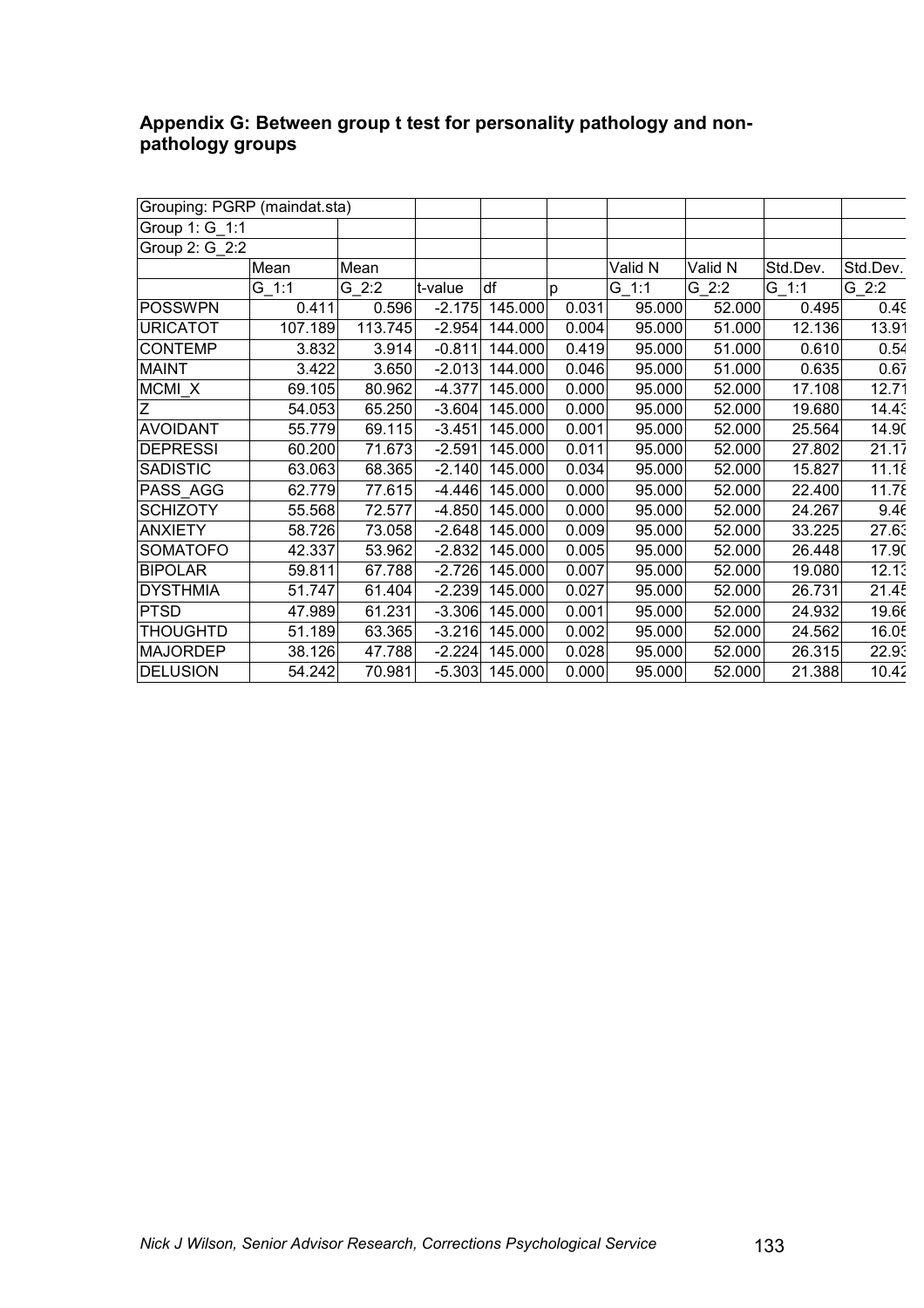## Appendix G: Between group t test for personality pathology and non-pathology groups

| Grouping: PGRP (maindat.sta) | | | | | | | | | |
|---|---|---|---|---|---|---|---|---|---|
| Group 1: G_1:1 | | | | | | | | | |
| Group 2: G_2:2 | | | | | | | | | |
| | Mean | Mean | | | | Valid N | Valid N | Std.Dev. | Std.Dev. |
| | G_1:1 | G_2:2 | t-value | df | p | G_1:1 | G_2:2 | G_1:1 | G_2:2 |
| POSSWPN | 0.411 | 0.596 | -2.175 | 145.000 | 0.031 | 95.000 | 52.000 | 0.495 | 0.49 |
| URICATOT | 107.189 | 113.745 | -2.954 | 144.000 | 0.004 | 95.000 | 51.000 | 12.136 | 13.91 |
| CONTEMP | 3.832 | 3.914 | -0.811 | 144.000 | 0.419 | 95.000 | 51.000 | 0.610 | 0.54 |
| MAINT | 3.422 | 3.650 | -2.013 | 144.000 | 0.046 | 95.000 | 51.000 | 0.635 | 0.67 |
| MCMI_X | 69.105 | 80.962 | -4.377 | 145.000 | 0.000 | 95.000 | 52.000 | 17.108 | 12.71 |
| Z | 54.053 | 65.250 | -3.604 | 145.000 | 0.000 | 95.000 | 52.000 | 19.680 | 14.43 |
| AVOIDANT | 55.779 | 69.115 | -3.451 | 145.000 | 0.001 | 95.000 | 52.000 | 25.564 | 14.90 |
| DEPRESSI | 60.200 | 71.673 | -2.591 | 145.000 | 0.011 | 95.000 | 52.000 | 27.802 | 21.17 |
| SADISTIC | 63.063 | 68.365 | -2.140 | 145.000 | 0.034 | 95.000 | 52.000 | 15.827 | 11.18 |
| PASS_AGG | 62.779 | 77.615 | -4.446 | 145.000 | 0.000 | 95.000 | 52.000 | 22.400 | 11.78 |
| SCHIZOTY | 55.568 | 72.577 | -4.850 | 145.000 | 0.000 | 95.000 | 52.000 | 24.267 | 9.46 |
| ANXIETY | 58.726 | 73.058 | -2.648 | 145.000 | 0.009 | 95.000 | 52.000 | 33.225 | 27.63 |
| SOMATOFO | 42.337 | 53.962 | -2.832 | 145.000 | 0.005 | 95.000 | 52.000 | 26.448 | 17.90 |
| BIPOLAR | 59.811 | 67.788 | -2.726 | 145.000 | 0.007 | 95.000 | 52.000 | 19.080 | 12.13 |
| DYSTHMIA | 51.747 | 61.404 | -2.239 | 145.000 | 0.027 | 95.000 | 52.000 | 26.731 | 21.45 |
| PTSD | 47.989 | 61.231 | -3.306 | 145.000 | 0.001 | 95.000 | 52.000 | 24.932 | 19.66 |
| THOUGHTD | 51.189 | 63.365 | -3.216 | 145.000 | 0.002 | 95.000 | 52.000 | 24.562 | 16.05 |
| MAJORDEP | 38.126 | 47.788 | -2.224 | 145.000 | 0.028 | 95.000 | 52.000 | 26.315 | 22.93 |
| DELUSION | 54.242 | 70.981 | -5.303 | 145.000 | 0.000 | 95.000 | 52.000 | 21.388 | 10.42 |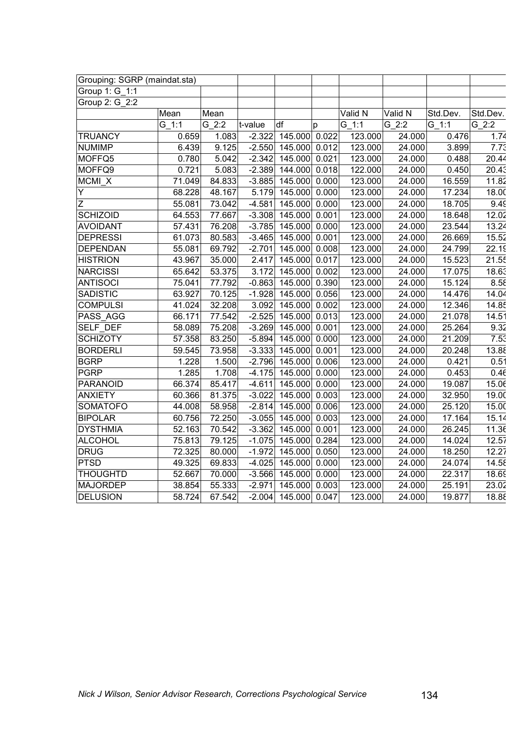| Grouping: SGRP (maindat.sta) | | | | | | | | | |
|---|---|---|---|---|---|---|---|---|---|
| Group 1: G_1:1 | | | | | | | | | |
| Group 2: G_2:2 | | | | | | | | | |
| | Mean | Mean | | | | Valid N | Valid N | Std.Dev. | Std.Dev. |
| | G_1:1 | G_2:2 | t-value | df | p | G_1:1 | G_2:2 | G_1:1 | G_2:2 |
| TRUANCY | 0.659 | 1.083 | -2.322 | 145.000 | 0.022 | 123.000 | 24.000 | 0.476 | 1.74 |
| NUMIMP | 6.439 | 9.125 | -2.550 | 145.000 | 0.012 | 123.000 | 24.000 | 3.899 | 7.73 |
| MOFFQ5 | 0.780 | 5.042 | -2.342 | 145.000 | 0.021 | 123.000 | 24.000 | 0.488 | 20.44 |
| MOFFQ9 | 0.721 | 5.083 | -2.389 | 144.000 | 0.018 | 122.000 | 24.000 | 0.450 | 20.43 |
| MCMI_X | 71.049 | 84.833 | -3.885 | 145.000 | 0.000 | 123.000 | 24.000 | 16.559 | 11.82 |
| Y | 68.228 | 48.167 | 5.179 | 145.000 | 0.000 | 123.000 | 24.000 | 17.234 | 18.00 |
| Z | 55.081 | 73.042 | -4.581 | 145.000 | 0.000 | 123.000 | 24.000 | 18.705 | 9.49 |
| SCHIZOID | 64.553 | 77.667 | -3.308 | 145.000 | 0.001 | 123.000 | 24.000 | 18.648 | 12.02 |
| AVOIDANT | 57.431 | 76.208 | -3.785 | 145.000 | 0.000 | 123.000 | 24.000 | 23.544 | 13.24 |
| DEPRESSI | 61.073 | 80.583 | -3.465 | 145.000 | 0.001 | 123.000 | 24.000 | 26.669 | 15.52 |
| DEPENDAN | 55.081 | 69.792 | -2.701 | 145.000 | 0.008 | 123.000 | 24.000 | 24.799 | 22.19 |
| HISTRION | 43.967 | 35.000 | 2.417 | 145.000 | 0.017 | 123.000 | 24.000 | 15.523 | 21.55 |
| NARCISSI | 65.642 | 53.375 | 3.172 | 145.000 | 0.002 | 123.000 | 24.000 | 17.075 | 18.63 |
| ANTISOCI | 75.041 | 77.792 | -0.863 | 145.000 | 0.390 | 123.000 | 24.000 | 15.124 | 8.58 |
| SADISTIC | 63.927 | 70.125 | -1.928 | 145.000 | 0.056 | 123.000 | 24.000 | 14.476 | 14.04 |
| COMPULSI | 41.024 | 32.208 | 3.092 | 145.000 | 0.002 | 123.000 | 24.000 | 12.346 | 14.85 |
| PASS_AGG | 66.171 | 77.542 | -2.525 | 145.000 | 0.013 | 123.000 | 24.000 | 21.078 | 14.51 |
| SELF_DEF | 58.089 | 75.208 | -3.269 | 145.000 | 0.001 | 123.000 | 24.000 | 25.264 | 9.32 |
| SCHIZOTY | 57.358 | 83.250 | -5.894 | 145.000 | 0.000 | 123.000 | 24.000 | 21.209 | 7.53 |
| BORDERLI | 59.545 | 73.958 | -3.333 | 145.000 | 0.001 | 123.000 | 24.000 | 20.248 | 13.88 |
| BGRP | 1.228 | 1.500 | -2.796 | 145.000 | 0.006 | 123.000 | 24.000 | 0.421 | 0.51 |
| PGRP | 1.285 | 1.708 | -4.175 | 145.000 | 0.000 | 123.000 | 24.000 | 0.453 | 0.46 |
| PARANOID | 66.374 | 85.417 | -4.611 | 145.000 | 0.000 | 123.000 | 24.000 | 19.087 | 15.06 |
| ANXIETY | 60.366 | 81.375 | -3.022 | 145.000 | 0.003 | 123.000 | 24.000 | 32.950 | 19.00 |
| SOMATOFO | 44.008 | 58.958 | -2.814 | 145.000 | 0.006 | 123.000 | 24.000 | 25.120 | 15.00 |
| BIPOLAR | 60.756 | 72.250 | -3.055 | 145.000 | 0.003 | 123.000 | 24.000 | 17.164 | 15.14 |
| DYSTHMIA | 52.163 | 70.542 | -3.362 | 145.000 | 0.001 | 123.000 | 24.000 | 26.245 | 11.36 |
| ALCOHOL | 75.813 | 79.125 | -1.075 | 145.000 | 0.284 | 123.000 | 24.000 | 14.024 | 12.57 |
| DRUG | 72.325 | 80.000 | -1.972 | 145.000 | 0.050 | 123.000 | 24.000 | 18.250 | 12.27 |
| PTSD | 49.325 | 69.833 | -4.025 | 145.000 | 0.000 | 123.000 | 24.000 | 24.074 | 14.58 |
| THOUGHTD | 52.667 | 70.000 | -3.566 | 145.000 | 0.000 | 123.000 | 24.000 | 22.317 | 18.69 |
| MAJORDEP | 38.854 | 55.333 | -2.971 | 145.000 | 0.003 | 123.000 | 24.000 | 25.191 | 23.02 |
| DELUSION | 58.724 | 67.542 | -2.004 | 145.000 | 0.047 | 123.000 | 24.000 | 19.877 | 18.88 |

*Nick J Wilson, Senior Advisor Research, Corrections Psychological Service*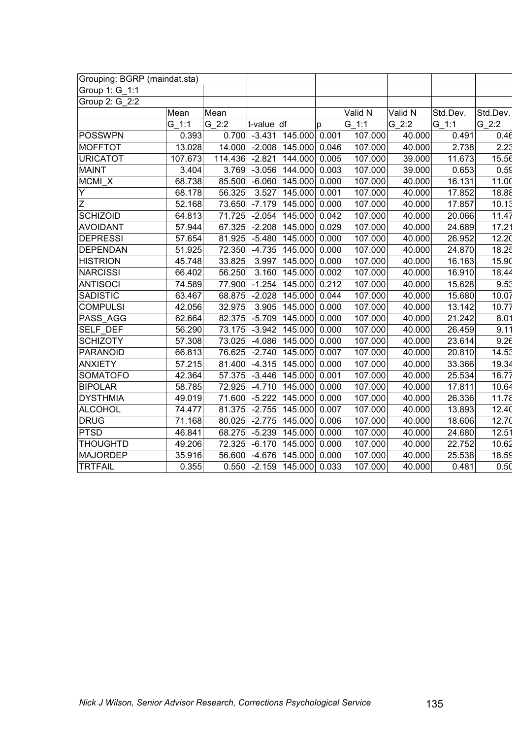| Grouping: BGRP (maindat.sta) | | | | | | | | | |
|---|---|---|---|---|---|---|---|---|---|
| Group 1: G_1:1 | | | | | | | | | |
| Group 2: G_2:2 | | | | | | | | | |
| | Mean | Mean | | | | Valid N | Valid N | Std.Dev. | Std.Dev. |
| | G_1:1 | G_2:2 | t-value | df | p | G_1:1 | G_2:2 | G_1:1 | G_2:2 |
| POSSWPN | 0.393 | 0.700 | -3.431 | 145.000 | 0.001 | 107.000 | 40.000 | 0.491 | 0.46 |
| MOFFTOT | 13.028 | 14.000 | -2.008 | 145.000 | 0.046 | 107.000 | 40.000 | 2.738 | 2.23 |
| URICATOT | 107.673 | 114.436 | -2.821 | 144.000 | 0.005 | 107.000 | 39.000 | 11.673 | 15.56 |
| MAINT | 3.404 | 3.769 | -3.056 | 144.000 | 0.003 | 107.000 | 39.000 | 0.653 | 0.59 |
| MCMI_X | 68.738 | 85.500 | -6.060 | 145.000 | 0.000 | 107.000 | 40.000 | 16.131 | 11.00 |
| Y | 68.178 | 56.325 | 3.527 | 145.000 | 0.001 | 107.000 | 40.000 | 17.852 | 18.88 |
| Z | 52.168 | 73.650 | -7.179 | 145.000 | 0.000 | 107.000 | 40.000 | 17.857 | 10.13 |
| SCHIZOID | 64.813 | 71.725 | -2.054 | 145.000 | 0.042 | 107.000 | 40.000 | 20.066 | 11.47 |
| AVOIDANT | 57.944 | 67.325 | -2.208 | 145.000 | 0.029 | 107.000 | 40.000 | 24.689 | 17.21 |
| DEPRESSI | 57.654 | 81.925 | -5.480 | 145.000 | 0.000 | 107.000 | 40.000 | 26.952 | 12.20 |
| DEPENDAN | 51.925 | 72.350 | -4.735 | 145.000 | 0.000 | 107.000 | 40.000 | 24.870 | 18.25 |
| HISTRION | 45.748 | 33.825 | 3.997 | 145.000 | 0.000 | 107.000 | 40.000 | 16.163 | 15.90 |
| NARCISSI | 66.402 | 56.250 | 3.160 | 145.000 | 0.002 | 107.000 | 40.000 | 16.910 | 18.44 |
| ANTISOCI | 74.589 | 77.900 | -1.254 | 145.000 | 0.212 | 107.000 | 40.000 | 15.628 | 9.53 |
| SADISTIC | 63.467 | 68.875 | -2.028 | 145.000 | 0.044 | 107.000 | 40.000 | 15.680 | 10.07 |
| COMPULSI | 42.056 | 32.975 | 3.905 | 145.000 | 0.000 | 107.000 | 40.000 | 13.142 | 10.77 |
| PASS_AGG | 62.664 | 82.375 | -5.709 | 145.000 | 0.000 | 107.000 | 40.000 | 21.242 | 8.01 |
| SELF_DEF | 56.290 | 73.175 | -3.942 | 145.000 | 0.000 | 107.000 | 40.000 | 26.459 | 9.11 |
| SCHIZOTY | 57.308 | 73.025 | -4.086 | 145.000 | 0.000 | 107.000 | 40.000 | 23.614 | 9.26 |
| PARANOID | 66.813 | 76.625 | -2.740 | 145.000 | 0.007 | 107.000 | 40.000 | 20.810 | 14.53 |
| ANXIETY | 57.215 | 81.400 | -4.315 | 145.000 | 0.000 | 107.000 | 40.000 | 33.366 | 19.34 |
| SOMATOFO | 42.364 | 57.375 | -3.446 | 145.000 | 0.001 | 107.000 | 40.000 | 25.534 | 16.77 |
| BIPOLAR | 58.785 | 72.925 | -4.710 | 145.000 | 0.000 | 107.000 | 40.000 | 17.811 | 10.64 |
| DYSTHMIA | 49.019 | 71.600 | -5.222 | 145.000 | 0.000 | 107.000 | 40.000 | 26.336 | 11.78 |
| ALCOHOL | 74.477 | 81.375 | -2.755 | 145.000 | 0.007 | 107.000 | 40.000 | 13.893 | 12.40 |
| DRUG | 71.168 | 80.025 | -2.775 | 145.000 | 0.006 | 107.000 | 40.000 | 18.606 | 12.70 |
| PTSD | 46.841 | 68.275 | -5.239 | 145.000 | 0.000 | 107.000 | 40.000 | 24.680 | 12.51 |
| THOUGHTD | 49.206 | 72.325 | -6.170 | 145.000 | 0.000 | 107.000 | 40.000 | 22.752 | 10.62 |
| MAJORDEP | 35.916 | 56.600 | -4.676 | 145.000 | 0.000 | 107.000 | 40.000 | 25.538 | 18.59 |
| TRTFAIL | 0.355 | 0.550 | -2.159 | 145.000 | 0.033 | 107.000 | 40.000 | 0.481 | 0.50 |